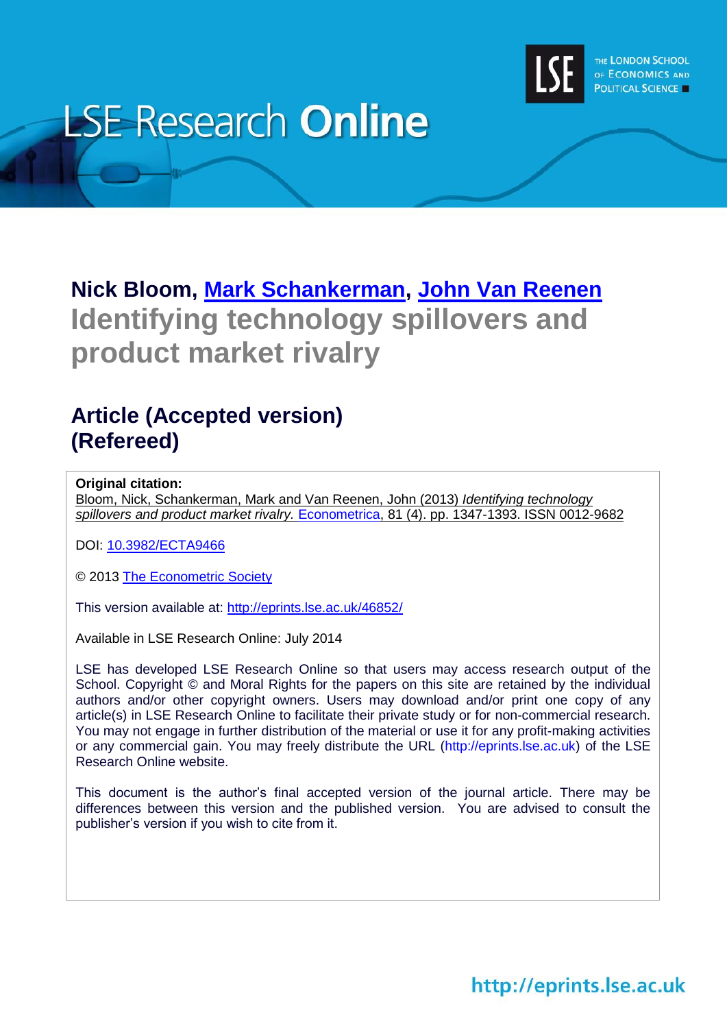LSE Research **Online**

**Nick Bloom, Mark Schankerman, John Van Reenen**

# Identifying technology spillovers and product market rivalry

## Article (Accepted version)
## (Refereed)

**Original citation:**
Bloom, Nick, Schankerman, Mark and Van Reenen, John (2013) *Identifying technology spillovers and product market rivalry.* Econometrica, 81 (4). pp. 1347-1393. ISSN 0012-9682

DOI: 10.3982/ECTA9466

© 2013 The Econometric Society

This version available at: http://eprints.lse.ac.uk/46852/

Available in LSE Research Online: July 2014

LSE has developed LSE Research Online so that users may access research output of the School. Copyright © and Moral Rights for the papers on this site are retained by the individual authors and/or other copyright owners. Users may download and/or print one copy of any article(s) in LSE Research Online to facilitate their private study or for non-commercial research. You may not engage in further distribution of the material or use it for any profit-making activities or any commercial gain. You may freely distribute the URL (http://eprints.lse.ac.uk) of the LSE Research Online website.

This document is the author's final accepted version of the journal article. There may be differences between this version and the published version. You are advised to consult the publisher's version if you wish to cite from it.

http://eprints.lse.ac.uk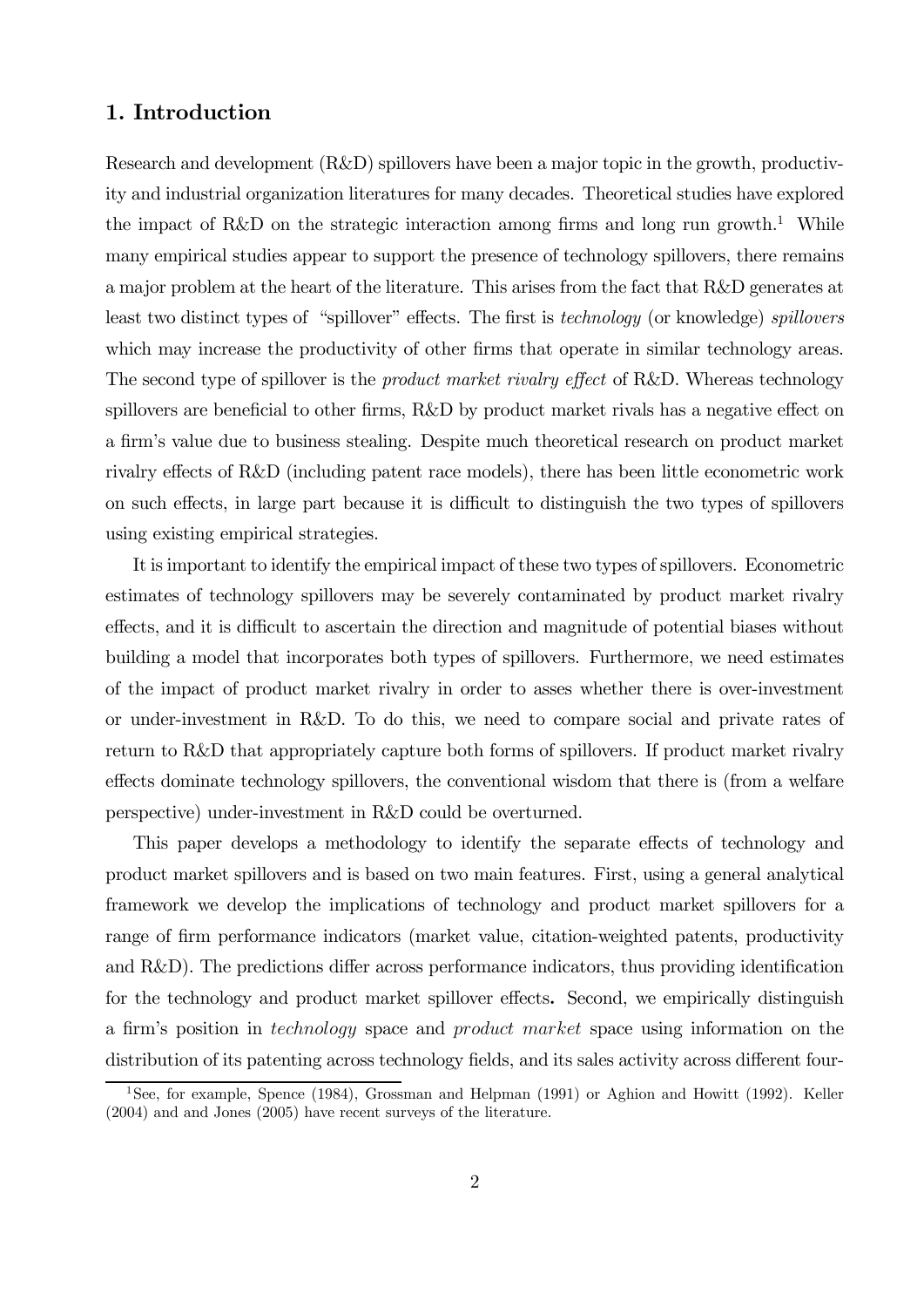## 1. Introduction

Research and development (R&D) spillovers have been a major topic in the growth, productivity and industrial organization literatures for many decades. Theoretical studies have explored the impact of R&D on the strategic interaction among firms and long run growth.[1] While many empirical studies appear to support the presence of technology spillovers, there remains a major problem at the heart of the literature. This arises from the fact that R&D generates at least two distinct types of "spillover" effects. The first is *technology* (or knowledge) *spillovers* which may increase the productivity of other firms that operate in similar technology areas. The second type of spillover is the *product market rivalry effect* of R&D. Whereas technology spillovers are beneficial to other firms, R&D by product market rivals has a negative effect on a firm's value due to business stealing. Despite much theoretical research on product market rivalry effects of R&D (including patent race models), there has been little econometric work on such effects, in large part because it is difficult to distinguish the two types of spillovers using existing empirical strategies.

It is important to identify the empirical impact of these two types of spillovers. Econometric estimates of technology spillovers may be severely contaminated by product market rivalry effects, and it is difficult to ascertain the direction and magnitude of potential biases without building a model that incorporates both types of spillovers. Furthermore, we need estimates of the impact of product market rivalry in order to asses whether there is over-investment or under-investment in R&D. To do this, we need to compare social and private rates of return to R&D that appropriately capture both forms of spillovers. If product market rivalry effects dominate technology spillovers, the conventional wisdom that there is (from a welfare perspective) under-investment in R&D could be overturned.

This paper develops a methodology to identify the separate effects of technology and product market spillovers and is based on two main features. First, using a general analytical framework we develop the implications of technology and product market spillovers for a range of firm performance indicators (market value, citation-weighted patents, productivity and R&D). The predictions differ across performance indicators, thus providing identification for the technology and product market spillover effects**.** Second, we empirically distinguish a firm's position in *technology* space and *product market* space using information on the distribution of its patenting across technology fields, and its sales activity across different four-

[1] See, for example, Spence (1984), Grossman and Helpman (1991) or Aghion and Howitt (1992). Keller (2004) and and Jones (2005) have recent surveys of the literature.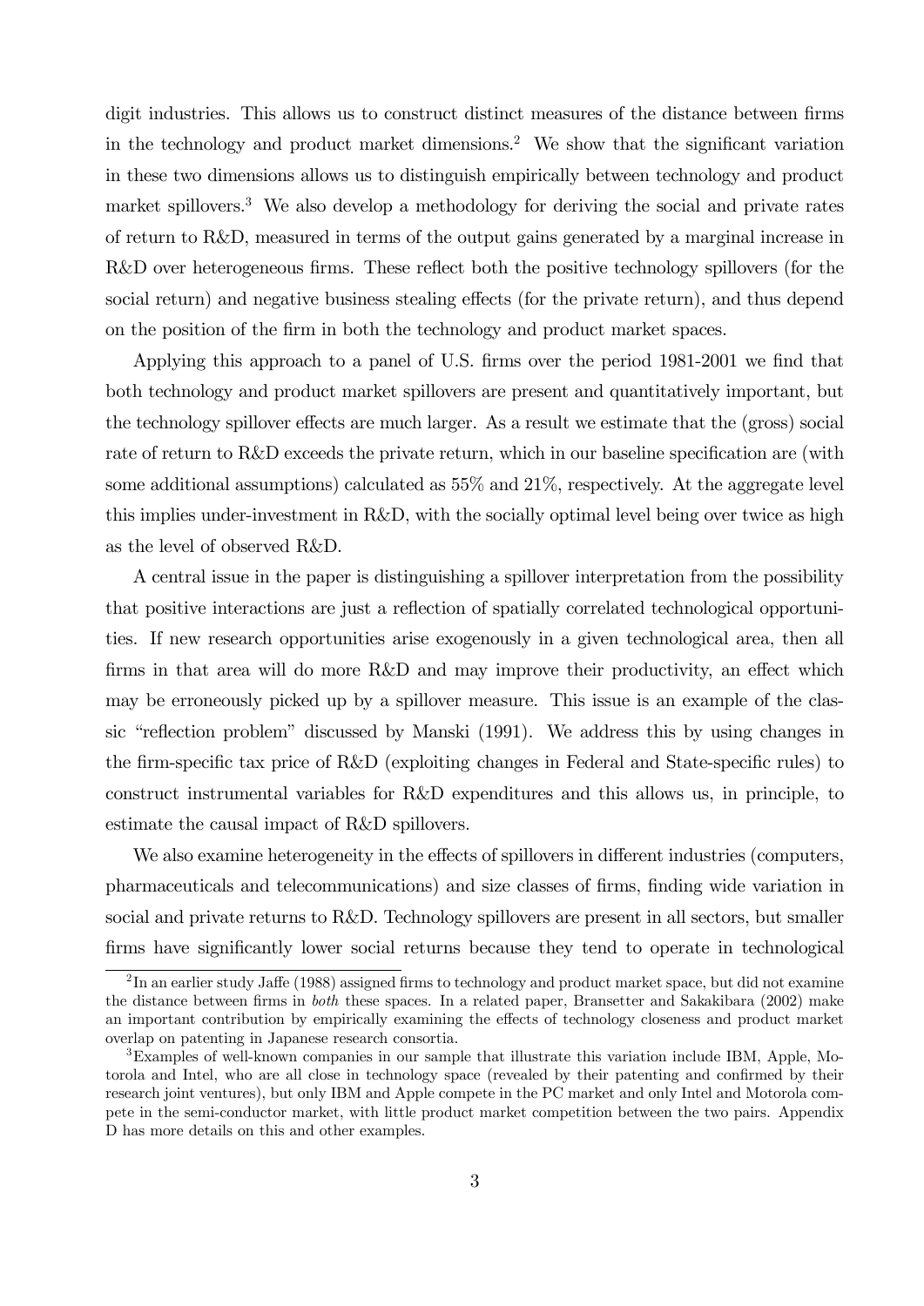digit industries. This allows us to construct distinct measures of the distance between firms in the technology and product market dimensions.[2] We show that the significant variation in these two dimensions allows us to distinguish empirically between technology and product market spillovers.[3] We also develop a methodology for deriving the social and private rates of return to R&D, measured in terms of the output gains generated by a marginal increase in R&D over heterogeneous firms. These reflect both the positive technology spillovers (for the social return) and negative business stealing effects (for the private return), and thus depend on the position of the firm in both the technology and product market spaces.

Applying this approach to a panel of U.S. firms over the period 1981-2001 we find that both technology and product market spillovers are present and quantitatively important, but the technology spillover effects are much larger. As a result we estimate that the (gross) social rate of return to R&D exceeds the private return, which in our baseline specification are (with some additional assumptions) calculated as 55% and 21%, respectively. At the aggregate level this implies under-investment in R&D, with the socially optimal level being over twice as high as the level of observed R&D.

A central issue in the paper is distinguishing a spillover interpretation from the possibility that positive interactions are just a reflection of spatially correlated technological opportunities. If new research opportunities arise exogenously in a given technological area, then all firms in that area will do more R&D and may improve their productivity, an effect which may be erroneously picked up by a spillover measure. This issue is an example of the classic "reflection problem" discussed by Manski (1991). We address this by using changes in the firm-specific tax price of R&D (exploiting changes in Federal and State-specific rules) to construct instrumental variables for R&D expenditures and this allows us, in principle, to estimate the causal impact of R&D spillovers.

We also examine heterogeneity in the effects of spillovers in different industries (computers, pharmaceuticals and telecommunications) and size classes of firms, finding wide variation in social and private returns to R&D. Technology spillovers are present in all sectors, but smaller firms have significantly lower social returns because they tend to operate in technological

---

[2] In an earlier study Jaffe (1988) assigned firms to technology and product market space, but did not examine the distance between firms in *both* these spaces. In a related paper, Bransetter and Sakakibara (2002) make an important contribution by empirically examining the effects of technology closeness and product market overlap on patenting in Japanese research consortia.

[3] Examples of well-known companies in our sample that illustrate this variation include IBM, Apple, Motorola and Intel, who are all close in technology space (revealed by their patenting and confirmed by their research joint ventures), but only IBM and Apple compete in the PC market and only Intel and Motorola compete in the semi-conductor market, with little product market competition between the two pairs. Appendix D has more details on this and other examples.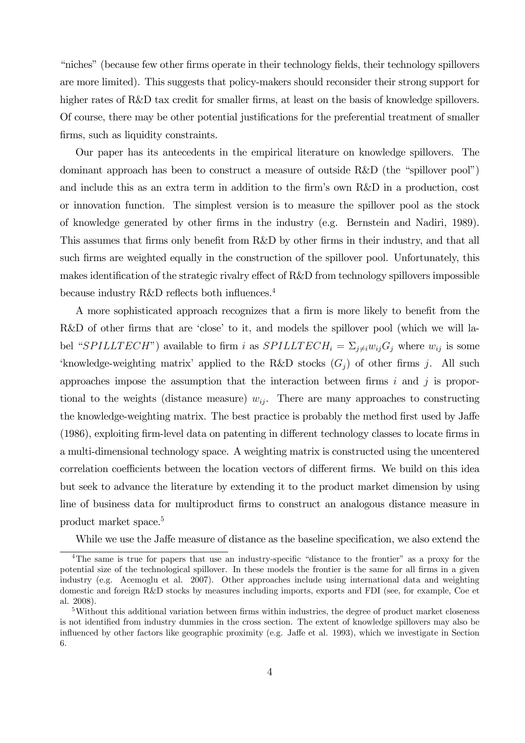"niches" (because few other firms operate in their technology fields, their technology spillovers are more limited). This suggests that policy-makers should reconsider their strong support for higher rates of R&D tax credit for smaller firms, at least on the basis of knowledge spillovers. Of course, there may be other potential justifications for the preferential treatment of smaller firms, such as liquidity constraints.

Our paper has its antecedents in the empirical literature on knowledge spillovers. The dominant approach has been to construct a measure of outside R&D (the "spillover pool") and include this as an extra term in addition to the firm's own R&D in a production, cost or innovation function. The simplest version is to measure the spillover pool as the stock of knowledge generated by other firms in the industry (e.g. Bernstein and Nadiri, 1989). This assumes that firms only benefit from R&D by other firms in their industry, and that all such firms are weighted equally in the construction of the spillover pool. Unfortunately, this makes identification of the strategic rivalry effect of R&D from technology spillovers impossible because industry R&D reflects both influences.[4]

A more sophisticated approach recognizes that a firm is more likely to benefit from the R&D of other firms that are 'close' to it, and models the spillover pool (which we will label "$SPILLTECH$") available to firm $i$ as $SPILLTECH_i = \Sigma_{j \neq i} w_{ij} G_j$ where $w_{ij}$ is some 'knowledge-weighting matrix' applied to the R&D stocks ($G_j$) of other firms $j$. All such approaches impose the assumption that the interaction between firms $i$ and $j$ is proportional to the weights (distance measure) $w_{ij}$. There are many approaches to constructing the knowledge-weighting matrix. The best practice is probably the method first used by Jaffe (1986), exploiting firm-level data on patenting in different technology classes to locate firms in a multi-dimensional technology space. A weighting matrix is constructed using the uncentered correlation coefficients between the location vectors of different firms. We build on this idea but seek to advance the literature by extending it to the product market dimension by using line of business data for multiproduct firms to construct an analogous distance measure in product market space.[5]

While we use the Jaffe measure of distance as the baseline specification, we also extend the

---

[4] The same is true for papers that use an industry-specific "distance to the frontier" as a proxy for the potential size of the technological spillover. In these models the frontier is the same for all firms in a given industry (e.g. Acemoglu et al. 2007). Other approaches include using international data and weighting domestic and foreign R&D stocks by measures including imports, exports and FDI (see, for example, Coe et al. 2008).

[5] Without this additional variation between firms within industries, the degree of product market closeness is not identified from industry dummies in the cross section. The extent of knowledge spillovers may also be influenced by other factors like geographic proximity (e.g. Jaffe et al. 1993), which we investigate in Section 6.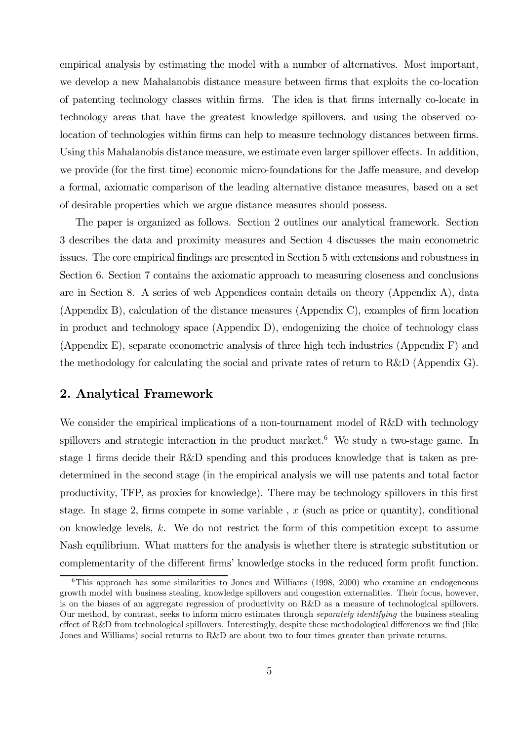empirical analysis by estimating the model with a number of alternatives. Most important, we develop a new Mahalanobis distance measure between firms that exploits the co-location of patenting technology classes within firms. The idea is that firms internally co-locate in technology areas that have the greatest knowledge spillovers, and using the observed co-location of technologies within firms can help to measure technology distances between firms. Using this Mahalanobis distance measure, we estimate even larger spillover effects. In addition, we provide (for the first time) economic micro-foundations for the Jaffe measure, and develop a formal, axiomatic comparison of the leading alternative distance measures, based on a set of desirable properties which we argue distance measures should possess.

The paper is organized as follows. Section 2 outlines our analytical framework. Section 3 describes the data and proximity measures and Section 4 discusses the main econometric issues. The core empirical findings are presented in Section 5 with extensions and robustness in Section 6. Section 7 contains the axiomatic approach to measuring closeness and conclusions are in Section 8. A series of web Appendices contain details on theory (Appendix A), data (Appendix B), calculation of the distance measures (Appendix C), examples of firm location in product and technology space (Appendix D), endogenizing the choice of technology class (Appendix E), separate econometric analysis of three high tech industries (Appendix F) and the methodology for calculating the social and private rates of return to R&D (Appendix G).

## 2. Analytical Framework

We consider the empirical implications of a non-tournament model of R&D with technology spillovers and strategic interaction in the product market.[6] We study a two-stage game. In stage 1 firms decide their R&D spending and this produces knowledge that is taken as predetermined in the second stage (in the empirical analysis we will use patents and total factor productivity, TFP, as proxies for knowledge). There may be technology spillovers in this first stage. In stage 2, firms compete in some variable , $x$ (such as price or quantity), conditional on knowledge levels, $k$. We do not restrict the form of this competition except to assume Nash equilibrium. What matters for the analysis is whether there is strategic substitution or complementarity of the different firms' knowledge stocks in the reduced form profit function.

[6] This approach has some similarities to Jones and Williams (1998, 2000) who examine an endogeneous growth model with business stealing, knowledge spillovers and congestion externalities. Their focus, however, is on the biases of an aggregate regression of productivity on R&D as a measure of technological spillovers. Our method, by contrast, seeks to inform micro estimates through *separately identifying* the business stealing effect of R&D from technological spillovers. Interestingly, despite these methodological differences we find (like Jones and Williams) social returns to R&D are about two to four times greater than private returns.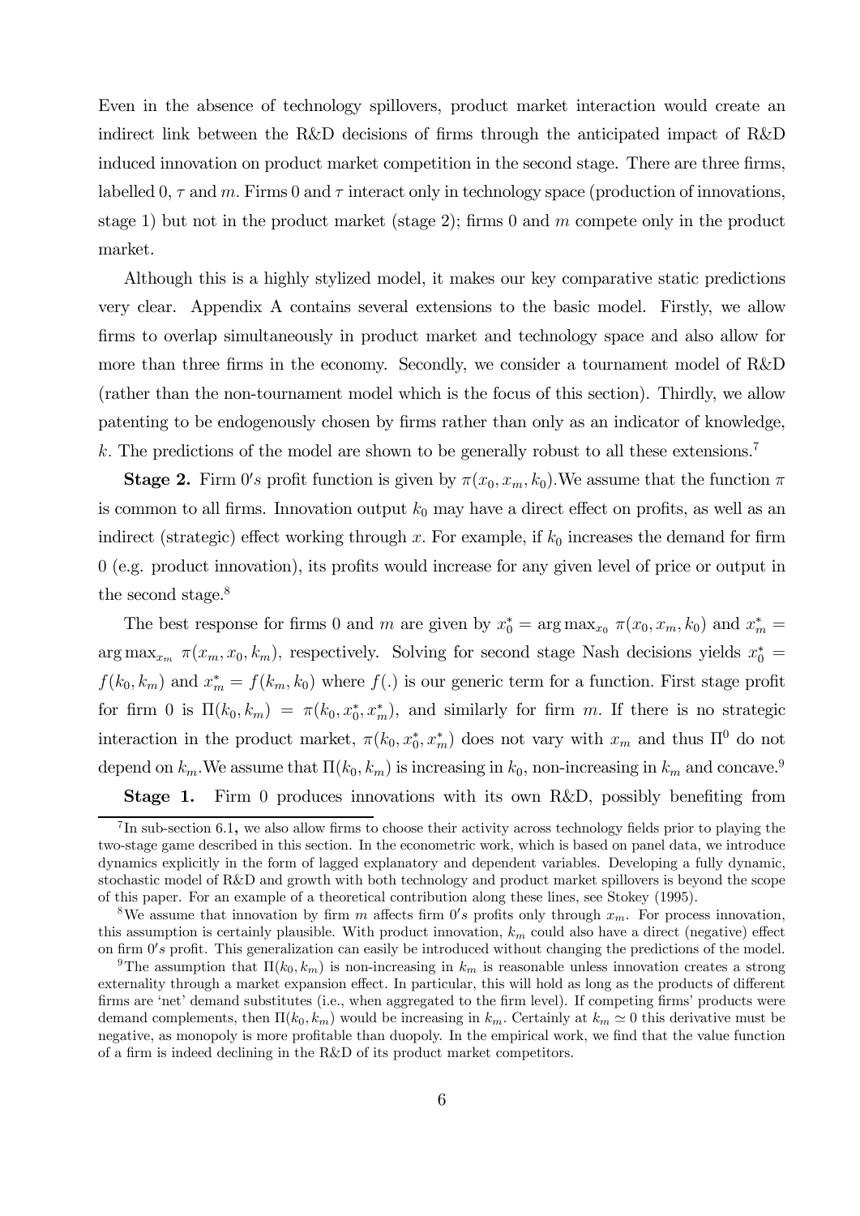Even in the absence of technology spillovers, product market interaction would create an indirect link between the R&D decisions of firms through the anticipated impact of R&D induced innovation on product market competition in the second stage. There are three firms, labelled 0, $\tau$ and $m$. Firms 0 and $\tau$ interact only in technology space (production of innovations, stage 1) but not in the product market (stage 2); firms 0 and $m$ compete only in the product market.

Although this is a highly stylized model, it makes our key comparative static predictions very clear. Appendix A contains several extensions to the basic model. Firstly, we allow firms to overlap simultaneously in product market and technology space and also allow for more than three firms in the economy. Secondly, we consider a tournament model of R&D (rather than the non-tournament model which is the focus of this section). Thirdly, we allow patenting to be endogenously chosen by firms rather than only as an indicator of knowledge, $k$. The predictions of the model are shown to be generally robust to all these extensions.[7]

**Stage 2.** Firm $0's$ profit function is given by $\pi(x_0, x_m, k_0)$. We assume that the function $\pi$ is common to all firms. Innovation output $k_0$ may have a direct effect on profits, as well as an indirect (strategic) effect working through $x$. For example, if $k_0$ increases the demand for firm 0 (e.g. product innovation), its profits would increase for any given level of price or output in the second stage.[8]

The best response for firms 0 and $m$ are given by $x_0^* = \arg\max_{x_0} \pi(x_0, x_m, k_0)$ and $x_m^* = \arg\max_{x_m} \pi(x_m, x_0, k_m)$, respectively. Solving for second stage Nash decisions yields $x_0^* = f(k_0, k_m)$ and $x_m^* = f(k_m, k_0)$ where $f(.)$ is our generic term for a function. First stage profit for firm 0 is $\Pi(k_0, k_m) = \pi(k_0, x_0^*, x_m^*)$, and similarly for firm $m$. If there is no strategic interaction in the product market, $\pi(k_0, x_0^*, x_m^*)$ does not vary with $x_m$ and thus $\Pi^0$ do not depend on $k_m$. We assume that $\Pi(k_0, k_m)$ is increasing in $k_0$, non-increasing in $k_m$ and concave.[9]

**Stage 1.** Firm 0 produces innovations with its own R&D, possibly benefiting from

---

[7] In sub-section 6.1, we also allow firms to choose their activity across technology fields prior to playing the two-stage game described in this section. In the econometric work, which is based on panel data, we introduce dynamics explicitly in the form of lagged explanatory and dependent variables. Developing a fully dynamic, stochastic model of R&D and growth with both technology and product market spillovers is beyond the scope of this paper. For an example of a theoretical contribution along these lines, see Stokey (1995).

[8] We assume that innovation by firm $m$ affects firm $0's$ profits only through $x_m$. For process innovation, this assumption is certainly plausible. With product innovation, $k_m$ could also have a direct (negative) effect on firm $0's$ profit. This generalization can easily be introduced without changing the predictions of the model.

[9] The assumption that $\Pi(k_0, k_m)$ is non-increasing in $k_m$ is reasonable unless innovation creates a strong externality through a market expansion effect. In particular, this will hold as long as the products of different firms are 'net' demand substitutes (i.e., when aggregated to the firm level). If competing firms' products were demand complements, then $\Pi(k_0, k_m)$ would be increasing in $k_m$. Certainly at $k_m \simeq 0$ this derivative must be negative, as monopoly is more profitable than duopoly. In the empirical work, we find that the value function of a firm is indeed declining in the R&D of its product market competitors.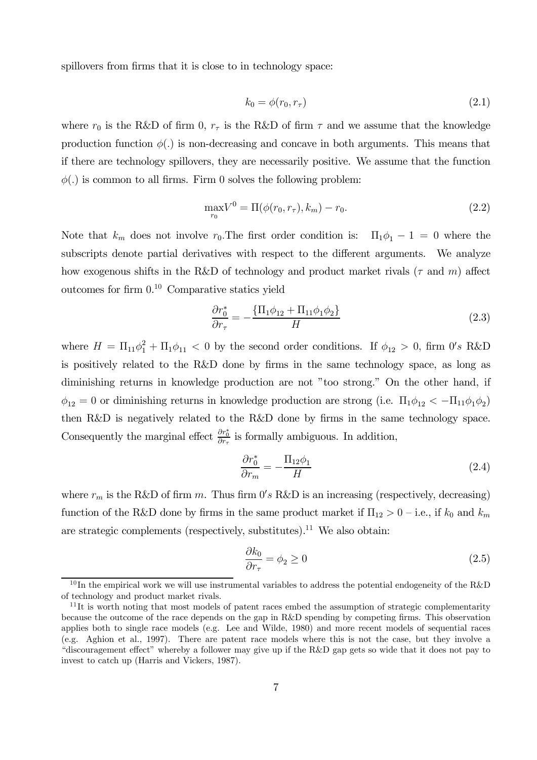spillovers from firms that it is close to in technology space:

$$k_0 = \phi(r_0, r_\tau) \tag{2.1}$$

where $r_0$ is the R&D of firm 0, $r_\tau$ is the R&D of firm $\tau$ and we assume that the knowledge production function $\phi(.)$ is non-decreasing and concave in both arguments. This means that if there are technology spillovers, they are necessarily positive. We assume that the function $\phi(.)$ is common to all firms. Firm 0 solves the following problem:

$$\max_{r_0} V^0 = \Pi(\phi(r_0, r_\tau), k_m) - r_0. \tag{2.2}$$

Note that $k_m$ does not involve $r_0$.The first order condition is: $\Pi_1\phi_1 - 1 = 0$ where the subscripts denote partial derivatives with respect to the different arguments. We analyze how exogenous shifts in the R&D of technology and product market rivals ($\tau$ and $m$) affect outcomes for firm 0.[10] Comparative statics yield

$$\frac{\partial r_0^*}{\partial r_\tau} = -\frac{\{\Pi_1\phi_{12} + \Pi_{11}\phi_1\phi_2\}}{H} \tag{2.3}$$

where $H = \Pi_{11}\phi_1^2 + \Pi_1\phi_{11} < 0$ by the second order conditions. If $\phi_{12} > 0$, firm $0's$ R&D is positively related to the R&D done by firms in the same technology space, as long as diminishing returns in knowledge production are not "too strong." On the other hand, if $\phi_{12} = 0$ or diminishing returns in knowledge production are strong (i.e. $\Pi_1\phi_{12} < -\Pi_{11}\phi_1\phi_2$) then R&D is negatively related to the R&D done by firms in the same technology space. Consequently the marginal effect $\frac{\partial r_0^*}{\partial r_\tau}$ is formally ambiguous. In addition,

$$\frac{\partial r_0^*}{\partial r_m} = -\frac{\Pi_{12}\phi_1}{H} \tag{2.4}$$

where $r_m$ is the R&D of firm $m$. Thus firm $0's$ R&D is an increasing (respectively, decreasing) function of the R&D done by firms in the same product market if $\Pi_{12} > 0$ – i.e., if $k_0$ and $k_m$ are strategic complements (respectively, substitutes).[11] We also obtain:

$$\frac{\partial k_0}{\partial r_\tau} = \phi_2 \geq 0 \tag{2.5}$$

[10] In the empirical work we will use instrumental variables to address the potential endogeneity of the R&D of technology and product market rivals.

[11] It is worth noting that most models of patent races embed the assumption of strategic complementarity because the outcome of the race depends on the gap in R&D spending by competing firms. This observation applies both to single race models (e.g. Lee and Wilde, 1980) and more recent models of sequential races (e.g. Aghion et al., 1997). There are patent race models where this is not the case, but they involve a "discouragement effect" whereby a follower may give up if the R&D gap gets so wide that it does not pay to invest to catch up (Harris and Vickers, 1987).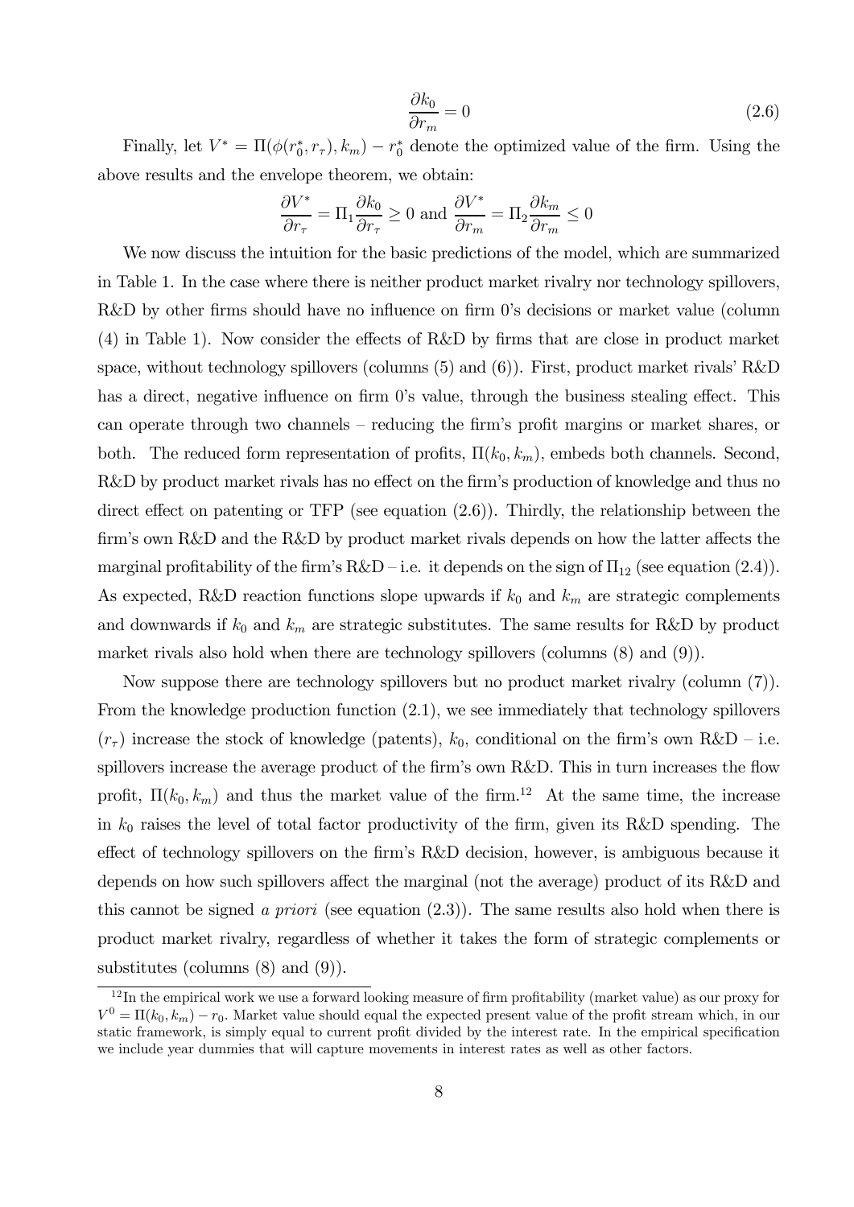$$\frac{\partial k_0}{\partial r_m} = 0 \tag{2.6}$$

Finally, let $V^* = \Pi(\phi(r_0^*, r_\tau), k_m) - r_0^*$ denote the optimized value of the firm. Using the above results and the envelope theorem, we obtain:

$$\frac{\partial V^*}{\partial r_\tau} = \Pi_1 \frac{\partial k_0}{\partial r_\tau} \geq 0 \text{ and } \frac{\partial V^*}{\partial r_m} = \Pi_2 \frac{\partial k_m}{\partial r_m} \leq 0$$

We now discuss the intuition for the basic predictions of the model, which are summarized in Table 1. In the case where there is neither product market rivalry nor technology spillovers, R&D by other firms should have no influence on firm 0's decisions or market value (column (4) in Table 1). Now consider the effects of R&D by firms that are close in product market space, without technology spillovers (columns (5) and (6)). First, product market rivals' R&D has a direct, negative influence on firm 0's value, through the business stealing effect. This can operate through two channels – reducing the firm's profit margins or market shares, or both. The reduced form representation of profits, $\Pi(k_0, k_m)$, embeds both channels. Second, R&D by product market rivals has no effect on the firm's production of knowledge and thus no direct effect on patenting or TFP (see equation (2.6)). Thirdly, the relationship between the firm's own R&D and the R&D by product market rivals depends on how the latter affects the marginal profitability of the firm's R&D – i.e. it depends on the sign of $\Pi_{12}$ (see equation (2.4)). As expected, R&D reaction functions slope upwards if $k_0$ and $k_m$ are strategic complements and downwards if $k_0$ and $k_m$ are strategic substitutes. The same results for R&D by product market rivals also hold when there are technology spillovers (columns (8) and (9)).

Now suppose there are technology spillovers but no product market rivalry (column (7)). From the knowledge production function (2.1), we see immediately that technology spillovers ($r_\tau$) increase the stock of knowledge (patents), $k_0$, conditional on the firm's own R&D – i.e. spillovers increase the average product of the firm's own R&D. This in turn increases the flow profit, $\Pi(k_0, k_m)$ and thus the market value of the firm.[12] At the same time, the increase in $k_0$ raises the level of total factor productivity of the firm, given its R&D spending. The effect of technology spillovers on the firm's R&D decision, however, is ambiguous because it depends on how such spillovers affect the marginal (not the average) product of its R&D and this cannot be signed *a priori* (see equation (2.3)). The same results also hold when there is product market rivalry, regardless of whether it takes the form of strategic complements or substitutes (columns (8) and (9)).

[12] In the empirical work we use a forward looking measure of firm profitability (market value) as our proxy for $V^0 = \Pi(k_0, k_m) - r_0$. Market value should equal the expected present value of the profit stream which, in our static framework, is simply equal to current profit divided by the interest rate. In the empirical specification we include year dummies that will capture movements in interest rates as well as other factors.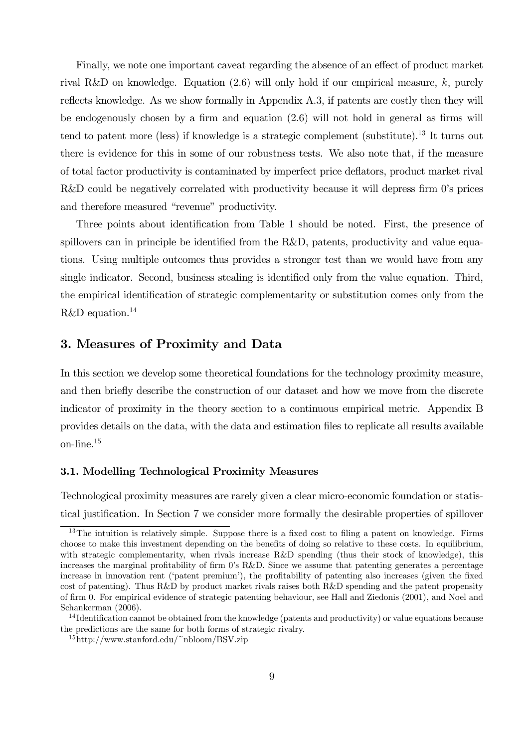Finally, we note one important caveat regarding the absence of an effect of product market rival R&D on knowledge. Equation (2.6) will only hold if our empirical measure, $k$, purely reflects knowledge. As we show formally in Appendix A.3, if patents are costly then they will be endogenously chosen by a firm and equation (2.6) will not hold in general as firms will tend to patent more (less) if knowledge is a strategic complement (substitute).[13] It turns out there is evidence for this in some of our robustness tests. We also note that, if the measure of total factor productivity is contaminated by imperfect price deflators, product market rival R&D could be negatively correlated with productivity because it will depress firm 0's prices and therefore measured "revenue" productivity.

Three points about identification from Table 1 should be noted. First, the presence of spillovers can in principle be identified from the R&D, patents, productivity and value equations. Using multiple outcomes thus provides a stronger test than we would have from any single indicator. Second, business stealing is identified only from the value equation. Third, the empirical identification of strategic complementarity or substitution comes only from the R&D equation.[14]

## 3. Measures of Proximity and Data

In this section we develop some theoretical foundations for the technology proximity measure, and then briefly describe the construction of our dataset and how we move from the discrete indicator of proximity in the theory section to a continuous empirical metric. Appendix B provides details on the data, with the data and estimation files to replicate all results available on-line.[15]

### 3.1. Modelling Technological Proximity Measures

Technological proximity measures are rarely given a clear micro-economic foundation or statistical justification. In Section 7 we consider more formally the desirable properties of spillover

---

[13] The intuition is relatively simple. Suppose there is a fixed cost to filing a patent on knowledge. Firms choose to make this investment depending on the benefits of doing so relative to these costs. In equilibrium, with strategic complementarity, when rivals increase R&D spending (thus their stock of knowledge), this increases the marginal profitability of firm 0's R&D. Since we assume that patenting generates a percentage increase in innovation rent ('patent premium'), the profitability of patenting also increases (given the fixed cost of patenting). Thus R&D by product market rivals raises both R&D spending and the patent propensity of firm 0. For empirical evidence of strategic patenting behaviour, see Hall and Ziedonis (2001), and Noel and Schankerman (2006).

[14] Identification cannot be obtained from the knowledge (patents and productivity) or value equations because the predictions are the same for both forms of strategic rivalry.

[15] http://www.stanford.edu/~nbloom/BSV.zip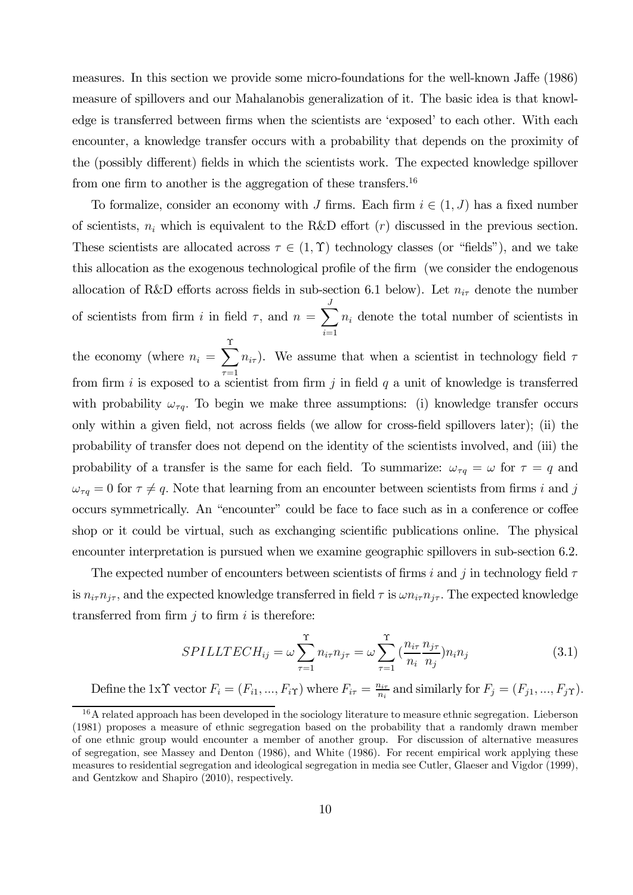measures. In this section we provide some micro-foundations for the well-known Jaffe (1986) measure of spillovers and our Mahalanobis generalization of it. The basic idea is that knowledge is transferred between firms when the scientists are 'exposed' to each other. With each encounter, a knowledge transfer occurs with a probability that depends on the proximity of the (possibly different) fields in which the scientists work. The expected knowledge spillover from one firm to another is the aggregation of these transfers.[16]

To formalize, consider an economy with $J$ firms. Each firm $i \in (1, J)$ has a fixed number of scientists, $n_i$ which is equivalent to the R&D effort $(r)$ discussed in the previous section. These scientists are allocated across $\tau \in (1, \Upsilon)$ technology classes (or "fields"), and we take this allocation as the exogenous technological profile of the firm (we consider the endogenous allocation of R&D efforts across fields in sub-section 6.1 below). Let $n_{i\tau}$ denote the number of scientists from firm $i$ in field $\tau$, and $n = \sum_{i=1}^{J} n_i$ denote the total number of scientists in the economy (where $n_i = \sum_{\tau=1}^{\Upsilon} n_{i\tau}$). We assume that when a scientist in technology field $\tau$ from firm $i$ is exposed to a scientist from firm $j$ in field $q$ a unit of knowledge is transferred with probability $\omega_{\tau q}$. To begin we make three assumptions: (i) knowledge transfer occurs only within a given field, not across fields (we allow for cross-field spillovers later); (ii) the probability of transfer does not depend on the identity of the scientists involved, and (iii) the probability of a transfer is the same for each field. To summarize: $\omega_{\tau q} = \omega$ for $\tau = q$ and $\omega_{\tau q} = 0$ for $\tau \neq q$. Note that learning from an encounter between scientists from firms $i$ and $j$ occurs symmetrically. An "encounter" could be face to face such as in a conference or coffee shop or it could be virtual, such as exchanging scientific publications online. The physical encounter interpretation is pursued when we examine geographic spillovers in sub-section 6.2.

The expected number of encounters between scientists of firms $i$ and $j$ in technology field $\tau$ is $n_{i\tau}n_{j\tau}$, and the expected knowledge transferred in field $\tau$ is $\omega n_{i\tau}n_{j\tau}$. The expected knowledge transferred from firm $j$ to firm $i$ is therefore:

$$SPILLTECH_{ij} = \omega \sum_{\tau=1}^{\Upsilon} n_{i\tau}n_{j\tau} = \omega \sum_{\tau=1}^{\Upsilon} \left(\frac{n_{i\tau}}{n_i}\frac{n_{j\tau}}{n_j}\right)n_i n_j \tag{3.1}$$

Define the 1x$\Upsilon$ vector $F_i = (F_{i1}, ..., F_{i\Upsilon})$ where $F_{i\tau} = \frac{n_{i\tau}}{n_i}$ and similarly for $F_j = (F_{j1}, ..., F_{j\Upsilon})$.

[16] A related approach has been developed in the sociology literature to measure ethnic segregation. Lieberson (1981) proposes a measure of ethnic segregation based on the probability that a randomly drawn member of one ethnic group would encounter a member of another group. For discussion of alternative measures of segregation, see Massey and Denton (1986), and White (1986). For recent empirical work applying these measures to residential segregation and ideological segregation in media see Cutler, Glaeser and Vigdor (1999), and Gentzkow and Shapiro (2010), respectively.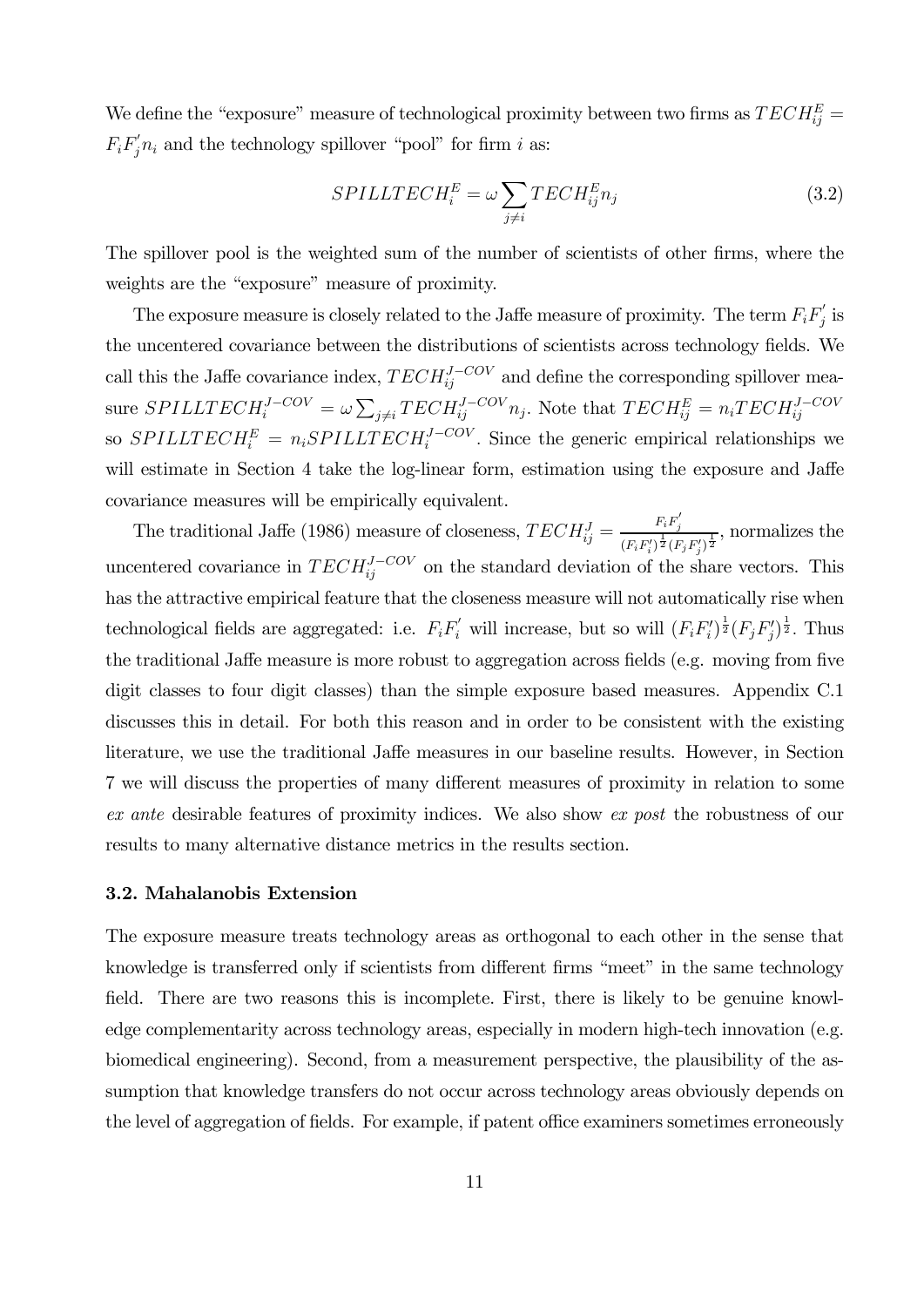We define the "exposure" measure of technological proximity between two firms as $TECH_{ij}^{E} = F_i F_j^{'} n_i$ and the technology spillover "pool" for firm $i$ as:

$$SPILLTECH_i^E = \omega \sum_{j \neq i} TECH_{ij}^{E} n_j \tag{3.2}$$

The spillover pool is the weighted sum of the number of scientists of other firms, where the weights are the "exposure" measure of proximity.

The exposure measure is closely related to the Jaffe measure of proximity. The term $F_i F_j^{'}$ is the uncentered covariance between the distributions of scientists across technology fields. We call this the Jaffe covariance index, $TECH_{ij}^{J-COV}$ and define the corresponding spillover measure $SPILLTECH_i^{J-COV} = \omega \sum_{j \neq i} TECH_{ij}^{J-COV} n_j$. Note that $TECH_{ij}^{E} = n_i TECH_{ij}^{J-COV}$ so $SPILLTECH_i^E = n_i SPILLTECH_i^{J-COV}$. Since the generic empirical relationships we will estimate in Section 4 take the log-linear form, estimation using the exposure and Jaffe covariance measures will be empirically equivalent.

The traditional Jaffe (1986) measure of closeness, $TECH_{ij}^{J} = \frac{F_i F_j^{'}}{(F_i F_i^{'})^{\frac{1}{2}} (F_j F_j^{'})^{\frac{1}{2}}}$, normalizes the uncentered covariance in $TECH_{ij}^{J-COV}$ on the standard deviation of the share vectors. This has the attractive empirical feature that the closeness measure will not automatically rise when technological fields are aggregated: i.e. $F_i F_i^{'}$ will increase, but so will $(F_i F_i^{'})^{\frac{1}{2}} (F_j F_j^{'})^{\frac{1}{2}}$. Thus the traditional Jaffe measure is more robust to aggregation across fields (e.g. moving from five digit classes to four digit classes) than the simple exposure based measures. Appendix C.1 discusses this in detail. For both this reason and in order to be consistent with the existing literature, we use the traditional Jaffe measures in our baseline results. However, in Section 7 we will discuss the properties of many different measures of proximity in relation to some *ex ante* desirable features of proximity indices. We also show *ex post* the robustness of our results to many alternative distance metrics in the results section.

### 3.2. Mahalanobis Extension

The exposure measure treats technology areas as orthogonal to each other in the sense that knowledge is transferred only if scientists from different firms "meet" in the same technology field. There are two reasons this is incomplete. First, there is likely to be genuine knowledge complementarity across technology areas, especially in modern high-tech innovation (e.g. biomedical engineering). Second, from a measurement perspective, the plausibility of the assumption that knowledge transfers do not occur across technology areas obviously depends on the level of aggregation of fields. For example, if patent office examiners sometimes erroneously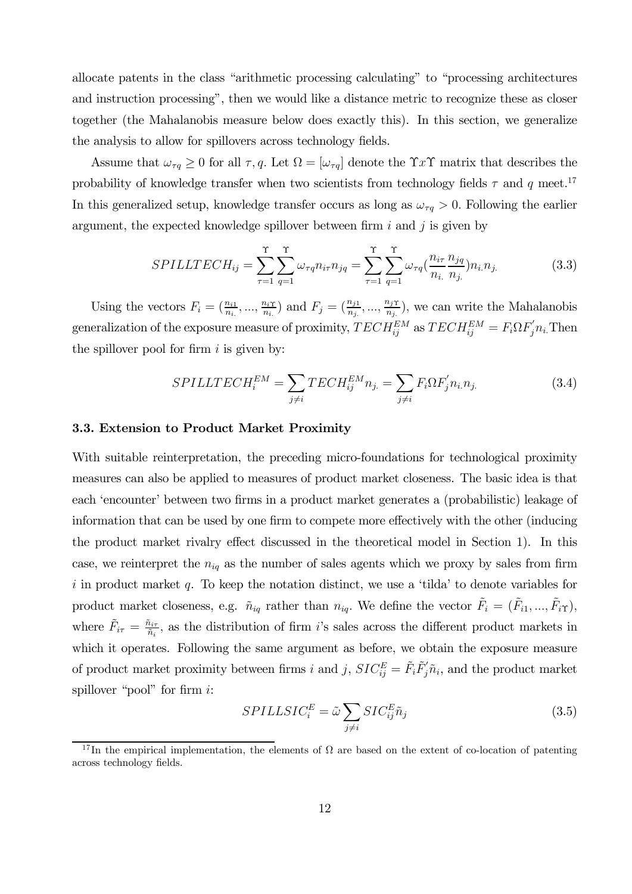allocate patents in the class "arithmetic processing calculating" to "processing architectures and instruction processing", then we would like a distance metric to recognize these as closer together (the Mahalanobis measure below does exactly this). In this section, we generalize the analysis to allow for spillovers across technology fields.

Assume that $\omega_{\tau q} \geq 0$ for all $\tau, q$. Let $\Omega = [\omega_{\tau q}]$ denote the $\Upsilon x \Upsilon$ matrix that describes the probability of knowledge transfer when two scientists from technology fields $\tau$ and $q$ meet.[17] In this generalized setup, knowledge transfer occurs as long as $\omega_{\tau q} > 0$. Following the earlier argument, the expected knowledge spillover between firm $i$ and $j$ is given by

$$SPILLTECH_{ij} = \sum_{\tau=1}^{\Upsilon} \sum_{q=1}^{\Upsilon} \omega_{\tau q} n_{i\tau} n_{jq} = \sum_{\tau=1}^{\Upsilon} \sum_{q=1}^{\Upsilon} \omega_{\tau q} (\frac{n_{i\tau}}{n_{i.}} \frac{n_{jq}}{n_{j.}}) n_{i.} n_{j.} \tag{3.3}$$

Using the vectors $F_i = (\frac{n_{i1}}{n_{i.}}, ..., \frac{n_{i\Upsilon}}{n_{i.}})$ and $F_j = (\frac{n_{j1}}{n_{j.}}, ..., \frac{n_{j\Upsilon}}{n_{j.}})$, we can write the Mahalanobis generalization of the exposure measure of proximity, $TECH_{ij}^{EM}$ as $TECH_{ij}^{EM} = F_i \Omega F_j^{'} n_{i.}$ Then the spillover pool for firm $i$ is given by:

$$SPILLTECH_i^{EM} = \sum_{j \neq i} TECH_{ij}^{EM} n_{j.} = \sum_{j \neq i} F_i \Omega F_j^{'} n_{i.} n_{j.} \tag{3.4}$$

### 3.3. Extension to Product Market Proximity

With suitable reinterpretation, the preceding micro-foundations for technological proximity measures can also be applied to measures of product market closeness. The basic idea is that each 'encounter' between two firms in a product market generates a (probabilistic) leakage of information that can be used by one firm to compete more effectively with the other (inducing the product market rivalry effect discussed in the theoretical model in Section 1). In this case, we reinterpret the $n_{iq}$ as the number of sales agents which we proxy by sales from firm $i$ in product market $q$. To keep the notation distinct, we use a 'tilda' to denote variables for product market closeness, e.g. $\tilde{n}_{iq}$ rather than $n_{iq}$. We define the vector $\tilde{F}_i = (\tilde{F}_{i1}, ..., \tilde{F}_{i\Upsilon})$, where $\tilde{F}_{i\tau} = \frac{\tilde{n}_{i\tau}}{\tilde{n}_i}$, as the distribution of firm $i$'s sales across the different product markets in which it operates. Following the same argument as before, we obtain the exposure measure of product market proximity between firms $i$ and $j$, $SIC_{ij}^{E} = \tilde{F}_i \tilde{F}_j^{'} \tilde{n}_i$, and the product market spillover "pool" for firm $i$:

$$SPILLSIC_i^{E} = \tilde{\omega} \sum_{j \neq i} SIC_{ij}^{E} \tilde{n}_j \tag{3.5}$$

[17] In the empirical implementation, the elements of $\Omega$ are based on the extent of co-location of patenting across technology fields.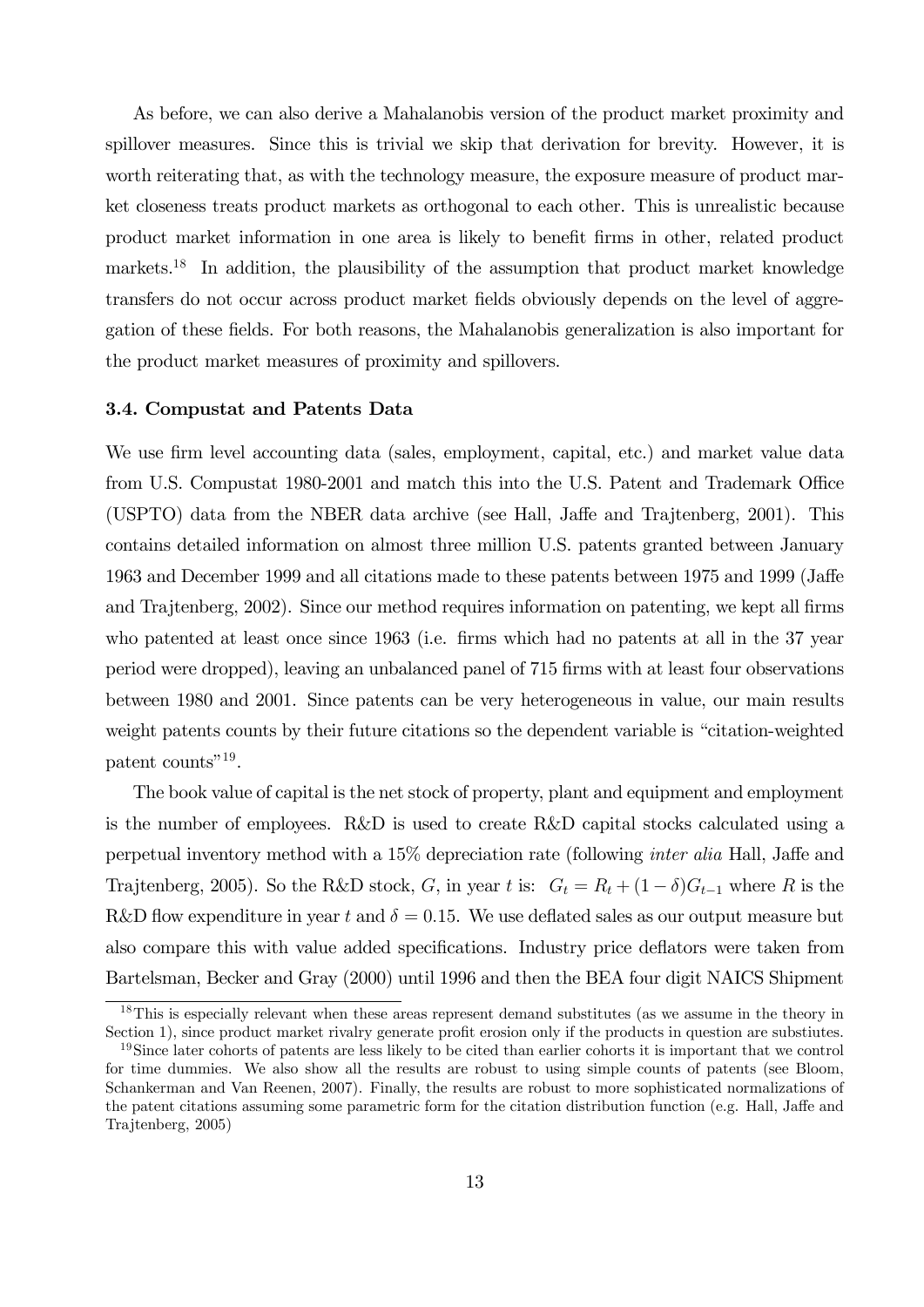As before, we can also derive a Mahalanobis version of the product market proximity and spillover measures. Since this is trivial we skip that derivation for brevity. However, it is worth reiterating that, as with the technology measure, the exposure measure of product market closeness treats product markets as orthogonal to each other. This is unrealistic because product market information in one area is likely to benefit firms in other, related product markets.[18] In addition, the plausibility of the assumption that product market knowledge transfers do not occur across product market fields obviously depends on the level of aggregation of these fields. For both reasons, the Mahalanobis generalization is also important for the product market measures of proximity and spillovers.

### 3.4. Compustat and Patents Data

We use firm level accounting data (sales, employment, capital, etc.) and market value data from U.S. Compustat 1980-2001 and match this into the U.S. Patent and Trademark Office (USPTO) data from the NBER data archive (see Hall, Jaffe and Trajtenberg, 2001). This contains detailed information on almost three million U.S. patents granted between January 1963 and December 1999 and all citations made to these patents between 1975 and 1999 (Jaffe and Trajtenberg, 2002). Since our method requires information on patenting, we kept all firms who patented at least once since 1963 (i.e. firms which had no patents at all in the 37 year period were dropped), leaving an unbalanced panel of 715 firms with at least four observations between 1980 and 2001. Since patents can be very heterogeneous in value, our main results weight patents counts by their future citations so the dependent variable is "citation-weighted patent counts"[19].

The book value of capital is the net stock of property, plant and equipment and employment is the number of employees. R&D is used to create R&D capital stocks calculated using a perpetual inventory method with a 15% depreciation rate (following *inter alia* Hall, Jaffe and Trajtenberg, 2005). So the R&D stock, $G$, in year $t$ is: $G_t = R_t + (1-\delta)G_{t-1}$ where $R$ is the R&D flow expenditure in year $t$ and $\delta = 0.15$. We use deflated sales as our output measure but also compare this with value added specifications. Industry price deflators were taken from Bartelsman, Becker and Gray (2000) until 1996 and then the BEA four digit NAICS Shipment

[18] This is especially relevant when these areas represent demand substitutes (as we assume in the theory in Section 1), since product market rivalry generate profit erosion only if the products in question are substiutes.

[19] Since later cohorts of patents are less likely to be cited than earlier cohorts it is important that we control for time dummies. We also show all the results are robust to using simple counts of patents (see Bloom, Schankerman and Van Reenen, 2007). Finally, the results are robust to more sophisticated normalizations of the patent citations assuming some parametric form for the citation distribution function (e.g. Hall, Jaffe and Trajtenberg, 2005)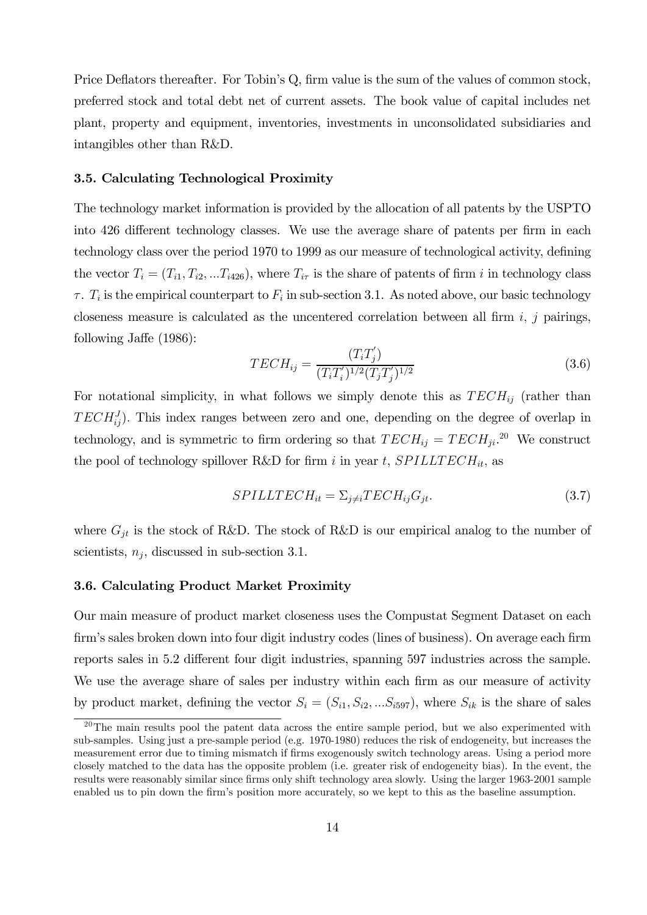Price Deflators thereafter. For Tobin's Q, firm value is the sum of the values of common stock, preferred stock and total debt net of current assets. The book value of capital includes net plant, property and equipment, inventories, investments in unconsolidated subsidiaries and intangibles other than R&D.

### 3.5. Calculating Technological Proximity

The technology market information is provided by the allocation of all patents by the USPTO into 426 different technology classes. We use the average share of patents per firm in each technology class over the period 1970 to 1999 as our measure of technological activity, defining the vector $T_i = (T_{i1}, T_{i2}, ...T_{i426})$, where $T_{i\tau}$ is the share of patents of firm $i$ in technology class $\tau$. $T_i$ is the empirical counterpart to $F_i$ in sub-section 3.1. As noted above, our basic technology closeness measure is calculated as the uncentered correlation between all firm $i$, $j$ pairings, following Jaffe (1986):

$$TECH_{ij} = \frac{(T_i T_j^{'})}{(T_i T_i^{'})^{1/2}(T_j T_j^{'})^{1/2}} \tag{3.6}$$

For notational simplicity, in what follows we simply denote this as $TECH_{ij}$ (rather than $TECH_{ij}^{J}$). This index ranges between zero and one, depending on the degree of overlap in technology, and is symmetric to firm ordering so that $TECH_{ij} = TECH_{ji}$.[20] We construct the pool of technology spillover R&D for firm $i$ in year $t$, $SPILLTECH_{it}$, as

$$SPILLTECH_{it} = \Sigma_{j \neq i} TECH_{ij} G_{jt}. \tag{3.7}$$

where $G_{jt}$ is the stock of R&D. The stock of R&D is our empirical analog to the number of scientists, $n_j$, discussed in sub-section 3.1.

### 3.6. Calculating Product Market Proximity

Our main measure of product market closeness uses the Compustat Segment Dataset on each firm's sales broken down into four digit industry codes (lines of business). On average each firm reports sales in 5.2 different four digit industries, spanning 597 industries across the sample. We use the average share of sales per industry within each firm as our measure of activity by product market, defining the vector $S_i = (S_{i1}, S_{i2}, ...S_{i597})$, where $S_{ik}$ is the share of sales

[20] The main results pool the patent data across the entire sample period, but we also experimented with sub-samples. Using just a pre-sample period (e.g. 1970-1980) reduces the risk of endogeneity, but increases the measurement error due to timing mismatch if firms exogenously switch technology areas. Using a period more closely matched to the data has the opposite problem (i.e. greater risk of endogeneity bias). In the event, the results were reasonably similar since firms only shift technology area slowly. Using the larger 1963-2001 sample enabled us to pin down the firm's position more accurately, so we kept to this as the baseline assumption.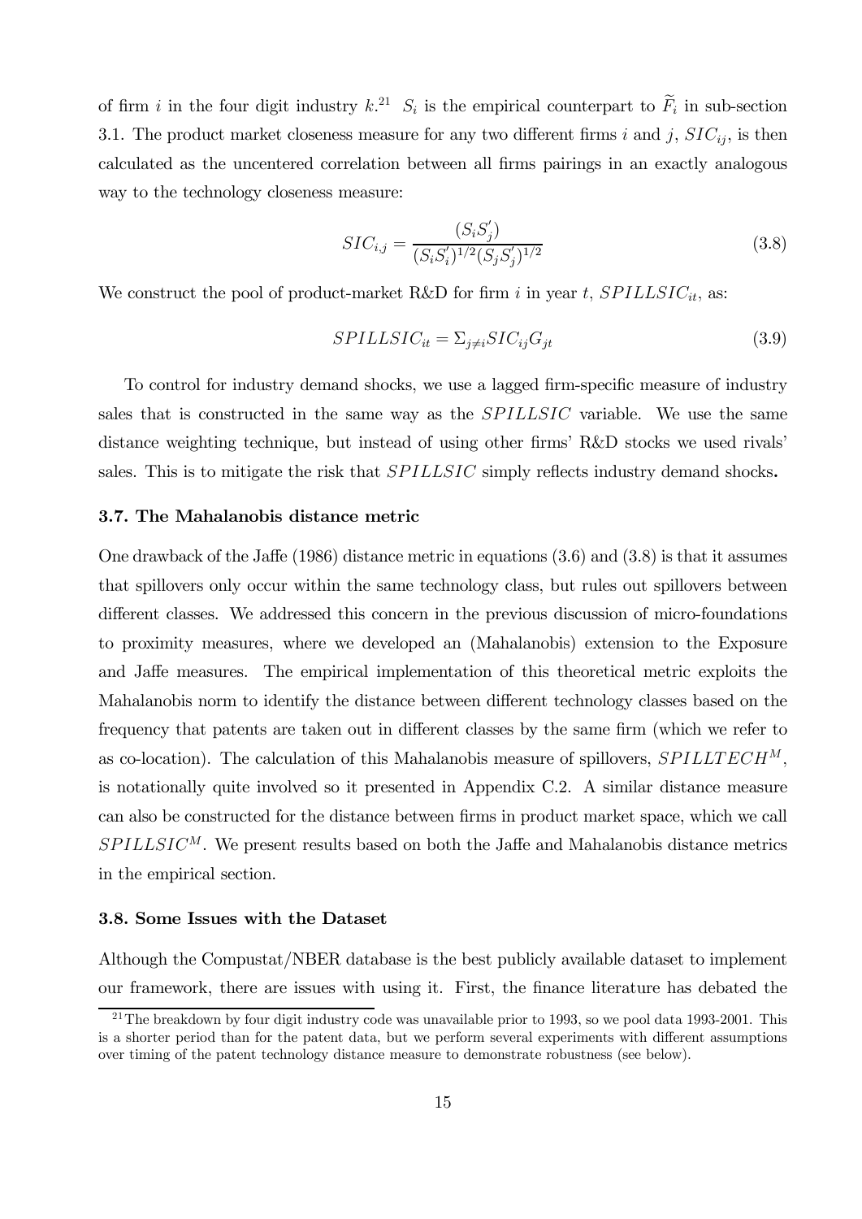of firm $i$ in the four digit industry $k$.[21] $S_i$ is the empirical counterpart to $\widetilde{F}_i$ in sub-section 3.1. The product market closeness measure for any two different firms $i$ and $j$, $SIC_{ij}$, is then calculated as the uncentered correlation between all firms pairings in an exactly analogous way to the technology closeness measure:

$$SIC_{i,j} = \frac{(S_i S_j^{'})}{(S_i S_i^{'})^{1/2}(S_j S_j^{'})^{1/2}} \tag{3.8}$$

We construct the pool of product-market R&D for firm $i$ in year $t$, $SPILLSIC_{it}$, as:

$$SPILLSIC_{it} = \Sigma_{j \neq i} SIC_{ij} G_{jt} \tag{3.9}$$

To control for industry demand shocks, we use a lagged firm-specific measure of industry sales that is constructed in the same way as the $SPILLSIC$ variable. We use the same distance weighting technique, but instead of using other firms' R&D stocks we used rivals' sales. This is to mitigate the risk that $SPILLSIC$ simply reflects industry demand shocks**.**

### 3.7. The Mahalanobis distance metric

One drawback of the Jaffe (1986) distance metric in equations (3.6) and (3.8) is that it assumes that spillovers only occur within the same technology class, but rules out spillovers between different classes. We addressed this concern in the previous discussion of micro-foundations to proximity measures, where we developed an (Mahalanobis) extension to the Exposure and Jaffe measures. The empirical implementation of this theoretical metric exploits the Mahalanobis norm to identify the distance between different technology classes based on the frequency that patents are taken out in different classes by the same firm (which we refer to as co-location). The calculation of this Mahalanobis measure of spillovers, $SPILLTECH^M$, is notationally quite involved so it presented in Appendix C.2. A similar distance measure can also be constructed for the distance between firms in product market space, which we call $SPILLSIC^M$. We present results based on both the Jaffe and Mahalanobis distance metrics in the empirical section.

### 3.8. Some Issues with the Dataset

Although the Compustat/NBER database is the best publicly available dataset to implement our framework, there are issues with using it. First, the finance literature has debated the

[21] The breakdown by four digit industry code was unavailable prior to 1993, so we pool data 1993-2001. This is a shorter period than for the patent data, but we perform several experiments with different assumptions over timing of the patent technology distance measure to demonstrate robustness (see below).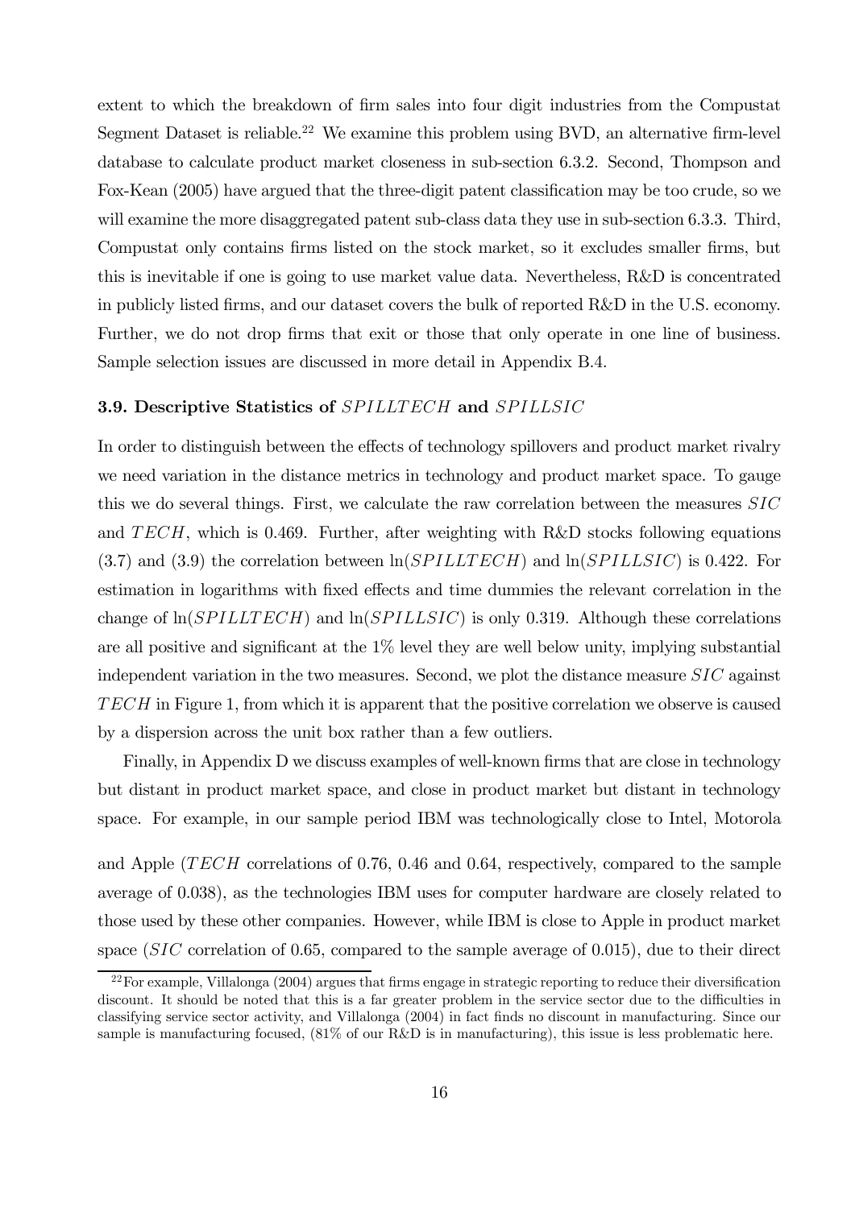extent to which the breakdown of firm sales into four digit industries from the Compustat Segment Dataset is reliable.[22] We examine this problem using BVD, an alternative firm-level database to calculate product market closeness in sub-section 6.3.2. Second, Thompson and Fox-Kean (2005) have argued that the three-digit patent classification may be too crude, so we will examine the more disaggregated patent sub-class data they use in sub-section 6.3.3. Third, Compustat only contains firms listed on the stock market, so it excludes smaller firms, but this is inevitable if one is going to use market value data. Nevertheless, R&D is concentrated in publicly listed firms, and our dataset covers the bulk of reported R&D in the U.S. economy. Further, we do not drop firms that exit or those that only operate in one line of business. Sample selection issues are discussed in more detail in Appendix B.4.

### 3.9. Descriptive Statistics of $SPILLTECH$ and $SPILLSIC$

In order to distinguish between the effects of technology spillovers and product market rivalry we need variation in the distance metrics in technology and product market space. To gauge this we do several things. First, we calculate the raw correlation between the measures $SIC$ and $TECH$, which is 0.469. Further, after weighting with R&D stocks following equations (3.7) and (3.9) the correlation between $\ln(SPILLTECH)$ and $\ln(SPILLSIC)$ is 0.422. For estimation in logarithms with fixed effects and time dummies the relevant correlation in the change of $\ln(SPILLTECH)$ and $\ln(SPILLSIC)$ is only 0.319. Although these correlations are all positive and significant at the 1% level they are well below unity, implying substantial independent variation in the two measures. Second, we plot the distance measure $SIC$ against $TECH$ in Figure 1, from which it is apparent that the positive correlation we observe is caused by a dispersion across the unit box rather than a few outliers.

Finally, in Appendix D we discuss examples of well-known firms that are close in technology but distant in product market space, and close in product market but distant in technology space. For example, in our sample period IBM was technologically close to Intel, Motorola and Apple ($TECH$ correlations of 0.76, 0.46 and 0.64, respectively, compared to the sample average of 0.038), as the technologies IBM uses for computer hardware are closely related to those used by these other companies. However, while IBM is close to Apple in product market space ($SIC$ correlation of 0.65, compared to the sample average of 0.015), due to their direct

[22] For example, Villalonga (2004) argues that firms engage in strategic reporting to reduce their diversification discount. It should be noted that this is a far greater problem in the service sector due to the difficulties in classifying service sector activity, and Villalonga (2004) in fact finds no discount in manufacturing. Since our sample is manufacturing focused, (81% of our R&D is in manufacturing), this issue is less problematic here.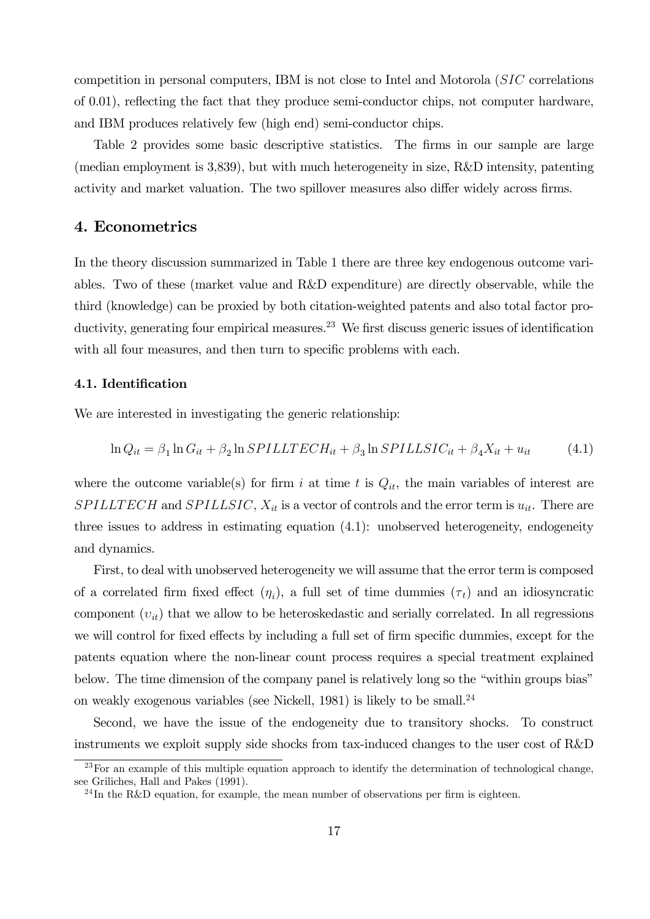competition in personal computers, IBM is not close to Intel and Motorola (*SIC* correlations of 0.01), reflecting the fact that they produce semi-conductor chips, not computer hardware, and IBM produces relatively few (high end) semi-conductor chips.

Table 2 provides some basic descriptive statistics. The firms in our sample are large (median employment is 3,839), but with much heterogeneity in size, R&D intensity, patenting activity and market valuation. The two spillover measures also differ widely across firms.

## 4. Econometrics

In the theory discussion summarized in Table 1 there are three key endogenous outcome variables. Two of these (market value and R&D expenditure) are directly observable, while the third (knowledge) can be proxied by both citation-weighted patents and also total factor productivity, generating four empirical measures.[23] We first discuss generic issues of identification with all four measures, and then turn to specific problems with each.

### 4.1. Identification

We are interested in investigating the generic relationship:

$$\ln Q_{it} = \beta_1 \ln G_{it} + \beta_2 \ln SPILLTECH_{it} + \beta_3 \ln SPILLSIC_{it} + \beta_4 X_{it} + u_{it} \qquad (4.1)$$

where the outcome variable(s) for firm $i$ at time $t$ is $Q_{it}$, the main variables of interest are $SPILLTECH$ and $SPILLSIC$, $X_{it}$ is a vector of controls and the error term is $u_{it}$. There are three issues to address in estimating equation (4.1): unobserved heterogeneity, endogeneity and dynamics.

First, to deal with unobserved heterogeneity we will assume that the error term is composed of a correlated firm fixed effect ($\eta_i$), a full set of time dummies ($\tau_t$) and an idiosyncratic component ($\upsilon_{it}$) that we allow to be heteroskedastic and serially correlated. In all regressions we will control for fixed effects by including a full set of firm specific dummies, except for the patents equation where the non-linear count process requires a special treatment explained below. The time dimension of the company panel is relatively long so the "within groups bias" on weakly exogenous variables (see Nickell, 1981) is likely to be small.[24]

Second, we have the issue of the endogeneity due to transitory shocks. To construct instruments we exploit supply side shocks from tax-induced changes to the user cost of R&D

[23] For an example of this multiple equation approach to identify the determination of technological change, see Griliches, Hall and Pakes (1991).

[24] In the R&D equation, for example, the mean number of observations per firm is eighteen.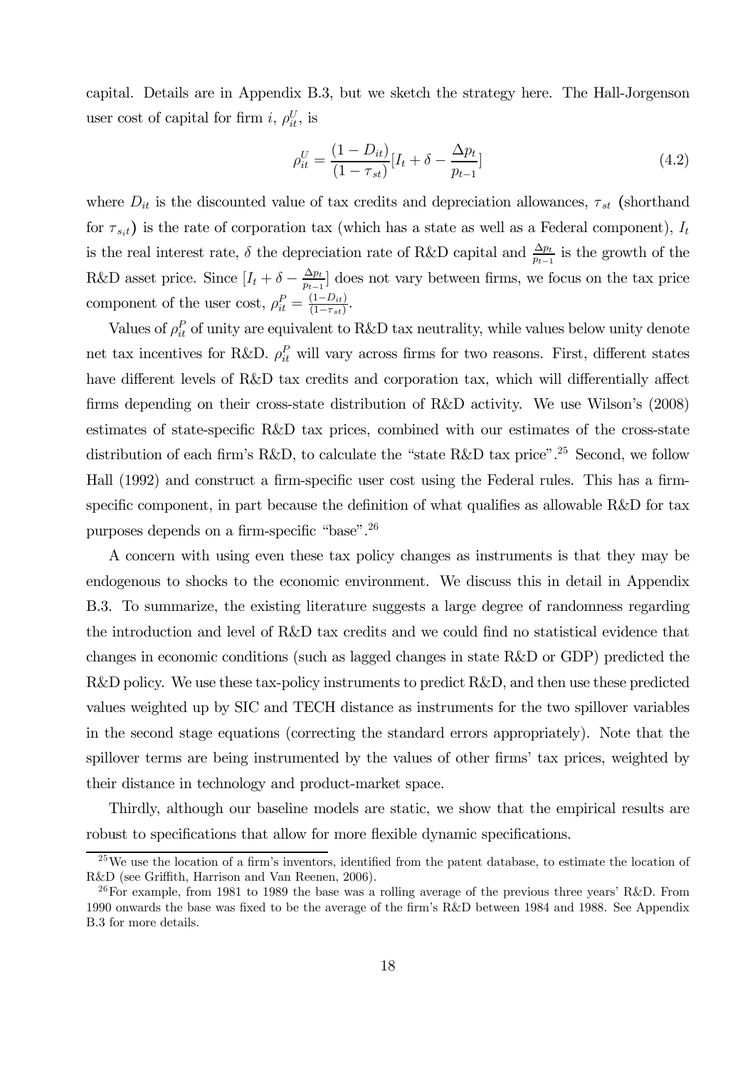capital. Details are in Appendix B.3, but we sketch the strategy here. The Hall-Jorgenson user cost of capital for firm $i$, $\rho_{it}^{U}$, is

$$\rho_{it}^{U} = \frac{(1 - D_{it})}{(1 - \tau_{st})}[I_t + \delta - \frac{\Delta p_t}{p_{t-1}}] \tag{4.2}$$

where $D_{it}$ is the discounted value of tax credits and depreciation allowances, $\tau_{st}$ (shorthand for $\tau_{s_i t}$) is the rate of corporation tax (which has a state as well as a Federal component), $I_t$ is the real interest rate, $\delta$ the depreciation rate of R&D capital and $\frac{\Delta p_t}{p_{t-1}}$ is the growth of the R&D asset price. Since $[I_t + \delta - \frac{\Delta p_t}{p_{t-1}}]$ does not vary between firms, we focus on the tax price component of the user cost, $\rho_{it}^{P} = \frac{(1-D_{it})}{(1-\tau_{st})}$.

Values of $\rho_{it}^{P}$ of unity are equivalent to R&D tax neutrality, while values below unity denote net tax incentives for R&D. $\rho_{it}^{P}$ will vary across firms for two reasons. First, different states have different levels of R&D tax credits and corporation tax, which will differentially affect firms depending on their cross-state distribution of R&D activity. We use Wilson's (2008) estimates of state-specific R&D tax prices, combined with our estimates of the cross-state distribution of each firm's R&D, to calculate the "state R&D tax price".[25] Second, we follow Hall (1992) and construct a firm-specific user cost using the Federal rules. This has a firm-specific component, in part because the definition of what qualifies as allowable R&D for tax purposes depends on a firm-specific "base".[26]

A concern with using even these tax policy changes as instruments is that they may be endogenous to shocks to the economic environment. We discuss this in detail in Appendix B.3. To summarize, the existing literature suggests a large degree of randomness regarding the introduction and level of R&D tax credits and we could find no statistical evidence that changes in economic conditions (such as lagged changes in state R&D or GDP) predicted the R&D policy. We use these tax-policy instruments to predict R&D, and then use these predicted values weighted up by SIC and TECH distance as instruments for the two spillover variables in the second stage equations (correcting the standard errors appropriately). Note that the spillover terms are being instrumented by the values of other firms' tax prices, weighted by their distance in technology and product-market space.

Thirdly, although our baseline models are static, we show that the empirical results are robust to specifications that allow for more flexible dynamic specifications.

[25] We use the location of a firm's inventors, identified from the patent database, to estimate the location of R&D (see Griffith, Harrison and Van Reenen, 2006).

[26] For example, from 1981 to 1989 the base was a rolling average of the previous three years' R&D. From 1990 onwards the base was fixed to be the average of the firm's R&D between 1984 and 1988. See Appendix B.3 for more details.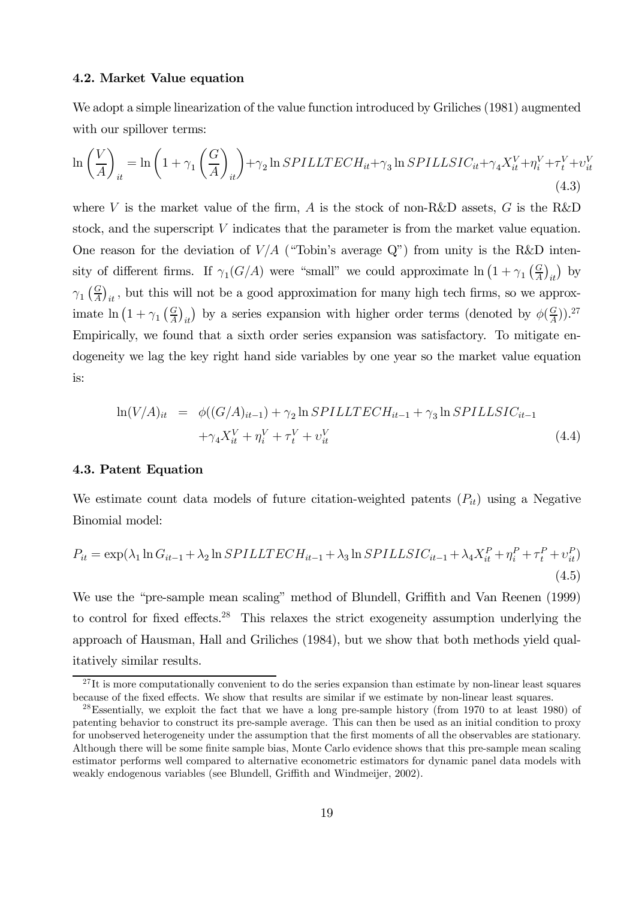### 4.2. Market Value equation

We adopt a simple linearization of the value function introduced by Griliches (1981) augmented with our spillover terms:

$$\ln\left(\frac{V}{A}\right)_{it} = \ln\left(1+\gamma_1\left(\frac{G}{A}\right)_{it}\right)+\gamma_2 \ln SPILLTECH_{it}+\gamma_3 \ln SPILLSIC_{it}+\gamma_4 X_{it}^V+\eta_i^V+\tau_t^V+\upsilon_{it}^V \tag{4.3}$$

where $V$ is the market value of the firm, $A$ is the stock of non-R&D assets, $G$ is the R&D stock, and the superscript $V$ indicates that the parameter is from the market value equation. One reason for the deviation of $V/A$ ("Tobin's average Q") from unity is the R&D intensity of different firms. If $\gamma_1(G/A)$ were "small" we could approximate $\ln\left(1+\gamma_1\left(\frac{G}{A}\right)_{it}\right)$ by $\gamma_1\left(\frac{G}{A}\right)_{it}$, but this will not be a good approximation for many high tech firms, so we approximate $\ln\left(1+\gamma_1\left(\frac{G}{A}\right)_{it}\right)$ by a series expansion with higher order terms (denoted by $\phi(\frac{G}{A})$).[27] Empirically, we found that a sixth order series expansion was satisfactory. To mitigate endogeneity we lag the key right hand side variables by one year so the market value equation is:

$$\begin{aligned}\ln(V/A)_{it} &= \phi((G/A)_{it-1})+\gamma_2 \ln SPILLTECH_{it-1}+\gamma_3 \ln SPILLSIC_{it-1} \\ &\quad +\gamma_4 X_{it}^V+\eta_i^V+\tau_t^V+\upsilon_{it}^V\end{aligned} \tag{4.4}$$

### 4.3. Patent Equation

We estimate count data models of future citation-weighted patents ($P_{it}$) using a Negative Binomial model:

$$P_{it} = \exp(\lambda_1 \ln G_{it-1}+\lambda_2 \ln SPILLTECH_{it-1}+\lambda_3 \ln SPILLSIC_{it-1}+\lambda_4 X_{it}^P+\eta_i^P+\tau_t^P+\upsilon_{it}^P) \tag{4.5}$$

We use the "pre-sample mean scaling" method of Blundell, Griffith and Van Reenen (1999) to control for fixed effects.[28] This relaxes the strict exogeneity assumption underlying the approach of Hausman, Hall and Griliches (1984), but we show that both methods yield qualitatively similar results.

---

[27] It is more computationally convenient to do the series expansion than estimate by non-linear least squares because of the fixed effects. We show that results are similar if we estimate by non-linear least squares.

[28] Essentially, we exploit the fact that we have a long pre-sample history (from 1970 to at least 1980) of patenting behavior to construct its pre-sample average. This can then be used as an initial condition to proxy for unobserved heterogeneity under the assumption that the first moments of all the observables are stationary. Although there will be some finite sample bias, Monte Carlo evidence shows that this pre-sample mean scaling estimator performs well compared to alternative econometric estimators for dynamic panel data models with weakly endogenous variables (see Blundell, Griffith and Windmeijer, 2002).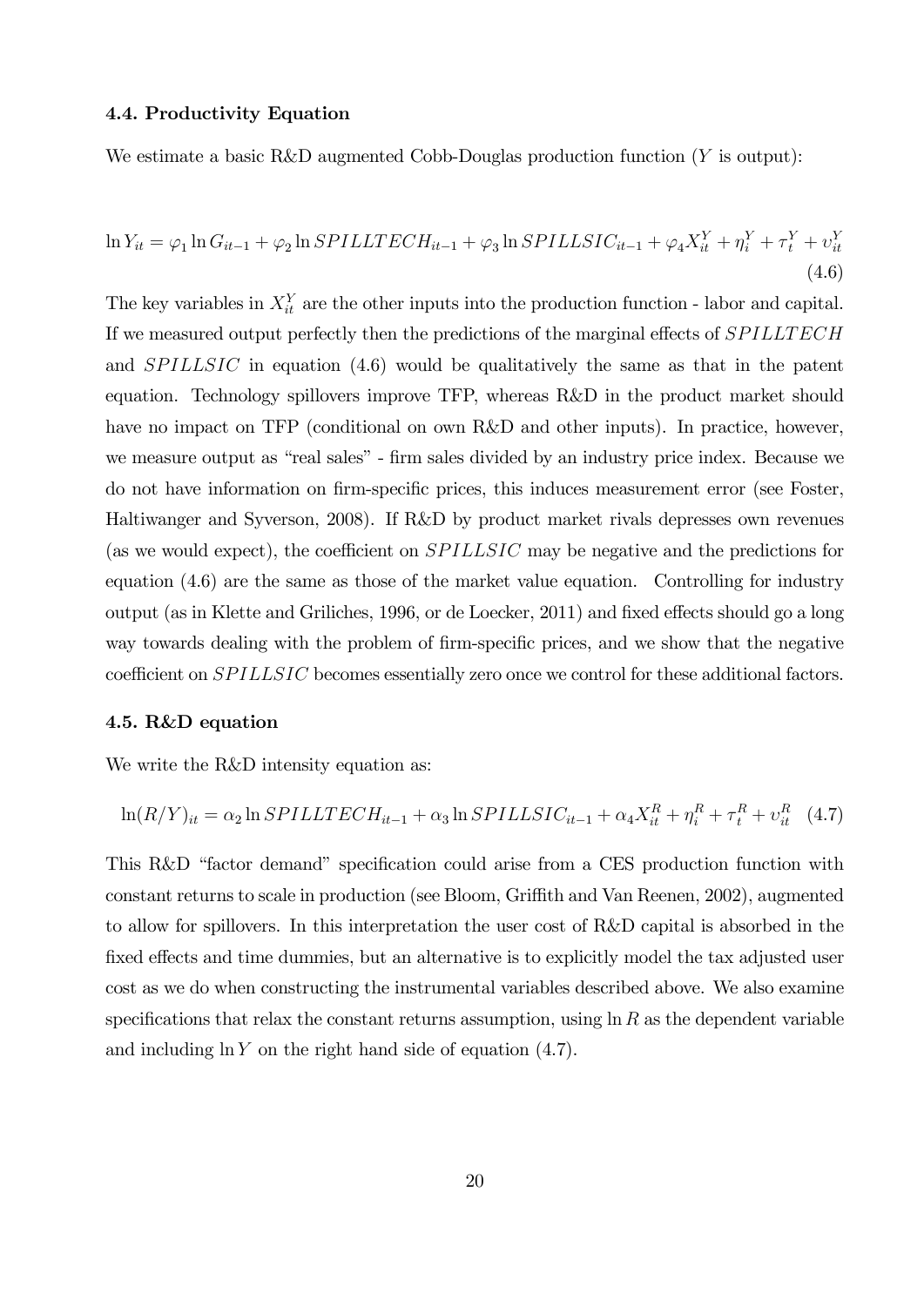### 4.4. Productivity Equation

We estimate a basic R&D augmented Cobb-Douglas production function ($Y$ is output):

$$\ln Y_{it} = \varphi_1 \ln G_{it-1} + \varphi_2 \ln SPILLTECH_{it-1} + \varphi_3 \ln SPILLSIC_{it-1} + \varphi_4 X_{it}^Y + \eta_i^Y + \tau_t^Y + \upsilon_{it}^Y \tag{4.6}$$

The key variables in $X_{it}^Y$ are the other inputs into the production function - labor and capital. If we measured output perfectly then the predictions of the marginal effects of $SPILLTECH$ and $SPILLSIC$ in equation (4.6) would be qualitatively the same as that in the patent equation. Technology spillovers improve TFP, whereas R&D in the product market should have no impact on TFP (conditional on own R&D and other inputs). In practice, however, we measure output as "real sales" - firm sales divided by an industry price index. Because we do not have information on firm-specific prices, this induces measurement error (see Foster, Haltiwanger and Syverson, 2008). If R&D by product market rivals depresses own revenues (as we would expect), the coefficient on $SPILLSIC$ may be negative and the predictions for equation (4.6) are the same as those of the market value equation. Controlling for industry output (as in Klette and Griliches, 1996, or de Loecker, 2011) and fixed effects should go a long way towards dealing with the problem of firm-specific prices, and we show that the negative coefficient on $SPILLSIC$ becomes essentially zero once we control for these additional factors.

### 4.5. R&D equation

We write the R&D intensity equation as:

$$\ln(R/Y)_{it} = \alpha_2 \ln SPILLTECH_{it-1} + \alpha_3 \ln SPILLSIC_{it-1} + \alpha_4 X_{it}^R + \eta_i^R + \tau_t^R + \upsilon_{it}^R \tag{4.7}$$

This R&D "factor demand" specification could arise from a CES production function with constant returns to scale in production (see Bloom, Griffith and Van Reenen, 2002), augmented to allow for spillovers. In this interpretation the user cost of R&D capital is absorbed in the fixed effects and time dummies, but an alternative is to explicitly model the tax adjusted user cost as we do when constructing the instrumental variables described above. We also examine specifications that relax the constant returns assumption, using $\ln R$ as the dependent variable and including $\ln Y$ on the right hand side of equation (4.7).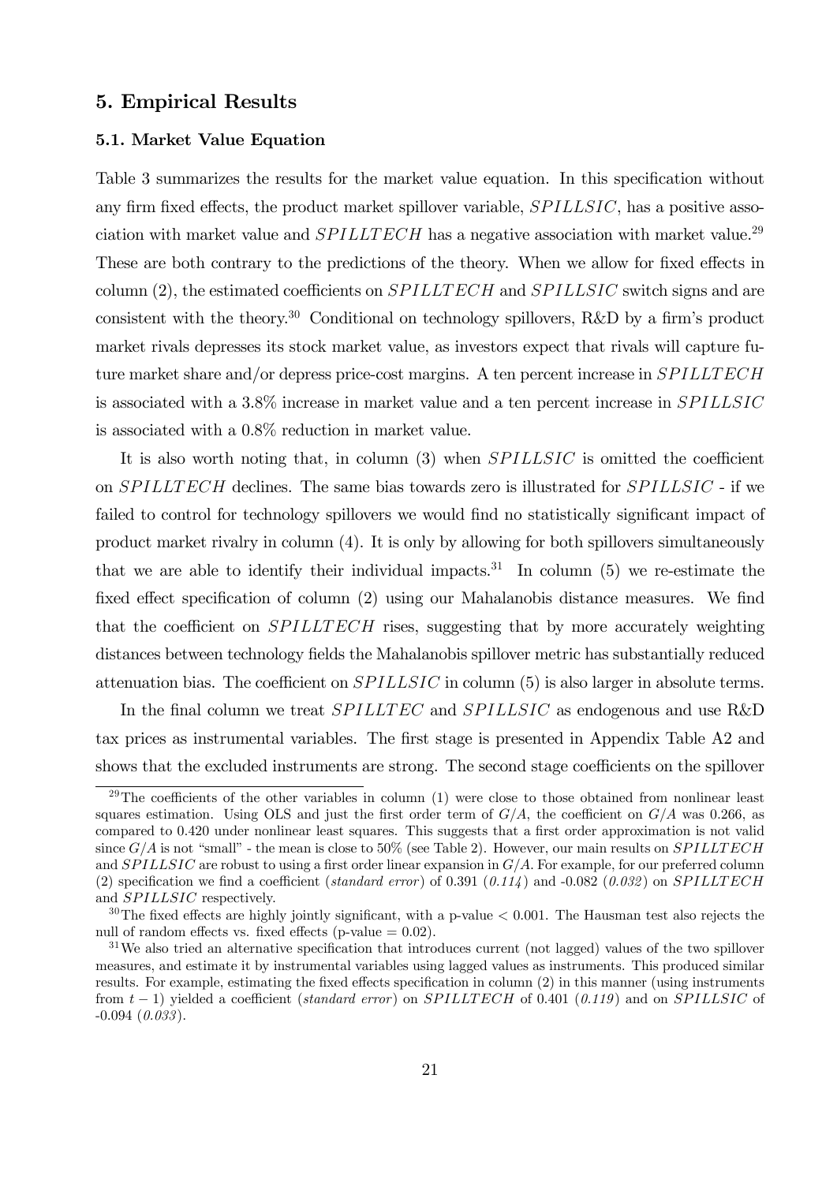## 5. Empirical Results

### 5.1. Market Value Equation

Table 3 summarizes the results for the market value equation. In this specification without any firm fixed effects, the product market spillover variable, $SPILLSIC$, has a positive association with market value and $SPILLTECH$ has a negative association with market value.[29] These are both contrary to the predictions of the theory. When we allow for fixed effects in column (2), the estimated coefficients on $SPILLTECH$ and $SPILLSIC$ switch signs and are consistent with the theory.[30] Conditional on technology spillovers, R&D by a firm's product market rivals depresses its stock market value, as investors expect that rivals will capture future market share and/or depress price-cost margins. A ten percent increase in $SPILLTECH$ is associated with a 3.8% increase in market value and a ten percent increase in $SPILLSIC$ is associated with a 0.8% reduction in market value.

It is also worth noting that, in column (3) when $SPILLSIC$ is omitted the coefficient on $SPILLTECH$ declines. The same bias towards zero is illustrated for $SPILLSIC$ - if we failed to control for technology spillovers we would find no statistically significant impact of product market rivalry in column (4). It is only by allowing for both spillovers simultaneously that we are able to identify their individual impacts.[31] In column (5) we re-estimate the fixed effect specification of column (2) using our Mahalanobis distance measures. We find that the coefficient on $SPILLTECH$ rises, suggesting that by more accurately weighting distances between technology fields the Mahalanobis spillover metric has substantially reduced attenuation bias. The coefficient on $SPILLSIC$ in column (5) is also larger in absolute terms.

In the final column we treat $SPILLTEC$ and $SPILLSIC$ as endogenous and use R&D tax prices as instrumental variables. The first stage is presented in Appendix Table A2 and shows that the excluded instruments are strong. The second stage coefficients on the spillover

---

[29] The coefficients of the other variables in column (1) were close to those obtained from nonlinear least squares estimation. Using OLS and just the first order term of $G/A$, the coefficient on $G/A$ was 0.266, as compared to 0.420 under nonlinear least squares. This suggests that a first order approximation is not valid since $G/A$ is not "small" - the mean is close to 50% (see Table 2). However, our main results on $SPILLTECH$ and $SPILLSIC$ are robust to using a first order linear expansion in $G/A$. For example, for our preferred column (2) specification we find a coefficient (*standard error*) of 0.391 (*0.114*) and -0.082 (*0.032*) on $SPILLTECH$ and $SPILLSIC$ respectively.

[30] The fixed effects are highly jointly significant, with a p-value $< 0.001$. The Hausman test also rejects the null of random effects vs. fixed effects (p-value $= 0.02$).

[31] We also tried an alternative specification that introduces current (not lagged) values of the two spillover measures, and estimate it by instrumental variables using lagged values as instruments. This produced similar results. For example, estimating the fixed effects specification in column (2) in this manner (using instruments from $t-1$) yielded a coefficient (*standard error*) on $SPILLTECH$ of 0.401 (*0.119*) and on $SPILLSIC$ of -0.094 (*0.033*).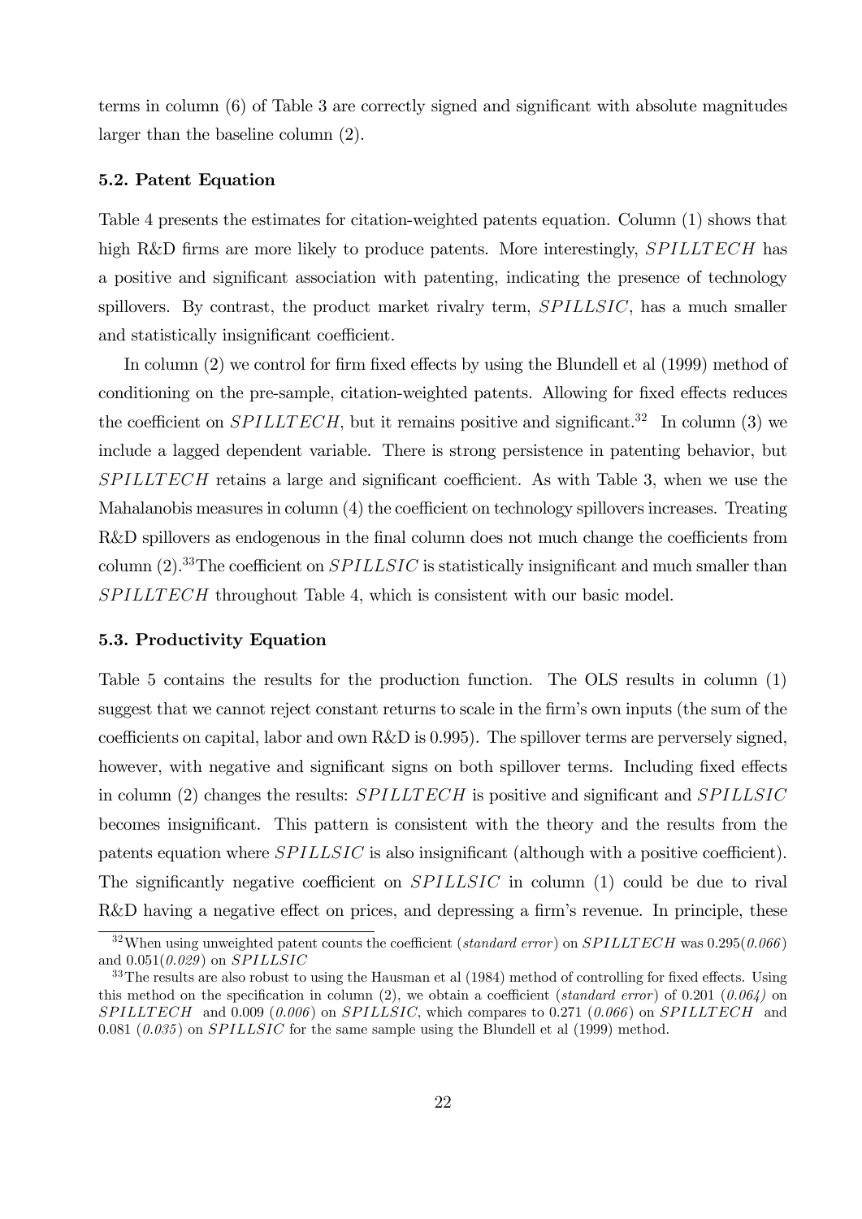terms in column (6) of Table 3 are correctly signed and significant with absolute magnitudes larger than the baseline column (2).

### 5.2. Patent Equation

Table 4 presents the estimates for citation-weighted patents equation. Column (1) shows that high R&D firms are more likely to produce patents. More interestingly, $SPILLTECH$ has a positive and significant association with patenting, indicating the presence of technology spillovers. By contrast, the product market rivalry term, $SPILLSIC$, has a much smaller and statistically insignificant coefficient.

In column (2) we control for firm fixed effects by using the Blundell et al (1999) method of conditioning on the pre-sample, citation-weighted patents. Allowing for fixed effects reduces the coefficient on $SPILLTECH$, but it remains positive and significant.[32] In column (3) we include a lagged dependent variable. There is strong persistence in patenting behavior, but $SPILLTECH$ retains a large and significant coefficient. As with Table 3, when we use the Mahalanobis measures in column (4) the coefficient on technology spillovers increases. Treating R&D spillovers as endogenous in the final column does not much change the coefficients from column (2).[33] The coefficient on $SPILLSIC$ is statistically insignificant and much smaller than $SPILLTECH$ throughout Table 4, which is consistent with our basic model.

### 5.3. Productivity Equation

Table 5 contains the results for the production function. The OLS results in column (1) suggest that we cannot reject constant returns to scale in the firm's own inputs (the sum of the coefficients on capital, labor and own R&D is 0.995). The spillover terms are perversely signed, however, with negative and significant signs on both spillover terms. Including fixed effects in column (2) changes the results: $SPILLTECH$ is positive and significant and $SPILLSIC$ becomes insignificant. This pattern is consistent with the theory and the results from the patents equation where $SPILLSIC$ is also insignificant (although with a positive coefficient). The significantly negative coefficient on $SPILLSIC$ in column (1) could be due to rival R&D having a negative effect on prices, and depressing a firm's revenue. In principle, these

---

[32] When using unweighted patent counts the coefficient (*standard error*) on $SPILLTECH$ was 0.295(*0.066*) and 0.051(*0.029*) on $SPILLSIC$

[33] The results are also robust to using the Hausman et al (1984) method of controlling for fixed effects. Using this method on the specification in column (2), we obtain a coefficient (*standard error*) of 0.201 (*0.064*) on $SPILLTECH$ and 0.009 (*0.006*) on $SPILLSIC$, which compares to 0.271 (*0.066*) on $SPILLTECH$ and 0.081 (*0.035*) on $SPILLSIC$ for the same sample using the Blundell et al (1999) method.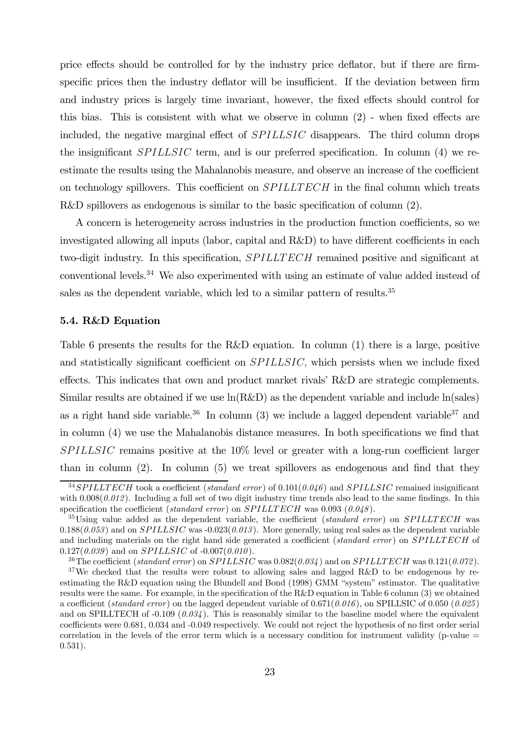price effects should be controlled for by the industry price deflator, but if there are firm-specific prices then the industry deflator will be insufficient. If the deviation between firm and industry prices is largely time invariant, however, the fixed effects should control for this bias. This is consistent with what we observe in column (2) - when fixed effects are included, the negative marginal effect of $SPILLSIC$ disappears. The third column drops the insignificant $SPILLSIC$ term, and is our preferred specification. In column (4) we re-estimate the results using the Mahalanobis measure, and observe an increase of the coefficient on technology spillovers. This coefficient on $SPILLTECH$ in the final column which treats R&D spillovers as endogenous is similar to the basic specification of column (2).

A concern is heterogeneity across industries in the production function coefficients, so we investigated allowing all inputs (labor, capital and R&D) to have different coefficients in each two-digit industry. In this specification, $SPILLTECH$ remained positive and significant at conventional levels.[34] We also experimented with using an estimate of value added instead of sales as the dependent variable, which led to a similar pattern of results.[35]

### 5.4. R&D Equation

Table 6 presents the results for the R&D equation. In column (1) there is a large, positive and statistically significant coefficient on $SPILLSIC$, which persists when we include fixed effects. This indicates that own and product market rivals' R&D are strategic complements. Similar results are obtained if we use ln(R&D) as the dependent variable and include ln(sales) as a right hand side variable.[36] In column (3) we include a lagged dependent variable[37] and in column (4) we use the Mahalanobis distance measures. In both specifications we find that $SPILLSIC$ remains positive at the 10% level or greater with a long-run coefficient larger than in column (2). In column (5) we treat spillovers as endogenous and find that they

---

[34] $SPILLTECH$ took a coefficient (*standard error*) of 0.101(*0.046*) and $SPILLSIC$ remained insignificant with 0.008(*0.012*). Including a full set of two digit industry time trends also lead to the same findings. In this specification the coefficient (*standard error*) on $SPILLTECH$ was 0.093 (*0.048*).

[35] Using value added as the dependent variable, the coefficient (*standard error*) on $SPILLTECH$ was 0.188(*0.053*) and on $SPILLSIC$ was -0.023(*0.013*). More generally, using real sales as the dependent variable and including materials on the right hand side generated a coefficient (*standard error*) on $SPILLTECH$ of 0.127(*0.039*) and on $SPILLSIC$ of -0.007(*0.010*).

[36] The coefficient (*standard error*) on $SPILLSIC$ was 0.082(*0.034*) and on $SPILLTECH$ was 0.121(*0.072*).

[37] We checked that the results were robust to allowing sales and lagged R&D to be endogenous by re-estimating the R&D equation using the Blundell and Bond (1998) GMM "system" estimator. The qualitative results were the same. For example, in the specification of the R&D equation in Table 6 column (3) we obtained a coefficient (*standard error*) on the lagged dependent variable of 0.671(*0.016*), on SPILLSIC of 0.050 (*0.025*) and on SPILLTECH of -0.109 (*0.034*). This is reasonably similar to the baseline model where the equivalent coefficients were 0.681, 0.034 and -0.049 respectively. We could not reject the hypothesis of no first order serial correlation in the levels of the error term which is a necessary condition for instrument validity (p-value = 0.531).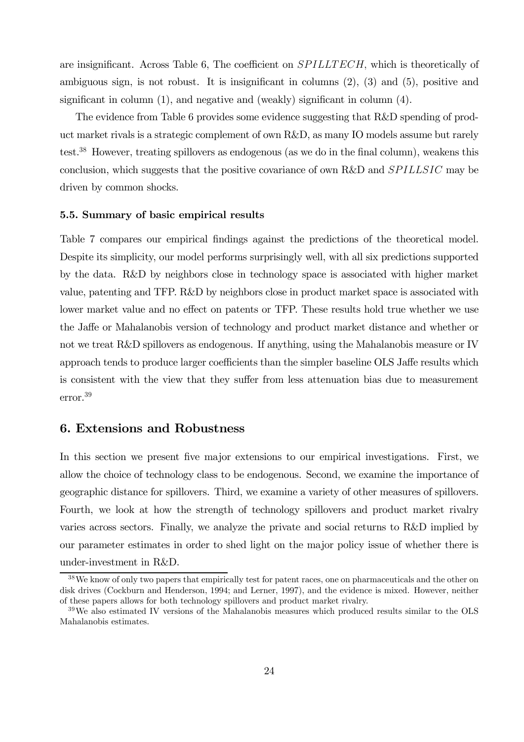are insignificant. Across Table 6, The coefficient on $SPILLTECH$, which is theoretically of ambiguous sign, is not robust. It is insignificant in columns (2), (3) and (5), positive and significant in column (1), and negative and (weakly) significant in column (4).

The evidence from Table 6 provides some evidence suggesting that R&D spending of product market rivals is a strategic complement of own R&D, as many IO models assume but rarely test.[38] However, treating spillovers as endogenous (as we do in the final column), weakens this conclusion, which suggests that the positive covariance of own R&D and $SPILLSIC$ may be driven by common shocks.

### 5.5. Summary of basic empirical results

Table 7 compares our empirical findings against the predictions of the theoretical model. Despite its simplicity, our model performs surprisingly well, with all six predictions supported by the data. R&D by neighbors close in technology space is associated with higher market value, patenting and TFP. R&D by neighbors close in product market space is associated with lower market value and no effect on patents or TFP. These results hold true whether we use the Jaffe or Mahalanobis version of technology and product market distance and whether or not we treat R&D spillovers as endogenous. If anything, using the Mahalanobis measure or IV approach tends to produce larger coefficients than the simpler baseline OLS Jaffe results which is consistent with the view that they suffer from less attenuation bias due to measurement error.[39]

## 6. Extensions and Robustness

In this section we present five major extensions to our empirical investigations. First, we allow the choice of technology class to be endogenous. Second, we examine the importance of geographic distance for spillovers. Third, we examine a variety of other measures of spillovers. Fourth, we look at how the strength of technology spillovers and product market rivalry varies across sectors. Finally, we analyze the private and social returns to R&D implied by our parameter estimates in order to shed light on the major policy issue of whether there is under-investment in R&D.

[38] We know of only two papers that empirically test for patent races, one on pharmaceuticals and the other on disk drives (Cockburn and Henderson, 1994; and Lerner, 1997), and the evidence is mixed. However, neither of these papers allows for both technology spillovers and product market rivalry.

[39] We also estimated IV versions of the Mahalanobis measures which produced results similar to the OLS Mahalanobis estimates.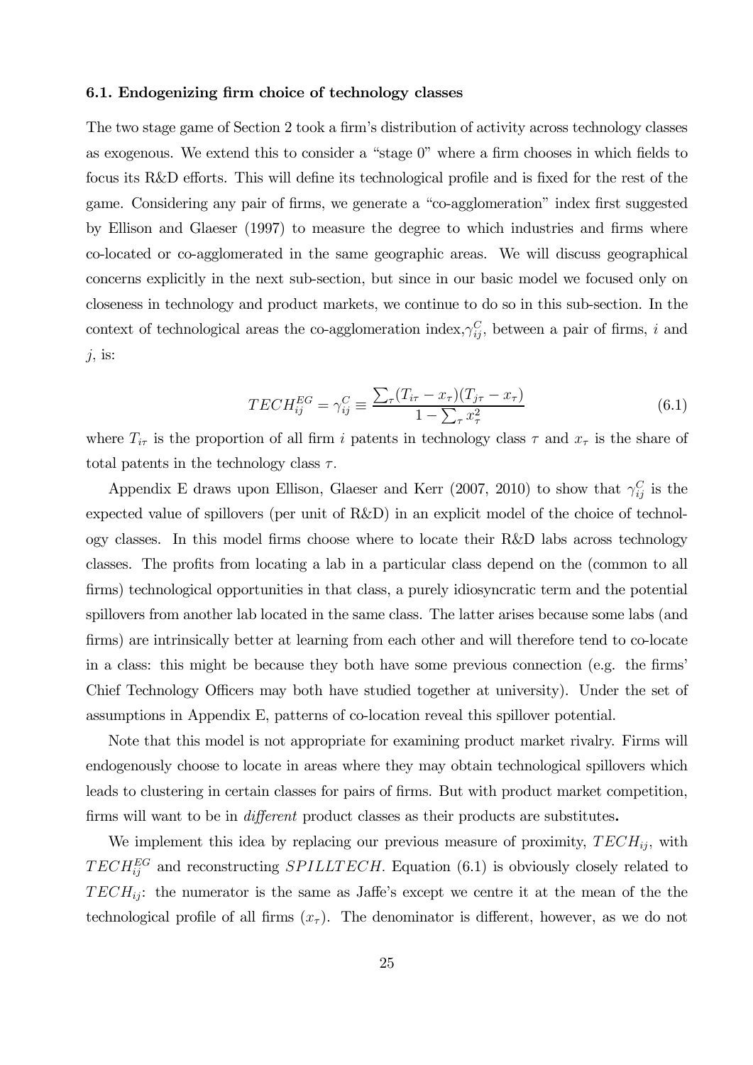### 6.1. Endogenizing firm choice of technology classes

The two stage game of Section 2 took a firm's distribution of activity across technology classes as exogenous. We extend this to consider a "stage 0" where a firm chooses in which fields to focus its R&D efforts. This will define its technological profile and is fixed for the rest of the game. Considering any pair of firms, we generate a "co-agglomeration" index first suggested by Ellison and Glaeser (1997) to measure the degree to which industries and firms where co-located or co-agglomerated in the same geographic areas. We will discuss geographical concerns explicitly in the next sub-section, but since in our basic model we focused only on closeness in technology and product markets, we continue to do so in this sub-section. In the context of technological areas the co-agglomeration index, $\gamma_{ij}^{C}$, between a pair of firms, $i$ and $j$, is:

$$TECH_{ij}^{EG} = \gamma_{ij}^{C} \equiv \frac{\sum_{\tau}(T_{i\tau} - x_{\tau})(T_{j\tau} - x_{\tau})}{1 - \sum_{\tau} x_{\tau}^{2}} \tag{6.1}$$

where $T_{i\tau}$ is the proportion of all firm $i$ patents in technology class $\tau$ and $x_{\tau}$ is the share of total patents in the technology class $\tau$.

Appendix E draws upon Ellison, Glaeser and Kerr (2007, 2010) to show that $\gamma_{ij}^{C}$ is the expected value of spillovers (per unit of R&D) in an explicit model of the choice of technology classes. In this model firms choose where to locate their R&D labs across technology classes. The profits from locating a lab in a particular class depend on the (common to all firms) technological opportunities in that class, a purely idiosyncratic term and the potential spillovers from another lab located in the same class. The latter arises because some labs (and firms) are intrinsically better at learning from each other and will therefore tend to co-locate in a class: this might be because they both have some previous connection (e.g. the firms' Chief Technology Officers may both have studied together at university). Under the set of assumptions in Appendix E, patterns of co-location reveal this spillover potential.

Note that this model is not appropriate for examining product market rivalry. Firms will endogenously choose to locate in areas where they may obtain technological spillovers which leads to clustering in certain classes for pairs of firms. But with product market competition, firms will want to be in *different* product classes as their products are substitutes**.**

We implement this idea by replacing our previous measure of proximity, $TECH_{ij}$, with $TECH_{ij}^{EG}$ and reconstructing $SPILLTECH$. Equation (6.1) is obviously closely related to $TECH_{ij}$: the numerator is the same as Jaffe's except we centre it at the mean of the the technological profile of all firms ($x_{\tau}$). The denominator is different, however, as we do not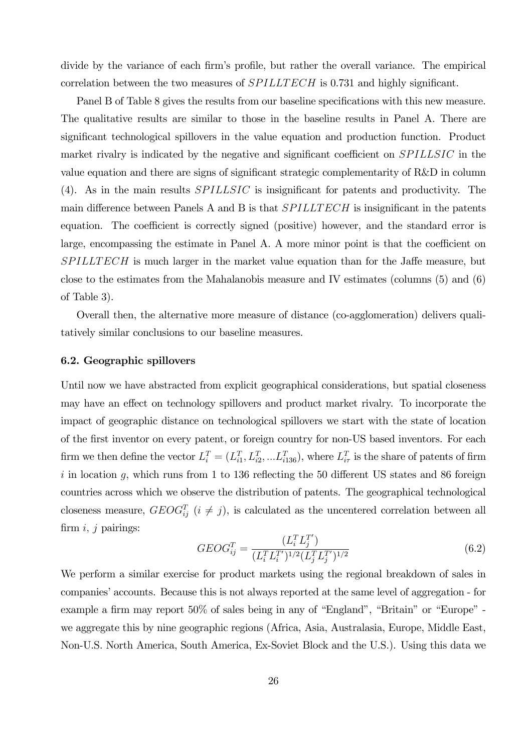divide by the variance of each firm's profile, but rather the overall variance. The empirical correlation between the two measures of $SPILLTECH$ is 0.731 and highly significant.

Panel B of Table 8 gives the results from our baseline specifications with this new measure. The qualitative results are similar to those in the baseline results in Panel A. There are significant technological spillovers in the value equation and production function. Product market rivalry is indicated by the negative and significant coefficient on $SPILLSIC$ in the value equation and there are signs of significant strategic complementarity of R&D in column (4). As in the main results $SPILLSIC$ is insignificant for patents and productivity. The main difference between Panels A and B is that $SPILLTECH$ is insignificant in the patents equation. The coefficient is correctly signed (positive) however, and the standard error is large, encompassing the estimate in Panel A. A more minor point is that the coefficient on $SPILLTECH$ is much larger in the market value equation than for the Jaffe measure, but close to the estimates from the Mahalanobis measure and IV estimates (columns (5) and (6) of Table 3).

Overall then, the alternative more measure of distance (co-agglomeration) delivers qualitatively similar conclusions to our baseline measures.

### 6.2. Geographic spillovers

Until now we have abstracted from explicit geographical considerations, but spatial closeness may have an effect on technology spillovers and product market rivalry. To incorporate the impact of geographic distance on technological spillovers we start with the state of location of the first inventor on every patent, or foreign country for non-US based inventors. For each firm we then define the vector $L_i^T = (L_{i1}^T, L_{i2}^T, ...L_{i136}^T)$, where $L_{i\tau}^T$ is the share of patents of firm $i$ in location $g$, which runs from 1 to 136 reflecting the 50 different US states and 86 foreign countries across which we observe the distribution of patents. The geographical technological closeness measure, $GEOG_{ij}^T$ $(i \neq j)$, is calculated as the uncentered correlation between all firm $i$, $j$ pairings:

$$GEOG_{ij}^T = \frac{(L_i^T L_j^{T'})}{(L_i^T L_i^{T'})^{1/2}(L_j^T L_j^{T'})^{1/2}} \tag{6.2}$$

We perform a similar exercise for product markets using the regional breakdown of sales in companies' accounts. Because this is not always reported at the same level of aggregation - for example a firm may report 50% of sales being in any of "England", "Britain" or "Europe" - we aggregate this by nine geographic regions (Africa, Asia, Australasia, Europe, Middle East, Non-U.S. North America, South America, Ex-Soviet Block and the U.S.). Using this data we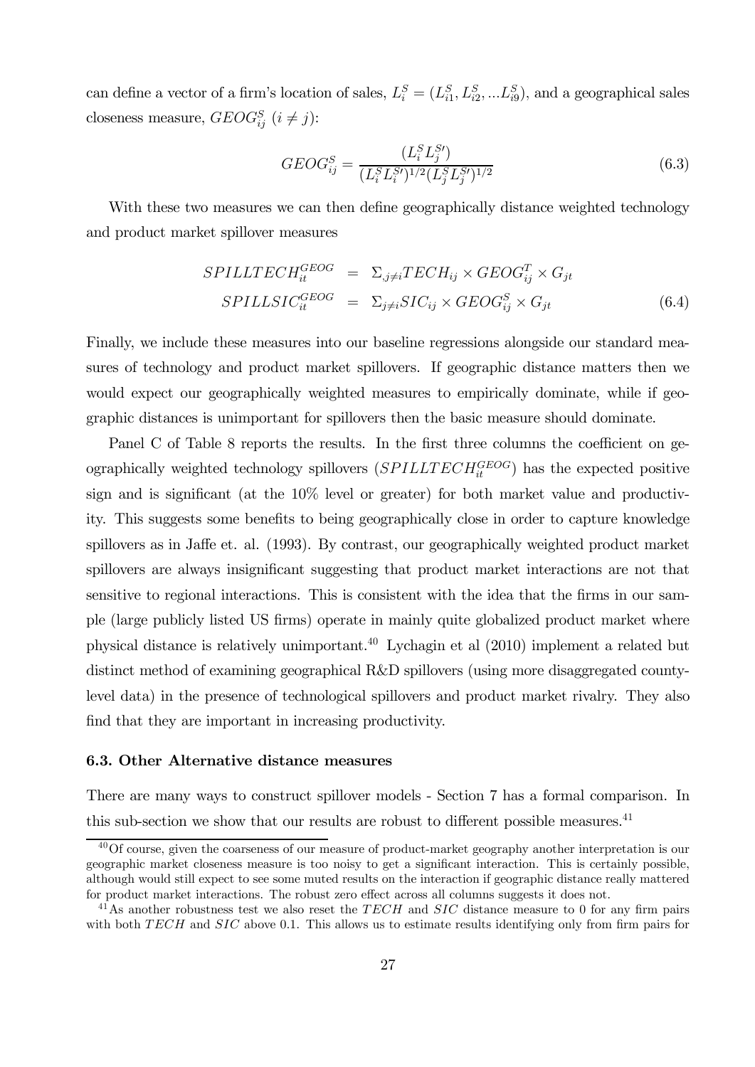can define a vector of a firm's location of sales, $L_i^S = (L_{i1}^S, L_{i2}^S, ...L_{i9}^S)$, and a geographical sales closeness measure, $GEOG_{ij}^S$ $(i \neq j)$:

$$GEOG_{ij}^S = \frac{(L_i^S L_j^{S\prime})}{(L_i^S L_i^{S\prime})^{1/2}(L_j^S L_j^{S\prime})^{1/2}} \tag{6.3}$$

With these two measures we can then define geographically distance weighted technology and product market spillover measures

$$\begin{aligned} SPILLTECH_{it}^{GEOG} &= \Sigma_{,j\neq i} TECH_{ij} \times GEOG_{ij}^T \times G_{jt} \\ SPILLSIC_{it}^{GEOG} &= \Sigma_{j\neq i} SIC_{ij} \times GEOG_{ij}^S \times G_{jt} \end{aligned} \tag{6.4}$$

Finally, we include these measures into our baseline regressions alongside our standard measures of technology and product market spillovers. If geographic distance matters then we would expect our geographically weighted measures to empirically dominate, while if geographic distances is unimportant for spillovers then the basic measure should dominate.

Panel C of Table 8 reports the results. In the first three columns the coefficient on geographically weighted technology spillovers ($SPILLTECH_{it}^{GEOG}$) has the expected positive sign and is significant (at the 10% level or greater) for both market value and productivity. This suggests some benefits to being geographically close in order to capture knowledge spillovers as in Jaffe et. al. (1993). By contrast, our geographically weighted product market spillovers are always insignificant suggesting that product market interactions are not that sensitive to regional interactions. This is consistent with the idea that the firms in our sample (large publicly listed US firms) operate in mainly quite globalized product market where physical distance is relatively unimportant.[40] Lychagin et al (2010) implement a related but distinct method of examining geographical R&D spillovers (using more disaggregated county-level data) in the presence of technological spillovers and product market rivalry. They also find that they are important in increasing productivity.

### 6.3. Other Alternative distance measures

There are many ways to construct spillover models - Section 7 has a formal comparison. In this sub-section we show that our results are robust to different possible measures.[41]

[40] Of course, given the coarseness of our measure of product-market geography another interpretation is our geographic market closeness measure is too noisy to get a significant interaction. This is certainly possible, although would still expect to see some muted results on the interaction if geographic distance really mattered for product market interactions. The robust zero effect across all columns suggests it does not.

[41] As another robustness test we also reset the $TECH$ and $SIC$ distance measure to 0 for any firm pairs with both $TECH$ and $SIC$ above 0.1. This allows us to estimate results identifying only from firm pairs for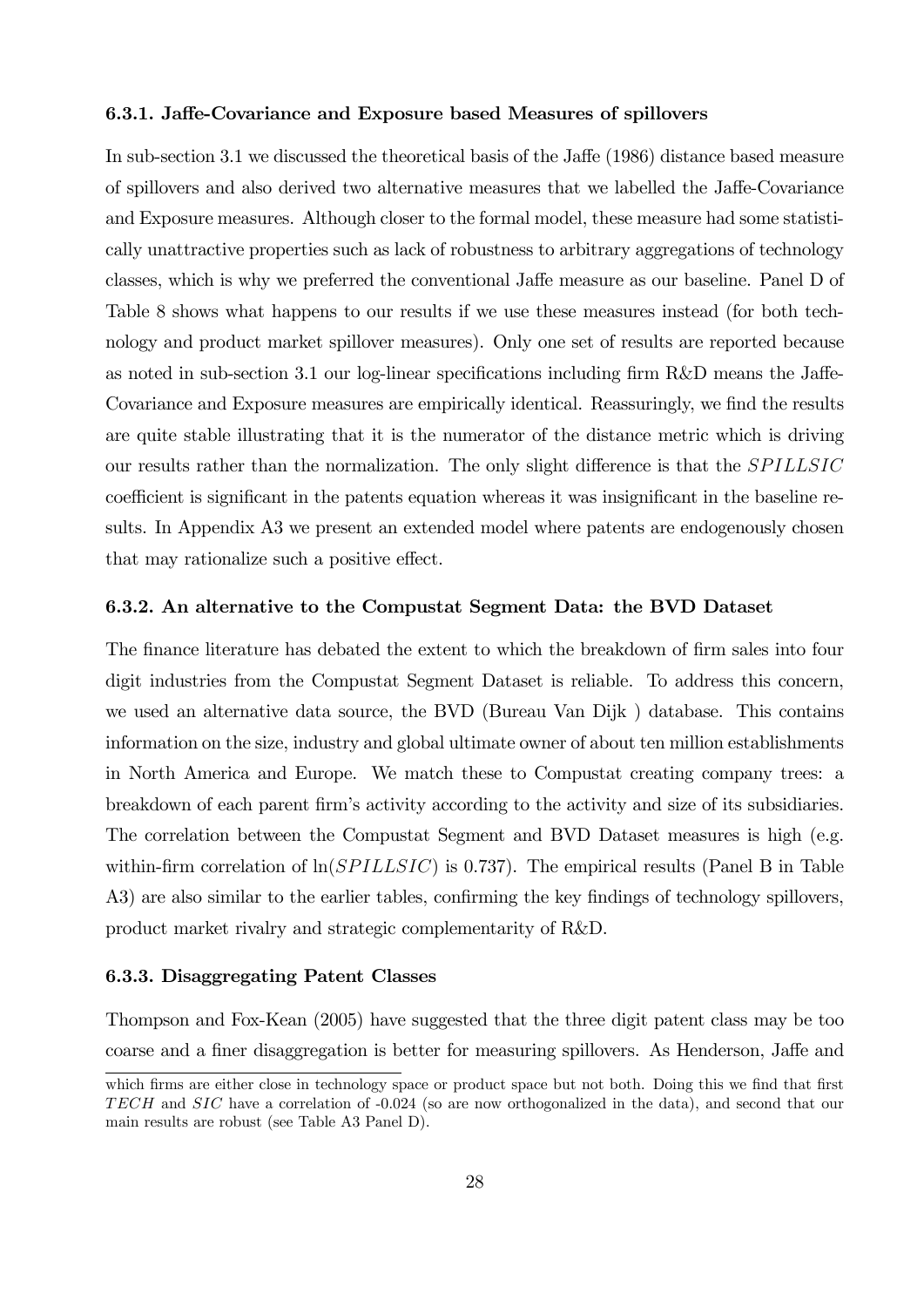#### 6.3.1. Jaffe-Covariance and Exposure based Measures of spillovers

In sub-section 3.1 we discussed the theoretical basis of the Jaffe (1986) distance based measure of spillovers and also derived two alternative measures that we labelled the Jaffe-Covariance and Exposure measures. Although closer to the formal model, these measure had some statistically unattractive properties such as lack of robustness to arbitrary aggregations of technology classes, which is why we preferred the conventional Jaffe measure as our baseline. Panel D of Table 8 shows what happens to our results if we use these measures instead (for both technology and product market spillover measures). Only one set of results are reported because as noted in sub-section 3.1 our log-linear specifications including firm R&D means the Jaffe-Covariance and Exposure measures are empirically identical. Reassuringly, we find the results are quite stable illustrating that it is the numerator of the distance metric which is driving our results rather than the normalization. The only slight difference is that the $SPILLSIC$ coefficient is significant in the patents equation whereas it was insignificant in the baseline results. In Appendix A3 we present an extended model where patents are endogenously chosen that may rationalize such a positive effect.

#### 6.3.2. An alternative to the Compustat Segment Data: the BVD Dataset

The finance literature has debated the extent to which the breakdown of firm sales into four digit industries from the Compustat Segment Dataset is reliable. To address this concern, we used an alternative data source, the BVD (Bureau Van Dijk ) database. This contains information on the size, industry and global ultimate owner of about ten million establishments in North America and Europe. We match these to Compustat creating company trees: a breakdown of each parent firm's activity according to the activity and size of its subsidiaries. The correlation between the Compustat Segment and BVD Dataset measures is high (e.g. within-firm correlation of $\ln(SPILLSIC)$ is 0.737). The empirical results (Panel B in Table A3) are also similar to the earlier tables, confirming the key findings of technology spillovers, product market rivalry and strategic complementarity of R&D.

#### 6.3.3. Disaggregating Patent Classes

Thompson and Fox-Kean (2005) have suggested that the three digit patent class may be too coarse and a finer disaggregation is better for measuring spillovers. As Henderson, Jaffe and

which firms are either close in technology space or product space but not both. Doing this we find that first $TECH$ and $SIC$ have a correlation of -0.024 (so are now orthogonalized in the data), and second that our main results are robust (see Table A3 Panel D).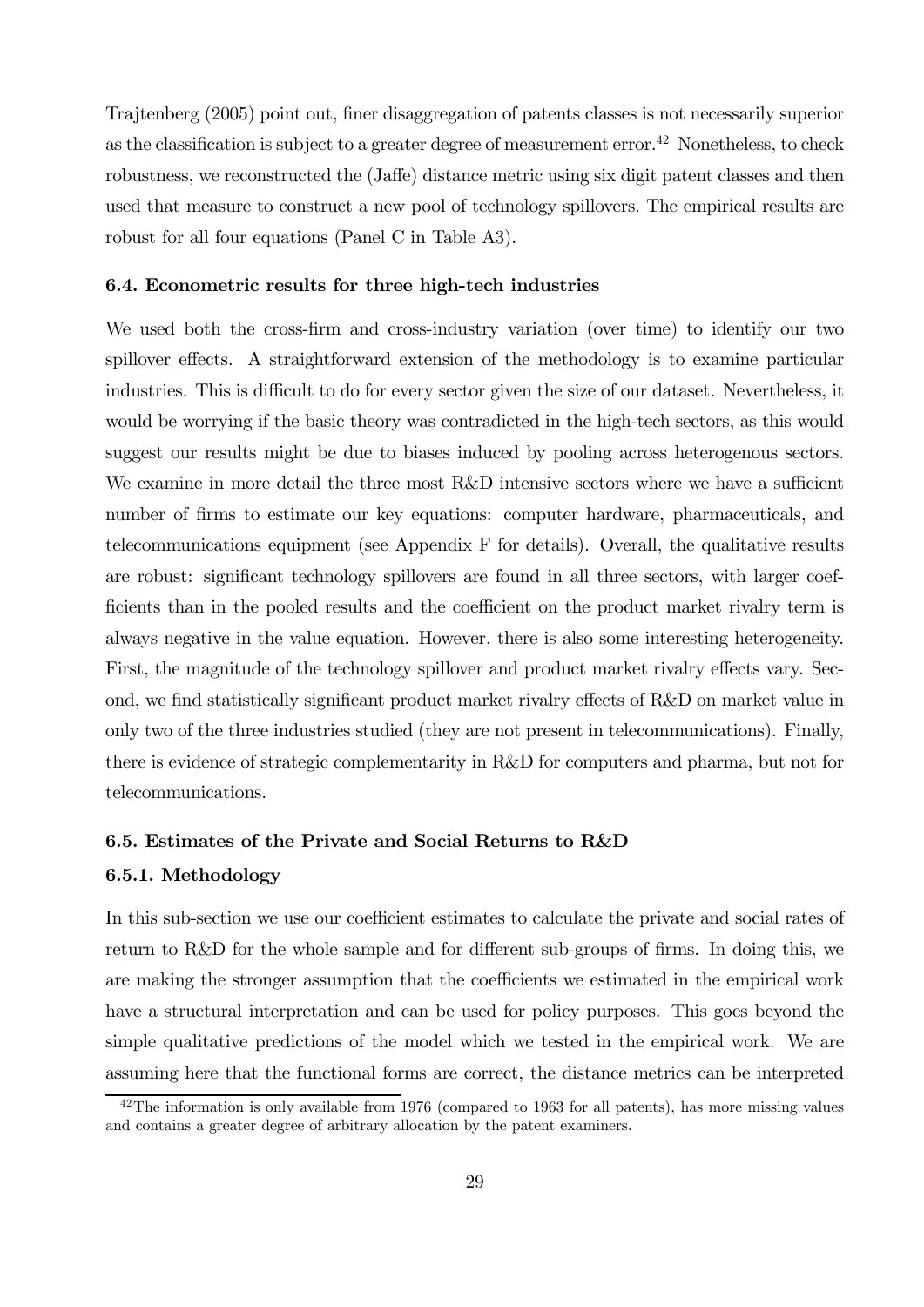Trajtenberg (2005) point out, finer disaggregation of patents classes is not necessarily superior as the classification is subject to a greater degree of measurement error.[42] Nonetheless, to check robustness, we reconstructed the (Jaffe) distance metric using six digit patent classes and then used that measure to construct a new pool of technology spillovers. The empirical results are robust for all four equations (Panel C in Table A3).

### 6.4. Econometric results for three high-tech industries

We used both the cross-firm and cross-industry variation (over time) to identify our two spillover effects. A straightforward extension of the methodology is to examine particular industries. This is difficult to do for every sector given the size of our dataset. Nevertheless, it would be worrying if the basic theory was contradicted in the high-tech sectors, as this would suggest our results might be due to biases induced by pooling across heterogenous sectors. We examine in more detail the three most R&D intensive sectors where we have a sufficient number of firms to estimate our key equations: computer hardware, pharmaceuticals, and telecommunications equipment (see Appendix F for details). Overall, the qualitative results are robust: significant technology spillovers are found in all three sectors, with larger coefficients than in the pooled results and the coefficient on the product market rivalry term is always negative in the value equation. However, there is also some interesting heterogeneity. First, the magnitude of the technology spillover and product market rivalry effects vary. Second, we find statistically significant product market rivalry effects of R&D on market value in only two of the three industries studied (they are not present in telecommunications). Finally, there is evidence of strategic complementarity in R&D for computers and pharma, but not for telecommunications.

### 6.5. Estimates of the Private and Social Returns to R&D

#### 6.5.1. Methodology

In this sub-section we use our coefficient estimates to calculate the private and social rates of return to R&D for the whole sample and for different sub-groups of firms. In doing this, we are making the stronger assumption that the coefficients we estimated in the empirical work have a structural interpretation and can be used for policy purposes. This goes beyond the simple qualitative predictions of the model which we tested in the empirical work. We are assuming here that the functional forms are correct, the distance metrics can be interpreted

[42] The information is only available from 1976 (compared to 1963 for all patents), has more missing values and contains a greater degree of arbitrary allocation by the patent examiners.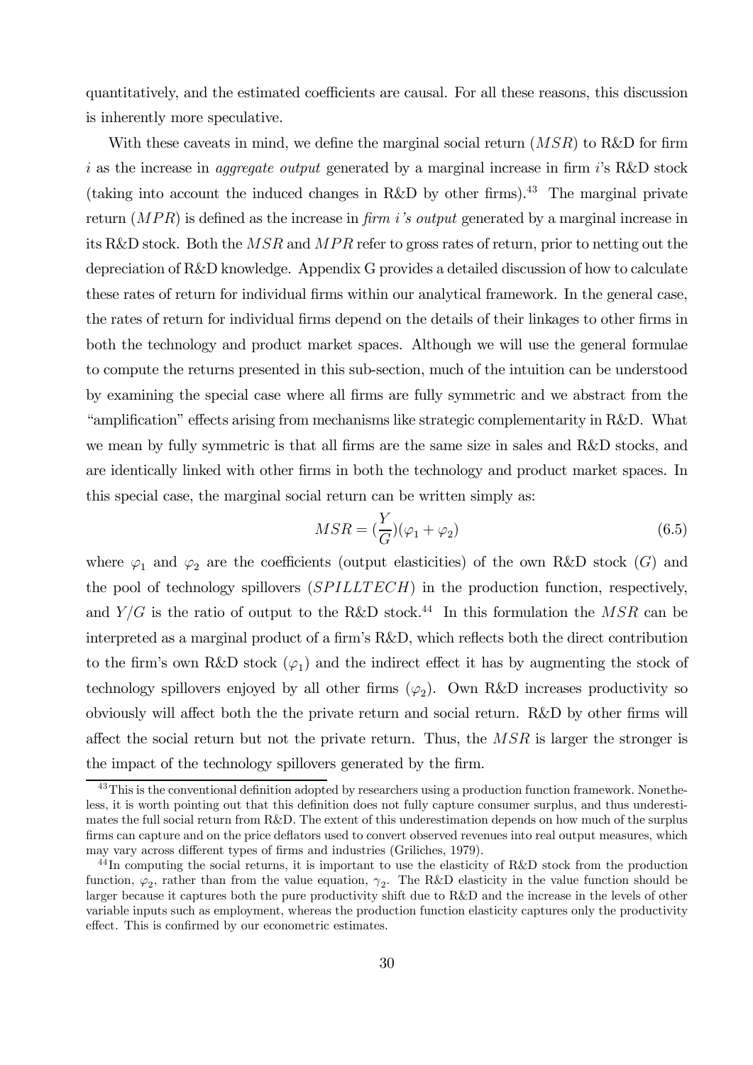quantitatively, and the estimated coefficients are causal. For all these reasons, this discussion is inherently more speculative.

With these caveats in mind, we define the marginal social return ($MSR$) to R&D for firm $i$ as the increase in *aggregate output* generated by a marginal increase in firm $i$'s R&D stock (taking into account the induced changes in R&D by other firms).[43] The marginal private return ($MPR$) is defined as the increase in *firm i's output* generated by a marginal increase in its R&D stock. Both the $MSR$ and $MPR$ refer to gross rates of return, prior to netting out the depreciation of R&D knowledge. Appendix G provides a detailed discussion of how to calculate these rates of return for individual firms within our analytical framework. In the general case, the rates of return for individual firms depend on the details of their linkages to other firms in both the technology and product market spaces. Although we will use the general formulae to compute the returns presented in this sub-section, much of the intuition can be understood by examining the special case where all firms are fully symmetric and we abstract from the "amplification" effects arising from mechanisms like strategic complementarity in R&D. What we mean by fully symmetric is that all firms are the same size in sales and R&D stocks, and are identically linked with other firms in both the technology and product market spaces. In this special case, the marginal social return can be written simply as:

$$MSR = (\frac{Y}{G})(\varphi_1 + \varphi_2) \tag{6.5}$$

where $\varphi_1$ and $\varphi_2$ are the coefficients (output elasticities) of the own R&D stock ($G$) and the pool of technology spillovers ($SPILLTECH$) in the production function, respectively, and $Y/G$ is the ratio of output to the R&D stock.[44] In this formulation the $MSR$ can be interpreted as a marginal product of a firm's R&D, which reflects both the direct contribution to the firm's own R&D stock ($\varphi_1$) and the indirect effect it has by augmenting the stock of technology spillovers enjoyed by all other firms ($\varphi_2$). Own R&D increases productivity so obviously will affect both the the private return and social return. R&D by other firms will affect the social return but not the private return. Thus, the $MSR$ is larger the stronger is the impact of the technology spillovers generated by the firm.

[43] This is the conventional definition adopted by researchers using a production function framework. Nonetheless, it is worth pointing out that this definition does not fully capture consumer surplus, and thus underestimates the full social return from R&D. The extent of this underestimation depends on how much of the surplus firms can capture and on the price deflators used to convert observed revenues into real output measures, which may vary across different types of firms and industries (Griliches, 1979).

[44] In computing the social returns, it is important to use the elasticity of R&D stock from the production function, $\varphi_2$, rather than from the value equation, $\gamma_2$. The R&D elasticity in the value function should be larger because it captures both the pure productivity shift due to R&D and the increase in the levels of other variable inputs such as employment, whereas the production function elasticity captures only the productivity effect. This is confirmed by our econometric estimates.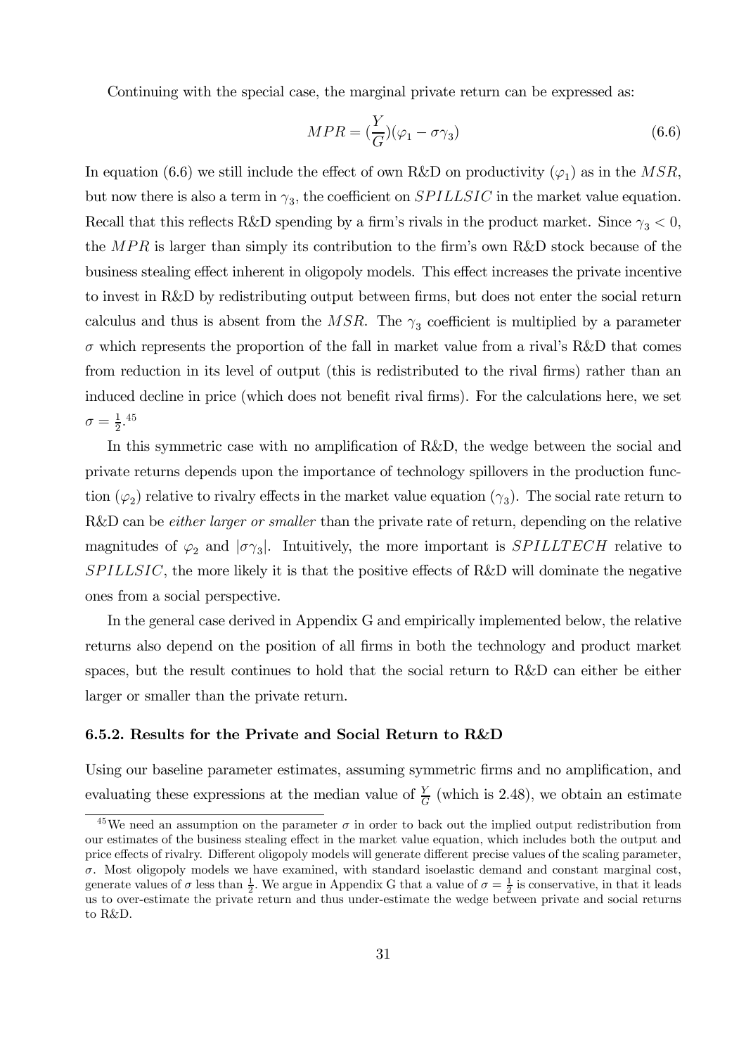Continuing with the special case, the marginal private return can be expressed as:

$$MPR = (\frac{Y}{G})(\varphi_1 - \sigma\gamma_3) \tag{6.6}$$

In equation (6.6) we still include the effect of own R&D on productivity ($\varphi_1$) as in the $MSR$, but now there is also a term in $\gamma_3$, the coefficient on $SPILLSIC$ in the market value equation. Recall that this reflects R&D spending by a firm's rivals in the product market. Since $\gamma_3 < 0$, the $MPR$ is larger than simply its contribution to the firm's own R&D stock because of the business stealing effect inherent in oligopoly models. This effect increases the private incentive to invest in R&D by redistributing output between firms, but does not enter the social return calculus and thus is absent from the $MSR$. The $\gamma_3$ coefficient is multiplied by a parameter $\sigma$ which represents the proportion of the fall in market value from a rival's R&D that comes from reduction in its level of output (this is redistributed to the rival firms) rather than an induced decline in price (which does not benefit rival firms). For the calculations here, we set $\sigma = \frac{1}{2}$.[45]

In this symmetric case with no amplification of R&D, the wedge between the social and private returns depends upon the importance of technology spillovers in the production function ($\varphi_2$) relative to rivalry effects in the market value equation ($\gamma_3$). The social rate return to R&D can be *either larger or smaller* than the private rate of return, depending on the relative magnitudes of $\varphi_2$ and $|\sigma\gamma_3|$. Intuitively, the more important is $SPILLTECH$ relative to $SPILLSIC$, the more likely it is that the positive effects of R&D will dominate the negative ones from a social perspective.

In the general case derived in Appendix G and empirically implemented below, the relative returns also depend on the position of all firms in both the technology and product market spaces, but the result continues to hold that the social return to R&D can be either either larger or smaller than the private return.

### 6.5.2. Results for the Private and Social Return to R&D

Using our baseline parameter estimates, assuming symmetric firms and no amplification, and evaluating these expressions at the median value of $\frac{Y}{G}$ (which is 2.48), we obtain an estimate

[45] We need an assumption on the parameter $\sigma$ in order to back out the implied output redistribution from our estimates of the business stealing effect in the market value equation, which includes both the output and price effects of rivalry. Different oligopoly models will generate different precise values of the scaling parameter, $\sigma$. Most oligopoly models we have examined, with standard isoelastic demand and constant marginal cost, generate values of $\sigma$ less than $\frac{1}{2}$. We argue in Appendix G that a value of $\sigma = \frac{1}{2}$ is conservative, in that it leads us to over-estimate the private return and thus under-estimate the wedge between private and social returns to R&D.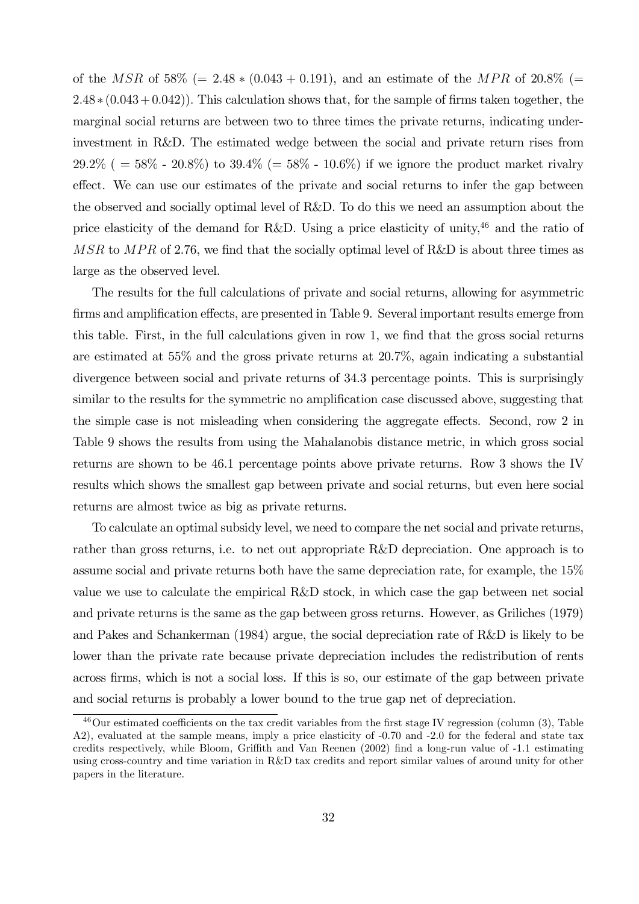of the $MSR$ of 58% (= $2.48 * (0.043 + 0.191)$, and an estimate of the $MPR$ of 20.8% (= $2.48 * (0.043 + 0.042)$). This calculation shows that, for the sample of firms taken together, the marginal social returns are between two to three times the private returns, indicating under-investment in R&D. The estimated wedge between the social and private return rises from 29.2% ( = 58% - 20.8%) to 39.4% (= 58% - 10.6%) if we ignore the product market rivalry effect. We can use our estimates of the private and social returns to infer the gap between the observed and socially optimal level of R&D. To do this we need an assumption about the price elasticity of the demand for R&D. Using a price elasticity of unity,[46] and the ratio of $MSR$ to $MPR$ of 2.76, we find that the socially optimal level of R&D is about three times as large as the observed level.

The results for the full calculations of private and social returns, allowing for asymmetric firms and amplification effects, are presented in Table 9. Several important results emerge from this table. First, in the full calculations given in row 1, we find that the gross social returns are estimated at 55% and the gross private returns at 20.7%, again indicating a substantial divergence between social and private returns of 34.3 percentage points. This is surprisingly similar to the results for the symmetric no amplification case discussed above, suggesting that the simple case is not misleading when considering the aggregate effects. Second, row 2 in Table 9 shows the results from using the Mahalanobis distance metric, in which gross social returns are shown to be 46.1 percentage points above private returns. Row 3 shows the IV results which shows the smallest gap between private and social returns, but even here social returns are almost twice as big as private returns.

To calculate an optimal subsidy level, we need to compare the net social and private returns, rather than gross returns, i.e. to net out appropriate R&D depreciation. One approach is to assume social and private returns both have the same depreciation rate, for example, the 15% value we use to calculate the empirical R&D stock, in which case the gap between net social and private returns is the same as the gap between gross returns. However, as Griliches (1979) and Pakes and Schankerman (1984) argue, the social depreciation rate of R&D is likely to be lower than the private rate because private depreciation includes the redistribution of rents across firms, which is not a social loss. If this is so, our estimate of the gap between private and social returns is probably a lower bound to the true gap net of depreciation.

[46] Our estimated coefficients on the tax credit variables from the first stage IV regression (column (3), Table A2), evaluated at the sample means, imply a price elasticity of -0.70 and -2.0 for the federal and state tax credits respectively, while Bloom, Griffith and Van Reenen (2002) find a long-run value of -1.1 estimating using cross-country and time variation in R&D tax credits and report similar values of around unity for other papers in the literature.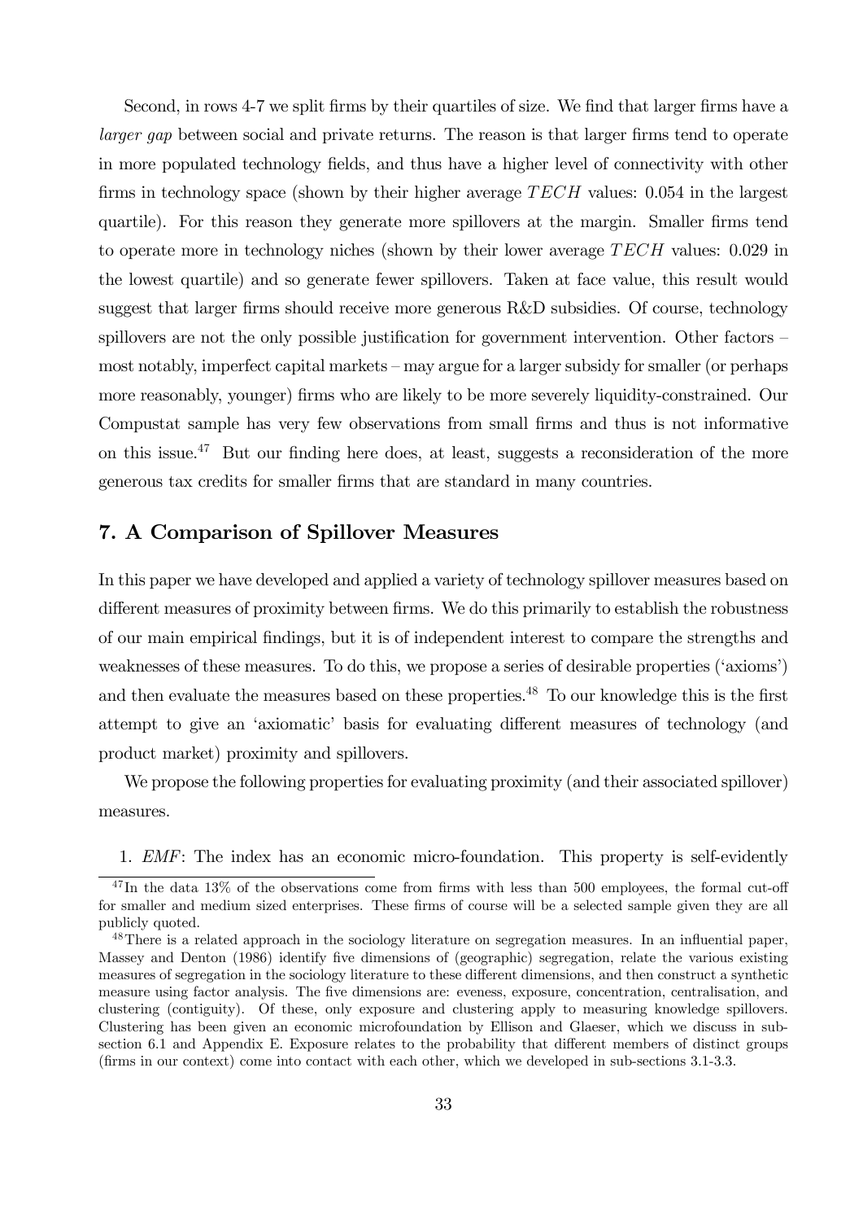Second, in rows 4-7 we split firms by their quartiles of size. We find that larger firms have a *larger gap* between social and private returns. The reason is that larger firms tend to operate in more populated technology fields, and thus have a higher level of connectivity with other firms in technology space (shown by their higher average $TECH$ values: 0.054 in the largest quartile). For this reason they generate more spillovers at the margin. Smaller firms tend to operate more in technology niches (shown by their lower average $TECH$ values: 0.029 in the lowest quartile) and so generate fewer spillovers. Taken at face value, this result would suggest that larger firms should receive more generous R&D subsidies. Of course, technology spillovers are not the only possible justification for government intervention. Other factors – most notably, imperfect capital markets – may argue for a larger subsidy for smaller (or perhaps more reasonably, younger) firms who are likely to be more severely liquidity-constrained. Our Compustat sample has very few observations from small firms and thus is not informative on this issue.[47] But our finding here does, at least, suggests a reconsideration of the more generous tax credits for smaller firms that are standard in many countries.

## 7. A Comparison of Spillover Measures

In this paper we have developed and applied a variety of technology spillover measures based on different measures of proximity between firms. We do this primarily to establish the robustness of our main empirical findings, but it is of independent interest to compare the strengths and weaknesses of these measures. To do this, we propose a series of desirable properties ('axioms') and then evaluate the measures based on these properties.[48] To our knowledge this is the first attempt to give an 'axiomatic' basis for evaluating different measures of technology (and product market) proximity and spillovers.

We propose the following properties for evaluating proximity (and their associated spillover) measures.

1. *EMF*: The index has an economic micro-foundation. This property is self-evidently

[47] In the data 13% of the observations come from firms with less than 500 employees, the formal cut-off for smaller and medium sized enterprises. These firms of course will be a selected sample given they are all publicly quoted.

[48] There is a related approach in the sociology literature on segregation measures. In an influential paper, Massey and Denton (1986) identify five dimensions of (geographic) segregation, relate the various existing measures of segregation in the sociology literature to these different dimensions, and then construct a synthetic measure using factor analysis. The five dimensions are: eveness, exposure, concentration, centralisation, and clustering (contiguity). Of these, only exposure and clustering apply to measuring knowledge spillovers. Clustering has been given an economic microfoundation by Ellison and Glaeser, which we discuss in sub-section 6.1 and Appendix E. Exposure relates to the probability that different members of distinct groups (firms in our context) come into contact with each other, which we developed in sub-sections 3.1-3.3.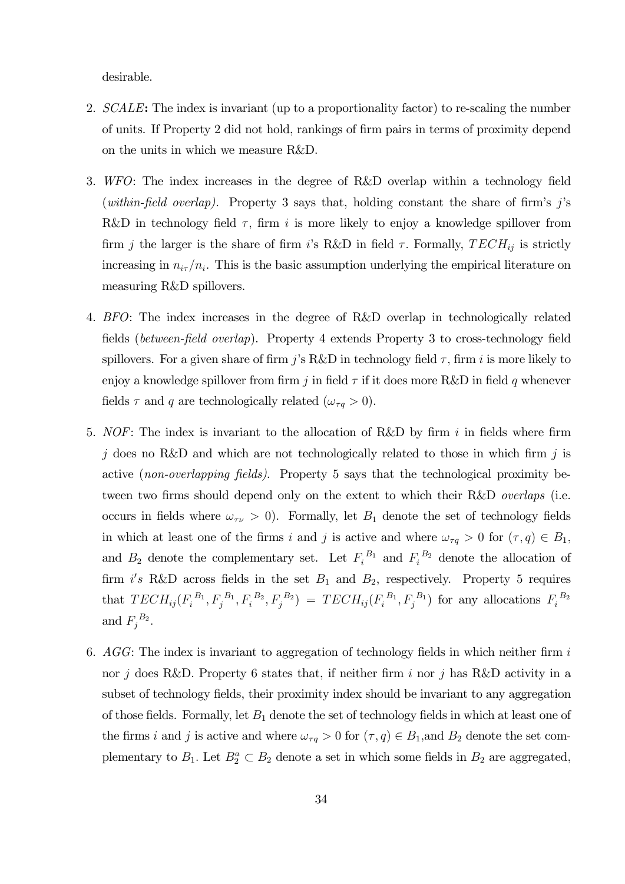desirable.

2. *SCALE*: The index is invariant (up to a proportionality factor) to re-scaling the number of units. If Property 2 did not hold, rankings of firm pairs in terms of proximity depend on the units in which we measure R&D.

3. *WFO*: The index increases in the degree of R&D overlap within a technology field (*within-field overlap*). Property 3 says that, holding constant the share of firm's $j$'s R&D in technology field $\tau$, firm $i$ is more likely to enjoy a knowledge spillover from firm $j$ the larger is the share of firm $i$'s R&D in field $\tau$. Formally, $TECH_{ij}$ is strictly increasing in $n_{i\tau}/n_i$. This is the basic assumption underlying the empirical literature on measuring R&D spillovers.

4. *BFO*: The index increases in the degree of R&D overlap in technologically related fields (*between-field overlap*). Property 4 extends Property 3 to cross-technology field spillovers. For a given share of firm $j$'s R&D in technology field $\tau$, firm $i$ is more likely to enjoy a knowledge spillover from firm $j$ in field $\tau$ if it does more R&D in field $q$ whenever fields $\tau$ and $q$ are technologically related ($\omega_{\tau q} > 0$).

5. *NOF*: The index is invariant to the allocation of R&D by firm $i$ in fields where firm $j$ does no R&D and which are not technologically related to those in which firm $j$ is active (*non-overlapping fields)*. Property 5 says that the technological proximity between two firms should depend only on the extent to which their R&D *overlaps* (i.e. occurs in fields where $\omega_{\tau\nu} > 0$). Formally, let $B_1$ denote the set of technology fields in which at least one of the firms $i$ and $j$ is active and where $\omega_{\tau q} > 0$ for $(\tau, q) \in B_1$, and $B_2$ denote the complementary set. Let $F_i^{B_1}$ and $F_i^{B_2}$ denote the allocation of firm $i's$ R&D across fields in the set $B_1$ and $B_2$, respectively. Property 5 requires that $TECH_{ij}(F_i^{B_1}, F_j^{B_1}, F_i^{B_2}, F_j^{B_2}) = TECH_{ij}(F_i^{B_1}, F_j^{B_1})$ for any allocations $F_i^{B_2}$ and $F_j^{B_2}$.

6. *AGG*: The index is invariant to aggregation of technology fields in which neither firm $i$ nor $j$ does R&D. Property 6 states that, if neither firm $i$ nor $j$ has R&D activity in a subset of technology fields, their proximity index should be invariant to any aggregation of those fields. Formally, let $B_1$ denote the set of technology fields in which at least one of the firms $i$ and $j$ is active and where $\omega_{\tau q} > 0$ for $(\tau, q) \in B_1$,and $B_2$ denote the set complementary to $B_1$. Let $B_2^a \subset B_2$ denote a set in which some fields in $B_2$ are aggregated,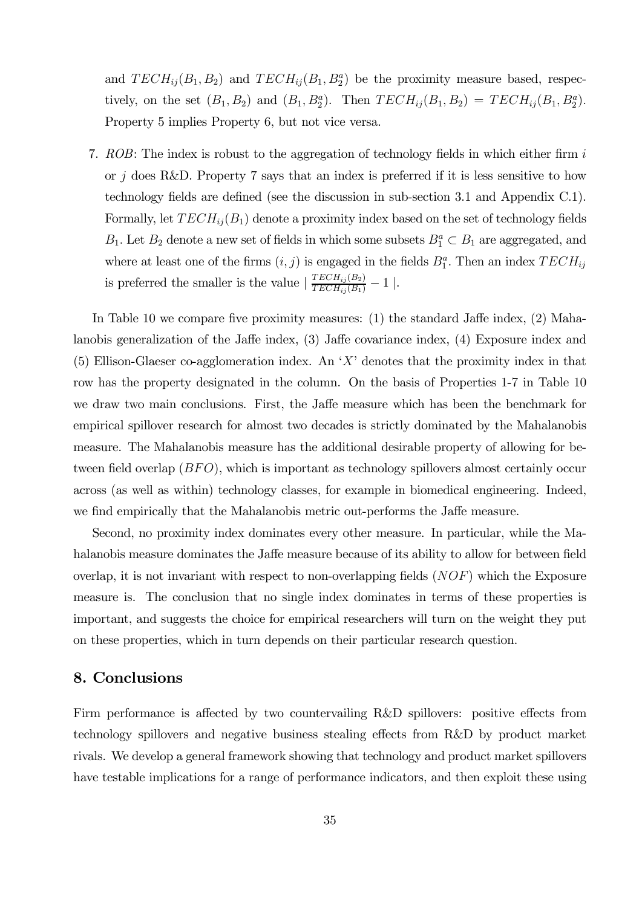and $TECH_{ij}(B_1, B_2)$ and $TECH_{ij}(B_1, B_2^a)$ be the proximity measure based, respectively, on the set $(B_1, B_2)$ and $(B_1, B_2^a)$. Then $TECH_{ij}(B_1, B_2) = TECH_{ij}(B_1, B_2^a)$. Property 5 implies Property 6, but not vice versa.

7. *ROB*: The index is robust to the aggregation of technology fields in which either firm $i$ or $j$ does R&D. Property 7 says that an index is preferred if it is less sensitive to how technology fields are defined (see the discussion in sub-section 3.1 and Appendix C.1). Formally, let $TECH_{ij}(B_1)$ denote a proximity index based on the set of technology fields $B_1$. Let $B_2$ denote a new set of fields in which some subsets $B_1^a \subset B_1$ are aggregated, and where at least one of the firms $(i, j)$ is engaged in the fields $B_1^a$. Then an index $TECH_{ij}$ is preferred the smaller is the value $\mid \frac{TECH_{ij}(B_2)}{TECH_{ij}(B_1)} - 1 \mid$.

In Table 10 we compare five proximity measures: (1) the standard Jaffe index, (2) Mahalanobis generalization of the Jaffe index, (3) Jaffe covariance index, (4) Exposure index and (5) Ellison-Glaeser co-agglomeration index. An '$X$' denotes that the proximity index in that row has the property designated in the column. On the basis of Properties 1-7 in Table 10 we draw two main conclusions. First, the Jaffe measure which has been the benchmark for empirical spillover research for almost two decades is strictly dominated by the Mahalanobis measure. The Mahalanobis measure has the additional desirable property of allowing for between field overlap ($BFO$), which is important as technology spillovers almost certainly occur across (as well as within) technology classes, for example in biomedical engineering. Indeed, we find empirically that the Mahalanobis metric out-performs the Jaffe measure.

Second, no proximity index dominates every other measure. In particular, while the Mahalanobis measure dominates the Jaffe measure because of its ability to allow for between field overlap, it is not invariant with respect to non-overlapping fields ($NOF$) which the Exposure measure is. The conclusion that no single index dominates in terms of these properties is important, and suggests the choice for empirical researchers will turn on the weight they put on these properties, which in turn depends on their particular research question.

## 8. Conclusions

Firm performance is affected by two countervailing R&D spillovers: positive effects from technology spillovers and negative business stealing effects from R&D by product market rivals. We develop a general framework showing that technology and product market spillovers have testable implications for a range of performance indicators, and then exploit these using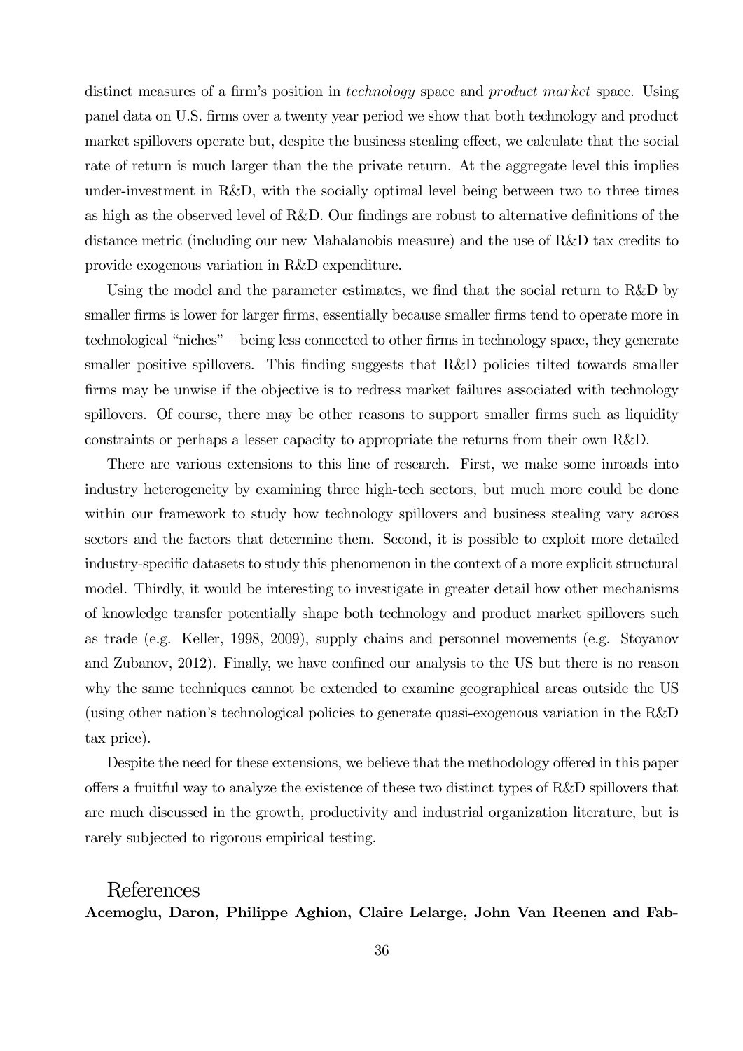distinct measures of a firm's position in *technology* space and *product market* space. Using panel data on U.S. firms over a twenty year period we show that both technology and product market spillovers operate but, despite the business stealing effect, we calculate that the social rate of return is much larger than the the private return. At the aggregate level this implies under-investment in R&D, with the socially optimal level being between two to three times as high as the observed level of R&D. Our findings are robust to alternative definitions of the distance metric (including our new Mahalanobis measure) and the use of R&D tax credits to provide exogenous variation in R&D expenditure.

Using the model and the parameter estimates, we find that the social return to R&D by smaller firms is lower for larger firms, essentially because smaller firms tend to operate more in technological "niches" – being less connected to other firms in technology space, they generate smaller positive spillovers. This finding suggests that R&D policies tilted towards smaller firms may be unwise if the objective is to redress market failures associated with technology spillovers. Of course, there may be other reasons to support smaller firms such as liquidity constraints or perhaps a lesser capacity to appropriate the returns from their own R&D.

There are various extensions to this line of research. First, we make some inroads into industry heterogeneity by examining three high-tech sectors, but much more could be done within our framework to study how technology spillovers and business stealing vary across sectors and the factors that determine them. Second, it is possible to exploit more detailed industry-specific datasets to study this phenomenon in the context of a more explicit structural model. Thirdly, it would be interesting to investigate in greater detail how other mechanisms of knowledge transfer potentially shape both technology and product market spillovers such as trade (e.g. Keller, 1998, 2009), supply chains and personnel movements (e.g. Stoyanov and Zubanov, 2012). Finally, we have confined our analysis to the US but there is no reason why the same techniques cannot be extended to examine geographical areas outside the US (using other nation's technological policies to generate quasi-exogenous variation in the R&D tax price).

Despite the need for these extensions, we believe that the methodology offered in this paper offers a fruitful way to analyze the existence of these two distinct types of R&D spillovers that are much discussed in the growth, productivity and industrial organization literature, but is rarely subjected to rigorous empirical testing.

# References

**Acemoglu, Daron, Philippe Aghion, Claire Lelarge, John Van Reenen and Fab-**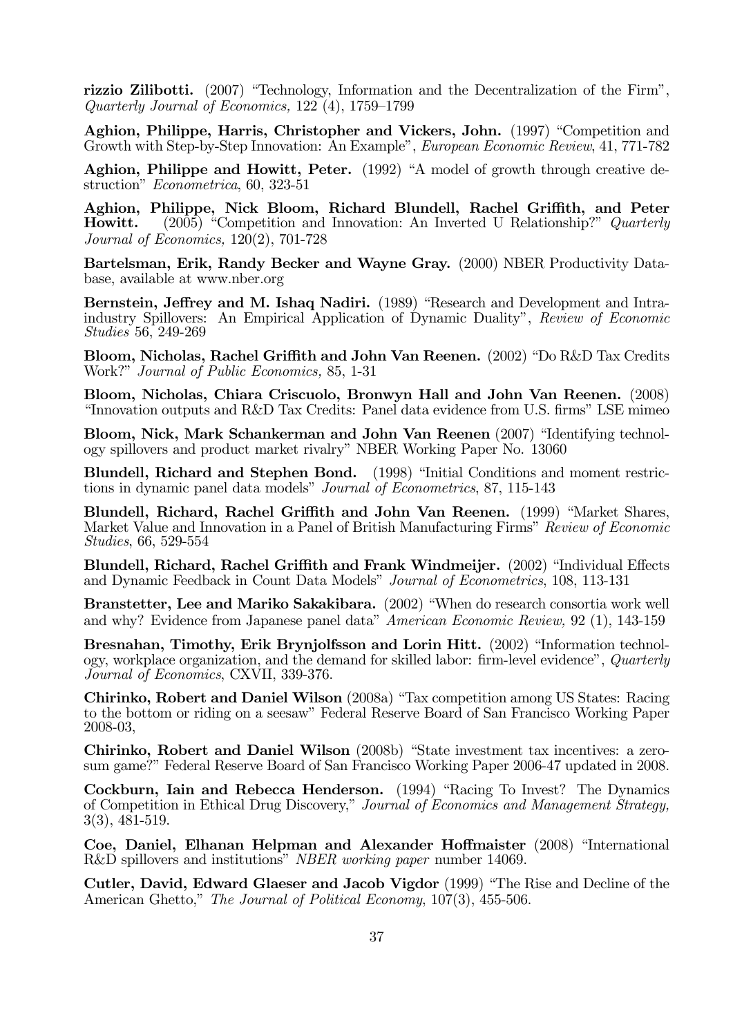**rizzio Zilibotti.** (2007) "Technology, Information and the Decentralization of the Firm", *Quarterly Journal of Economics,* 122 (4), 1759–1799

**Aghion, Philippe, Harris, Christopher and Vickers, John.** (1997) "Competition and Growth with Step-by-Step Innovation: An Example", *European Economic Review*, 41, 771-782

**Aghion, Philippe and Howitt, Peter.** (1992) "A model of growth through creative destruction" *Econometrica*, 60, 323-51

**Aghion, Philippe, Nick Bloom, Richard Blundell, Rachel Griffith, and Peter Howitt.** (2005) "Competition and Innovation: An Inverted U Relationship?" *Quarterly Journal of Economics,* 120(2), 701-728

**Bartelsman, Erik, Randy Becker and Wayne Gray.** (2000) NBER Productivity Database, available at www.nber.org

**Bernstein, Jeffrey and M. Ishaq Nadiri.** (1989) "Research and Development and Intraindustry Spillovers: An Empirical Application of Dynamic Duality", *Review of Economic Studies* 56, 249-269

**Bloom, Nicholas, Rachel Griffith and John Van Reenen.** (2002) "Do R&D Tax Credits Work?" *Journal of Public Economics,* 85, 1-31

**Bloom, Nicholas, Chiara Criscuolo, Bronwyn Hall and John Van Reenen.** (2008) "Innovation outputs and R&D Tax Credits: Panel data evidence from U.S. firms" LSE mimeo

**Bloom, Nick, Mark Schankerman and John Van Reenen** (2007) "Identifying technology spillovers and product market rivalry" NBER Working Paper No. 13060

**Blundell, Richard and Stephen Bond.** (1998) "Initial Conditions and moment restrictions in dynamic panel data models" *Journal of Econometrics*, 87, 115-143

**Blundell, Richard, Rachel Griffith and John Van Reenen.** (1999) "Market Shares, Market Value and Innovation in a Panel of British Manufacturing Firms" *Review of Economic Studies*, 66, 529-554

**Blundell, Richard, Rachel Griffith and Frank Windmeijer.** (2002) "Individual Effects and Dynamic Feedback in Count Data Models" *Journal of Econometrics*, 108, 113-131

**Branstetter, Lee and Mariko Sakakibara.** (2002) "When do research consortia work well and why? Evidence from Japanese panel data" *American Economic Review,* 92 (1), 143-159

**Bresnahan, Timothy, Erik Brynjolfsson and Lorin Hitt.** (2002) "Information technology, workplace organization, and the demand for skilled labor: firm-level evidence", *Quarterly Journal of Economics*, CXVII, 339-376.

**Chirinko, Robert and Daniel Wilson** (2008a) "Tax competition among US States: Racing to the bottom or riding on a seesaw" Federal Reserve Board of San Francisco Working Paper 2008-03,

**Chirinko, Robert and Daniel Wilson** (2008b) "State investment tax incentives: a zero-sum game?" Federal Reserve Board of San Francisco Working Paper 2006-47 updated in 2008.

**Cockburn, Iain and Rebecca Henderson.** (1994) "Racing To Invest? The Dynamics of Competition in Ethical Drug Discovery," *Journal of Economics and Management Strategy,* 3(3), 481-519.

**Coe, Daniel, Elhanan Helpman and Alexander Hoffmaister** (2008) "International R&D spillovers and institutions" *NBER working paper* number 14069.

**Cutler, David, Edward Glaeser and Jacob Vigdor** (1999) "The Rise and Decline of the American Ghetto," *The Journal of Political Economy*, 107(3), 455-506.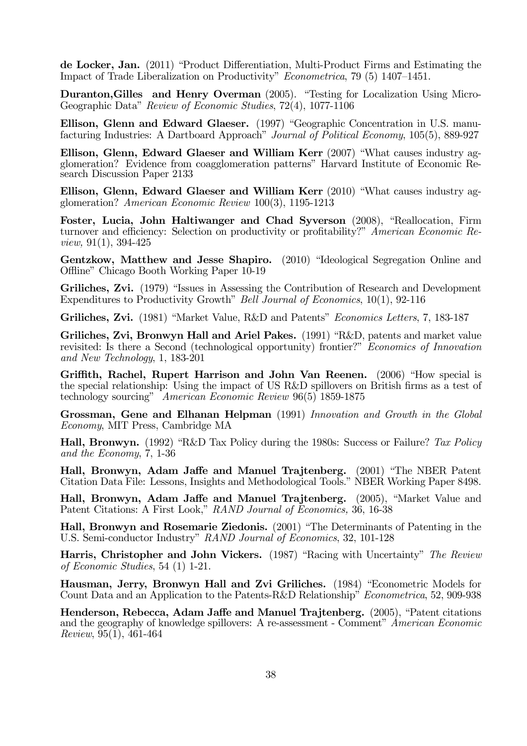**de Locker, Jan.** (2011) "Product Differentiation, Multi-Product Firms and Estimating the Impact of Trade Liberalization on Productivity" *Econometrica*, 79 (5) 1407–1451.

**Duranton,Gilles and Henry Overman** (2005). "Testing for Localization Using Micro-Geographic Data" *Review of Economic Studies*, 72(4), 1077-1106

**Ellison, Glenn and Edward Glaeser.** (1997) "Geographic Concentration in U.S. manufacturing Industries: A Dartboard Approach" *Journal of Political Economy*, 105(5), 889-927

**Ellison, Glenn, Edward Glaeser and William Kerr** (2007) "What causes industry agglomeration? Evidence from coagglomeration patterns" Harvard Institute of Economic Research Discussion Paper 2133

**Ellison, Glenn, Edward Glaeser and William Kerr** (2010) "What causes industry agglomeration? *American Economic Review* 100(3), 1195-1213

**Foster, Lucia, John Haltiwanger and Chad Syverson** (2008), "Reallocation, Firm turnover and efficiency: Selection on productivity or profitability?" *American Economic Review,* 91(1), 394-425

**Gentzkow, Matthew and Jesse Shapiro.** (2010) "Ideological Segregation Online and Offline" Chicago Booth Working Paper 10-19

**Griliches, Zvi.** (1979) "Issues in Assessing the Contribution of Research and Development Expenditures to Productivity Growth" *Bell Journal of Economics*, 10(1), 92-116

**Griliches, Zvi.** (1981) "Market Value, R&D and Patents" *Economics Letters*, 7, 183-187

**Griliches, Zvi, Bronwyn Hall and Ariel Pakes.** (1991) "R&D, patents and market value revisited: Is there a Second (technological opportunity) frontier?" *Economics of Innovation and New Technology*, 1, 183-201

**Griffith, Rachel, Rupert Harrison and John Van Reenen.** (2006) "How special is the special relationship: Using the impact of US R&D spillovers on British firms as a test of technology sourcing" *American Economic Review* 96(5) 1859-1875

**Grossman, Gene and Elhanan Helpman** (1991) *Innovation and Growth in the Global Economy*, MIT Press, Cambridge MA

**Hall, Bronwyn.** (1992) "R&D Tax Policy during the 1980s: Success or Failure? *Tax Policy and the Economy*, 7, 1-36

**Hall, Bronwyn, Adam Jaffe and Manuel Trajtenberg.** (2001) "The NBER Patent Citation Data File: Lessons, Insights and Methodological Tools." NBER Working Paper 8498.

**Hall, Bronwyn, Adam Jaffe and Manuel Trajtenberg.** (2005), "Market Value and Patent Citations: A First Look," *RAND Journal of Economics,* 36, 16-38

**Hall, Bronwyn and Rosemarie Ziedonis.** (2001) "The Determinants of Patenting in the U.S. Semi-conductor Industry" *RAND Journal of Economics*, 32, 101-128

**Harris, Christopher and John Vickers.** (1987) "Racing with Uncertainty" *The Review of Economic Studies*, 54 (1) 1-21.

**Hausman, Jerry, Bronwyn Hall and Zvi Griliches.** (1984) "Econometric Models for Count Data and an Application to the Patents-R&D Relationship" *Econometrica*, 52, 909-938

**Henderson, Rebecca, Adam Jaffe and Manuel Trajtenberg.** (2005), "Patent citations and the geography of knowledge spillovers: A re-assessment - Comment" *American Economic Review*, 95(1), 461-464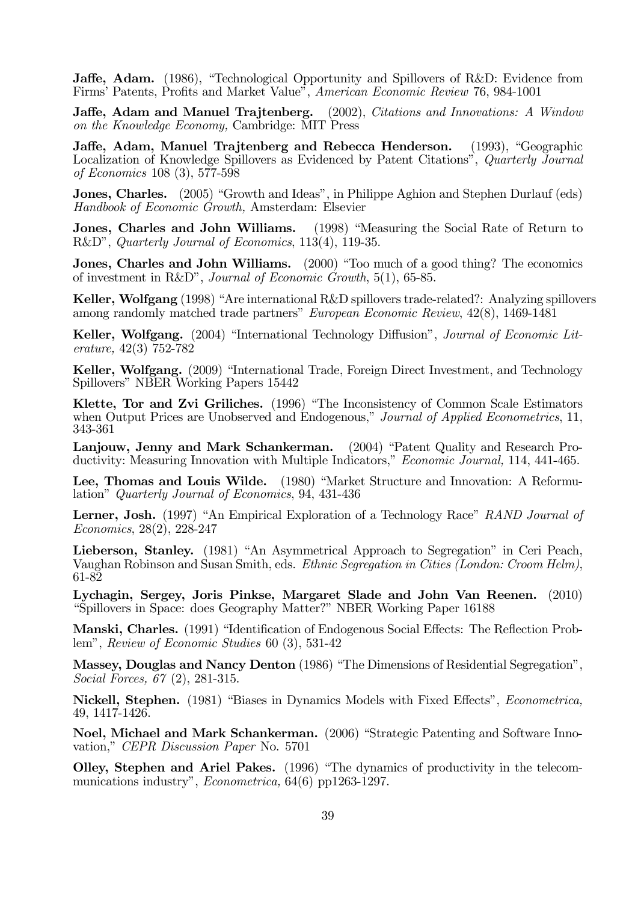**Jaffe, Adam.** (1986), "Technological Opportunity and Spillovers of R&D: Evidence from Firms' Patents, Profits and Market Value", *American Economic Review* 76, 984-1001

**Jaffe, Adam and Manuel Trajtenberg.** (2002), *Citations and Innovations: A Window on the Knowledge Economy,* Cambridge: MIT Press

**Jaffe, Adam, Manuel Trajtenberg and Rebecca Henderson.** (1993), "Geographic Localization of Knowledge Spillovers as Evidenced by Patent Citations", *Quarterly Journal of Economics* 108 (3), 577-598

**Jones, Charles.** (2005) "Growth and Ideas", in Philippe Aghion and Stephen Durlauf (eds) *Handbook of Economic Growth,* Amsterdam: Elsevier

**Jones, Charles and John Williams.** (1998) "Measuring the Social Rate of Return to R&D", *Quarterly Journal of Economics*, 113(4), 119-35.

**Jones, Charles and John Williams.** (2000) "Too much of a good thing? The economics of investment in R&D", *Journal of Economic Growth*, 5(1), 65-85.

**Keller, Wolfgang** (1998) "Are international R&D spillovers trade-related?: Analyzing spillovers among randomly matched trade partners" *European Economic Review*, 42(8), 1469-1481

**Keller, Wolfgang.** (2004) "International Technology Diffusion", *Journal of Economic Literature,* 42(3) 752-782

**Keller, Wolfgang.** (2009) "International Trade, Foreign Direct Investment, and Technology Spillovers" NBER Working Papers 15442

**Klette, Tor and Zvi Griliches.** (1996) "The Inconsistency of Common Scale Estimators when Output Prices are Unobserved and Endogenous," *Journal of Applied Econometrics*, 11, 343-361

**Lanjouw, Jenny and Mark Schankerman.** (2004) "Patent Quality and Research Productivity: Measuring Innovation with Multiple Indicators," *Economic Journal,* 114, 441-465.

**Lee, Thomas and Louis Wilde.** (1980) "Market Structure and Innovation: A Reformulation" *Quarterly Journal of Economics*, 94, 431-436

**Lerner, Josh.** (1997) "An Empirical Exploration of a Technology Race" *RAND Journal of Economics*, 28(2), 228-247

**Lieberson, Stanley.** (1981) "An Asymmetrical Approach to Segregation" in Ceri Peach, Vaughan Robinson and Susan Smith, eds. *Ethnic Segregation in Cities (London: Croom Helm)*, 61-82

**Lychagin, Sergey, Joris Pinkse, Margaret Slade and John Van Reenen.** (2010) "Spillovers in Space: does Geography Matter?" NBER Working Paper 16188

**Manski, Charles.** (1991) "Identification of Endogenous Social Effects: The Reflection Problem", *Review of Economic Studies* 60 (3), 531-42

**Massey, Douglas and Nancy Denton** (1986) "The Dimensions of Residential Segregation", *Social Forces, 67* (2), 281-315.

**Nickell, Stephen.** (1981) "Biases in Dynamics Models with Fixed Effects", *Econometrica,* 49, 1417-1426.

**Noel, Michael and Mark Schankerman.** (2006) "Strategic Patenting and Software Innovation," *CEPR Discussion Paper* No. 5701

**Olley, Stephen and Ariel Pakes.** (1996) "The dynamics of productivity in the telecommunications industry", *Econometrica,* 64(6) pp1263-1297.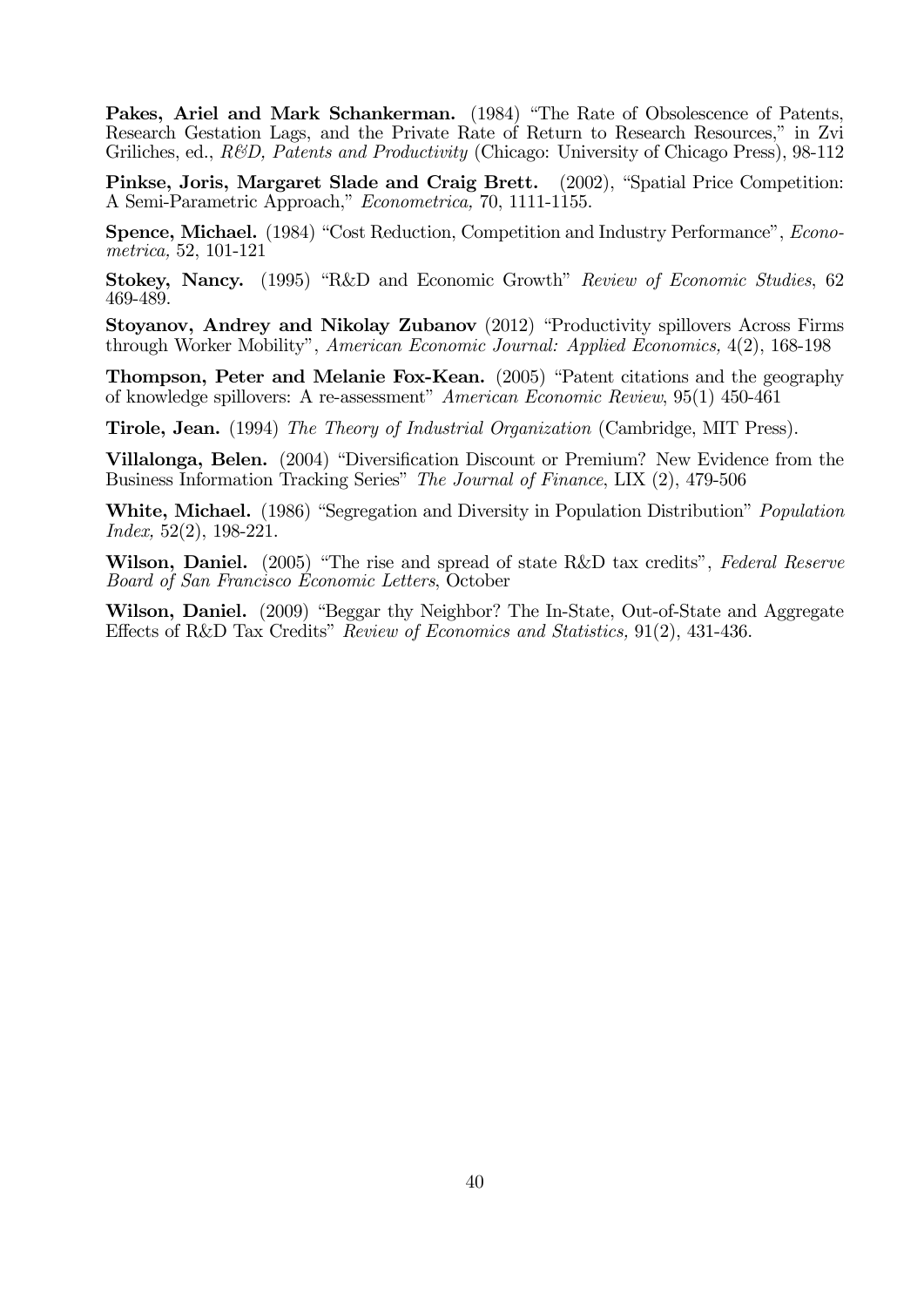**Pakes, Ariel and Mark Schankerman.** (1984) "The Rate of Obsolescence of Patents, Research Gestation Lags, and the Private Rate of Return to Research Resources," in Zvi Griliches, ed., *R&D, Patents and Productivity* (Chicago: University of Chicago Press), 98-112

**Pinkse, Joris, Margaret Slade and Craig Brett.** (2002), "Spatial Price Competition: A Semi-Parametric Approach," *Econometrica,* 70, 1111-1155.

**Spence, Michael.** (1984) "Cost Reduction, Competition and Industry Performance", *Econometrica,* 52, 101-121

**Stokey, Nancy.** (1995) "R&D and Economic Growth" *Review of Economic Studies*, 62 469-489.

**Stoyanov, Andrey and Nikolay Zubanov** (2012) "Productivity spillovers Across Firms through Worker Mobility", *American Economic Journal: Applied Economics,* 4(2), 168-198

**Thompson, Peter and Melanie Fox-Kean.** (2005) "Patent citations and the geography of knowledge spillovers: A re-assessment" *American Economic Review*, 95(1) 450-461

**Tirole, Jean.** (1994) *The Theory of Industrial Organization* (Cambridge, MIT Press).

**Villalonga, Belen.** (2004) "Diversification Discount or Premium? New Evidence from the Business Information Tracking Series" *The Journal of Finance*, LIX (2), 479-506

**White, Michael.** (1986) "Segregation and Diversity in Population Distribution" *Population Index,* 52(2), 198-221.

**Wilson, Daniel.** (2005) "The rise and spread of state R&D tax credits", *Federal Reserve Board of San Francisco Economic Letters*, October

**Wilson, Daniel.** (2009) "Beggar thy Neighbor? The In-State, Out-of-State and Aggregate Effects of R&D Tax Credits" *Review of Economics and Statistics,* 91(2), 431-436.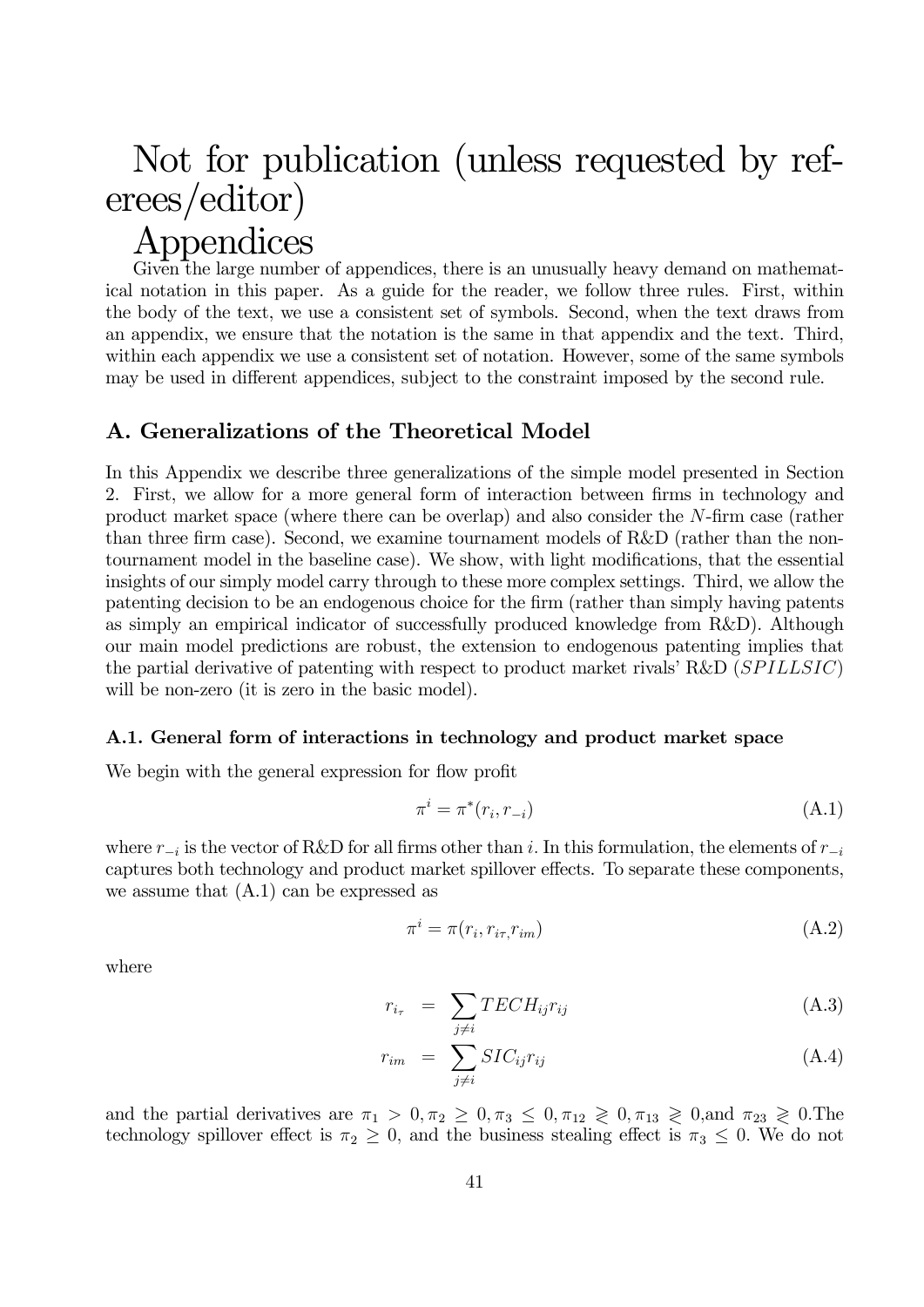# Not for publication (unless requested by referees/editor)

# Appendices

Given the large number of appendices, there is an unusually heavy demand on mathematical notation in this paper. As a guide for the reader, we follow three rules. First, within the body of the text, we use a consistent set of symbols. Second, when the text draws from an appendix, we ensure that the notation is the same in that appendix and the text. Third, within each appendix we use a consistent set of notation. However, some of the same symbols may be used in different appendices, subject to the constraint imposed by the second rule.

## A. Generalizations of the Theoretical Model

In this Appendix we describe three generalizations of the simple model presented in Section 2. First, we allow for a more general form of interaction between firms in technology and product market space (where there can be overlap) and also consider the $N$-firm case (rather than three firm case). Second, we examine tournament models of R&D (rather than the non-tournament model in the baseline case). We show, with light modifications, that the essential insights of our simply model carry through to these more complex settings. Third, we allow the patenting decision to be an endogenous choice for the firm (rather than simply having patents as simply an empirical indicator of successfully produced knowledge from R&D). Although our main model predictions are robust, the extension to endogenous patenting implies that the partial derivative of patenting with respect to product market rivals' R&D ($SPILLSIC$) will be non-zero (it is zero in the basic model).

### A.1. General form of interactions in technology and product market space

We begin with the general expression for flow profit

$$\pi^i = \pi^*(r_i, r_{-i}) \tag{A.1}$$

where $r_{-i}$ is the vector of R&D for all firms other than $i$. In this formulation, the elements of $r_{-i}$ captures both technology and product market spillover effects. To separate these components, we assume that (A.1) can be expressed as

$$\pi^i = \pi(r_i, r_{i\tau,} r_{im}) \tag{A.2}$$

where

$$r_{i_\tau} = \sum_{j \neq i} TECH_{ij} r_{ij} \tag{A.3}$$

$$r_{im} = \sum_{j \neq i} SIC_{ij} r_{ij} \tag{A.4}$$

and the partial derivatives are $\pi_1 > 0, \pi_2 \geq 0, \pi_3 \leq 0, \pi_{12} \gtrless 0, \pi_{13} \gtrless 0$,and $\pi_{23} \gtrless 0$.The technology spillover effect is $\pi_2 \geq 0$, and the business stealing effect is $\pi_3 \leq 0$. We do not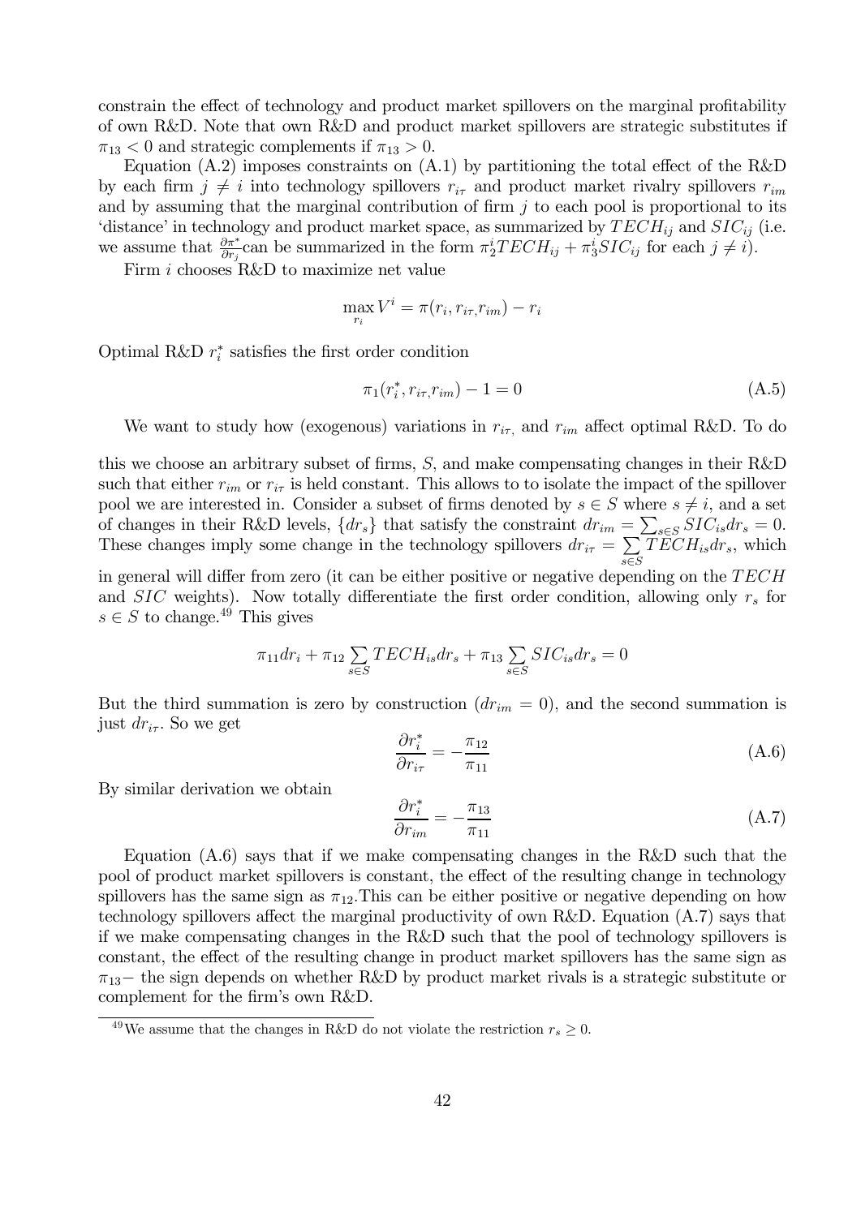constrain the effect of technology and product market spillovers on the marginal profitability of own R&D. Note that own R&D and product market spillovers are strategic substitutes if $\pi_{13} < 0$ and strategic complements if $\pi_{13} > 0$.

Equation (A.2) imposes constraints on (A.1) by partitioning the total effect of the R&D by each firm $j \neq i$ into technology spillovers $r_{i\tau}$ and product market rivalry spillovers $r_{im}$ and by assuming that the marginal contribution of firm $j$ to each pool is proportional to its 'distance' in technology and product market space, as summarized by $TECH_{ij}$ and $SIC_{ij}$ (i.e. we assume that $\frac{\partial \pi^*}{\partial r_j}$can be summarized in the form $\pi_2^i TECH_{ij} + \pi_3^i SIC_{ij}$ for each $j \neq i$).

Firm $i$ chooses R&D to maximize net value

$$\max_{r_i} V^i = \pi(r_i, r_{i\tau,} r_{im}) - r_i$$

Optimal R&D $r_i^*$ satisfies the first order condition

$$\pi_1(r_i^*, r_{i\tau,} r_{im}) - 1 = 0 \tag{A.5}$$

We want to study how (exogenous) variations in $r_{i\tau,}$ and $r_{im}$ affect optimal R&D. To do this we choose an arbitrary subset of firms, $S$, and make compensating changes in their R&D such that either $r_{im}$ or $r_{i\tau}$ is held constant. This allows to to isolate the impact of the spillover pool we are interested in. Consider a subset of firms denoted by $s \in S$ where $s \neq i$, and a set of changes in their R&D levels, $\{dr_s\}$ that satisfy the constraint $dr_{im} = \sum_{s \in S} SIC_{is} dr_s = 0$. These changes imply some change in the technology spillovers $dr_{i\tau} = \sum_{s \in S} TECH_{is} dr_s$, which in general will differ from zero (it can be either positive or negative depending on the $TECH$ and $SIC$ weights). Now totally differentiate the first order condition, allowing only $r_s$ for $s \in S$ to change.[49] This gives

$$\pi_{11} dr_i + \pi_{12} \sum_{s \in S} TECH_{is} dr_s + \pi_{13} \sum_{s \in S} SIC_{is} dr_s = 0$$

But the third summation is zero by construction ($dr_{im} = 0$), and the second summation is just $dr_{i\tau}$. So we get

$$\frac{\partial r_i^*}{\partial r_{i\tau}} = -\frac{\pi_{12}}{\pi_{11}} \tag{A.6}$$

By similar derivation we obtain

$$\frac{\partial r_i^*}{\partial r_{im}} = -\frac{\pi_{13}}{\pi_{11}} \tag{A.7}$$

Equation (A.6) says that if we make compensating changes in the R&D such that the pool of product market spillovers is constant, the effect of the resulting change in technology spillovers has the same sign as $\pi_{12}$.This can be either positive or negative depending on how technology spillovers affect the marginal productivity of own R&D. Equation (A.7) says that if we make compensating changes in the R&D such that the pool of technology spillovers is constant, the effect of the resulting change in product market spillovers has the same sign as $\pi_{13}-$ the sign depends on whether R&D by product market rivals is a strategic substitute or complement for the firm's own R&D.

[49] We assume that the changes in R&D do not violate the restriction $r_s \geq 0$.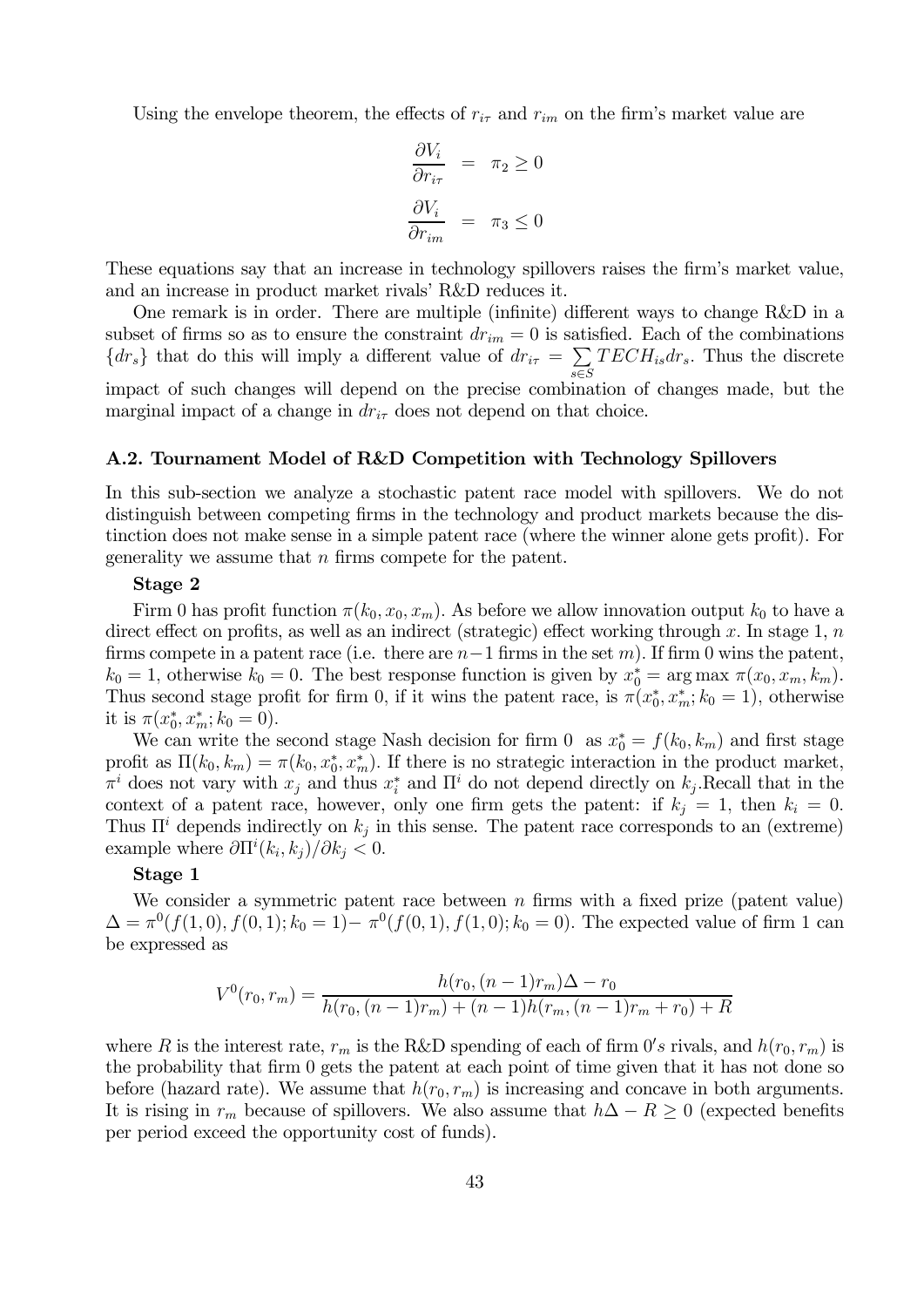Using the envelope theorem, the effects of $r_{i\tau}$ and $r_{im}$ on the firm's market value are

$$
\begin{aligned}
\frac{\partial V_i}{\partial r_{i\tau}} &= \pi_2 \geq 0 \\
\frac{\partial V_i}{\partial r_{im}} &= \pi_3 \leq 0
\end{aligned}
$$

These equations say that an increase in technology spillovers raises the firm's market value, and an increase in product market rivals' R&D reduces it.

One remark is in order. There are multiple (infinite) different ways to change R&D in a subset of firms so as to ensure the constraint $dr_{im} = 0$ is satisfied. Each of the combinations $\{dr_s\}$ that do this will imply a different value of $dr_{i\tau} = \sum_{s \in S} TECH_{is} dr_s$. Thus the discrete impact of such changes will depend on the precise combination of changes made, but the marginal impact of a change in $dr_{i\tau}$ does not depend on that choice.

### A.2. Tournament Model of R&D Competition with Technology Spillovers

In this sub-section we analyze a stochastic patent race model with spillovers. We do not distinguish between competing firms in the technology and product markets because the distinction does not make sense in a simple patent race (where the winner alone gets profit). For generality we assume that $n$ firms compete for the patent.

**Stage 2**

Firm 0 has profit function $\pi(k_0, x_0, x_m)$. As before we allow innovation output $k_0$ to have a direct effect on profits, as well as an indirect (strategic) effect working through $x$. In stage 1, $n$ firms compete in a patent race (i.e. there are $n-1$ firms in the set $m$). If firm 0 wins the patent, $k_0 = 1$, otherwise $k_0 = 0$. The best response function is given by $x_0^* = \arg\max \pi(x_0, x_m, k_m)$. Thus second stage profit for firm 0, if it wins the patent race, is $\pi(x_0^*, x_m^*; k_0 = 1)$, otherwise it is $\pi(x_0^*, x_m^*; k_0 = 0)$.

We can write the second stage Nash decision for firm 0 as $x_0^* = f(k_0, k_m)$ and first stage profit as $\Pi(k_0, k_m) = \pi(k_0, x_0^*, x_m^*)$. If there is no strategic interaction in the product market, $\pi^i$ does not vary with $x_j$ and thus $x_i^*$ and $\Pi^i$ do not depend directly on $k_j$.Recall that in the context of a patent race, however, only one firm gets the patent: if $k_j = 1$, then $k_i = 0$. Thus $\Pi^i$ depends indirectly on $k_j$ in this sense. The patent race corresponds to an (extreme) example where $\partial \Pi^i(k_i, k_j)/\partial k_j < 0$.

**Stage 1**

We consider a symmetric patent race between $n$ firms with a fixed prize (patent value) $\Delta = \pi^0(f(1,0), f(0,1); k_0 = 1) - \pi^0(f(0,1), f(1,0); k_0 = 0)$. The expected value of firm 1 can be expressed as

$$
V^0(r_0, r_m) = \frac{h(r_0, (n-1)r_m)\Delta - r_0}{h(r_0, (n-1)r_m) + (n-1)h(r_m, (n-1)r_m + r_0) + R}
$$

where $R$ is the interest rate, $r_m$ is the R&D spending of each of firm $0's$ rivals, and $h(r_0, r_m)$ is the probability that firm 0 gets the patent at each point of time given that it has not done so before (hazard rate). We assume that $h(r_0, r_m)$ is increasing and concave in both arguments. It is rising in $r_m$ because of spillovers. We also assume that $h\Delta - R \geq 0$ (expected benefits per period exceed the opportunity cost of funds).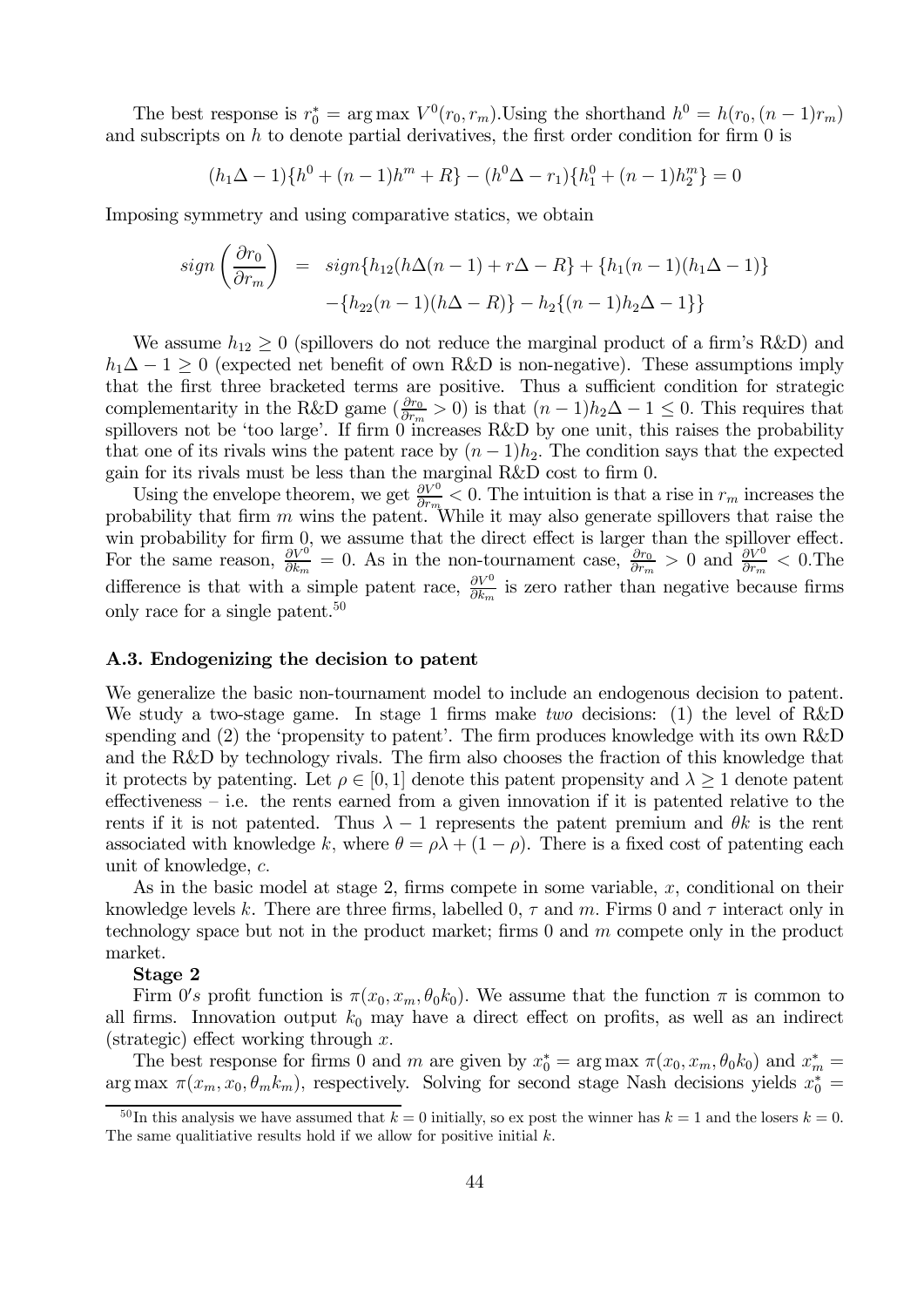The best response is $r_0^* = \arg\max V^0(r_0, r_m)$.Using the shorthand $h^0 = h(r_0, (n-1)r_m)$ and subscripts on $h$ to denote partial derivatives, the first order condition for firm 0 is

$$(h_1\Delta - 1)\{h^0 + (n-1)h^m + R\} - (h^0\Delta - r_1)\{h_1^0 + (n-1)h_2^m\} = 0$$

Imposing symmetry and using comparative statics, we obtain

$$\begin{aligned} sign\left(\frac{\partial r_0}{\partial r_m}\right) &= sign\{h_{12}(h\Delta(n-1) + r\Delta - R\} + \{h_1(n-1)(h_1\Delta - 1)\} \\ &\quad -\{h_{22}(n-1)(h\Delta - R)\} - h_2\{(n-1)h_2\Delta - 1\}\} \end{aligned}$$

We assume $h_{12} \geq 0$ (spillovers do not reduce the marginal product of a firm's R&D) and $h_1\Delta - 1 \geq 0$ (expected net benefit of own R&D is non-negative). These assumptions imply that the first three bracketed terms are positive. Thus a sufficient condition for strategic complementarity in the R&D game ($\frac{\partial r_0}{\partial r_m} > 0$) is that $(n-1)h_2\Delta - 1 \leq 0$. This requires that spillovers not be 'too large'. If firm 0 increases R&D by one unit, this raises the probability that one of its rivals wins the patent race by $(n-1)h_2$. The condition says that the expected gain for its rivals must be less than the marginal R&D cost to firm 0.

Using the envelope theorem, we get $\frac{\partial V^0}{\partial r_m} < 0$. The intuition is that a rise in $r_m$ increases the probability that firm $m$ wins the patent. While it may also generate spillovers that raise the win probability for firm 0, we assume that the direct effect is larger than the spillover effect. For the same reason, $\frac{\partial V^0}{\partial k_m} = 0$. As in the non-tournament case, $\frac{\partial r_0}{\partial r_m} > 0$ and $\frac{\partial V^0}{\partial r_m} < 0$.The difference is that with a simple patent race, $\frac{\partial V^0}{\partial k_m}$ is zero rather than negative because firms only race for a single patent.[50]

### A.3. Endogenizing the decision to patent

We generalize the basic non-tournament model to include an endogenous decision to patent. We study a two-stage game. In stage 1 firms make *two* decisions: (1) the level of R&D spending and (2) the 'propensity to patent'. The firm produces knowledge with its own R&D and the R&D by technology rivals. The firm also chooses the fraction of this knowledge that it protects by patenting. Let $\rho \in [0,1]$ denote this patent propensity and $\lambda \geq 1$ denote patent effectiveness – i.e. the rents earned from a given innovation if it is patented relative to the rents if it is not patented. Thus $\lambda - 1$ represents the patent premium and $\theta k$ is the rent associated with knowledge $k$, where $\theta = \rho\lambda + (1-\rho)$. There is a fixed cost of patenting each unit of knowledge, $c$.

As in the basic model at stage 2, firms compete in some variable, $x$, conditional on their knowledge levels $k$. There are three firms, labelled 0, $\tau$ and $m$. Firms 0 and $\tau$ interact only in technology space but not in the product market; firms 0 and $m$ compete only in the product market.

**Stage 2**

Firm $0's$ profit function is $\pi(x_0, x_m, \theta_0 k_0)$. We assume that the function $\pi$ is common to all firms. Innovation output $k_0$ may have a direct effect on profits, as well as an indirect (strategic) effect working through $x$.

The best response for firms 0 and $m$ are given by $x_0^* = \arg\max \pi(x_0, x_m, \theta_0 k_0)$ and $x_m^* = \arg\max \pi(x_m, x_0, \theta_m k_m)$, respectively. Solving for second stage Nash decisions yields $x_0^* =$

[50] In this analysis we have assumed that $k = 0$ initially, so ex post the winner has $k = 1$ and the losers $k = 0$. The same qualitiative results hold if we allow for positive initial $k$.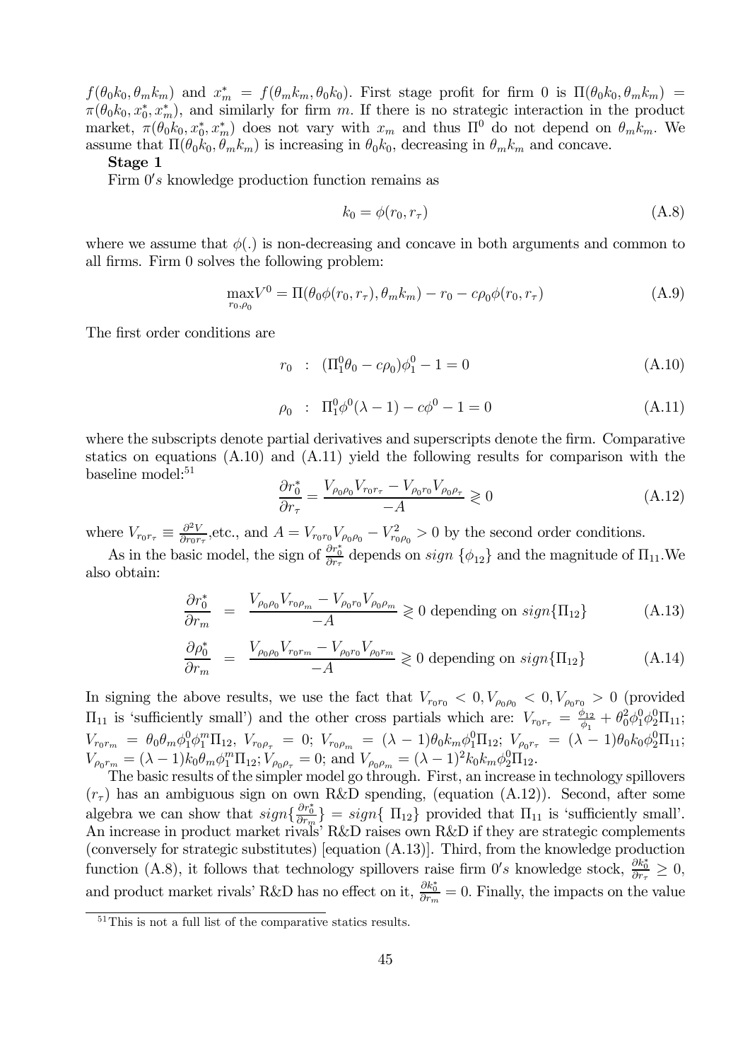$f(\theta_0 k_0, \theta_m k_m)$ and $x_m^* = f(\theta_m k_m, \theta_0 k_0)$. First stage profit for firm 0 is $\Pi(\theta_0 k_0, \theta_m k_m) = \pi(\theta_0 k_0, x_0^*, x_m^*)$, and similarly for firm $m$. If there is no strategic interaction in the product market, $\pi(\theta_0 k_0, x_0^*, x_m^*)$ does not vary with $x_m$ and thus $\Pi^0$ do not depend on $\theta_m k_m$. We assume that $\Pi(\theta_0 k_0, \theta_m k_m)$ is increasing in $\theta_0 k_0$, decreasing in $\theta_m k_m$ and concave.

**Stage 1**

Firm $0's$ knowledge production function remains as

$$k_0 = \phi(r_0, r_\tau) \tag{A.8}$$

where we assume that $\phi(.)$ is non-decreasing and concave in both arguments and common to all firms. Firm 0 solves the following problem:

$$\max_{r_0, \rho_0} V^0 = \Pi(\theta_0 \phi(r_0, r_\tau), \theta_m k_m) - r_0 - c\rho_0 \phi(r_0, r_\tau) \tag{A.9}$$

The first order conditions are

$$r_0 \quad : \quad (\Pi_1^0 \theta_0 - c\rho_0)\phi_1^0 - 1 = 0 \tag{A.10}$$

$$\rho_0 \quad : \quad \Pi_1^0 \phi^0 (\lambda - 1) - c\phi^0 - 1 = 0 \tag{A.11}$$

where the subscripts denote partial derivatives and superscripts denote the firm. Comparative statics on equations (A.10) and (A.11) yield the following results for comparison with the baseline model:[51]

$$\frac{\partial r_0^*}{\partial r_\tau} = \frac{V_{\rho_0 \rho_0} V_{r_0 r_\tau} - V_{\rho_0 r_0} V_{\rho_0 \rho_\tau}}{-A} \gtrless 0 \tag{A.12}$$

where $V_{r_0 r_\tau} \equiv \frac{\partial^2 V}{\partial r_0 r_\tau}$,etc., and $A = V_{r_0 r_0} V_{\rho_0 \rho_0} - V_{r_0 \rho_0}^2 > 0$ by the second order conditions.

As in the basic model, the sign of $\frac{\partial r_0^*}{\partial r_\tau}$ depends on $sign\ \{\phi_{12}\}$ and the magnitude of $\Pi_{11}$.We also obtain:

$$\frac{\partial r_0^*}{\partial r_m} = \frac{V_{\rho_0 \rho_0} V_{r_0 \rho_m} - V_{\rho_0 r_0} V_{\rho_0 \rho_m}}{-A} \gtrless 0 \text{ depending on } sign\{\Pi_{12}\} \tag{A.13}$$

$$\frac{\partial \rho_0^*}{\partial r_m} = \frac{V_{\rho_0 \rho_0} V_{r_0 r_m} - V_{\rho_0 r_0} V_{\rho_0 r_m}}{-A} \gtrless 0 \text{ depending on } sign\{\Pi_{12}\} \tag{A.14}$$

In signing the above results, we use the fact that $V_{r_0 r_0} < 0, V_{\rho_0 \rho_0} < 0, V_{\rho_0 r_0} > 0$ (provided $\Pi_{11}$ is 'sufficiently small') and the other cross partials which are: $V_{r_0 r_\tau} = \frac{\phi_{12}}{\phi_1} + \theta_0^2 \phi_1^0 \phi_2^0 \Pi_{11}$; $V_{r_0 r_m} = \theta_0 \theta_m \phi_1^0 \phi_1^m \Pi_{12}$, $V_{r_0 \rho_\tau} = 0$; $V_{r_0 \rho_m} = (\lambda - 1)\theta_0 k_m \phi_1^0 \Pi_{12}$; $V_{\rho_0 r_\tau} = (\lambda - 1)\theta_0 k_0 \phi_2^0 \Pi_{11}$; $V_{\rho_0 r_m} = (\lambda - 1) k_0 \theta_m \phi_1^m \Pi_{12}$; $V_{\rho_0 \rho_\tau} = 0$; and $V_{\rho_0 \rho_m} = (\lambda - 1)^2 k_0 k_m \phi_2^0 \Pi_{12}$.

The basic results of the simpler model go through. First, an increase in technology spillovers $(r_\tau)$ has an ambiguous sign on own R&D spending, (equation (A.12)). Second, after some algebra we can show that $sign\{\frac{\partial r_0^*}{\partial r_m}\} = sign\{\ \Pi_{12}\}$ provided that $\Pi_{11}$ is 'sufficiently small'. An increase in product market rivals' R&D raises own R&D if they are strategic complements (conversely for strategic substitutes) [equation (A.13)]. Third, from the knowledge production function (A.8), it follows that technology spillovers raise firm $0's$ knowledge stock, $\frac{\partial k_0^*}{\partial r_\tau} \geq 0$, and product market rivals' R&D has no effect on it, $\frac{\partial k_0^*}{\partial r_m} = 0$. Finally, the impacts on the value

[51] This is not a full list of the comparative statics results.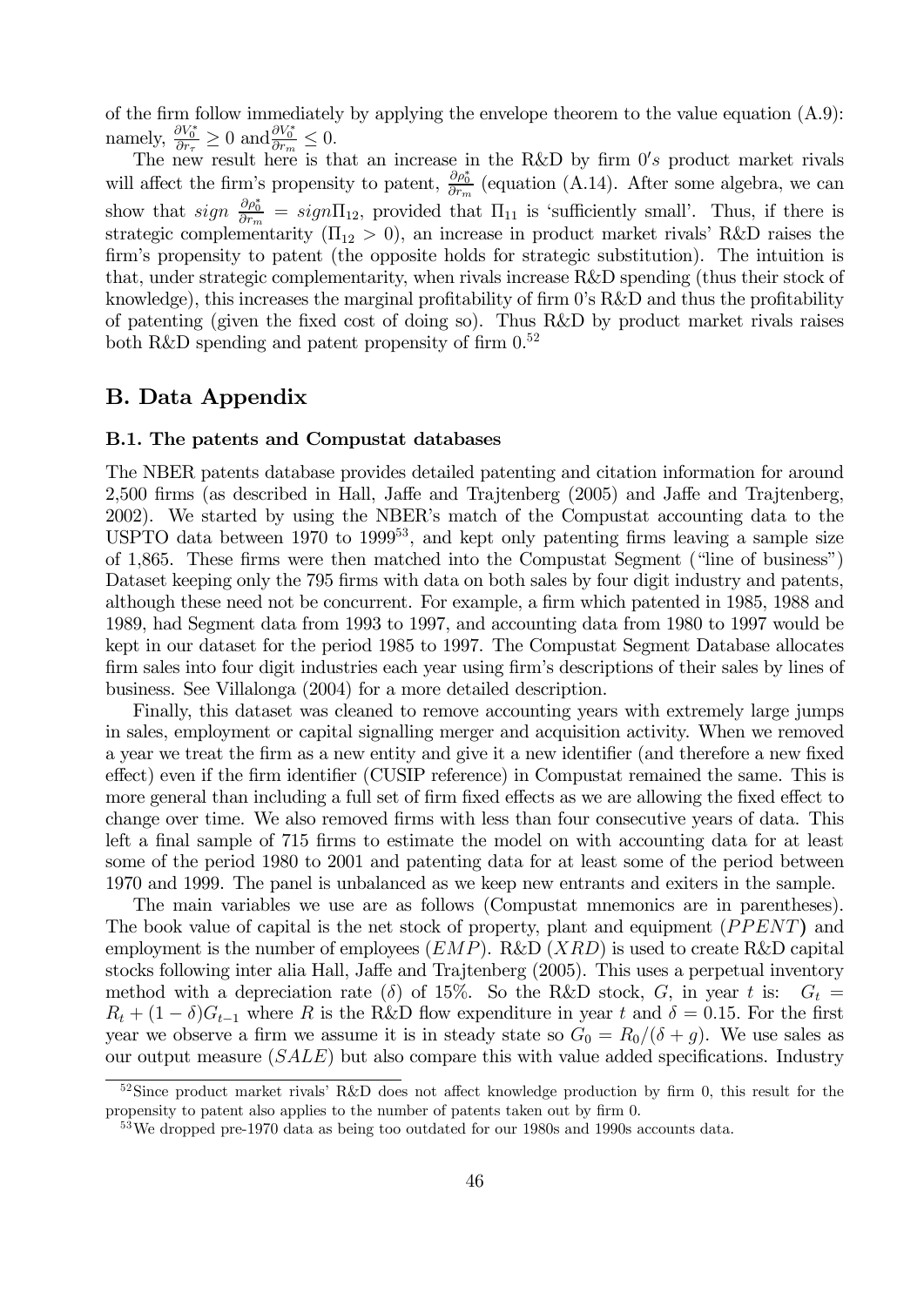of the firm follow immediately by applying the envelope theorem to the value equation (A.9): namely, $\frac{\partial V_0^*}{\partial r_\tau} \geq 0$ and $\frac{\partial V_0^*}{\partial r_m} \leq 0$.

The new result here is that an increase in the R&D by firm $0's$ product market rivals will affect the firm's propensity to patent, $\frac{\partial \rho_0^*}{\partial r_m}$ (equation (A.14). After some algebra, we can show that $sign\ \frac{\partial \rho_0^*}{\partial r_m} = sign \Pi_{12}$, provided that $\Pi_{11}$ is 'sufficiently small'. Thus, if there is strategic complementarity ($\Pi_{12} > 0$), an increase in product market rivals' R&D raises the firm's propensity to patent (the opposite holds for strategic substitution). The intuition is that, under strategic complementarity, when rivals increase R&D spending (thus their stock of knowledge), this increases the marginal profitability of firm 0's R&D and thus the profitability of patenting (given the fixed cost of doing so). Thus R&D by product market rivals raises both R&D spending and patent propensity of firm 0.[52]

## B. Data Appendix

### B.1. The patents and Compustat databases

The NBER patents database provides detailed patenting and citation information for around 2,500 firms (as described in Hall, Jaffe and Trajtenberg (2005) and Jaffe and Trajtenberg, 2002). We started by using the NBER's match of the Compustat accounting data to the USPTO data between 1970 to 1999[53], and kept only patenting firms leaving a sample size of 1,865. These firms were then matched into the Compustat Segment ("line of business") Dataset keeping only the 795 firms with data on both sales by four digit industry and patents, although these need not be concurrent. For example, a firm which patented in 1985, 1988 and 1989, had Segment data from 1993 to 1997, and accounting data from 1980 to 1997 would be kept in our dataset for the period 1985 to 1997. The Compustat Segment Database allocates firm sales into four digit industries each year using firm's descriptions of their sales by lines of business. See Villalonga (2004) for a more detailed description.

Finally, this dataset was cleaned to remove accounting years with extremely large jumps in sales, employment or capital signalling merger and acquisition activity. When we removed a year we treat the firm as a new entity and give it a new identifier (and therefore a new fixed effect) even if the firm identifier (CUSIP reference) in Compustat remained the same. This is more general than including a full set of firm fixed effects as we are allowing the fixed effect to change over time. We also removed firms with less than four consecutive years of data. This left a final sample of 715 firms to estimate the model on with accounting data for at least some of the period 1980 to 2001 and patenting data for at least some of the period between 1970 and 1999. The panel is unbalanced as we keep new entrants and exiters in the sample.

The main variables we use are as follows (Compustat mnemonics are in parentheses). The book value of capital is the net stock of property, plant and equipment ($PPENT$) and employment is the number of employees ($EMP$). R&D ($XRD$) is used to create R&D capital stocks following inter alia Hall, Jaffe and Trajtenberg (2005). This uses a perpetual inventory method with a depreciation rate ($\delta$) of 15%. So the R&D stock, $G$, in year $t$ is: $G_t = R_t + (1-\delta)G_{t-1}$ where $R$ is the R&D flow expenditure in year $t$ and $\delta = 0.15$. For the first year we observe a firm we assume it is in steady state so $G_0 = R_0/(\delta + g)$. We use sales as our output measure ($SALE$) but also compare this with value added specifications. Industry

[52] Since product market rivals' R&D does not affect knowledge production by firm 0, this result for the propensity to patent also applies to the number of patents taken out by firm 0.

[53] We dropped pre-1970 data as being too outdated for our 1980s and 1990s accounts data.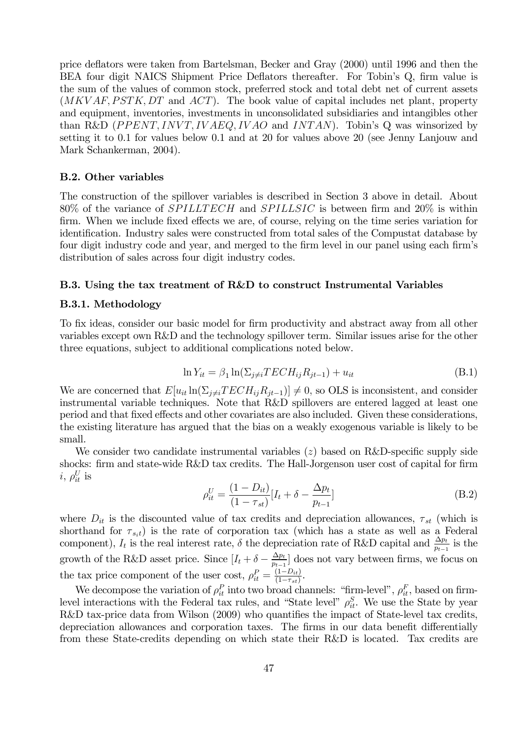price deflators were taken from Bartelsman, Becker and Gray (2000) until 1996 and then the BEA four digit NAICS Shipment Price Deflators thereafter. For Tobin's Q, firm value is the sum of the values of common stock, preferred stock and total debt net of current assets ($MKVAF, PSTK, DT$ and $ACT$). The book value of capital includes net plant, property and equipment, inventories, investments in unconsolidated subsidiaries and intangibles other than R&D ($PPENT, INVT, IVAEQ, IVAO$ and $INTAN$). Tobin's Q was winsorized by setting it to 0.1 for values below 0.1 and at 20 for values above 20 (see Jenny Lanjouw and Mark Schankerman, 2004).

### B.2. Other variables

The construction of the spillover variables is described in Section 3 above in detail. About 80% of the variance of $SPILLTECH$ and $SPILLSIC$ is between firm and 20% is within firm. When we include fixed effects we are, of course, relying on the time series variation for identification. Industry sales were constructed from total sales of the Compustat database by four digit industry code and year, and merged to the firm level in our panel using each firm's distribution of sales across four digit industry codes.

### B.3. Using the tax treatment of R&D to construct Instrumental Variables

#### B.3.1. Methodology

To fix ideas, consider our basic model for firm productivity and abstract away from all other variables except own R&D and the technology spillover term. Similar issues arise for the other three equations, subject to additional complications noted below.

$$\ln Y_{it} = \beta_1 \ln(\Sigma_{j \neq i} TECH_{ij} R_{jt-1}) + u_{it} \tag{B.1}$$

We are concerned that $E[u_{it} \ln(\Sigma_{j \neq i} TECH_{ij} R_{jt-1})] \neq 0$, so OLS is inconsistent, and consider instrumental variable techniques. Note that R&D spillovers are entered lagged at least one period and that fixed effects and other covariates are also included. Given these considerations, the existing literature has argued that the bias on a weakly exogenous variable is likely to be small.

We consider two candidate instrumental variables ($z$) based on R&D-specific supply side shocks: firm and state-wide R&D tax credits. The Hall-Jorgenson user cost of capital for firm $i$, $\rho^U_{it}$ is

$$\rho^U_{it} = \frac{(1 - D_{it})}{(1 - \tau_{st})}[I_t + \delta - \frac{\Delta p_t}{p_{t-1}}] \tag{B.2}$$

where $D_{it}$ is the discounted value of tax credits and depreciation allowances, $\tau_{st}$ (which is shorthand for $\tau_{s_i t}$) is the rate of corporation tax (which has a state as well as a Federal component), $I_t$ is the real interest rate, $\delta$ the depreciation rate of R&D capital and $\frac{\Delta p_t}{p_{t-1}}$ is the growth of the R&D asset price. Since $[I_t + \delta - \frac{\Delta p_t}{p_{t-1}}]$ does not vary between firms, we focus on the tax price component of the user cost, $\rho^P_{it} = \frac{(1-D_{it})}{(1-\tau_{st})}$.

We decompose the variation of $\rho^P_{it}$ into two broad channels: "firm-level", $\rho^F_{it}$, based on firm-level interactions with the Federal tax rules, and "State level" $\rho^S_{it}$. We use the State by year R&D tax-price data from Wilson (2009) who quantifies the impact of State-level tax credits, depreciation allowances and corporation taxes. The firms in our data benefit differentially from these State-credits depending on which state their R&D is located. Tax credits are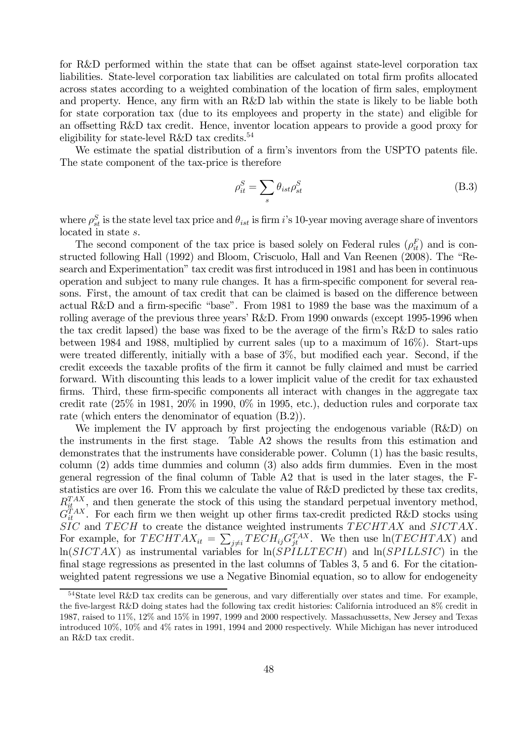for R&D performed within the state that can be offset against state-level corporation tax liabilities. State-level corporation tax liabilities are calculated on total firm profits allocated across states according to a weighted combination of the location of firm sales, employment and property. Hence, any firm with an R&D lab within the state is likely to be liable both for state corporation tax (due to its employees and property in the state) and eligible for an offsetting R&D tax credit. Hence, inventor location appears to provide a good proxy for eligibility for state-level R&D tax credits.[54]

We estimate the spatial distribution of a firm's inventors from the USPTO patents file. The state component of the tax-price is therefore

$$\rho_{it}^{S} = \sum_{s} \theta_{ist} \rho_{st}^{S} \tag{B.3}$$

where $\rho_{st}^{S}$ is the state level tax price and $\theta_{ist}$ is firm $i$'s 10-year moving average share of inventors located in state $s$.

The second component of the tax price is based solely on Federal rules ($\rho_{it}^{F}$) and is constructed following Hall (1992) and Bloom, Criscuolo, Hall and Van Reenen (2008). The "Research and Experimentation" tax credit was first introduced in 1981 and has been in continuous operation and subject to many rule changes. It has a firm-specific component for several reasons. First, the amount of tax credit that can be claimed is based on the difference between actual R&D and a firm-specific "base". From 1981 to 1989 the base was the maximum of a rolling average of the previous three years' R&D. From 1990 onwards (except 1995-1996 when the tax credit lapsed) the base was fixed to be the average of the firm's R&D to sales ratio between 1984 and 1988, multiplied by current sales (up to a maximum of 16%). Start-ups were treated differently, initially with a base of 3%, but modified each year. Second, if the credit exceeds the taxable profits of the firm it cannot be fully claimed and must be carried forward. With discounting this leads to a lower implicit value of the credit for tax exhausted firms. Third, these firm-specific components all interact with changes in the aggregate tax credit rate (25% in 1981, 20% in 1990, 0% in 1995, etc.), deduction rules and corporate tax rate (which enters the denominator of equation (B.2)).

We implement the IV approach by first projecting the endogenous variable (R&D) on the instruments in the first stage. Table A2 shows the results from this estimation and demonstrates that the instruments have considerable power. Column (1) has the basic results, column (2) adds time dummies and column (3) also adds firm dummies. Even in the most general regression of the final column of Table A2 that is used in the later stages, the F-statistics are over 16. From this we calculate the value of R&D predicted by these tax credits, $R_{it}^{TAX}$, and then generate the stock of this using the standard perpetual inventory method, $G_{it}^{TAX}$. For each firm we then weight up other firms tax-credit predicted R&D stocks using $SIC$ and $TECH$ to create the distance weighted instruments $TECHTAX$ and $SICTAX$. For example, for $TECHTAX_{it} = \sum_{j \neq i} TECH_{ij} G_{jt}^{TAX}$. We then use $\ln(TECHTAX)$ and $\ln(SICTAX)$ as instrumental variables for $\ln(SPILLTECH)$ and $\ln(SPILLSIC)$ in the final stage regressions as presented in the last columns of Tables 3, 5 and 6. For the citation-weighted patent regressions we use a Negative Binomial equation, so to allow for endogeneity

[54] State level R&D tax credits can be generous, and vary differentially over states and time. For example, the five-largest R&D doing states had the following tax credit histories: California introduced an 8% credit in 1987, raised to 11%, 12% and 15% in 1997, 1999 and 2000 respectively. Massachussetts, New Jersey and Texas introduced 10%, 10% and 4% rates in 1991, 1994 and 2000 respectively. While Michigan has never introduced an R&D tax credit.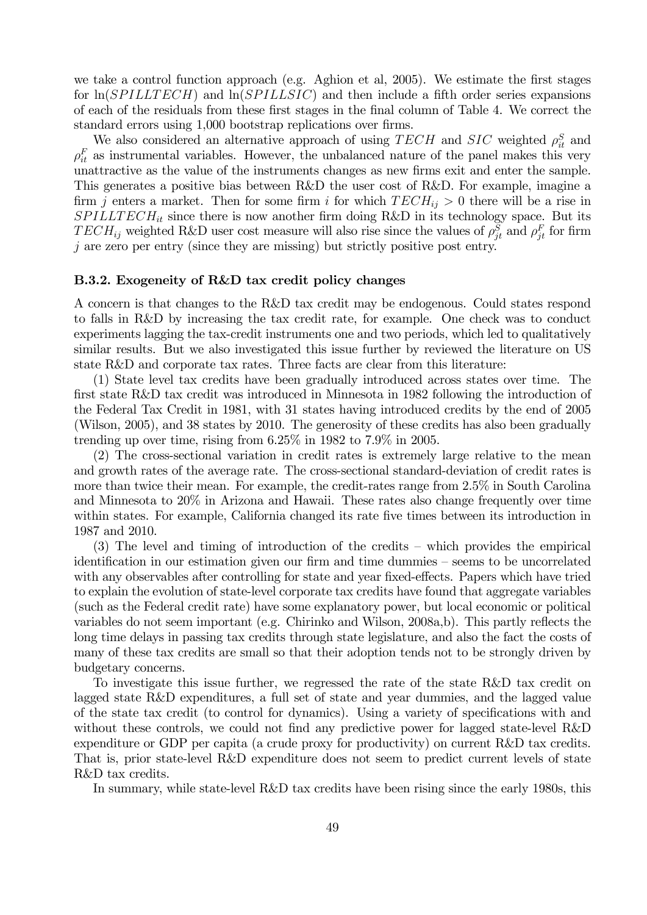we take a control function approach (e.g. Aghion et al, 2005). We estimate the first stages for $\ln(SPILLTECH)$ and $\ln(SPILLSIC)$ and then include a fifth order series expansions of each of the residuals from these first stages in the final column of Table 4. We correct the standard errors using 1,000 bootstrap replications over firms.

We also considered an alternative approach of using $TECH$ and $SIC$ weighted $\rho_{it}^S$ and $\rho_{it}^F$ as instrumental variables. However, the unbalanced nature of the panel makes this very unattractive as the value of the instruments changes as new firms exit and enter the sample. This generates a positive bias between R&D the user cost of R&D. For example, imagine a firm $j$ enters a market. Then for some firm $i$ for which $TECH_{ij} > 0$ there will be a rise in $SPILLTECH_{it}$ since there is now another firm doing R&D in its technology space. But its $TECH_{ij}$ weighted R&D user cost measure will also rise since the values of $\rho_{jt}^S$ and $\rho_{jt}^F$ for firm $j$ are zero per entry (since they are missing) but strictly positive post entry.

### B.3.2. Exogeneity of R&D tax credit policy changes

A concern is that changes to the R&D tax credit may be endogenous. Could states respond to falls in R&D by increasing the tax credit rate, for example. One check was to conduct experiments lagging the tax-credit instruments one and two periods, which led to qualitatively similar results. But we also investigated this issue further by reviewed the literature on US state R&D and corporate tax rates. Three facts are clear from this literature:

(1) State level tax credits have been gradually introduced across states over time. The first state R&D tax credit was introduced in Minnesota in 1982 following the introduction of the Federal Tax Credit in 1981, with 31 states having introduced credits by the end of 2005 (Wilson, 2005), and 38 states by 2010. The generosity of these credits has also been gradually trending up over time, rising from 6.25% in 1982 to 7.9% in 2005.

(2) The cross-sectional variation in credit rates is extremely large relative to the mean and growth rates of the average rate. The cross-sectional standard-deviation of credit rates is more than twice their mean. For example, the credit-rates range from 2.5% in South Carolina and Minnesota to 20% in Arizona and Hawaii. These rates also change frequently over time within states. For example, California changed its rate five times between its introduction in 1987 and 2010.

(3) The level and timing of introduction of the credits – which provides the empirical identification in our estimation given our firm and time dummies – seems to be uncorrelated with any observables after controlling for state and year fixed-effects. Papers which have tried to explain the evolution of state-level corporate tax credits have found that aggregate variables (such as the Federal credit rate) have some explanatory power, but local economic or political variables do not seem important (e.g. Chirinko and Wilson, 2008a,b). This partly reflects the long time delays in passing tax credits through state legislature, and also the fact the costs of many of these tax credits are small so that their adoption tends not to be strongly driven by budgetary concerns.

To investigate this issue further, we regressed the rate of the state R&D tax credit on lagged state R&D expenditures, a full set of state and year dummies, and the lagged value of the state tax credit (to control for dynamics). Using a variety of specifications with and without these controls, we could not find any predictive power for lagged state-level R&D expenditure or GDP per capita (a crude proxy for productivity) on current R&D tax credits. That is, prior state-level R&D expenditure does not seem to predict current levels of state R&D tax credits.

In summary, while state-level R&D tax credits have been rising since the early 1980s, this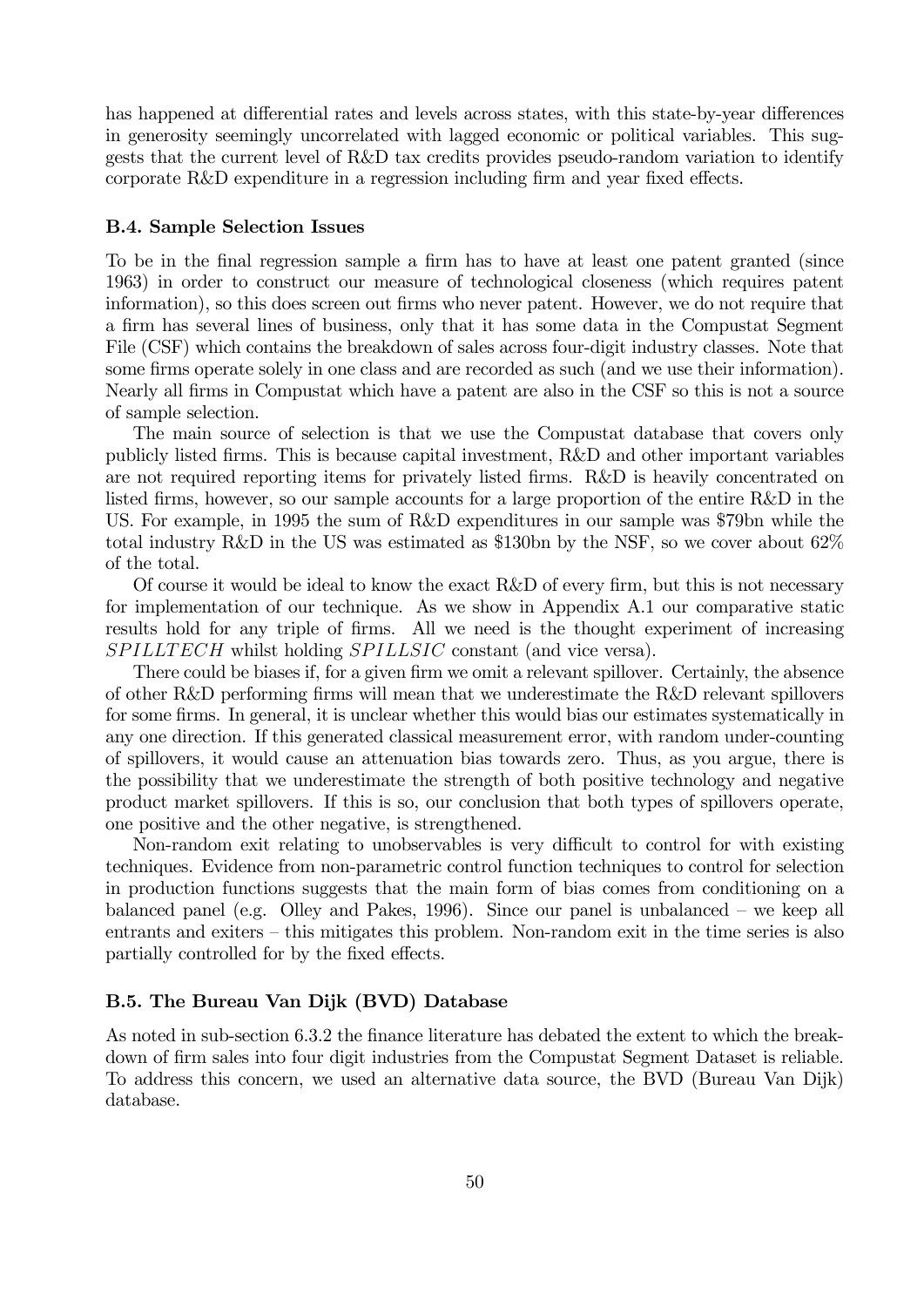has happened at differential rates and levels across states, with this state-by-year differences in generosity seemingly uncorrelated with lagged economic or political variables. This suggests that the current level of R&D tax credits provides pseudo-random variation to identify corporate R&D expenditure in a regression including firm and year fixed effects.

### B.4. Sample Selection Issues

To be in the final regression sample a firm has to have at least one patent granted (since 1963) in order to construct our measure of technological closeness (which requires patent information), so this does screen out firms who never patent. However, we do not require that a firm has several lines of business, only that it has some data in the Compustat Segment File (CSF) which contains the breakdown of sales across four-digit industry classes. Note that some firms operate solely in one class and are recorded as such (and we use their information). Nearly all firms in Compustat which have a patent are also in the CSF so this is not a source of sample selection.

The main source of selection is that we use the Compustat database that covers only publicly listed firms. This is because capital investment, R&D and other important variables are not required reporting items for privately listed firms. R&D is heavily concentrated on listed firms, however, so our sample accounts for a large proportion of the entire R&D in the US. For example, in 1995 the sum of R&D expenditures in our sample was \$79bn while the total industry R&D in the US was estimated as \$130bn by the NSF, so we cover about 62% of the total.

Of course it would be ideal to know the exact R&D of every firm, but this is not necessary for implementation of our technique. As we show in Appendix A.1 our comparative static results hold for any triple of firms. All we need is the thought experiment of increasing $SPILLTECH$ whilst holding $SPILLSIC$ constant (and vice versa).

There could be biases if, for a given firm we omit a relevant spillover. Certainly, the absence of other R&D performing firms will mean that we underestimate the R&D relevant spillovers for some firms. In general, it is unclear whether this would bias our estimates systematically in any one direction. If this generated classical measurement error, with random under-counting of spillovers, it would cause an attenuation bias towards zero. Thus, as you argue, there is the possibility that we underestimate the strength of both positive technology and negative product market spillovers. If this is so, our conclusion that both types of spillovers operate, one positive and the other negative, is strengthened.

Non-random exit relating to unobservables is very difficult to control for with existing techniques. Evidence from non-parametric control function techniques to control for selection in production functions suggests that the main form of bias comes from conditioning on a balanced panel (e.g. Olley and Pakes, 1996). Since our panel is unbalanced – we keep all entrants and exiters – this mitigates this problem. Non-random exit in the time series is also partially controlled for by the fixed effects.

### B.5. The Bureau Van Dijk (BVD) Database

As noted in sub-section 6.3.2 the finance literature has debated the extent to which the breakdown of firm sales into four digit industries from the Compustat Segment Dataset is reliable. To address this concern, we used an alternative data source, the BVD (Bureau Van Dijk) database.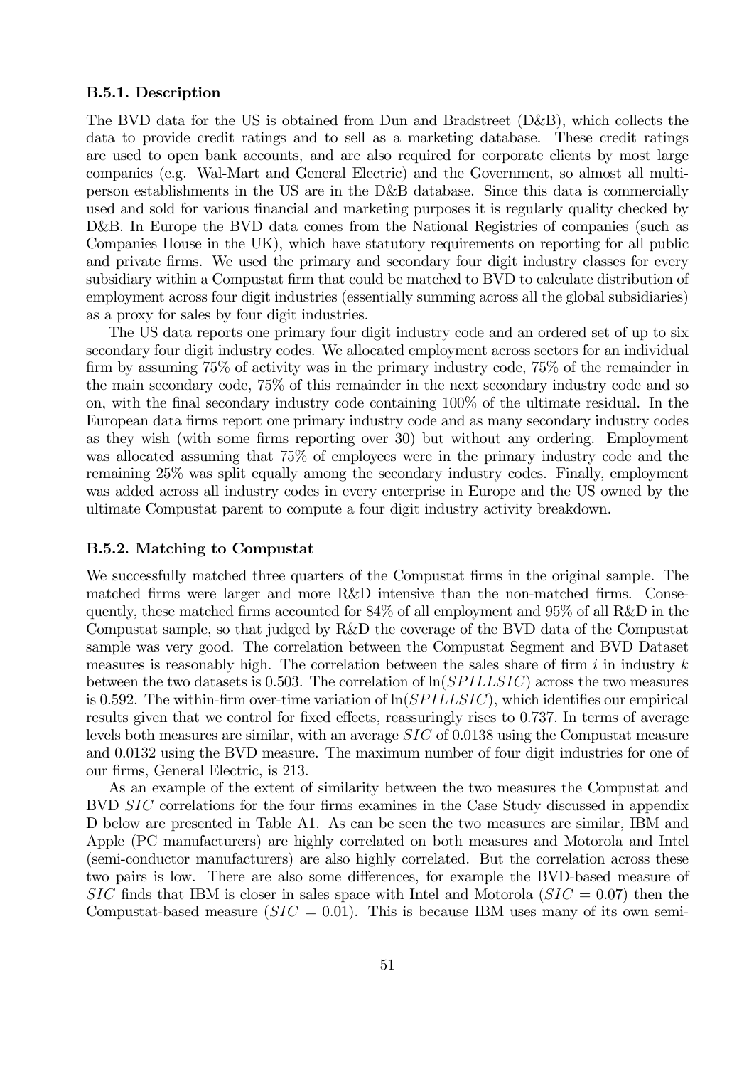### B.5.1. Description

The BVD data for the US is obtained from Dun and Bradstreet (D&B), which collects the data to provide credit ratings and to sell as a marketing database. These credit ratings are used to open bank accounts, and are also required for corporate clients by most large companies (e.g. Wal-Mart and General Electric) and the Government, so almost all multi-person establishments in the US are in the D&B database. Since this data is commercially used and sold for various financial and marketing purposes it is regularly quality checked by D&B. In Europe the BVD data comes from the National Registries of companies (such as Companies House in the UK), which have statutory requirements on reporting for all public and private firms. We used the primary and secondary four digit industry classes for every subsidiary within a Compustat firm that could be matched to BVD to calculate distribution of employment across four digit industries (essentially summing across all the global subsidiaries) as a proxy for sales by four digit industries.

The US data reports one primary four digit industry code and an ordered set of up to six secondary four digit industry codes. We allocated employment across sectors for an individual firm by assuming 75% of activity was in the primary industry code, 75% of the remainder in the main secondary code, 75% of this remainder in the next secondary industry code and so on, with the final secondary industry code containing 100% of the ultimate residual. In the European data firms report one primary industry code and as many secondary industry codes as they wish (with some firms reporting over 30) but without any ordering. Employment was allocated assuming that 75% of employees were in the primary industry code and the remaining 25% was split equally among the secondary industry codes. Finally, employment was added across all industry codes in every enterprise in Europe and the US owned by the ultimate Compustat parent to compute a four digit industry activity breakdown.

### B.5.2. Matching to Compustat

We successfully matched three quarters of the Compustat firms in the original sample. The matched firms were larger and more R&D intensive than the non-matched firms. Consequently, these matched firms accounted for 84% of all employment and 95% of all R&D in the Compustat sample, so that judged by R&D the coverage of the BVD data of the Compustat sample was very good. The correlation between the Compustat Segment and BVD Dataset measures is reasonably high. The correlation between the sales share of firm $i$ in industry $k$ between the two datasets is 0.503. The correlation of $\ln(SPILLSIC)$ across the two measures is 0.592. The within-firm over-time variation of $\ln(SPILLSIC)$, which identifies our empirical results given that we control for fixed effects, reassuringly rises to 0.737. In terms of average levels both measures are similar, with an average $SIC$ of 0.0138 using the Compustat measure and 0.0132 using the BVD measure. The maximum number of four digit industries for one of our firms, General Electric, is 213.

As an example of the extent of similarity between the two measures the Compustat and BVD $SIC$ correlations for the four firms examines in the Case Study discussed in appendix D below are presented in Table A1. As can be seen the two measures are similar, IBM and Apple (PC manufacturers) are highly correlated on both measures and Motorola and Intel (semi-conductor manufacturers) are also highly correlated. But the correlation across these two pairs is low. There are also some differences, for example the BVD-based measure of $SIC$ finds that IBM is closer in sales space with Intel and Motorola ($SIC = 0.07$) then the Compustat-based measure ($SIC = 0.01$). This is because IBM uses many of its own semi-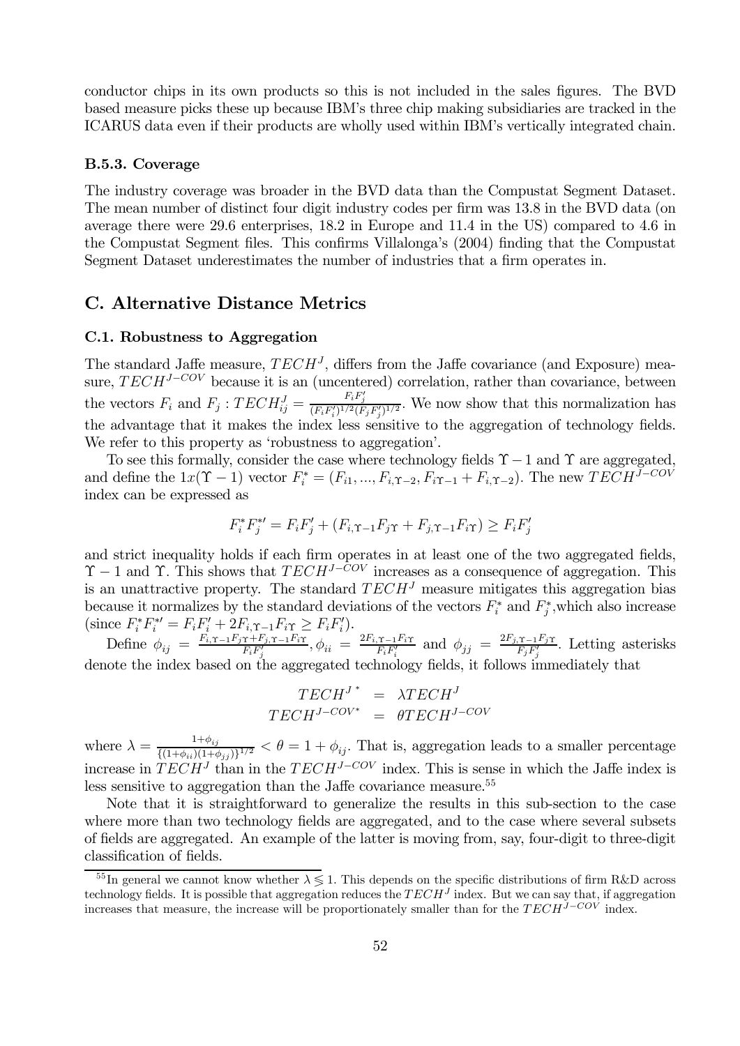conductor chips in its own products so this is not included in the sales figures. The BVD based measure picks these up because IBM's three chip making subsidiaries are tracked in the ICARUS data even if their products are wholly used within IBM's vertically integrated chain.

### B.5.3. Coverage

The industry coverage was broader in the BVD data than the Compustat Segment Dataset. The mean number of distinct four digit industry codes per firm was 13.8 in the BVD data (on average there were 29.6 enterprises, 18.2 in Europe and 11.4 in the US) compared to 4.6 in the Compustat Segment files. This confirms Villalonga's (2004) finding that the Compustat Segment Dataset underestimates the number of industries that a firm operates in.

## C. Alternative Distance Metrics

### C.1. Robustness to Aggregation

The standard Jaffe measure, $TECH^J$, differs from the Jaffe covariance (and Exposure) measure, $TECH^{J-COV}$ because it is an (uncentered) correlation, rather than covariance, between the vectors $F_i$ and $F_j$ : $TECH^J_{ij} = \frac{F_i F_j'}{(F_i F_i')^{1/2}(F_j F_j')^{1/2}}$. We now show that this normalization has the advantage that it makes the index less sensitive to the aggregation of technology fields. We refer to this property as 'robustness to aggregation'.

To see this formally, consider the case where technology fields $\Upsilon - 1$ and $\Upsilon$ are aggregated, and define the $1x(\Upsilon - 1)$ vector $F_i^* = (F_{i1}, ..., F_{i,\Upsilon-2}, F_{i\Upsilon-1} + F_{i,\Upsilon-2})$. The new $TECH^{J-COV}$ index can be expressed as

$$F_i^* F_j^{*\prime} = F_i F_j' + (F_{i,\Upsilon-1} F_{j\Upsilon} + F_{j,\Upsilon-1} F_{i\Upsilon}) \geq F_i F_j'$$

and strict inequality holds if each firm operates in at least one of the two aggregated fields, $\Upsilon - 1$ and $\Upsilon$. This shows that $TECH^{J-COV}$ increases as a consequence of aggregation. This is an unattractive property. The standard $TECH^J$ measure mitigates this aggregation bias because it normalizes by the standard deviations of the vectors $F_i^*$ and $F_j^*$,which also increase (since $F_i^* F_i^{*\prime} = F_i F_i' + 2F_{i,\Upsilon-1} F_{i\Upsilon} \geq F_i F_i'$).

Define $\phi_{ij} = \frac{F_{i,\Upsilon-1} F_{j\Upsilon} + F_{j,\Upsilon-1} F_{i\Upsilon}}{F_i F_j'}$, $\phi_{ii} = \frac{2F_{i,\Upsilon-1} F_{i\Upsilon}}{F_i F_i'}$ and $\phi_{jj} = \frac{2F_{j,\Upsilon-1} F_{j\Upsilon}}{F_j F_j'}$. Letting asterisks denote the index based on the aggregated technology fields, it follows immediately that

$$\begin{aligned} TECH^{J^*} &= \lambda TECH^J \\ TECH^{J-COV^*} &= \theta TECH^{J-COV} \end{aligned}$$

where $\lambda = \frac{1+\phi_{ij}}{\{(1+\phi_{ii})(1+\phi_{jj})\}^{1/2}} < \theta = 1 + \phi_{ij}$. That is, aggregation leads to a smaller percentage increase in $TECH^J$ than in the $TECH^{J-COV}$ index. This is sense in which the Jaffe index is less sensitive to aggregation than the Jaffe covariance measure.[55]

Note that it is straightforward to generalize the results in this sub-section to the case where more than two technology fields are aggregated, and to the case where several subsets of fields are aggregated. An example of the latter is moving from, say, four-digit to three-digit classification of fields.

[55] In general we cannot know whether $\lambda \lesseqgtr 1$. This depends on the specific distributions of firm R&D across technology fields. It is possible that aggregation reduces the $TECH^J$ index. But we can say that, if aggregation increases that measure, the increase will be proportionately smaller than for the $TECH^{J-COV}$ index.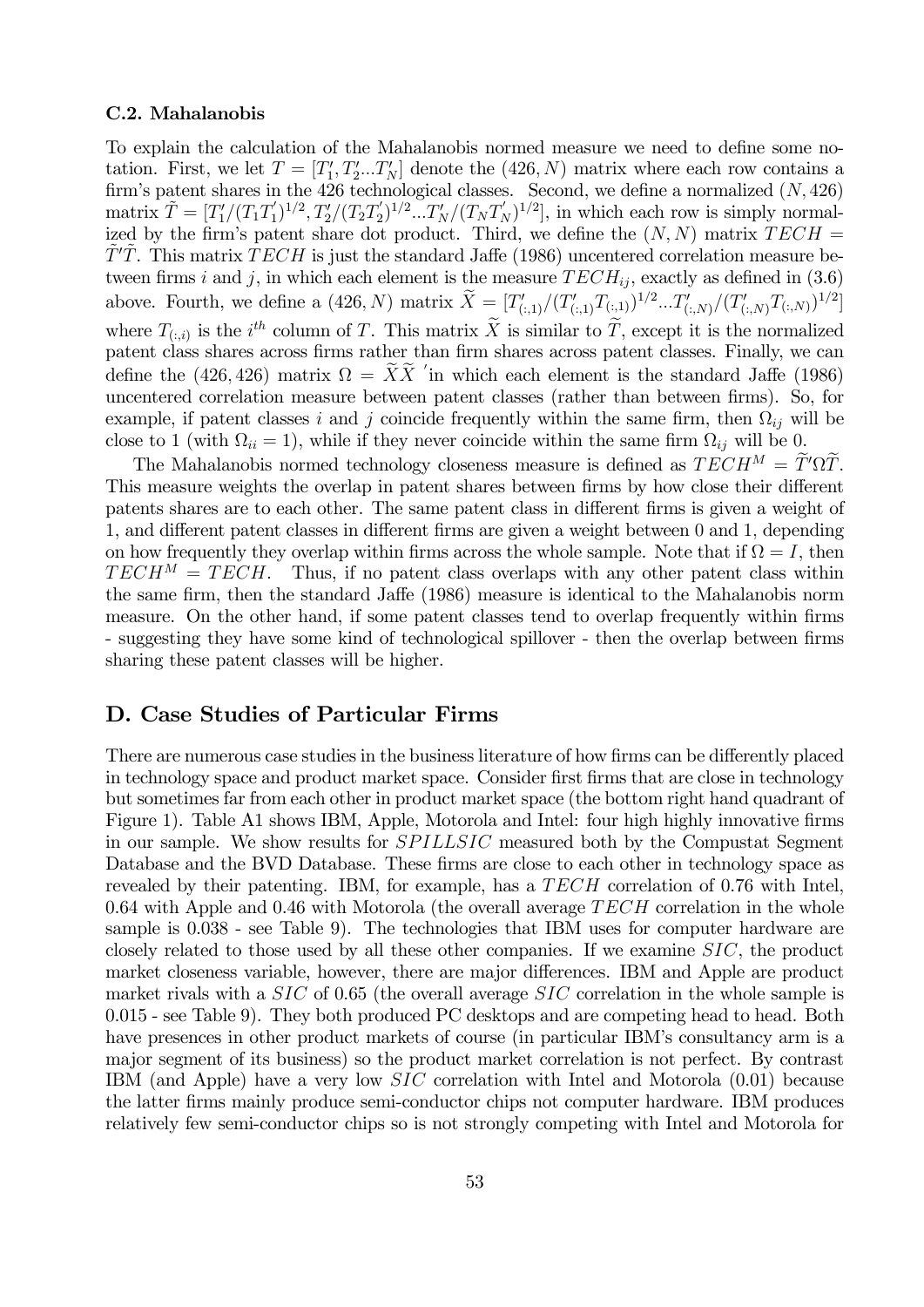### C.2. Mahalanobis

To explain the calculation of the Mahalanobis normed measure we need to define some notation. First, we let $T = [T_1', T_2' ... T_N']$ denote the $(426, N)$ matrix where each row contains a firm's patent shares in the 426 technological classes. Second, we define a normalized $(N, 426)$ matrix $\tilde{T} = [T_1'/(T_1 T_1')^{1/2}, T_2'/(T_2 T_2')^{1/2} ... T_N'/(T_N T_N')^{1/2}]$, in which each row is simply normalized by the firm's patent share dot product. Third, we define the $(N, N)$ matrix $TECH = \tilde{T}'\tilde{T}$. This matrix $TECH$ is just the standard Jaffe (1986) uncentered correlation measure between firms $i$ and $j$, in which each element is the measure $TECH_{ij}$, exactly as defined in (3.6) above. Fourth, we define a $(426, N)$ matrix $\widetilde{X} = [T_{(:,1)}'/(T_{(:,1)}' T_{(:,1)})^{1/2} ... T_{(:,N)}'/(T_{(:,N)}' T_{(:,N)})^{1/2}]$ where $T_{(:,i)}$ is the $i^{th}$ column of $T$. This matrix $\widetilde{X}$ is similar to $\widetilde{T}$, except it is the normalized patent class shares across firms rather than firm shares across patent classes. Finally, we can define the $(426, 426)$ matrix $\Omega = \widetilde{X}\widetilde{X}'$ in which each element is the standard Jaffe (1986) uncentered correlation measure between patent classes (rather than between firms). So, for example, if patent classes $i$ and $j$ coincide frequently within the same firm, then $\Omega_{ij}$ will be close to 1 (with $\Omega_{ii} = 1$), while if they never coincide within the same firm $\Omega_{ij}$ will be 0.

The Mahalanobis normed technology closeness measure is defined as $TECH^M = \widetilde{T}'\Omega\widetilde{T}$. This measure weights the overlap in patent shares between firms by how close their different patents shares are to each other. The same patent class in different firms is given a weight of 1, and different patent classes in different firms are given a weight between 0 and 1, depending on how frequently they overlap within firms across the whole sample. Note that if $\Omega = I$, then $TECH^M = TECH$. Thus, if no patent class overlaps with any other patent class within the same firm, then the standard Jaffe (1986) measure is identical to the Mahalanobis norm measure. On the other hand, if some patent classes tend to overlap frequently within firms - suggesting they have some kind of technological spillover - then the overlap between firms sharing these patent classes will be higher.

## D. Case Studies of Particular Firms

There are numerous case studies in the business literature of how firms can be differently placed in technology space and product market space. Consider first firms that are close in technology but sometimes far from each other in product market space (the bottom right hand quadrant of Figure 1). Table A1 shows IBM, Apple, Motorola and Intel: four high highly innovative firms in our sample. We show results for $SPILLSIC$ measured both by the Compustat Segment Database and the BVD Database. These firms are close to each other in technology space as revealed by their patenting. IBM, for example, has a $TECH$ correlation of 0.76 with Intel, 0.64 with Apple and 0.46 with Motorola (the overall average $TECH$ correlation in the whole sample is 0.038 - see Table 9). The technologies that IBM uses for computer hardware are closely related to those used by all these other companies. If we examine $SIC$, the product market closeness variable, however, there are major differences. IBM and Apple are product market rivals with a $SIC$ of 0.65 (the overall average $SIC$ correlation in the whole sample is 0.015 - see Table 9). They both produced PC desktops and are competing head to head. Both have presences in other product markets of course (in particular IBM's consultancy arm is a major segment of its business) so the product market correlation is not perfect. By contrast IBM (and Apple) have a very low $SIC$ correlation with Intel and Motorola (0.01) because the latter firms mainly produce semi-conductor chips not computer hardware. IBM produces relatively few semi-conductor chips so is not strongly competing with Intel and Motorola for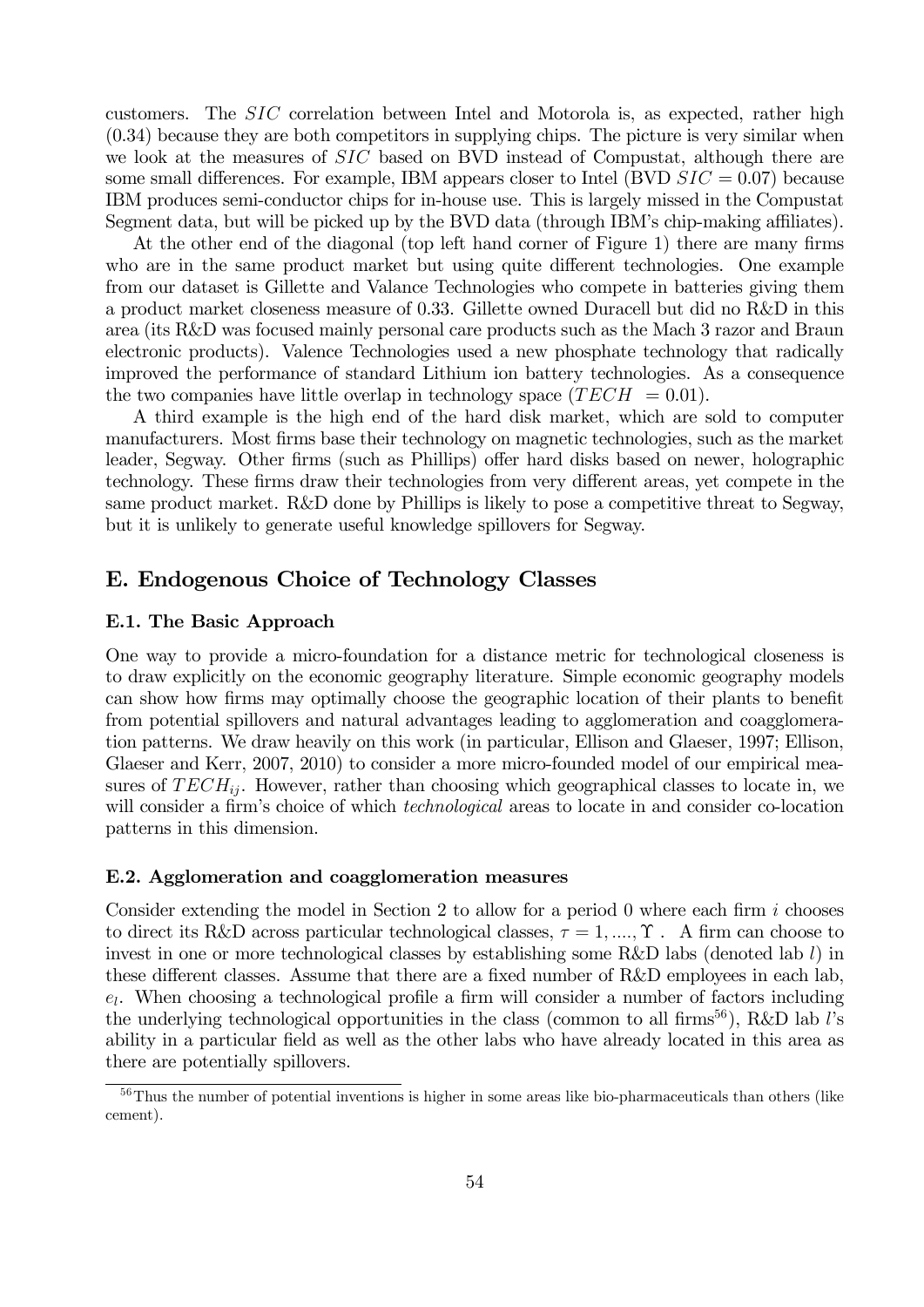customers. The $SIC$ correlation between Intel and Motorola is, as expected, rather high (0.34) because they are both competitors in supplying chips. The picture is very similar when we look at the measures of $SIC$ based on BVD instead of Compustat, although there are some small differences. For example, IBM appears closer to Intel (BVD $SIC = 0.07$) because IBM produces semi-conductor chips for in-house use. This is largely missed in the Compustat Segment data, but will be picked up by the BVD data (through IBM's chip-making affiliates).

At the other end of the diagonal (top left hand corner of Figure 1) there are many firms who are in the same product market but using quite different technologies. One example from our dataset is Gillette and Valance Technologies who compete in batteries giving them a product market closeness measure of 0.33. Gillette owned Duracell but did no R&D in this area (its R&D was focused mainly personal care products such as the Mach 3 razor and Braun electronic products). Valence Technologies used a new phosphate technology that radically improved the performance of standard Lithium ion battery technologies. As a consequence the two companies have little overlap in technology space ($TECH = 0.01$).

A third example is the high end of the hard disk market, which are sold to computer manufacturers. Most firms base their technology on magnetic technologies, such as the market leader, Segway. Other firms (such as Phillips) offer hard disks based on newer, holographic technology. These firms draw their technologies from very different areas, yet compete in the same product market. R&D done by Phillips is likely to pose a competitive threat to Segway, but it is unlikely to generate useful knowledge spillovers for Segway.

## E. Endogenous Choice of Technology Classes

### E.1. The Basic Approach

One way to provide a micro-foundation for a distance metric for technological closeness is to draw explicitly on the economic geography literature. Simple economic geography models can show how firms may optimally choose the geographic location of their plants to benefit from potential spillovers and natural advantages leading to agglomeration and coagglomeration patterns. We draw heavily on this work (in particular, Ellison and Glaeser, 1997; Ellison, Glaeser and Kerr, 2007, 2010) to consider a more micro-founded model of our empirical measures of $TECH_{ij}$. However, rather than choosing which geographical classes to locate in, we will consider a firm's choice of which *technological* areas to locate in and consider co-location patterns in this dimension.

### E.2. Agglomeration and coagglomeration measures

Consider extending the model in Section 2 to allow for a period 0 where each firm $i$ chooses to direct its R&D across particular technological classes, $\tau = 1, ...., \Upsilon$ . A firm can choose to invest in one or more technological classes by establishing some R&D labs (denoted lab $l$) in these different classes. Assume that there are a fixed number of R&D employees in each lab, $e_l$. When choosing a technological profile a firm will consider a number of factors including the underlying technological opportunities in the class (common to all firms[56]), R&D lab $l$'s ability in a particular field as well as the other labs who have already located in this area as there are potentially spillovers.

[56] Thus the number of potential inventions is higher in some areas like bio-pharmaceuticals than others (like cement).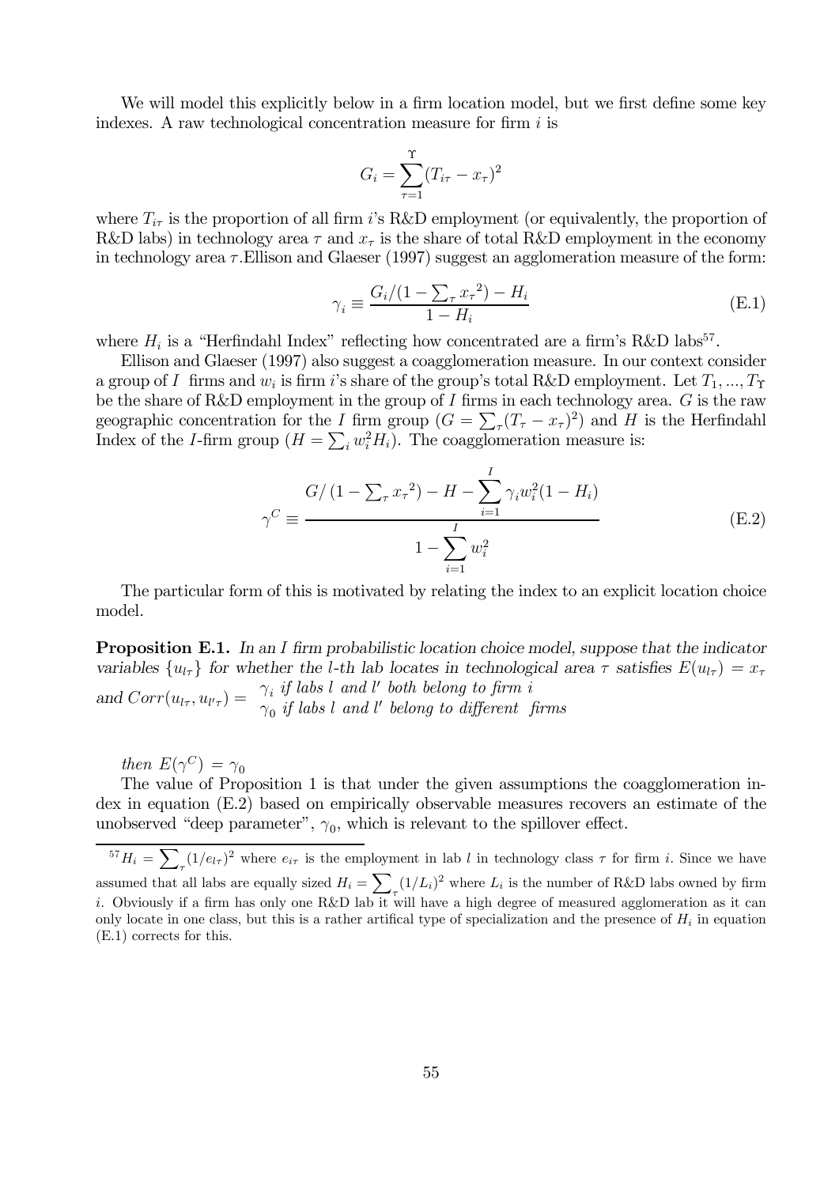We will model this explicitly below in a firm location model, but we first define some key indexes. A raw technological concentration measure for firm $i$ is

$$G_i = \sum_{\tau=1}^{\Upsilon} (T_{i\tau} - x_\tau)^2$$

where $T_{i\tau}$ is the proportion of all firm $i$'s R&D employment (or equivalently, the proportion of R&D labs) in technology area $\tau$ and $x_\tau$ is the share of total R&D employment in the economy in technology area $\tau$.Ellison and Glaeser (1997) suggest an agglomeration measure of the form:

$$\gamma_i \equiv \frac{G_i/(1 - \sum_\tau {x_\tau}^2) - H_i}{1 - H_i} \tag{E.1}$$

where $H_i$ is a "Herfindahl Index" reflecting how concentrated are a firm's R&D labs[57].

Ellison and Glaeser (1997) also suggest a coagglomeration measure. In our context consider a group of $I$ firms and $w_i$ is firm $i$'s share of the group's total R&D employment. Let $T_1, ..., T_\Upsilon$ be the share of R&D employment in the group of $I$ firms in each technology area. $G$ is the raw geographic concentration for the $I$ firm group ($G = \sum_\tau (T_\tau - x_\tau)^2$) and $H$ is the Herfindahl Index of the $I$-firm group ($H = \sum_i w_i^2 H_i$). The coagglomeration measure is:

$$\gamma^C \equiv \frac{G/\left(1 - \sum_\tau {x_\tau}^2\right) - H - \sum_{i=1}^{I} \gamma_i w_i^2 (1 - H_i)}{1 - \sum_{i=1}^{I} w_i^2} \tag{E.2}$$

The particular form of this is motivated by relating the index to an explicit location choice model.

**Proposition E.1.** *In an $I$ firm probabilistic location choice model, suppose that the indicator variables $\{u_{l\tau}\}$ for whether the l-th lab locates in technological area $\tau$ satisfies $E(u_{l\tau}) = x_\tau$ and* $Corr(u_{l\tau}, u_{l'\tau}) = \begin{array}{l} \gamma_i \textit{ if labs } l \textit{ and } l' \textit{ both belong to firm } i \\ \gamma_0 \textit{ if labs } l \textit{ and } l' \textit{ belong to different firms} \end{array}$

*then* $E(\gamma^C) = \gamma_0$

The value of Proposition 1 is that under the given assumptions the coagglomeration index in equation (E.2) based on empirically observable measures recovers an estimate of the unobserved "deep parameter", $\gamma_0$, which is relevant to the spillover effect.

[57] $H_i = \sum_\tau (1/e_{l\tau})^2$ where $e_{i\tau}$ is the employment in lab $l$ in technology class $\tau$ for firm $i$. Since we have assumed that all labs are equally sized $H_i = \sum_\tau (1/L_i)^2$ where $L_i$ is the number of R&D labs owned by firm $i$. Obviously if a firm has only one R&D lab it will have a high degree of measured agglomeration as it can only locate in one class, but this is a rather artifical type of specialization and the presence of $H_i$ in equation (E.1) corrects for this.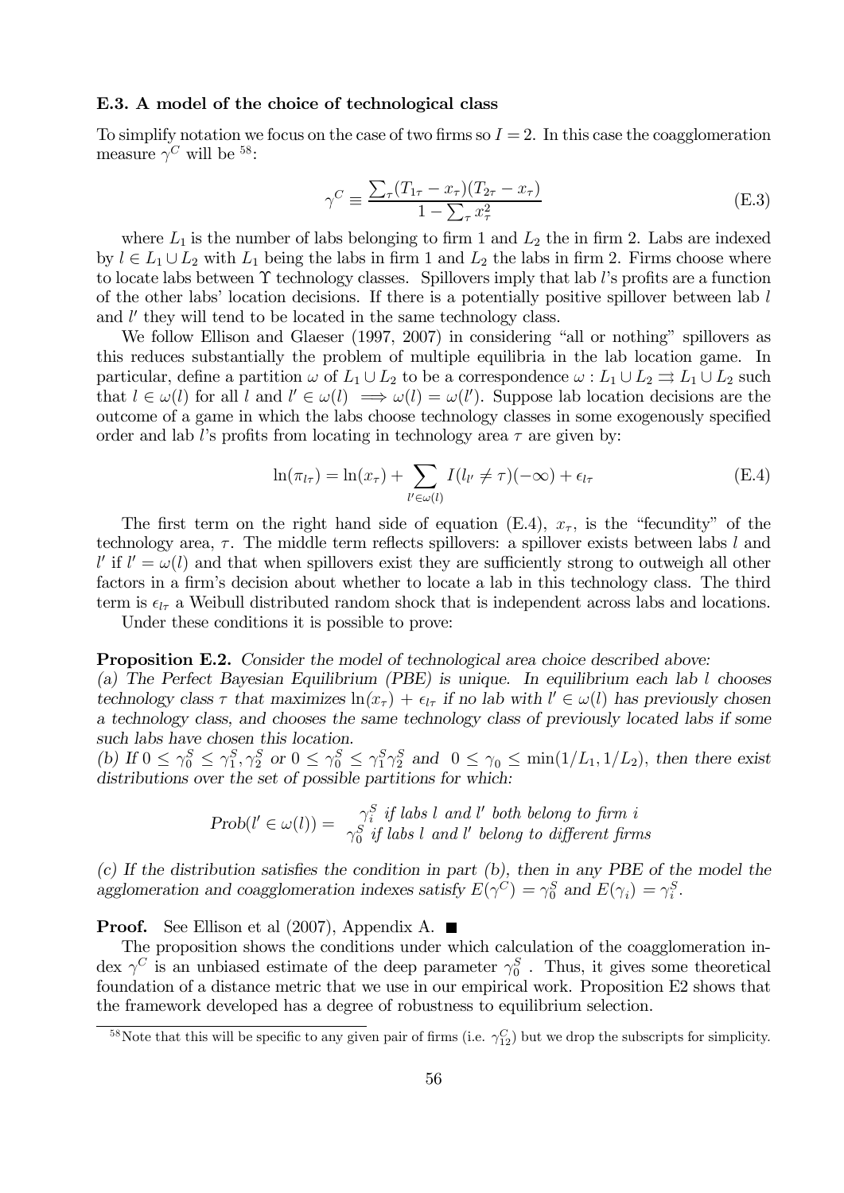### E.3. A model of the choice of technological class

To simplify notation we focus on the case of two firms so $I = 2$. In this case the coagglomeration measure $\gamma^C$ will be [58]:

$$\gamma^C \equiv \frac{\sum_\tau (T_{1\tau} - x_\tau)(T_{2\tau} - x_\tau)}{1 - \sum_\tau x_\tau^2} \tag{E.3}$$

where $L_1$ is the number of labs belonging to firm 1 and $L_2$ the in firm 2. Labs are indexed by $l \in L_1 \cup L_2$ with $L_1$ being the labs in firm 1 and $L_2$ the labs in firm 2. Firms choose where to locate labs between $\Upsilon$ technology classes. Spillovers imply that lab $l$'s profits are a function of the other labs' location decisions. If there is a potentially positive spillover between lab $l$ and $l'$ they will tend to be located in the same technology class.

We follow Ellison and Glaeser (1997, 2007) in considering "all or nothing" spillovers as this reduces substantially the problem of multiple equilibria in the lab location game. In particular, define a partition $\omega$ of $L_1 \cup L_2$ to be a correspondence $\omega : L_1 \cup L_2 \rightrightarrows L_1 \cup L_2$ such that $l \in \omega(l)$ for all $l$ and $l' \in \omega(l) \implies \omega(l) = \omega(l')$. Suppose lab location decisions are the outcome of a game in which the labs choose technology classes in some exogenously specified order and lab $l$'s profits from locating in technology area $\tau$ are given by:

$$\ln(\pi_{l\tau}) = \ln(x_\tau) + \sum_{l' \in \omega(l)} I(l_{l'} \neq \tau)(-\infty) + \epsilon_{l\tau} \tag{E.4}$$

The first term on the right hand side of equation (E.4), $x_\tau$, is the "fecundity" of the technology area, $\tau$. The middle term reflects spillovers: a spillover exists between labs $l$ and $l'$ if $l' = \omega(l)$ and that when spillovers exist they are sufficiently strong to outweigh all other factors in a firm's decision about whether to locate a lab in this technology class. The third term is $\epsilon_{l\tau}$ a Weibull distributed random shock that is independent across labs and locations.

Under these conditions it is possible to prove:

**Proposition E.2.** *Consider the model of technological area choice described above:*
*(a) The Perfect Bayesian Equilibrium (PBE) is unique. In equilibrium each lab $l$ chooses technology class $\tau$ that maximizes $\ln(x_\tau) + \epsilon_{l\tau}$ if no lab with $l' \in \omega(l)$ has previously chosen a technology class, and chooses the same technology class of previously located labs if some such labs have chosen this location.*
*(b) If $0 \leq \gamma_0^S \leq \gamma_1^S, \gamma_2^S$ or $0 \leq \gamma_0^S \leq \gamma_1^S \gamma_2^S$ and $0 \leq \gamma_0 \leq \min(1/L_1, 1/L_2)$, then there exist distributions over the set of possible partitions for which:*

$$Prob(l' \in \omega(l)) = \begin{array}{l} \gamma_i^S \text{ if labs } l \text{ and } l' \text{ both belong to firm } i \\ \gamma_0^S \text{ if labs } l \text{ and } l' \text{ belong to different firms} \end{array}$$

*(c) If the distribution satisfies the condition in part (b), then in any PBE of the model the agglomeration and coagglomeration indexes satisfy $E(\gamma^C) = \gamma_0^S$ and $E(\gamma_i) = \gamma_i^S$.*

**Proof.** See Ellison et al (2007), Appendix A. ■

The proposition shows the conditions under which calculation of the coagglomeration index $\gamma^C$ is an unbiased estimate of the deep parameter $\gamma_0^S$. Thus, it gives some theoretical foundation of a distance metric that we use in our empirical work. Proposition E2 shows that the framework developed has a degree of robustness to equilibrium selection.

[58] Note that this will be specific to any given pair of firms (i.e. $\gamma_{12}^C$) but we drop the subscripts for simplicity.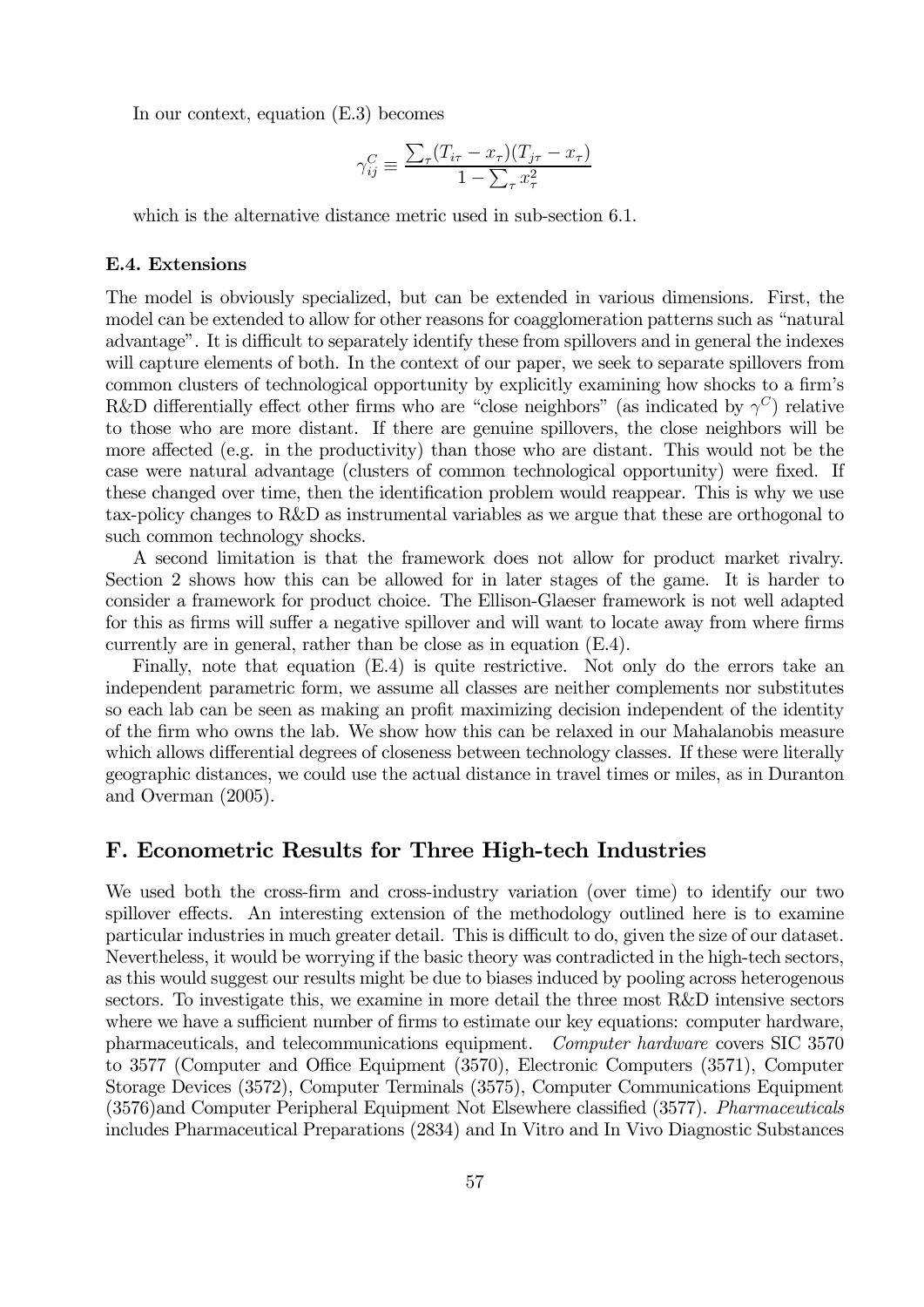In our context, equation (E.3) becomes

$$\gamma_{ij}^{C} \equiv \frac{\sum_{\tau}(T_{i\tau} - x_{\tau})(T_{j\tau} - x_{\tau})}{1 - \sum_{\tau} x_{\tau}^{2}}$$

which is the alternative distance metric used in sub-section 6.1.

### E.4. Extensions

The model is obviously specialized, but can be extended in various dimensions. First, the model can be extended to allow for other reasons for coagglomeration patterns such as "natural advantage". It is difficult to separately identify these from spillovers and in general the indexes will capture elements of both. In the context of our paper, we seek to separate spillovers from common clusters of technological opportunity by explicitly examining how shocks to a firm's R&D differentially effect other firms who are "close neighbors" (as indicated by $\gamma^{C}$) relative to those who are more distant. If there are genuine spillovers, the close neighbors will be more affected (e.g. in the productivity) than those who are distant. This would not be the case were natural advantage (clusters of common technological opportunity) were fixed. If these changed over time, then the identification problem would reappear. This is why we use tax-policy changes to R&D as instrumental variables as we argue that these are orthogonal to such common technology shocks.

A second limitation is that the framework does not allow for product market rivalry. Section 2 shows how this can be allowed for in later stages of the game. It is harder to consider a framework for product choice. The Ellison-Glaeser framework is not well adapted for this as firms will suffer a negative spillover and will want to locate away from where firms currently are in general, rather than be close as in equation (E.4).

Finally, note that equation (E.4) is quite restrictive. Not only do the errors take an independent parametric form, we assume all classes are neither complements nor substitutes so each lab can be seen as making an profit maximizing decision independent of the identity of the firm who owns the lab. We show how this can be relaxed in our Mahalanobis measure which allows differential degrees of closeness between technology classes. If these were literally geographic distances, we could use the actual distance in travel times or miles, as in Duranton and Overman (2005).

## F. Econometric Results for Three High-tech Industries

We used both the cross-firm and cross-industry variation (over time) to identify our two spillover effects. An interesting extension of the methodology outlined here is to examine particular industries in much greater detail. This is difficult to do, given the size of our dataset. Nevertheless, it would be worrying if the basic theory was contradicted in the high-tech sectors, as this would suggest our results might be due to biases induced by pooling across heterogenous sectors. To investigate this, we examine in more detail the three most R&D intensive sectors where we have a sufficient number of firms to estimate our key equations: computer hardware, pharmaceuticals, and telecommunications equipment. *Computer hardware* covers SIC 3570 to 3577 (Computer and Office Equipment (3570), Electronic Computers (3571), Computer Storage Devices (3572), Computer Terminals (3575), Computer Communications Equipment (3576)and Computer Peripheral Equipment Not Elsewhere classified (3577). *Pharmaceuticals* includes Pharmaceutical Preparations (2834) and In Vitro and In Vivo Diagnostic Substances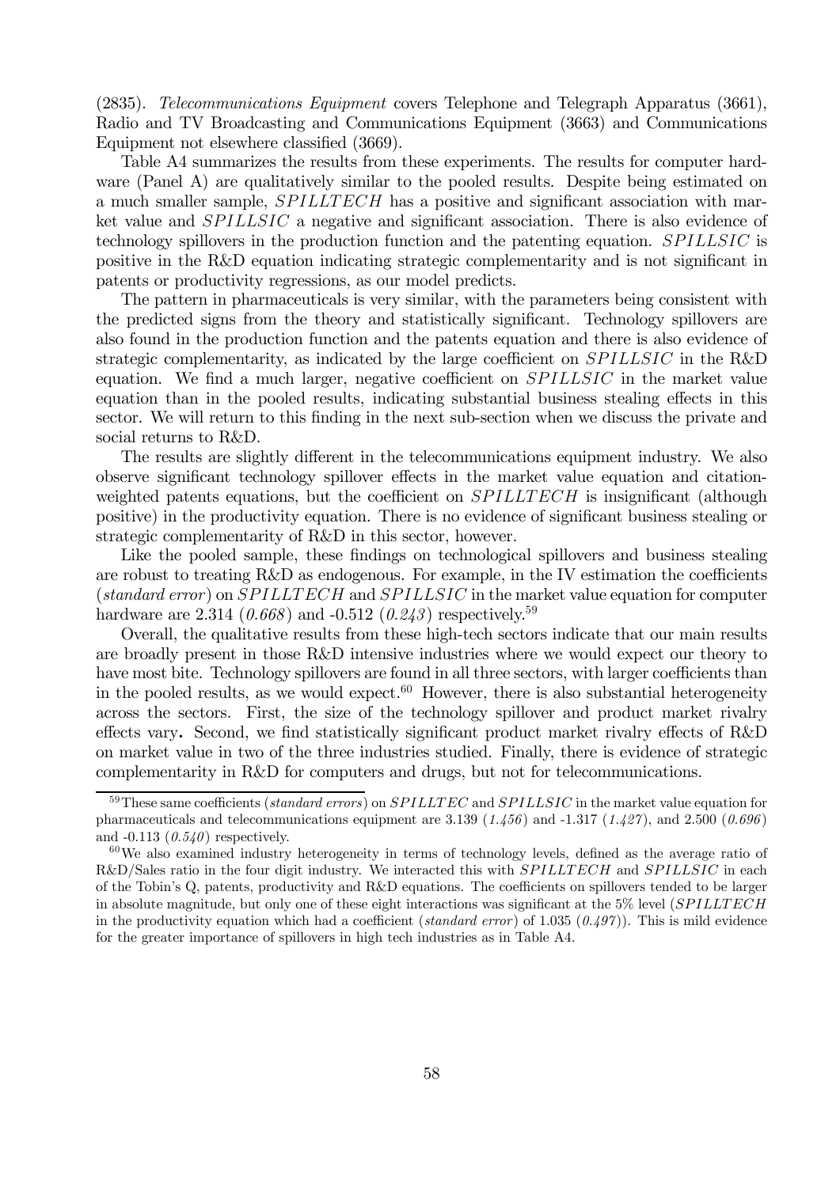(2835). *Telecommunications Equipment* covers Telephone and Telegraph Apparatus (3661), Radio and TV Broadcasting and Communications Equipment (3663) and Communications Equipment not elsewhere classified (3669).

Table A4 summarizes the results from these experiments. The results for computer hardware (Panel A) are qualitatively similar to the pooled results. Despite being estimated on a much smaller sample, $SPILLTECH$ has a positive and significant association with market value and $SPILLSIC$ a negative and significant association. There is also evidence of technology spillovers in the production function and the patenting equation. $SPILLSIC$ is positive in the R&D equation indicating strategic complementarity and is not significant in patents or productivity regressions, as our model predicts.

The pattern in pharmaceuticals is very similar, with the parameters being consistent with the predicted signs from the theory and statistically significant. Technology spillovers are also found in the production function and the patents equation and there is also evidence of strategic complementarity, as indicated by the large coefficient on $SPILLSIC$ in the R&D equation. We find a much larger, negative coefficient on $SPILLSIC$ in the market value equation than in the pooled results, indicating substantial business stealing effects in this sector. We will return to this finding in the next sub-section when we discuss the private and social returns to R&D.

The results are slightly different in the telecommunications equipment industry. We also observe significant technology spillover effects in the market value equation and citation-weighted patents equations, but the coefficient on $SPILLTECH$ is insignificant (although positive) in the productivity equation. There is no evidence of significant business stealing or strategic complementarity of R&D in this sector, however.

Like the pooled sample, these findings on technological spillovers and business stealing are robust to treating R&D as endogenous. For example, in the IV estimation the coefficients (*standard error*) on $SPILLTECH$ and $SPILLSIC$ in the market value equation for computer hardware are 2.314 (*0.668*) and -0.512 (*0.243*) respectively.[59]

Overall, the qualitative results from these high-tech sectors indicate that our main results are broadly present in those R&D intensive industries where we would expect our theory to have most bite. Technology spillovers are found in all three sectors, with larger coefficients than in the pooled results, as we would expect.[60] However, there is also substantial heterogeneity across the sectors. First, the size of the technology spillover and product market rivalry effects vary**.** Second, we find statistically significant product market rivalry effects of R&D on market value in two of the three industries studied. Finally, there is evidence of strategic complementarity in R&D for computers and drugs, but not for telecommunications.

---

[59] These same coefficients (*standard errors*) on $SPILLTEC$ and $SPILLSIC$ in the market value equation for pharmaceuticals and telecommunications equipment are 3.139 (*1.456*) and -1.317 (*1.427*), and 2.500 (*0.696*) and -0.113 (*0.540*) respectively.

[60] We also examined industry heterogeneity in terms of technology levels, defined as the average ratio of R&D/Sales ratio in the four digit industry. We interacted this with $SPILLTECH$ and $SPILLSIC$ in each of the Tobin's Q, patents, productivity and R&D equations. The coefficients on spillovers tended to be larger in absolute magnitude, but only one of these eight interactions was significant at the 5% level ($SPILLTECH$ in the productivity equation which had a coefficient (*standard error*) of 1.035 (*0.497*)). This is mild evidence for the greater importance of spillovers in high tech industries as in Table A4.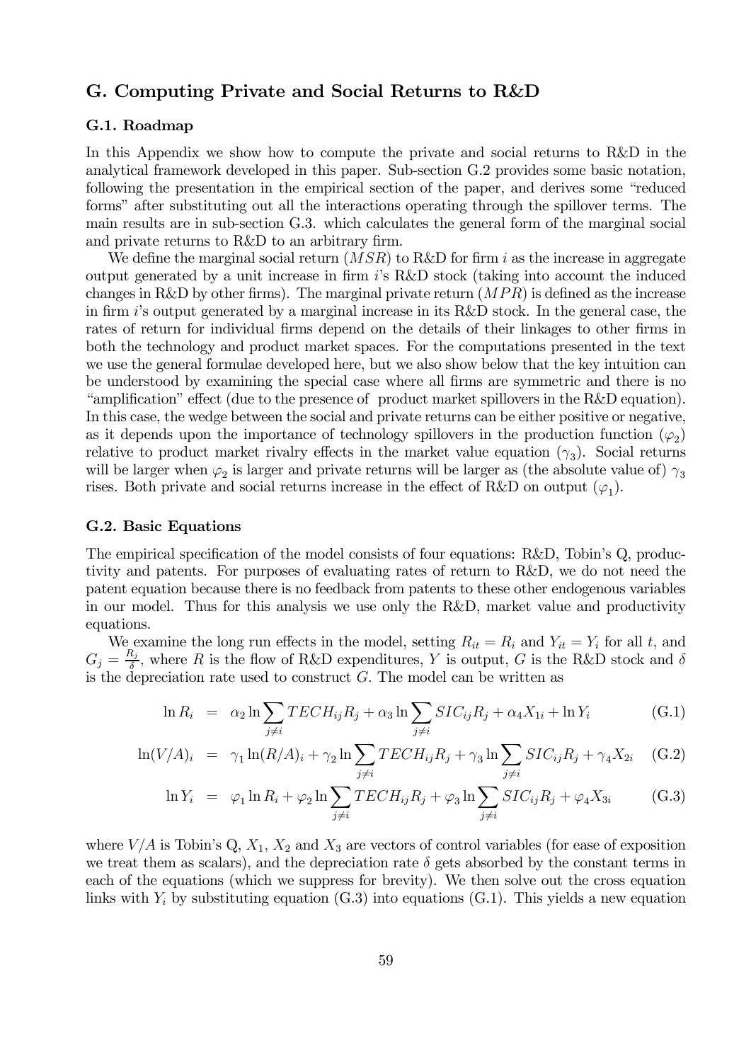## G. Computing Private and Social Returns to R&D

### G.1. Roadmap

In this Appendix we show how to compute the private and social returns to R&D in the analytical framework developed in this paper. Sub-section G.2 provides some basic notation, following the presentation in the empirical section of the paper, and derives some "reduced forms" after substituting out all the interactions operating through the spillover terms. The main results are in sub-section G.3. which calculates the general form of the marginal social and private returns to R&D to an arbitrary firm.

We define the marginal social return ($MSR$) to R&D for firm $i$ as the increase in aggregate output generated by a unit increase in firm $i$'s R&D stock (taking into account the induced changes in R&D by other firms). The marginal private return ($MPR$) is defined as the increase in firm $i$'s output generated by a marginal increase in its R&D stock. In the general case, the rates of return for individual firms depend on the details of their linkages to other firms in both the technology and product market spaces. For the computations presented in the text we use the general formulae developed here, but we also show below that the key intuition can be understood by examining the special case where all firms are symmetric and there is no "amplification" effect (due to the presence of product market spillovers in the R&D equation). In this case, the wedge between the social and private returns can be either positive or negative, as it depends upon the importance of technology spillovers in the production function ($\varphi_2$) relative to product market rivalry effects in the market value equation ($\gamma_3$). Social returns will be larger when $\varphi_2$ is larger and private returns will be larger as (the absolute value of) $\gamma_3$ rises. Both private and social returns increase in the effect of R&D on output ($\varphi_1$).

### G.2. Basic Equations

The empirical specification of the model consists of four equations: R&D, Tobin's Q, productivity and patents. For purposes of evaluating rates of return to R&D, we do not need the patent equation because there is no feedback from patents to these other endogenous variables in our model. Thus for this analysis we use only the R&D, market value and productivity equations.

We examine the long run effects in the model, setting $R_{it} = R_i$ and $Y_{it} = Y_i$ for all $t$, and $G_j = \frac{R_j}{\delta}$, where $R$ is the flow of R&D expenditures, $Y$ is output, $G$ is the R&D stock and $\delta$ is the depreciation rate used to construct $G$. The model can be written as

$$\ln R_i = \alpha_2 \ln \sum_{j \neq i} TECH_{ij} R_j + \alpha_3 \ln \sum_{j \neq i} SIC_{ij} R_j + \alpha_4 X_{1i} + \ln Y_i \tag{G.1}$$

$$\ln(V/A)_i = \gamma_1 \ln(R/A)_i + \gamma_2 \ln \sum_{j \neq i} TECH_{ij} R_j + \gamma_3 \ln \sum_{j \neq i} SIC_{ij} R_j + \gamma_4 X_{2i} \tag{G.2}$$

$$\ln Y_i = \varphi_1 \ln R_i + \varphi_2 \ln \sum_{j \neq i} TECH_{ij} R_j + \varphi_3 \ln \sum_{j \neq i} SIC_{ij} R_j + \varphi_4 X_{3i} \tag{G.3}$$

where $V/A$ is Tobin's Q, $X_1$, $X_2$ and $X_3$ are vectors of control variables (for ease of exposition we treat them as scalars), and the depreciation rate $\delta$ gets absorbed by the constant terms in each of the equations (which we suppress for brevity). We then solve out the cross equation links with $Y_i$ by substituting equation (G.3) into equations (G.1). This yields a new equation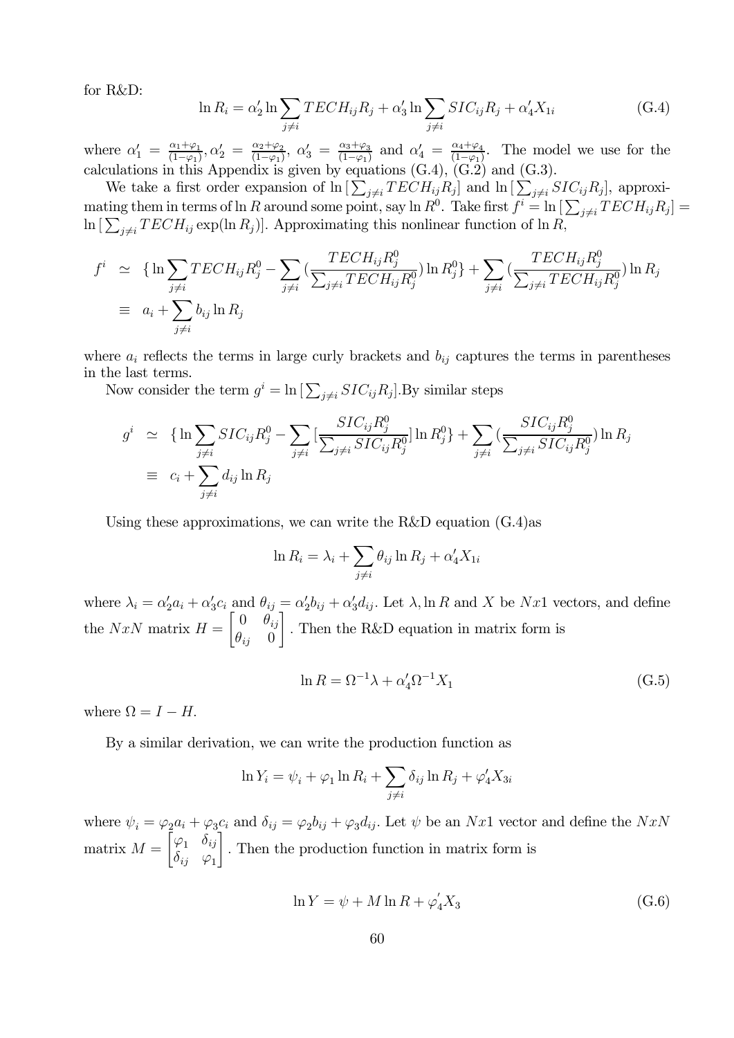for R&D:

$$\ln R_i = \alpha_2' \ln \sum_{j \neq i} TECH_{ij} R_j + \alpha_3' \ln \sum_{j \neq i} SIC_{ij} R_j + \alpha_4' X_{1i} \tag{G.4}$$

where $\alpha_1' = \frac{\alpha_1 + \varphi_1}{(1-\varphi_1)}, \alpha_2' = \frac{\alpha_2 + \varphi_2}{(1-\varphi_1)}$, $\alpha_3' = \frac{\alpha_3 + \varphi_3}{(1-\varphi_1)}$ and $\alpha_4' = \frac{\alpha_4 + \varphi_4}{(1-\varphi_1)}$. The model we use for the calculations in this Appendix is given by equations (G.4), (G.2) and (G.3).

We take a first order expansion of $\ln [\sum_{j \neq i} TECH_{ij} R_j]$ and $\ln [\sum_{j \neq i} SIC_{ij} R_j]$, approximating them in terms of $\ln R$ around some point, say $\ln R^0$. Take first $f^i = \ln [\sum_{j \neq i} TECH_{ij} R_j] = \ln [\sum_{j \neq i} TECH_{ij} \exp(\ln R_j)]$. Approximating this nonlinear function of $\ln R$,

$$\begin{aligned} f^i &\simeq \{ \ln \sum_{j \neq i} TECH_{ij} R_j^0 - \sum_{j \neq i} (\frac{TECH_{ij} R_j^0}{\sum_{j \neq i} TECH_{ij} R_j^0}) \ln R_j^0 \} + \sum_{j \neq i} (\frac{TECH_{ij} R_j^0}{\sum_{j \neq i} TECH_{ij} R_j^0}) \ln R_j \\ &\equiv a_i + \sum_{j \neq i} b_{ij} \ln R_j \end{aligned}$$

where $a_i$ reflects the terms in large curly brackets and $b_{ij}$ captures the terms in parentheses in the last terms.

Now consider the term $g^i = \ln [\sum_{j \neq i} SIC_{ij} R_j]$.By similar steps

$$\begin{aligned} g^i &\simeq \{ \ln \sum_{j \neq i} SIC_{ij} R_j^0 - \sum_{j \neq i} [\frac{SIC_{ij} R_j^0}{\sum_{j \neq i} SIC_{ij} R_j^0}] \ln R_j^0 \} + \sum_{j \neq i} (\frac{SIC_{ij} R_j^0}{\sum_{j \neq i} SIC_{ij} R_j^0}) \ln R_j \\ &\equiv c_i + \sum_{j \neq i} d_{ij} \ln R_j \end{aligned}$$

Using these approximations, we can write the R&D equation (G.4)as

$$\ln R_i = \lambda_i + \sum_{j \neq i} \theta_{ij} \ln R_j + \alpha_4' X_{1i}$$

where $\lambda_i = \alpha_2' a_i + \alpha_3' c_i$ and $\theta_{ij} = \alpha_2' b_{ij} + \alpha_3' d_{ij}$. Let $\lambda, \ln R$ and $X$ be $Nx1$ vectors, and define the $NxN$ matrix $H = \begin{bmatrix} 0 & \theta_{ij} \\ \theta_{ij} & 0 \end{bmatrix}$. Then the R&D equation in matrix form is

$$\ln R = \Omega^{-1} \lambda + \alpha_4' \Omega^{-1} X_1 \tag{G.5}$$

where $\Omega = I - H$.

By a similar derivation, we can write the production function as

$$\ln Y_i = \psi_i + \varphi_1 \ln R_i + \sum_{j \neq i} \delta_{ij} \ln R_j + \varphi_4' X_{3i}$$

where $\psi_i = \varphi_2 a_i + \varphi_3 c_i$ and $\delta_{ij} = \varphi_2 b_{ij} + \varphi_3 d_{ij}$. Let $\psi$ be an $Nx1$ vector and define the $NxN$ matrix $M = \begin{bmatrix} \varphi_1 & \delta_{ij} \\ \delta_{ij} & \varphi_1 \end{bmatrix}$. Then the production function in matrix form is

$$\ln Y = \psi + M \ln R + \varphi_4' X_3 \tag{G.6}$$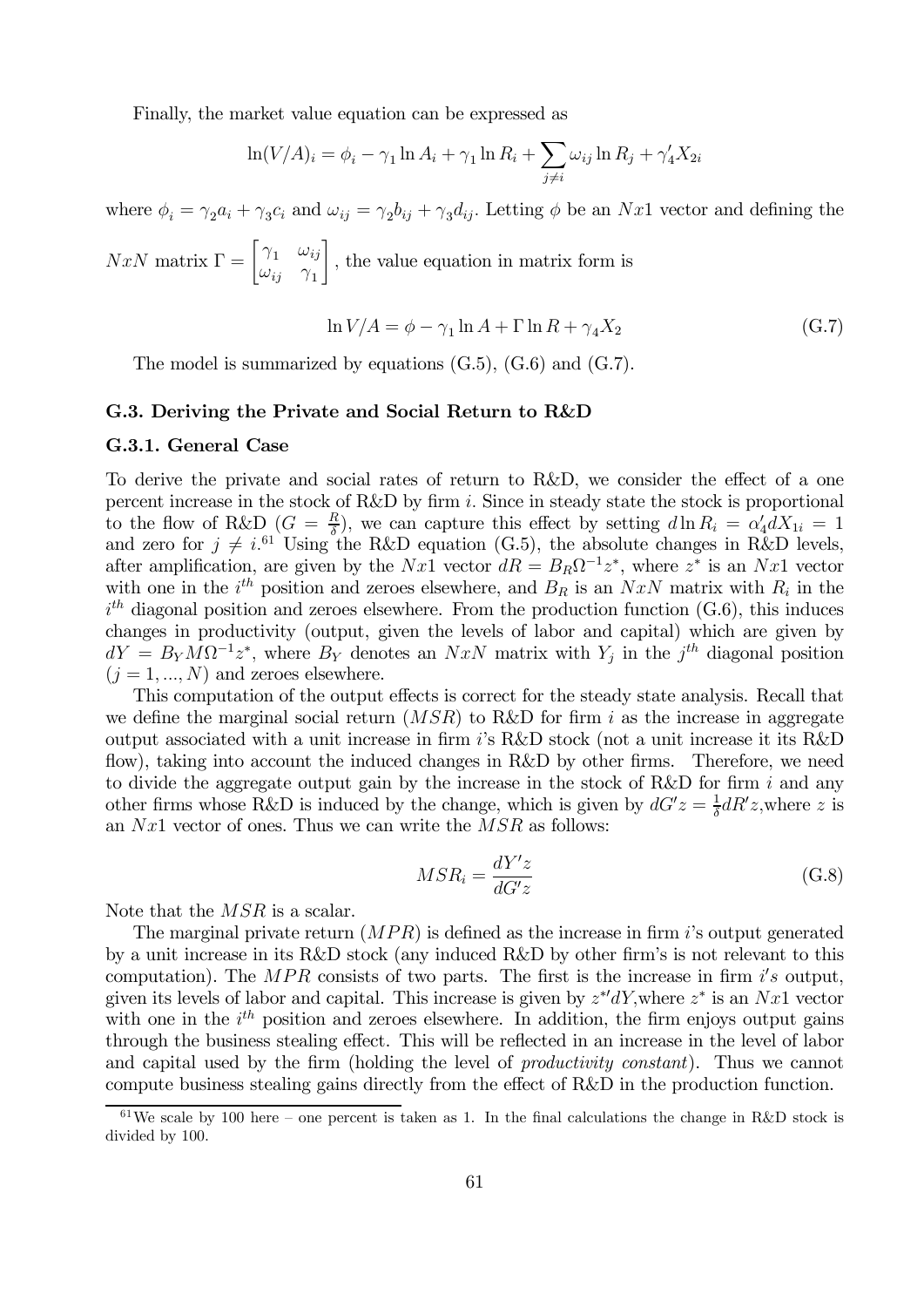Finally, the market value equation can be expressed as

$$\ln(V/A)_i = \phi_i - \gamma_1 \ln A_i + \gamma_1 \ln R_i + \sum_{j \neq i} \omega_{ij} \ln R_j + \gamma_4' X_{2i}$$

where $\phi_i = \gamma_2 a_i + \gamma_3 c_i$ and $\omega_{ij} = \gamma_2 b_{ij} + \gamma_3 d_{ij}$. Letting $\phi$ be an $Nx1$ vector and defining the $NxN$ matrix $\Gamma = \begin{bmatrix} \gamma_1 & \omega_{ij} \\ \omega_{ij} & \gamma_1 \end{bmatrix}$, the value equation in matrix form is

$$\ln V/A = \phi - \gamma_1 \ln A + \Gamma \ln R + \gamma_4 X_2 \tag{G.7}$$

The model is summarized by equations (G.5), (G.6) and (G.7).

### G.3. Deriving the Private and Social Return to R&D

#### G.3.1. General Case

To derive the private and social rates of return to R&D, we consider the effect of a one percent increase in the stock of R&D by firm $i$. Since in steady state the stock is proportional to the flow of R&D ($G = \frac{R}{\delta}$), we can capture this effect by setting $d \ln R_i = \alpha_4' dX_{1i} = 1$ and zero for $j \neq i$.[61] Using the R&D equation (G.5), the absolute changes in R&D levels, after amplification, are given by the $Nx1$ vector $dR = B_R \Omega^{-1} z^*$, where $z^*$ is an $Nx1$ vector with one in the $i^{th}$ position and zeroes elsewhere, and $B_R$ is an $NxN$ matrix with $R_i$ in the $i^{th}$ diagonal position and zeroes elsewhere. From the production function (G.6), this induces changes in productivity (output, given the levels of labor and capital) which are given by $dY = B_Y M \Omega^{-1} z^*$, where $B_Y$ denotes an $NxN$ matrix with $Y_j$ in the $j^{th}$ diagonal position ($j = 1, ..., N$) and zeroes elsewhere.

This computation of the output effects is correct for the steady state analysis. Recall that we define the marginal social return ($MSR$) to R&D for firm $i$ as the increase in aggregate output associated with a unit increase in firm $i$'s R&D stock (not a unit increase it its R&D flow), taking into account the induced changes in R&D by other firms. Therefore, we need to divide the aggregate output gain by the increase in the stock of R&D for firm $i$ and any other firms whose R&D is induced by the change, which is given by $dG'z = \frac{1}{\delta} dR'z$,where $z$ is an $Nx1$ vector of ones. Thus we can write the $MSR$ as follows:

$$MSR_i = \frac{dY'z}{dG'z} \tag{G.8}$$

Note that the $MSR$ is a scalar.

The marginal private return ($MPR$) is defined as the increase in firm $i$'s output generated by a unit increase in its R&D stock (any induced R&D by other firm's is not relevant to this computation). The $MPR$ consists of two parts. The first is the increase in firm $i's$ output, given its levels of labor and capital. This increase is given by $z^{*\prime} dY$,where $z^*$ is an $Nx1$ vector with one in the $i^{th}$ position and zeroes elsewhere. In addition, the firm enjoys output gains through the business stealing effect. This will be reflected in an increase in the level of labor and capital used by the firm (holding the level of *productivity constant*). Thus we cannot compute business stealing gains directly from the effect of R&D in the production function.

[61] We scale by 100 here – one percent is taken as 1. In the final calculations the change in R&D stock is divided by 100.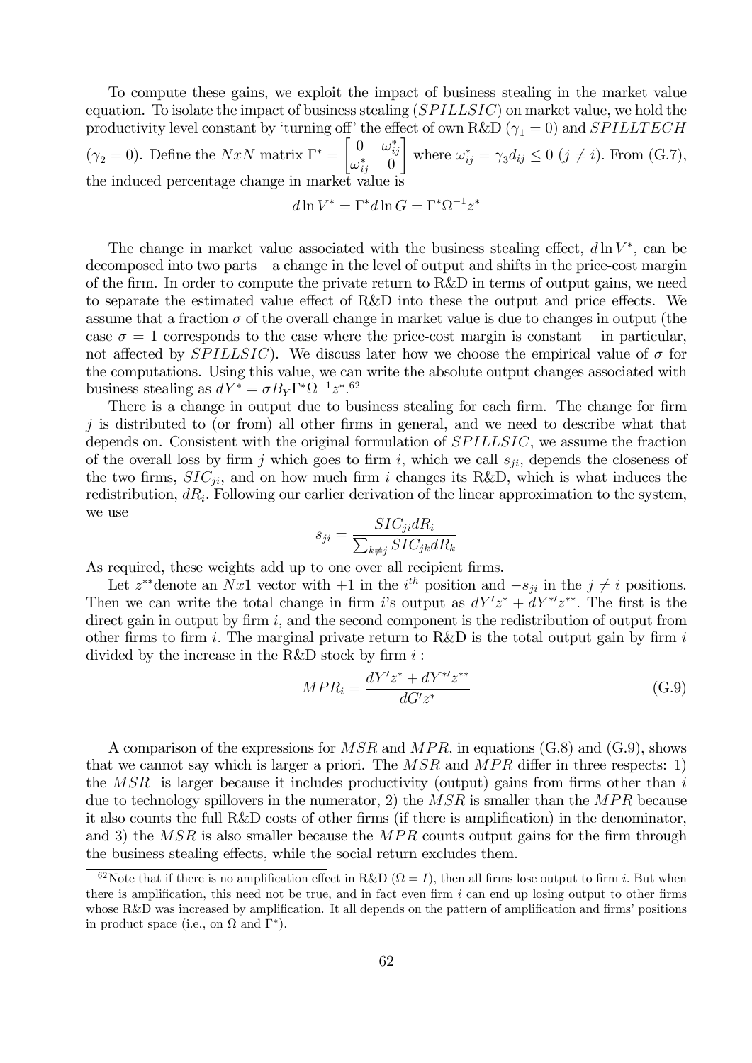To compute these gains, we exploit the impact of business stealing in the market value equation. To isolate the impact of business stealing ($SPILLSIC$) on market value, we hold the productivity level constant by 'turning off' the effect of own R&D ($\gamma_1 = 0$) and $SPILLTECH$ ($\gamma_2 = 0$). Define the $NxN$ matrix $\Gamma^* = \begin{bmatrix} 0 & \omega_{ij}^* \\ \omega_{ij}^* & 0 \end{bmatrix}$ where $\omega_{ij}^* = \gamma_3 d_{ij} \leq 0$ ($j \neq i$). From (G.7), the induced percentage change in market value is

$$d \ln V^* = \Gamma^* d \ln G = \Gamma^* \Omega^{-1} z^*$$

The change in market value associated with the business stealing effect, $d \ln V^*$, can be decomposed into two parts – a change in the level of output and shifts in the price-cost margin of the firm. In order to compute the private return to R&D in terms of output gains, we need to separate the estimated value effect of R&D into these the output and price effects. We assume that a fraction $\sigma$ of the overall change in market value is due to changes in output (the case $\sigma = 1$ corresponds to the case where the price-cost margin is constant – in particular, not affected by $SPILLSIC$). We discuss later how we choose the empirical value of $\sigma$ for the computations. Using this value, we can write the absolute output changes associated with business stealing as $dY^* = \sigma B_Y \Gamma^* \Omega^{-1} z^*$.[62]

There is a change in output due to business stealing for each firm. The change for firm $j$ is distributed to (or from) all other firms in general, and we need to describe what that depends on. Consistent with the original formulation of $SPILLSIC$, we assume the fraction of the overall loss by firm $j$ which goes to firm $i$, which we call $s_{ji}$, depends the closeness of the two firms, $SIC_{ji}$, and on how much firm $i$ changes its R&D, which is what induces the redistribution, $dR_i$. Following our earlier derivation of the linear approximation to the system, we use

$$s_{ji} = \frac{SIC_{ji} dR_i}{\sum_{k \neq j} SIC_{jk} dR_k}$$

As required, these weights add up to one over all recipient firms.

Let $z^{**}$denote an $Nx1$ vector with $+1$ in the $i^{th}$ position and $-s_{ji}$ in the $j \neq i$ positions. Then we can write the total change in firm $i$'s output as $dY'z^* + dY^{*\prime}z^{**}$. The first is the direct gain in output by firm $i$, and the second component is the redistribution of output from other firms to firm $i$. The marginal private return to R&D is the total output gain by firm $i$ divided by the increase in the R&D stock by firm $i$ :

$$MPR_i = \frac{dY'z^* + dY^{*\prime}z^{**}}{dG'z^*} \tag{G.9}$$

A comparison of the expressions for $MSR$ and $MPR$, in equations (G.8) and (G.9), shows that we cannot say which is larger a priori. The $MSR$ and $MPR$ differ in three respects: 1) the $MSR$ is larger because it includes productivity (output) gains from firms other than $i$ due to technology spillovers in the numerator, 2) the $MSR$ is smaller than the $MPR$ because it also counts the full R&D costs of other firms (if there is amplification) in the denominator, and 3) the $MSR$ is also smaller because the $MPR$ counts output gains for the firm through the business stealing effects, while the social return excludes them.

[62] Note that if there is no amplification effect in R&D ($\Omega = I$), then all firms lose output to firm $i$. But when there is amplification, this need not be true, and in fact even firm $i$ can end up losing output to other firms whose R&D was increased by amplification. It all depends on the pattern of amplification and firms' positions in product space (i.e., on $\Omega$ and $\Gamma^*$).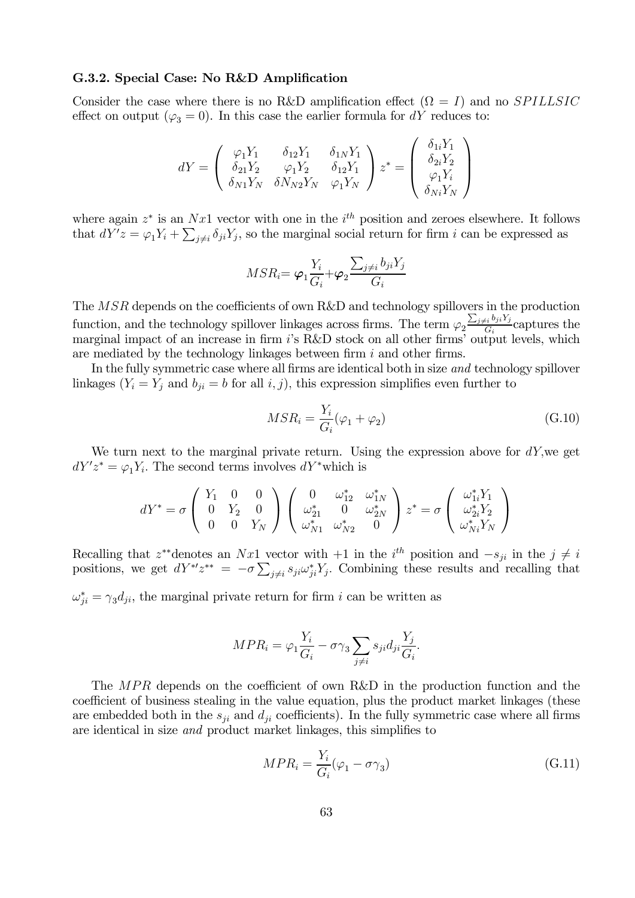### G.3.2. Special Case: No R&D Amplification

Consider the case where there is no R&D amplification effect ($\Omega = I$) and no $SPILLSIC$ effect on output ($\varphi_3 = 0$). In this case the earlier formula for $dY$ reduces to:

$$dY = \begin{pmatrix} \varphi_1 Y_1 & \delta_{12} Y_1 & \delta_{1N} Y_1 \\ \delta_{21} Y_2 & \varphi_1 Y_2 & \delta_{12} Y_1 \\ \delta_{N1} Y_N & \delta N_{N2} Y_N & \varphi_1 Y_N \end{pmatrix} z^* = \begin{pmatrix} \delta_{1i} Y_1 \\ \delta_{2i} Y_2 \\ \varphi_1 Y_i \\ \delta_{Ni} Y_N \end{pmatrix}$$

where again $z^*$ is an $Nx1$ vector with one in the $i^{th}$ position and zeroes elsewhere. It follows that $dY'z = \varphi_1 Y_i + \sum_{j \neq i} \delta_{ji} Y_j$, so the marginal social return for firm $i$ can be expressed as

$$MSR_i = \boldsymbol{\varphi}_1 \frac{Y_i}{G_i} + \boldsymbol{\varphi}_2 \frac{\sum_{j \neq i} b_{ji} Y_j}{G_i}$$

The $MSR$ depends on the coefficients of own R&D and technology spillovers in the production function, and the technology spillover linkages across firms. The term $\varphi_2 \frac{\sum_{j \neq i} b_{ji} Y_j}{G_i}$ captures the marginal impact of an increase in firm $i$'s R&D stock on all other firms' output levels, which are mediated by the technology linkages between firm $i$ and other firms.

In the fully symmetric case where all firms are identical both in size *and* technology spillover linkages ($Y_i = Y_j$ and $b_{ji} = b$ for all $i, j$), this expression simplifies even further to

$$MSR_i = \frac{Y_i}{G_i}(\varphi_1 + \varphi_2) \tag{G.10}$$

We turn next to the marginal private return. Using the expression above for $dY$, we get $dY'z^* = \varphi_1 Y_i$. The second terms involves $dY^*$ which is

$$dY^* = \sigma \begin{pmatrix} Y_1 & 0 & 0 \\ 0 & Y_2 & 0 \\ 0 & 0 & Y_N \end{pmatrix} \begin{pmatrix} 0 & \omega_{12}^* & \omega_{1N}^* \\ \omega_{21}^* & 0 & \omega_{2N}^* \\ \omega_{N1}^* & \omega_{N2}^* & 0 \end{pmatrix} z^* = \sigma \begin{pmatrix} \omega_{1i}^* Y_1 \\ \omega_{2i}^* Y_2 \\ \omega_{Ni}^* Y_N \end{pmatrix}$$

Recalling that $z^{**}$ denotes an $Nx1$ vector with $+1$ in the $i^{th}$ position and $-s_{ji}$ in the $j \neq i$ positions, we get $dY^{*\prime} z^{**} = -\sigma \sum_{j \neq i} s_{ji} \omega_{ji}^* Y_j$. Combining these results and recalling that $\omega_{ji}^* = \gamma_3 d_{ji}$, the marginal private return for firm $i$ can be written as

$$MPR_i = \varphi_1 \frac{Y_i}{G_i} - \sigma \gamma_3 \sum_{j \neq i} s_{ji} d_{ji} \frac{Y_j}{G_i}.$$

The $MPR$ depends on the coefficient of own R&D in the production function and the coefficient of business stealing in the value equation, plus the product market linkages (these are embedded both in the $s_{ji}$ and $d_{ji}$ coefficients). In the fully symmetric case where all firms are identical in size *and* product market linkages, this simplifies to

$$MPR_i = \frac{Y_i}{G_i}(\varphi_1 - \sigma \gamma_3) \tag{G.11}$$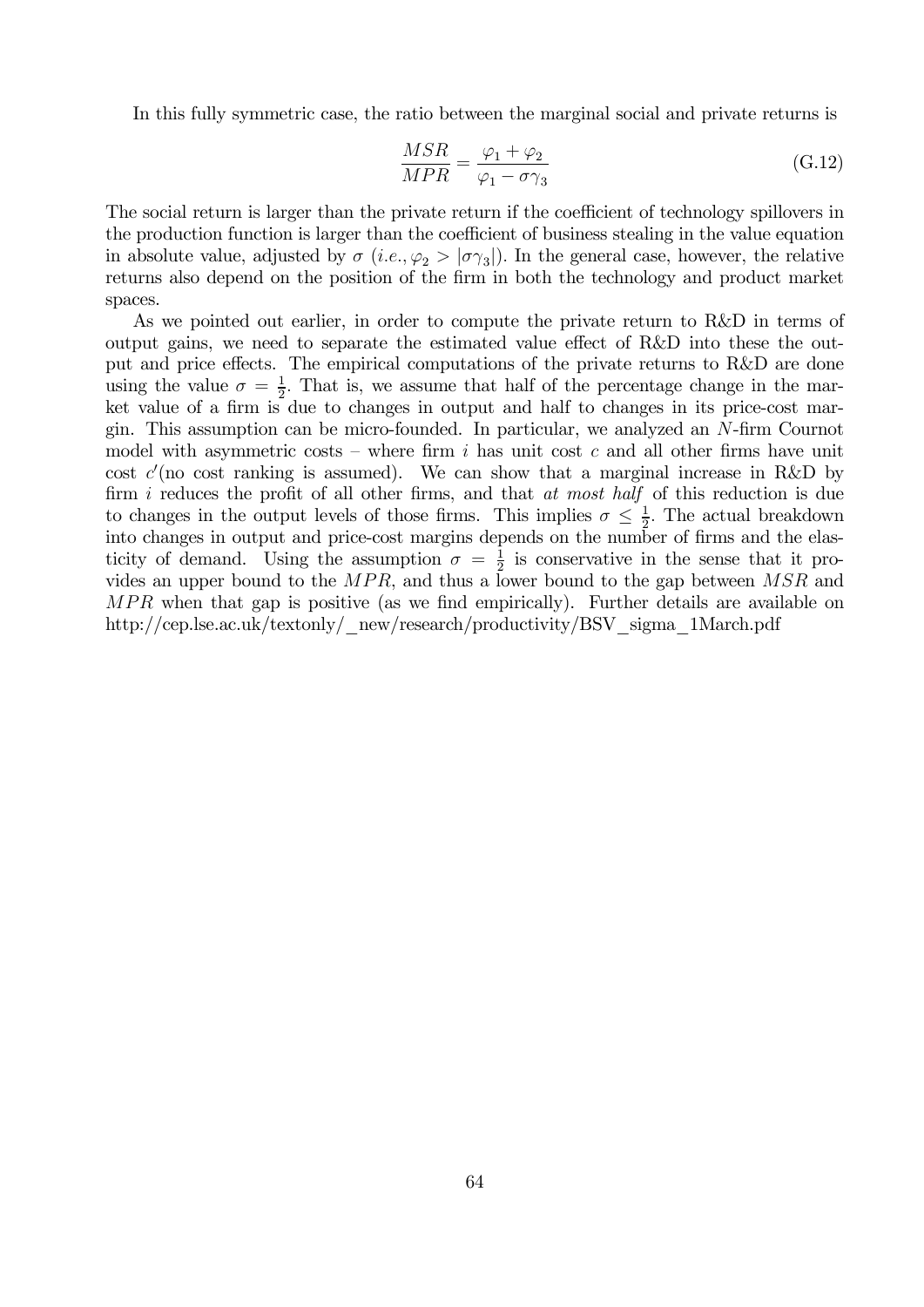In this fully symmetric case, the ratio between the marginal social and private returns is

$$\frac{MSR}{MPR} = \frac{\varphi_1 + \varphi_2}{\varphi_1 - \sigma\gamma_3} \tag{G.12}$$

The social return is larger than the private return if the coefficient of technology spillovers in the production function is larger than the coefficient of business stealing in the value equation in absolute value, adjusted by $\sigma$ (*i.e.*, $\varphi_2 > |\sigma\gamma_3|$). In the general case, however, the relative returns also depend on the position of the firm in both the technology and product market spaces.

As we pointed out earlier, in order to compute the private return to R&D in terms of output gains, we need to separate the estimated value effect of R&D into these the output and price effects. The empirical computations of the private returns to R&D are done using the value $\sigma = \frac{1}{2}$. That is, we assume that half of the percentage change in the market value of a firm is due to changes in output and half to changes in its price-cost margin. This assumption can be micro-founded. In particular, we analyzed an $N$-firm Cournot model with asymmetric costs – where firm $i$ has unit cost $c$ and all other firms have unit cost $c'$(no cost ranking is assumed). We can show that a marginal increase in R&D by firm $i$ reduces the profit of all other firms, and that *at most half* of this reduction is due to changes in the output levels of those firms. This implies $\sigma \leq \frac{1}{2}$. The actual breakdown into changes in output and price-cost margins depends on the number of firms and the elasticity of demand. Using the assumption $\sigma = \frac{1}{2}$ is conservative in the sense that it provides an upper bound to the $MPR$, and thus a lower bound to the gap between $MSR$ and $MPR$ when that gap is positive (as we find empirically). Further details are available on http://cep.lse.ac.uk/textonly/_new/research/productivity/BSV_sigma_1March.pdf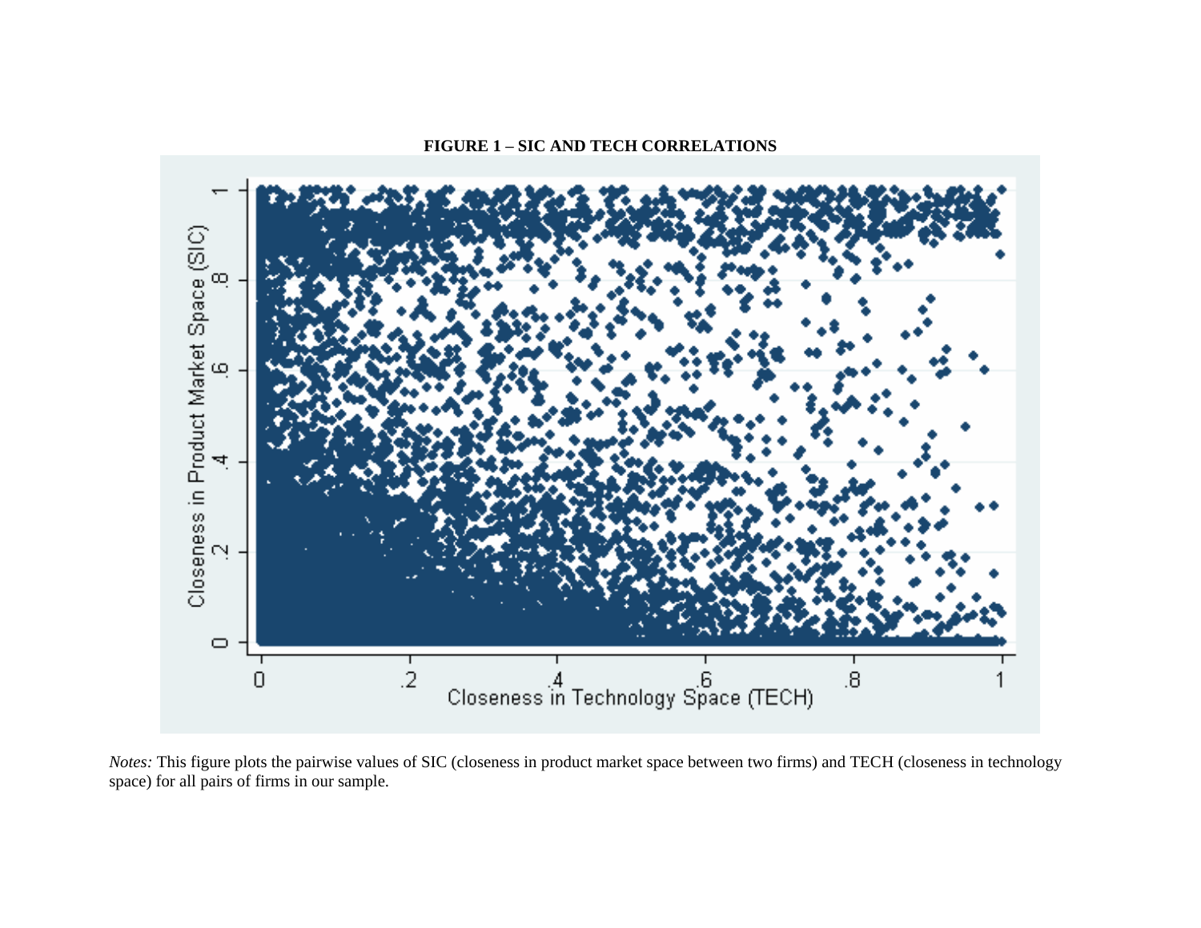**FIGURE 1 – SIC AND TECH CORRELATIONS**

*Notes:* This figure plots the pairwise values of SIC (closeness in product market space between two firms) and TECH (closeness in technology space) for all pairs of firms in our sample.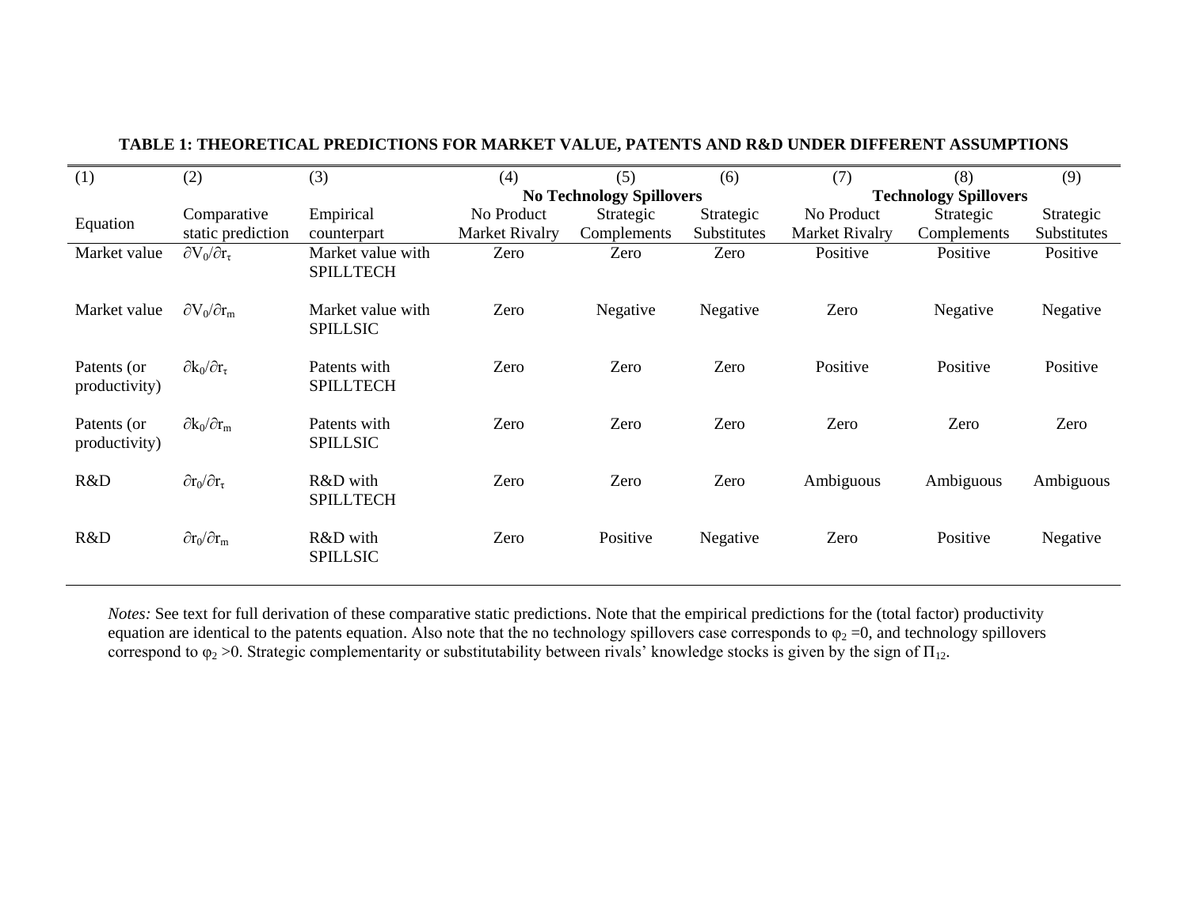**TABLE 1: THEORETICAL PREDICTIONS FOR MARKET VALUE, PATENTS AND R&D UNDER DIFFERENT ASSUMPTIONS**

| (1) | (2) | (3) | (4) | (5) | (6) | (7) | (8) | (9) |
|---|---|---|---|---|---|---|---|---|
| | | | **No Technology Spillovers** | | | **Technology Spillovers** | | |
| Equation | Comparative static prediction | Empirical counterpart | No Product Market Rivalry | Strategic Complements | Strategic Substitutes | No Product Market Rivalry | Strategic Complements | Strategic Substitutes |
| Market value | $\partial V_0/\partial r_\tau$ | Market value with SPILLTECH | Zero | Zero | Zero | Positive | Positive | Positive |
| Market value | $\partial V_0/\partial r_m$ | Market value with SPILLSIC | Zero | Negative | Negative | Zero | Negative | Negative |
| Patents (or productivity) | $\partial k_0/\partial r_\tau$ | Patents with SPILLTECH | Zero | Zero | Zero | Positive | Positive | Positive |
| Patents (or productivity) | $\partial k_0/\partial r_m$ | Patents with SPILLSIC | Zero | Zero | Zero | Zero | Zero | Zero |
| R&D | $\partial r_0/\partial r_\tau$ | R&D with SPILLTECH | Zero | Zero | Zero | Ambiguous | Ambiguous | Ambiguous |
| R&D | $\partial r_0/\partial r_m$ | R&D with SPILLSIC | Zero | Positive | Negative | Zero | Positive | Negative |

*Notes:* See text for full derivation of these comparative static predictions. Note that the empirical predictions for the (total factor) productivity equation are identical to the patents equation. Also note that the no technology spillovers case corresponds to $\varphi_2 = 0$, and technology spillovers correspond to $\varphi_2 > 0$. Strategic complementarity or substitutability between rivals' knowledge stocks is given by the sign of $\Pi_{12}$.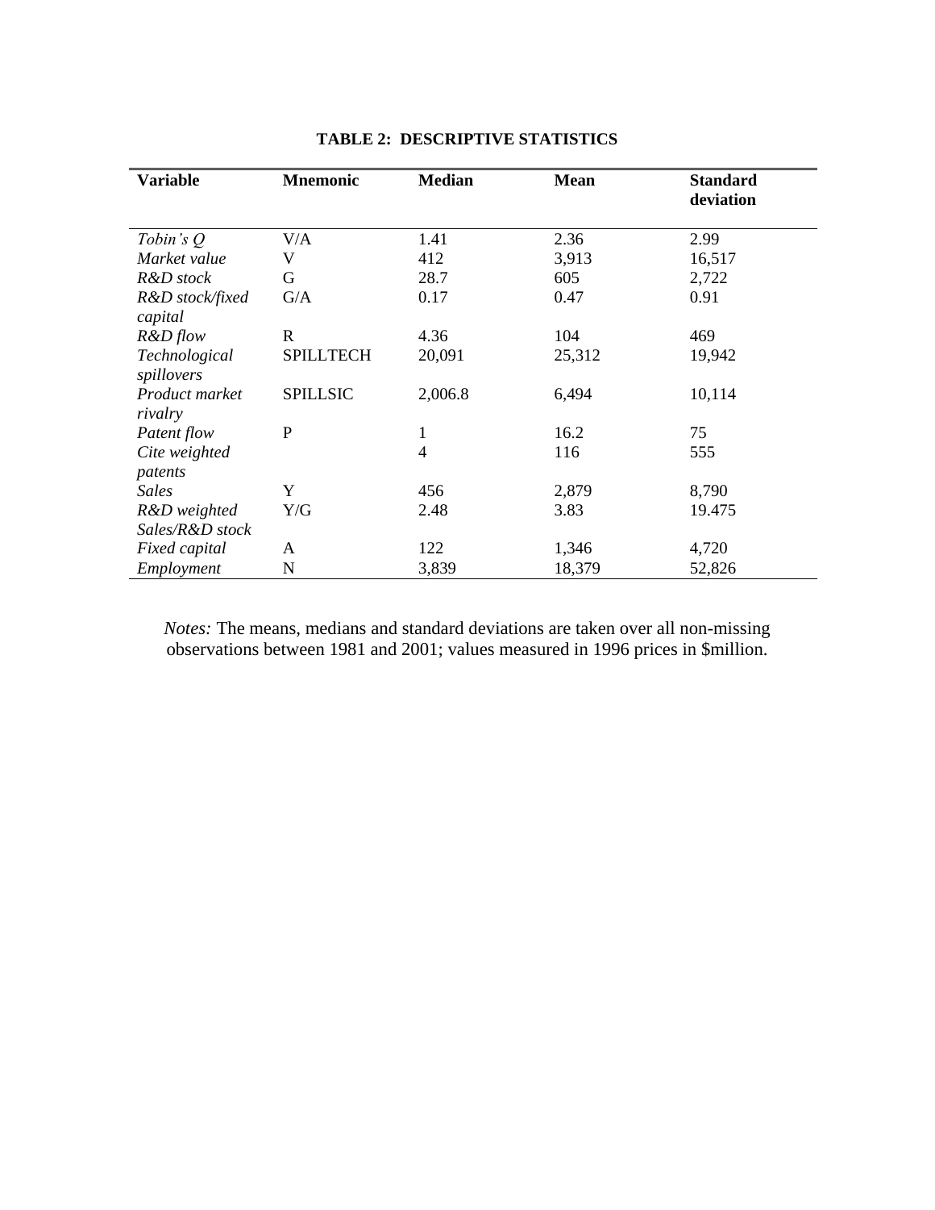**TABLE 2: DESCRIPTIVE STATISTICS**

| Variable | Mnemonic | Median | Mean | Standard deviation |
|---|---|---|---|---|
| *Tobin's Q* | V/A | 1.41 | 2.36 | 2.99 |
| *Market value* | V | 412 | 3,913 | 16,517 |
| *R&D stock* | G | 28.7 | 605 | 2,722 |
| *R&D stock/fixed capital* | G/A | 0.17 | 0.47 | 0.91 |
| *R&D flow* | R | 4.36 | 104 | 469 |
| *Technological spillovers* | SPILLTECH | 20,091 | 25,312 | 19,942 |
| *Product market rivalry* | SPILLSIC | 2,006.8 | 6,494 | 10,114 |
| *Patent flow* | P | 1 | 16.2 | 75 |
| *Cite weighted patents* | | 4 | 116 | 555 |
| *Sales* | Y | 456 | 2,879 | 8,790 |
| *R&D weighted Sales/R&D stock* | Y/G | 2.48 | 3.83 | 19.475 |
| *Fixed capital* | A | 122 | 1,346 | 4,720 |
| *Employment* | N | 3,839 | 18,379 | 52,826 |

*Notes:* The means, medians and standard deviations are taken over all non-missing observations between 1981 and 2001; values measured in 1996 prices in $million.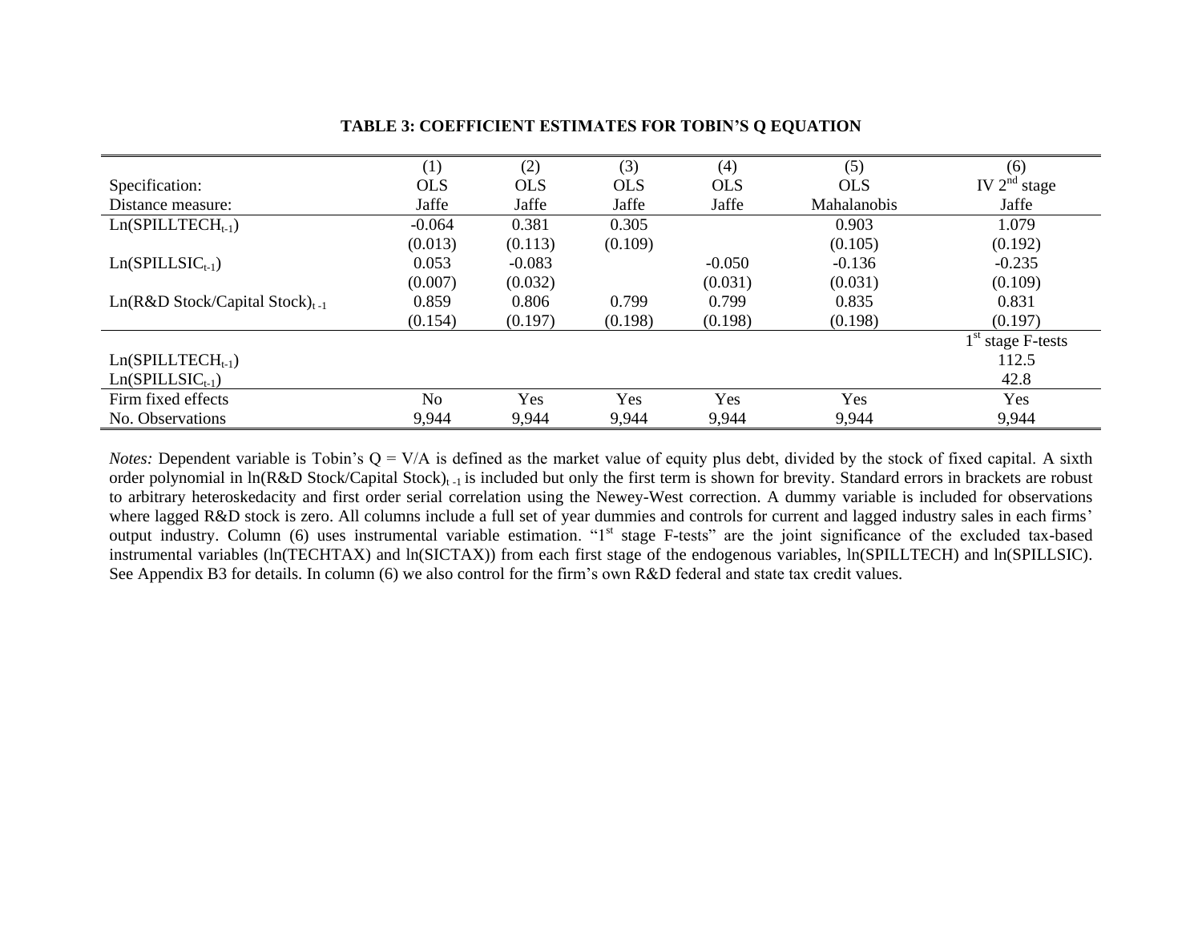**TABLE 3: COEFFICIENT ESTIMATES FOR TOBIN'S Q EQUATION**

| | (1) | (2) | (3) | (4) | (5) | (6) |
|---|---|---|---|---|---|---|
| Specification: | OLS | OLS | OLS | OLS | OLS | IV $2^{nd}$ stage |
| Distance measure: | Jaffe | Jaffe | Jaffe | Jaffe | Mahalanobis | Jaffe |
| $\text{Ln(SPILLTECH}_{t-1})$ | -0.064 | 0.381 | 0.305 | | 0.903 | 1.079 |
| | (0.013) | (0.113) | (0.109) | | (0.105) | (0.192) |
| $\text{Ln(SPILLSIC}_{t-1})$ | 0.053 | -0.083 | | -0.050 | -0.136 | -0.235 |
| | (0.007) | (0.032) | | (0.031) | (0.031) | (0.109) |
| $\text{Ln(R\&D Stock/Capital Stock)}_{t-1}$ | 0.859 | 0.806 | 0.799 | 0.799 | 0.835 | 0.831 |
| | (0.154) | (0.197) | (0.198) | (0.198) | (0.198) | (0.197) |
| | | | | | | $1^{st}$ stage F-tests |
| $\text{Ln(SPILLTECH}_{t-1})$ | | | | | | 112.5 |
| $\text{Ln(SPILLSIC}_{t-1})$ | | | | | | 42.8 |
| Firm fixed effects | No | Yes | Yes | Yes | Yes | Yes |
| No. Observations | 9,944 | 9,944 | 9,944 | 9,944 | 9,944 | 9,944 |

*Notes:* Dependent variable is Tobin's Q = V/A is defined as the market value of equity plus debt, divided by the stock of fixed capital. A sixth order polynomial in $\text{ln(R\&D Stock/Capital Stock)}_{t-1}$ is included but only the first term is shown for brevity. Standard errors in brackets are robust to arbitrary heteroskedacity and first order serial correlation using the Newey-West correction. A dummy variable is included for observations where lagged R&D stock is zero. All columns include a full set of year dummies and controls for current and lagged industry sales in each firms' output industry. Column (6) uses instrumental variable estimation. "$1^{st}$ stage F-tests" are the joint significance of the excluded tax-based instrumental variables (ln(TECHTAX) and ln(SICTAX)) from each first stage of the endogenous variables, ln(SPILLTECH) and ln(SPILLSIC). See Appendix B3 for details. In column (6) we also control for the firm's own R&D federal and state tax credit values.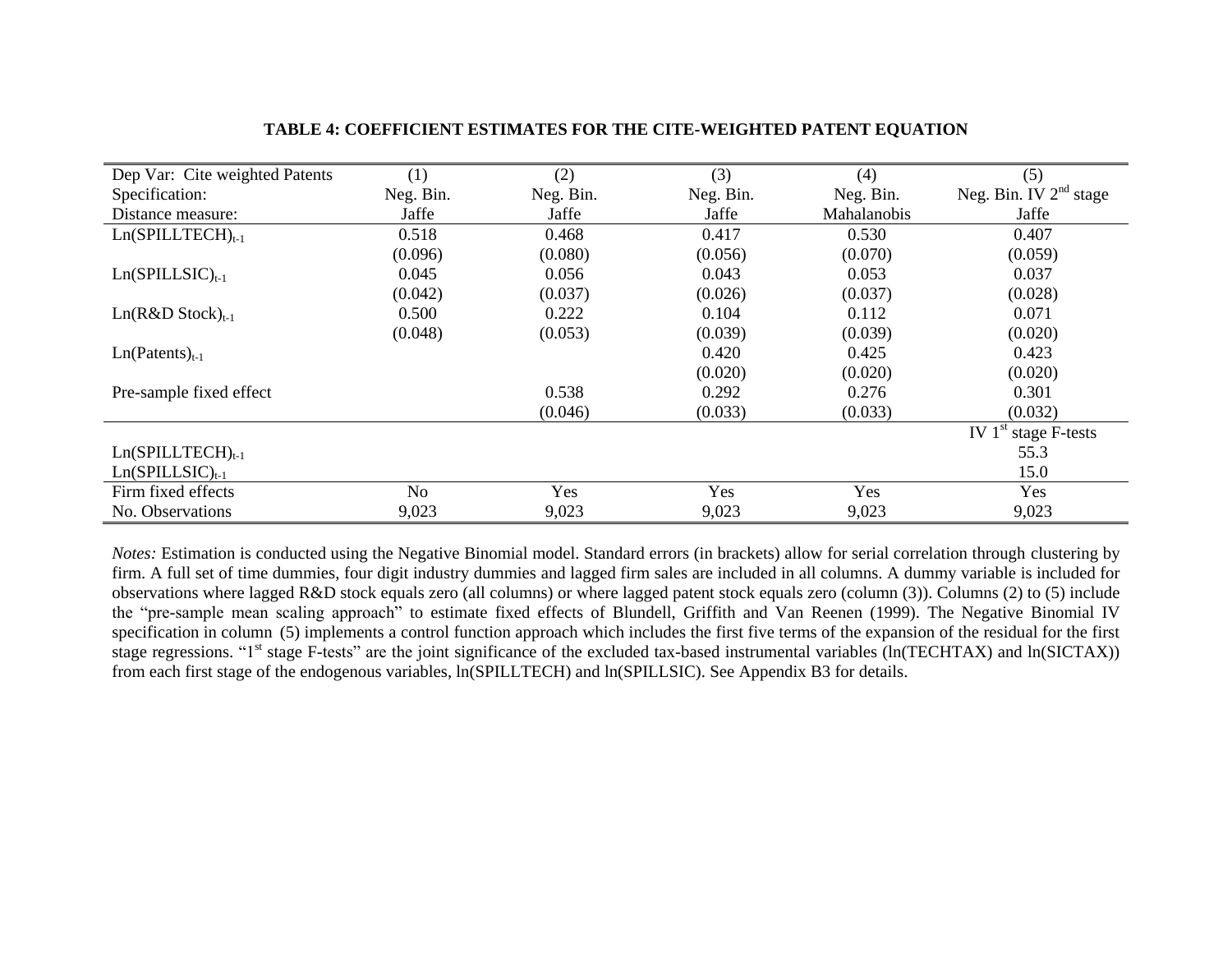**TABLE 4: COEFFICIENT ESTIMATES FOR THE CITE-WEIGHTED PATENT EQUATION**

| Dep Var: Cite weighted Patents | (1) | (2) | (3) | (4) | (5) |
|---|---|---|---|---|---|
| Specification: | Neg. Bin. | Neg. Bin. | Neg. Bin. | Neg. Bin. | Neg. Bin. IV 2nd stage |
| Distance measure: | Jaffe | Jaffe | Jaffe | Mahalanobis | Jaffe |
| $\text{Ln(SPILLTECH)}_{t-1}$ | 0.518 | 0.468 | 0.417 | 0.530 | 0.407 |
| | (0.096) | (0.080) | (0.056) | (0.070) | (0.059) |
| $\text{Ln(SPILLSIC)}_{t-1}$ | 0.045 | 0.056 | 0.043 | 0.053 | 0.037 |
| | (0.042) | (0.037) | (0.026) | (0.037) | (0.028) |
| $\text{Ln(R\&D Stock)}_{t-1}$ | 0.500 | 0.222 | 0.104 | 0.112 | 0.071 |
| | (0.048) | (0.053) | (0.039) | (0.039) | (0.020) |
| $\text{Ln(Patents)}_{t-1}$ | | | 0.420 | 0.425 | 0.423 |
| | | | (0.020) | (0.020) | (0.020) |
| Pre-sample fixed effect | | 0.538 | 0.292 | 0.276 | 0.301 |
| | | (0.046) | (0.033) | (0.033) | (0.032) |
| | | | | | IV 1st stage F-tests |
| $\text{Ln(SPILLTECH)}_{t-1}$ | | | | | 55.3 |
| $\text{Ln(SPILLSIC)}_{t-1}$ | | | | | 15.0 |
| Firm fixed effects | No | Yes | Yes | Yes | Yes |
| No. Observations | 9,023 | 9,023 | 9,023 | 9,023 | 9,023 |

*Notes:* Estimation is conducted using the Negative Binomial model. Standard errors (in brackets) allow for serial correlation through clustering by firm. A full set of time dummies, four digit industry dummies and lagged firm sales are included in all columns. A dummy variable is included for observations where lagged R&D stock equals zero (all columns) or where lagged patent stock equals zero (column (3)). Columns (2) to (5) include the "pre-sample mean scaling approach" to estimate fixed effects of Blundell, Griffith and Van Reenen (1999). The Negative Binomial IV specification in column (5) implements a control function approach which includes the first five terms of the expansion of the residual for the first stage regressions. "1st stage F-tests" are the joint significance of the excluded tax-based instrumental variables (ln(TECHTAX) and ln(SICTAX)) from each first stage of the endogenous variables, ln(SPILLTECH) and ln(SPILLSIC). See Appendix B3 for details.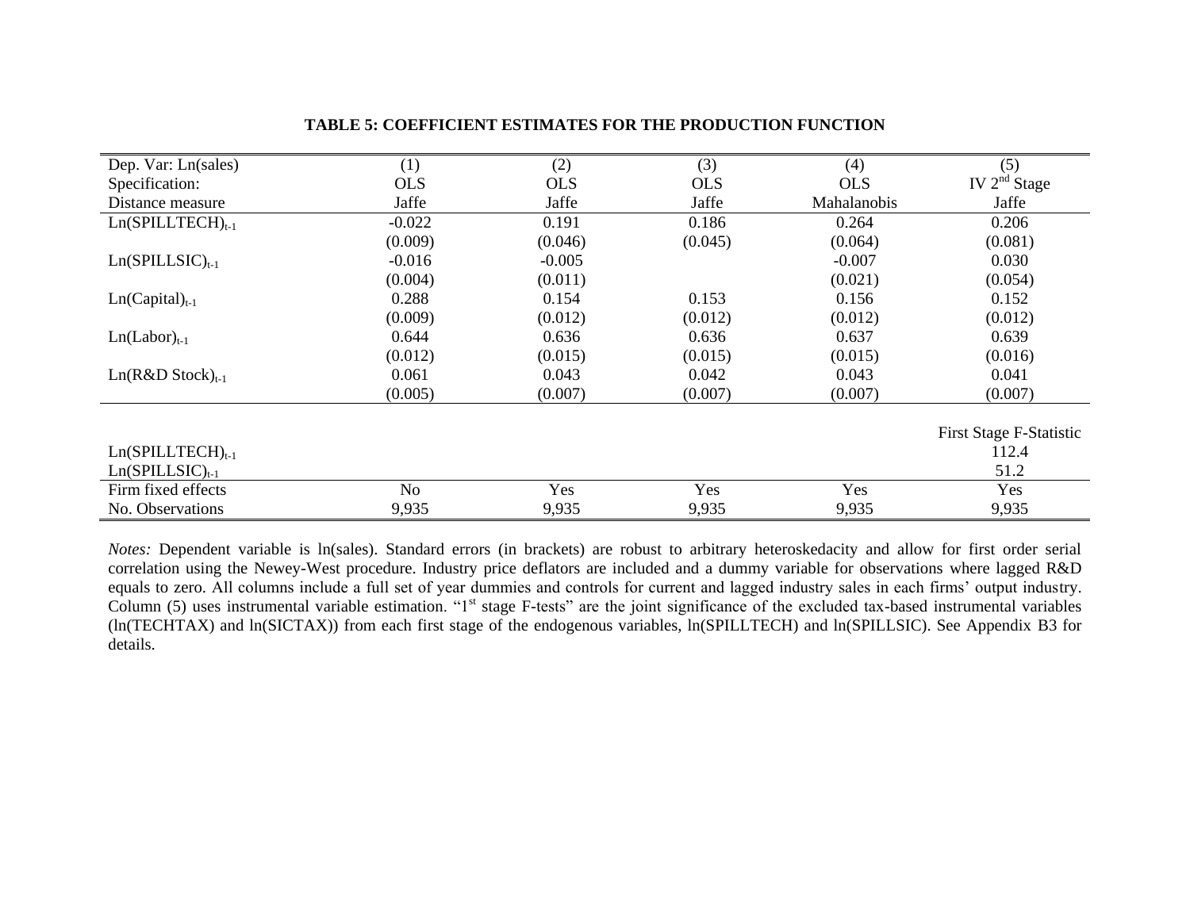**TABLE 5: COEFFICIENT ESTIMATES FOR THE PRODUCTION FUNCTION**

| Dep. Var: Ln(sales) | (1) | (2) | (3) | (4) | (5) |
|---|---|---|---|---|---|
| Specification: | OLS | OLS | OLS | OLS | IV 2nd Stage |
| Distance measure | Jaffe | Jaffe | Jaffe | Mahalanobis | Jaffe |
| $\text{Ln(SPILLTECH)}_{t-1}$ | -0.022 | 0.191 | 0.186 | 0.264 | 0.206 |
| | (0.009) | (0.046) | (0.045) | (0.064) | (0.081) |
| $\text{Ln(SPILLSIC)}_{t-1}$ | -0.016 | -0.005 | | -0.007 | 0.030 |
| | (0.004) | (0.011) | | (0.021) | (0.054) |
| $\text{Ln(Capital)}_{t-1}$ | 0.288 | 0.154 | 0.153 | 0.156 | 0.152 |
| | (0.009) | (0.012) | (0.012) | (0.012) | (0.012) |
| $\text{Ln(Labor)}_{t-1}$ | 0.644 | 0.636 | 0.636 | 0.637 | 0.639 |
| | (0.012) | (0.015) | (0.015) | (0.015) | (0.016) |
| $\text{Ln(R\&D Stock)}_{t-1}$ | 0.061 | 0.043 | 0.042 | 0.043 | 0.041 |
| | (0.005) | (0.007) | (0.007) | (0.007) | (0.007) |
| | | | | | First Stage F-Statistic |
| $\text{Ln(SPILLTECH)}_{t-1}$ | | | | | 112.4 |
| $\text{Ln(SPILLSIC)}_{t-1}$ | | | | | 51.2 |
| Firm fixed effects | No | Yes | Yes | Yes | Yes |
| No. Observations | 9,935 | 9,935 | 9,935 | 9,935 | 9,935 |

*Notes:* Dependent variable is ln(sales). Standard errors (in brackets) are robust to arbitrary heteroskedacity and allow for first order serial correlation using the Newey-West procedure. Industry price deflators are included and a dummy variable for observations where lagged R&D equals to zero. All columns include a full set of year dummies and controls for current and lagged industry sales in each firms' output industry. Column (5) uses instrumental variable estimation. "1st stage F-tests" are the joint significance of the excluded tax-based instrumental variables (ln(TECHTAX) and ln(SICTAX)) from each first stage of the endogenous variables, ln(SPILLTECH) and ln(SPILLSIC). See Appendix B3 for details.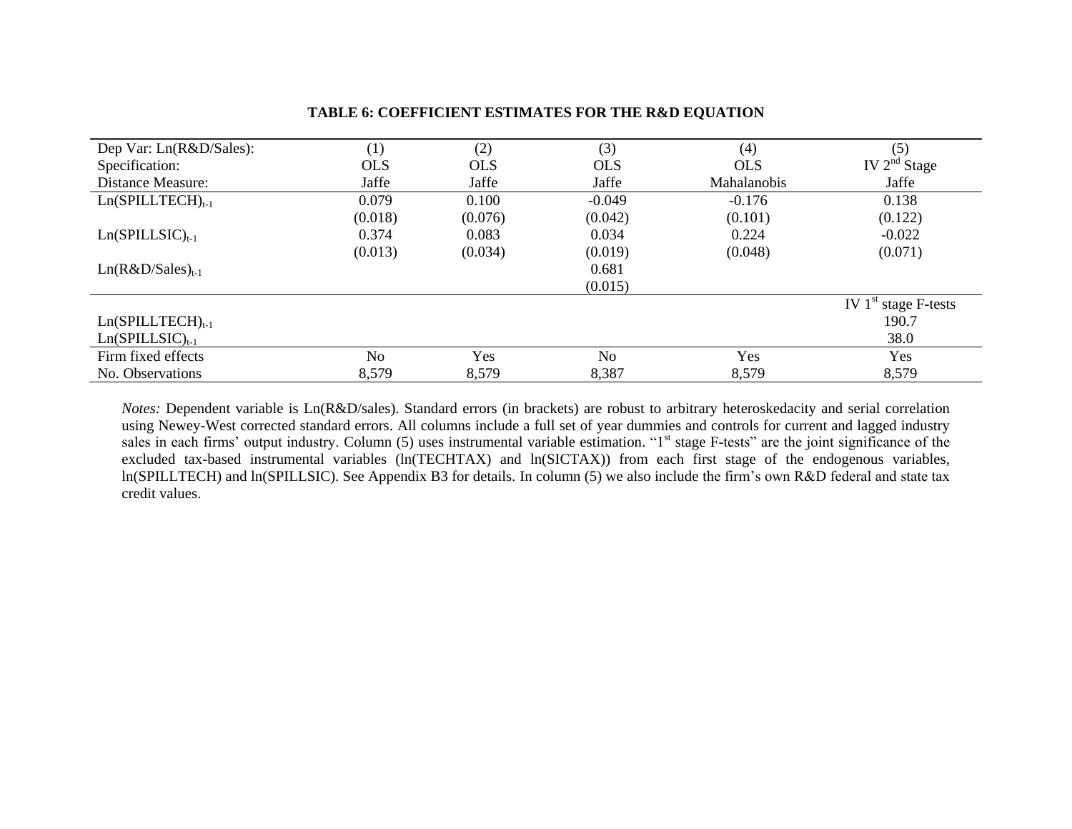**TABLE 6: COEFFICIENT ESTIMATES FOR THE R&D EQUATION**

| Dep Var: Ln(R&D/Sales): | (1) | (2) | (3) | (4) | (5) |
|---|---|---|---|---|---|
| Specification: | OLS | OLS | OLS | OLS | IV 2nd Stage |
| Distance Measure: | Jaffe | Jaffe | Jaffe | Mahalanobis | Jaffe |
| $\text{Ln(SPILLTECH)}_{t-1}$ | 0.079 | 0.100 | -0.049 | -0.176 | 0.138 |
| | (0.018) | (0.076) | (0.042) | (0.101) | (0.122) |
| $\text{Ln(SPILLSIC)}_{t-1}$ | 0.374 | 0.083 | 0.034 | 0.224 | -0.022 |
| | (0.013) | (0.034) | (0.019) | (0.048) | (0.071) |
| $\text{Ln(R\&D/Sales)}_{t-1}$ | | | 0.681 | | |
| | | | (0.015) | | |
| | | | | | IV 1st stage F-tests |
| $\text{Ln(SPILLTECH)}_{t-1}$ | | | | | 190.7 |
| $\text{Ln(SPILLSIC)}_{t-1}$ | | | | | 38.0 |
| Firm fixed effects | No | Yes | No | Yes | Yes |
| No. Observations | 8,579 | 8,579 | 8,387 | 8,579 | 8,579 |

*Notes:* Dependent variable is Ln(R&D/sales). Standard errors (in brackets) are robust to arbitrary heteroskedacity and serial correlation using Newey-West corrected standard errors. All columns include a full set of year dummies and controls for current and lagged industry sales in each firms' output industry. Column (5) uses instrumental variable estimation. "1st stage F-tests" are the joint significance of the excluded tax-based instrumental variables (ln(TECHTAX) and ln(SICTAX)) from each first stage of the endogenous variables, ln(SPILLTECH) and ln(SPILLSIC). See Appendix B3 for details. In column (5) we also include the firm's own R&D federal and state tax credit values.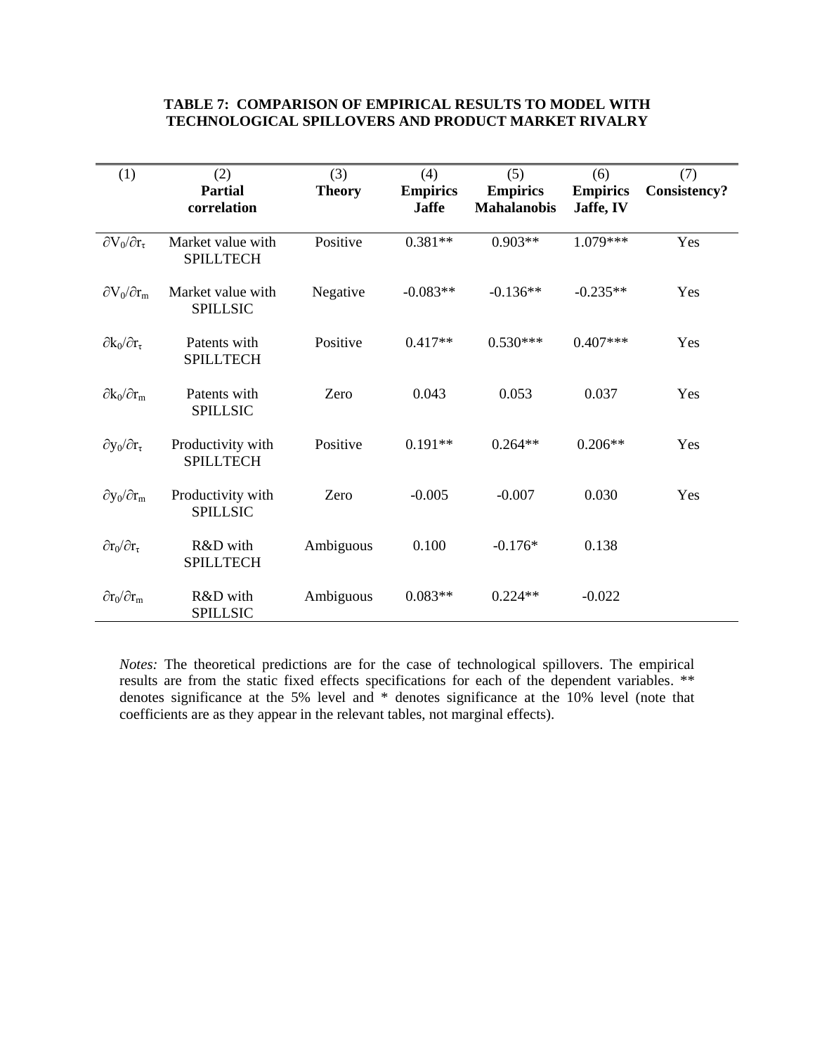**TABLE 7: COMPARISON OF EMPIRICAL RESULTS TO MODEL WITH TECHNOLOGICAL SPILLOVERS AND PRODUCT MARKET RIVALRY**

| (1) | (2)<br>**Partial correlation** | (3)<br>**Theory** | (4)<br>**Empirics Jaffe** | (5)<br>**Empirics Mahalanobis** | (6)<br>**Empirics Jaffe, IV** | (7)<br>**Consistency?** |
|---|---|---|---|---|---|---|
| $\partial V_0/\partial r_\tau$ | Market value with SPILLTECH | Positive | 0.381** | 0.903** | 1.079*** | Yes |
| $\partial V_0/\partial r_m$ | Market value with SPILLSIC | Negative | -0.083** | -0.136** | -0.235** | Yes |
| $\partial k_0/\partial r_\tau$ | Patents with SPILLTECH | Positive | 0.417** | 0.530*** | 0.407*** | Yes |
| $\partial k_0/\partial r_m$ | Patents with SPILLSIC | Zero | 0.043 | 0.053 | 0.037 | Yes |
| $\partial y_0/\partial r_\tau$ | Productivity with SPILLTECH | Positive | 0.191** | 0.264** | 0.206** | Yes |
| $\partial y_0/\partial r_m$ | Productivity with SPILLSIC | Zero | -0.005 | -0.007 | 0.030 | Yes |
| $\partial r_0/\partial r_\tau$ | R&D with SPILLTECH | Ambiguous | 0.100 | -0.176* | 0.138 | |
| $\partial r_0/\partial r_m$ | R&D with SPILLSIC | Ambiguous | 0.083** | 0.224** | -0.022 | |

*Notes:* The theoretical predictions are for the case of technological spillovers. The empirical results are from the static fixed effects specifications for each of the dependent variables. ** denotes significance at the 5% level and * denotes significance at the 10% level (note that coefficients are as they appear in the relevant tables, not marginal effects).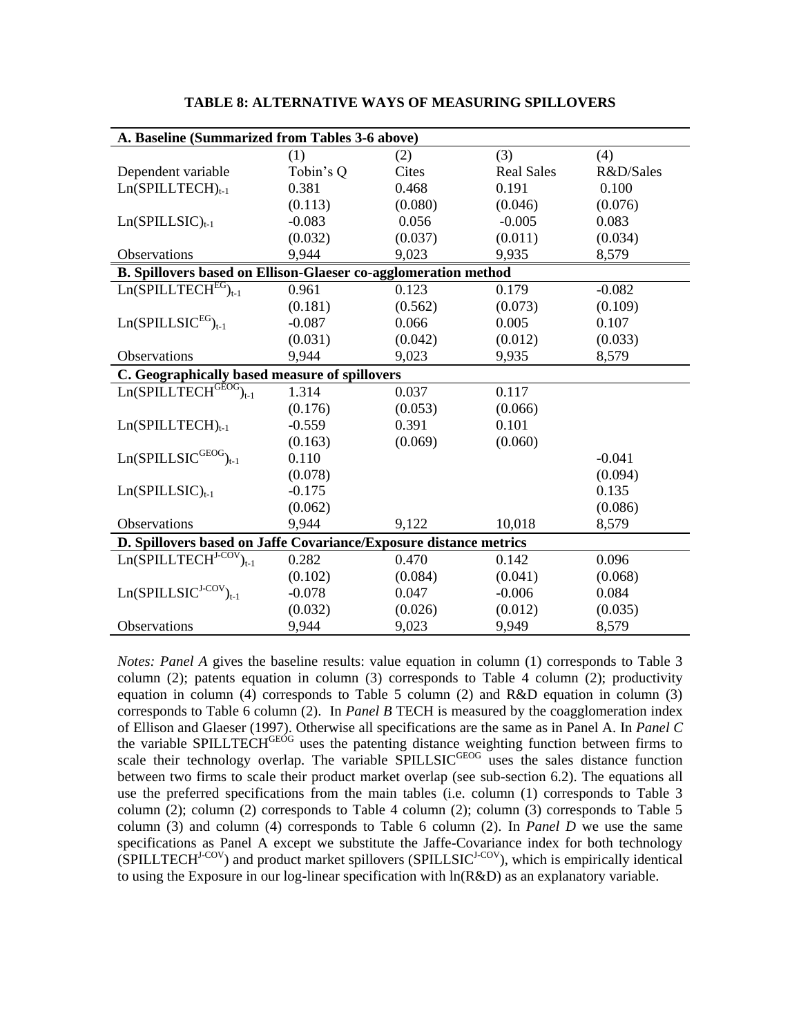**TABLE 8: ALTERNATIVE WAYS OF MEASURING SPILLOVERS**

| **A. Baseline (Summarized from Tables 3-6 above)** | | | | |
|---|---|---|---|---|
| | (1) | (2) | (3) | (4) |
| Dependent variable | Tobin's Q | Cites | Real Sales | R&D/Sales |
| $Ln(SPILLTECH)_{t-1}$ | 0.381 | 0.468 | 0.191 | 0.100 |
| | (0.113) | (0.080) | (0.046) | (0.076) |
| $Ln(SPILLSIC)_{t-1}$ | -0.083 | 0.056 | -0.005 | 0.083 |
| | (0.032) | (0.037) | (0.011) | (0.034) |
| Observations | 9,944 | 9,023 | 9,935 | 8,579 |
| **B. Spillovers based on Ellison-Glaeser co-agglomeration method** | | | | |
| $Ln(SPILLTECH^{EG})_{t-1}$ | 0.961 | 0.123 | 0.179 | -0.082 |
| | (0.181) | (0.562) | (0.073) | (0.109) |
| $Ln(SPILLSIC^{EG})_{t-1}$ | -0.087 | 0.066 | 0.005 | 0.107 |
| | (0.031) | (0.042) | (0.012) | (0.033) |
| Observations | 9,944 | 9,023 | 9,935 | 8,579 |
| **C. Geographically based measure of spillovers** | | | | |
| $Ln(SPILLTECH^{GEOG})_{t-1}$ | 1.314 | 0.037 | 0.117 | |
| | (0.176) | (0.053) | (0.066) | |
| $Ln(SPILLTECH)_{t-1}$ | -0.559 | 0.391 | 0.101 | |
| | (0.163) | (0.069) | (0.060) | |
| $Ln(SPILLSIC^{GEOG})_{t-1}$ | 0.110 | | | -0.041 |
| | (0.078) | | | (0.094) |
| $Ln(SPILLSIC)_{t-1}$ | -0.175 | | | 0.135 |
| | (0.062) | | | (0.086) |
| Observations | 9,944 | 9,122 | 10,018 | 8,579 |
| **D. Spillovers based on Jaffe Covariance/Exposure distance metrics** | | | | |
| $Ln(SPILLTECH^{J-COV})_{t-1}$ | 0.282 | 0.470 | 0.142 | 0.096 |
| | (0.102) | (0.084) | (0.041) | (0.068) |
| $Ln(SPILLSIC^{J-COV})_{t-1}$ | -0.078 | 0.047 | -0.006 | 0.084 |
| | (0.032) | (0.026) | (0.012) | (0.035) |
| Observations | 9,944 | 9,023 | 9,949 | 8,579 |

*Notes: Panel A* gives the baseline results: value equation in column (1) corresponds to Table 3 column (2); patents equation in column (3) corresponds to Table 4 column (2); productivity equation in column (4) corresponds to Table 5 column (2) and R&D equation in column (3) corresponds to Table 6 column (2). In *Panel B* TECH is measured by the coagglomeration index of Ellison and Glaeser (1997). Otherwise all specifications are the same as in Panel A. In *Panel C* the variable $SPILLTECH^{GEOG}$ uses the patenting distance weighting function between firms to scale their technology overlap. The variable $SPILLSIC^{GEOG}$ uses the sales distance function between two firms to scale their product market overlap (see sub-section 6.2). The equations all use the preferred specifications from the main tables (i.e. column (1) corresponds to Table 3 column (2); column (2) corresponds to Table 4 column (2); column (3) corresponds to Table 5 column (3) and column (4) corresponds to Table 6 column (2). In *Panel D* we use the same specifications as Panel A except we substitute the Jaffe-Covariance index for both technology ($SPILLTECH^{J-COV}$) and product market spillovers ($SPILLSIC^{J-COV}$), which is empirically identical to using the Exposure in our log-linear specification with ln(R&D) as an explanatory variable.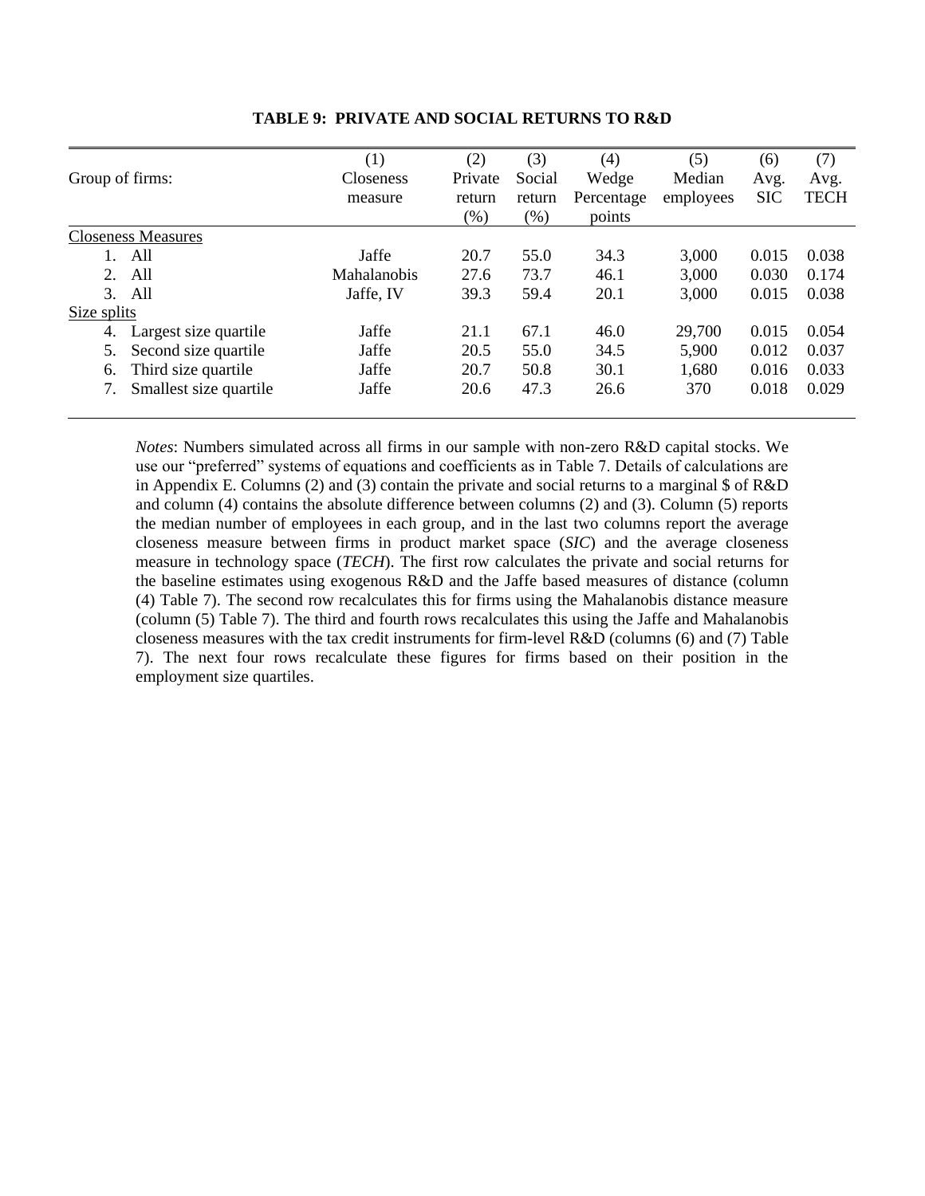**TABLE 9: PRIVATE AND SOCIAL RETURNS TO R&D**

| Group of firms: | (1) Closeness measure | (2) Private return (%) | (3) Social return (%) | (4) Wedge Percentage points | (5) Median employees | (6) Avg. SIC | (7) Avg. TECH |
|---|---|---|---|---|---|---|---|
| Closeness Measures | | | | | | | |
| 1. All | Jaffe | 20.7 | 55.0 | 34.3 | 3,000 | 0.015 | 0.038 |
| 2. All | Mahalanobis | 27.6 | 73.7 | 46.1 | 3,000 | 0.030 | 0.174 |
| 3. All | Jaffe, IV | 39.3 | 59.4 | 20.1 | 3,000 | 0.015 | 0.038 |
| Size splits | | | | | | | |
| 4. Largest size quartile | Jaffe | 21.1 | 67.1 | 46.0 | 29,700 | 0.015 | 0.054 |
| 5. Second size quartile | Jaffe | 20.5 | 55.0 | 34.5 | 5,900 | 0.012 | 0.037 |
| 6. Third size quartile | Jaffe | 20.7 | 50.8 | 30.1 | 1,680 | 0.016 | 0.033 |
| 7. Smallest size quartile | Jaffe | 20.6 | 47.3 | 26.6 | 370 | 0.018 | 0.029 |

*Notes*: Numbers simulated across all firms in our sample with non-zero R&D capital stocks. We use our "preferred" systems of equations and coefficients as in Table 7. Details of calculations are in Appendix E. Columns (2) and (3) contain the private and social returns to a marginal $ of R&D and column (4) contains the absolute difference between columns (2) and (3). Column (5) reports the median number of employees in each group, and in the last two columns report the average closeness measure between firms in product market space (*SIC*) and the average closeness measure in technology space (*TECH*). The first row calculates the private and social returns for the baseline estimates using exogenous R&D and the Jaffe based measures of distance (column (4) Table 7). The second row recalculates this for firms using the Mahalanobis distance measure (column (5) Table 7). The third and fourth rows recalculates this using the Jaffe and Mahalanobis closeness measures with the tax credit instruments for firm-level R&D (columns (6) and (7) Table 7). The next four rows recalculate these figures for firms based on their position in the employment size quartiles.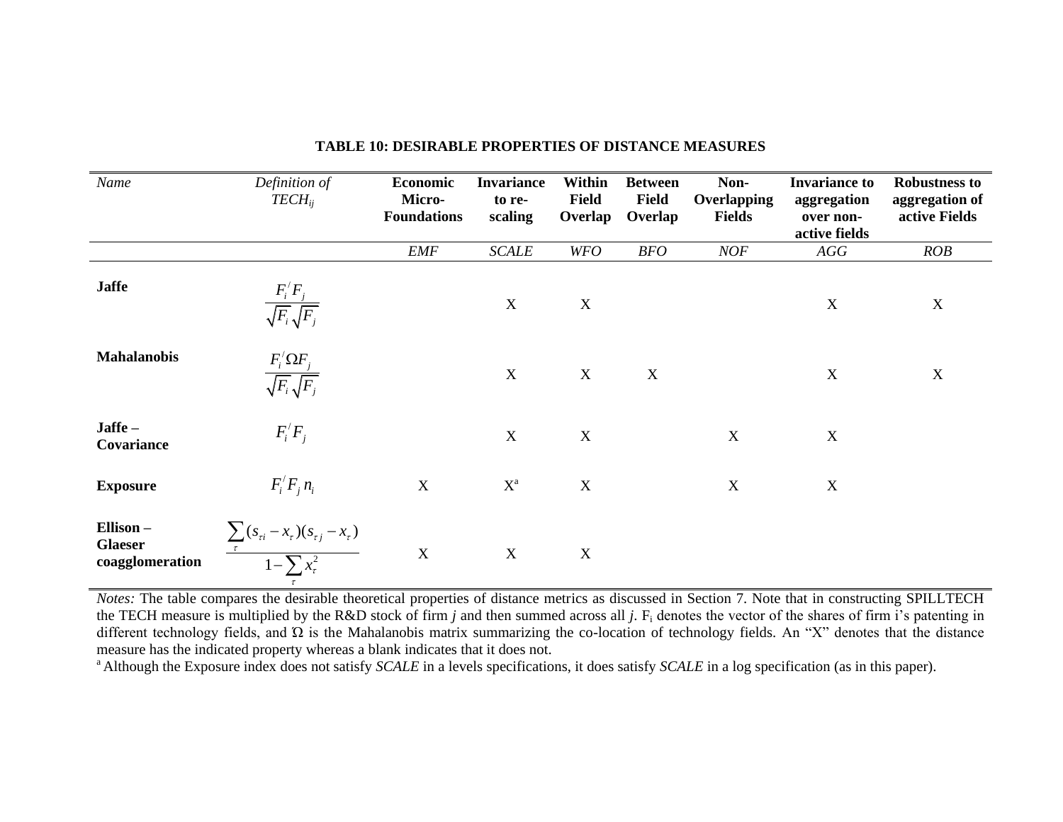**TABLE 10: DESIRABLE PROPERTIES OF DISTANCE MEASURES**

| *Name* | *Definition of* $TECH_{ij}$ | **Economic Micro-Foundations** | **Invariance to re-scaling** | **Within Field Overlap** | **Between Field Overlap** | **Non-Overlapping Fields** | **Invariance to aggregation over non-active fields** | **Robustness to aggregation of active Fields** |
|---|---|---|---|---|---|---|---|---|
| | | *EMF* | *SCALE* | *WFO* | *BFO* | *NOF* | *AGG* | *ROB* |
| **Jaffe** | $\frac{F_i^{/}F_j}{\sqrt{F_i}\sqrt{F_j}}$ | | X | X | | | X | X |
| **Mahalanobis** | $\frac{F_i^{/}\Omega F_j}{\sqrt{F_i}\sqrt{F_j}}$ | | X | X | X | | X | X |
| **Jaffe – Covariance** | $F_i^{/}F_j$ | | X | X | | X | X | |
| **Exposure** | $F_i^{/}F_j\, n_i$ | X | X[a] | X | | X | X | |
| **Ellison – Glaeser coagglomeration** | $\frac{\sum_{\tau}(s_{\tau i}-x_{\tau})(s_{\tau j}-x_{\tau})}{1-\sum_{\tau}x_{\tau}^{2}}$ | X | X | X | | | | |

*Notes:* The table compares the desirable theoretical properties of distance metrics as discussed in Section 7. Note that in constructing SPILLTECH the TECH measure is multiplied by the R&D stock of firm *j* and then summed across all *j*. $F_i$ denotes the vector of the shares of firm i's patenting in different technology fields, and $\Omega$ is the Mahalanobis matrix summarizing the co-location of technology fields. An "X" denotes that the distance measure has the indicated property whereas a blank indicates that it does not.

[a] Although the Exposure index does not satisfy *SCALE* in a levels specifications, it does satisfy *SCALE* in a log specification (as in this paper).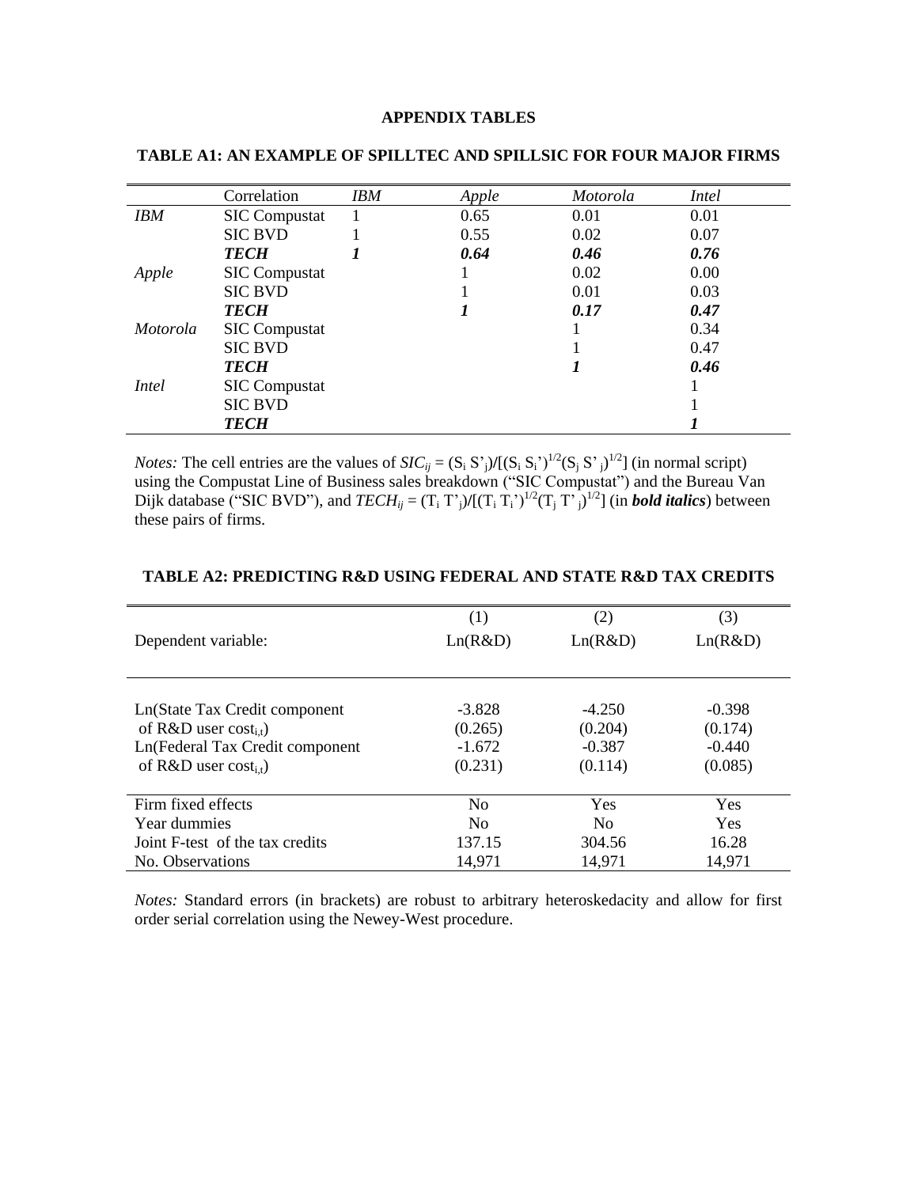**APPENDIX TABLES**

**TABLE A1: AN EXAMPLE OF SPILLTEC AND SPILLSIC FOR FOUR MAJOR FIRMS**

| | Correlation | *IBM* | *Apple* | *Motorola* | *Intel* |
|---|---|---|---|---|---|
| *IBM* | SIC Compustat | 1 | 0.65 | 0.01 | 0.01 |
| | SIC BVD | 1 | 0.55 | 0.02 | 0.07 |
| | ***TECH*** | ***1*** | ***0.64*** | ***0.46*** | ***0.76*** |
| *Apple* | SIC Compustat | | 1 | 0.02 | 0.00 |
| | SIC BVD | | 1 | 0.01 | 0.03 |
| | ***TECH*** | | ***1*** | ***0.17*** | ***0.47*** |
| *Motorola* | SIC Compustat | | | 1 | 0.34 |
| | SIC BVD | | | 1 | 0.47 |
| | ***TECH*** | | | ***1*** | ***0.46*** |
| *Intel* | SIC Compustat | | | | 1 |
| | SIC BVD | | | | 1 |
| | ***TECH*** | | | | ***1*** |

*Notes:* The cell entries are the values of $SIC_{ij} = (S_i S'_j)/[(S_i S_i')^{1/2}(S_j S'_j)^{1/2}]$ (in normal script) using the Compustat Line of Business sales breakdown ("SIC Compustat") and the Bureau Van Dijk database ("SIC BVD"), and $TECH_{ij} = (T_i T'_j)/[(T_i T_i')^{1/2}(T_j T'_j)^{1/2}]$ (in ***bold italics***) between these pairs of firms.

**TABLE A2: PREDICTING R&D USING FEDERAL AND STATE R&D TAX CREDITS**

| | (1) | (2) | (3) |
|---|---|---|---|
| Dependent variable: | Ln(R&D) | Ln(R&D) | Ln(R&D) |
| Ln(State Tax Credit component of R&D user $cost_{i,t}$) | -3.828 | -4.250 | -0.398 |
| | (0.265) | (0.204) | (0.174) |
| Ln(Federal Tax Credit component of R&D user $cost_{i,t}$) | -1.672 | -0.387 | -0.440 |
| | (0.231) | (0.114) | (0.085) |
| Firm fixed effects | No | Yes | Yes |
| Year dummies | No | No | Yes |
| Joint F-test of the tax credits | 137.15 | 304.56 | 16.28 |
| No. Observations | 14,971 | 14,971 | 14,971 |

*Notes:* Standard errors (in brackets) are robust to arbitrary heteroskedacity and allow for first order serial correlation using the Newey-West procedure.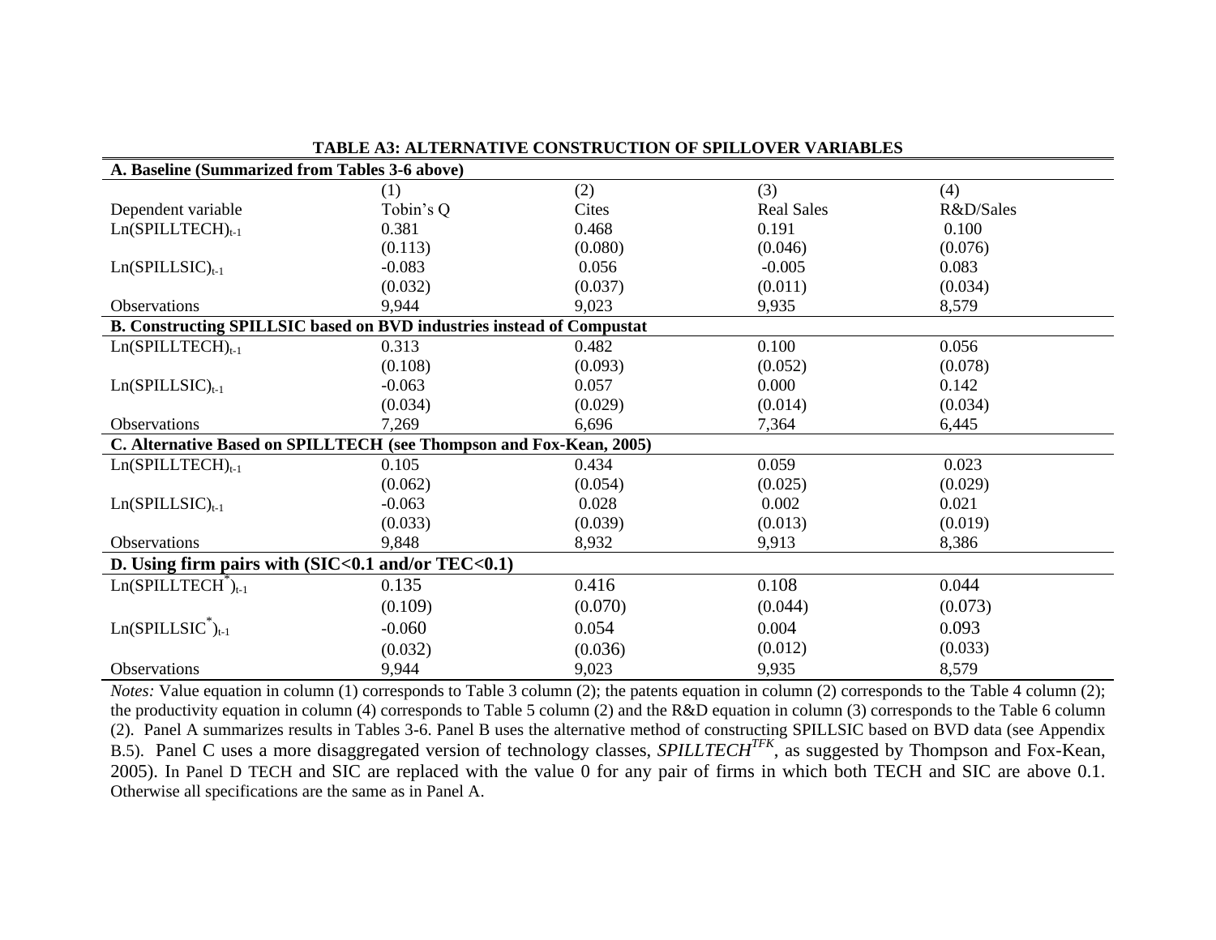**TABLE A3: ALTERNATIVE CONSTRUCTION OF SPILLOVER VARIABLES**

| | | | | |
|---|---|---|---|---|
| **A. Baseline (Summarized from Tables 3-6 above)** | | | | |
| | (1) | (2) | (3) | (4) |
| Dependent variable | Tobin's Q | Cites | Real Sales | R&D/Sales |
| $\text{Ln(SPILLTECH)}_{t-1}$ | 0.381 | 0.468 | 0.191 | 0.100 |
| | (0.113) | (0.080) | (0.046) | (0.076) |
| $\text{Ln(SPILLSIC)}_{t-1}$ | -0.083 | 0.056 | -0.005 | 0.083 |
| | (0.032) | (0.037) | (0.011) | (0.034) |
| Observations | 9,944 | 9,023 | 9,935 | 8,579 |
| **B. Constructing SPILLSIC based on BVD industries instead of Compustat** | | | | |
| $\text{Ln(SPILLTECH)}_{t-1}$ | 0.313 | 0.482 | 0.100 | 0.056 |
| | (0.108) | (0.093) | (0.052) | (0.078) |
| $\text{Ln(SPILLSIC)}_{t-1}$ | -0.063 | 0.057 | 0.000 | 0.142 |
| | (0.034) | (0.029) | (0.014) | (0.034) |
| Observations | 7,269 | 6,696 | 7,364 | 6,445 |
| **C. Alternative Based on SPILLTECH (see Thompson and Fox-Kean, 2005)** | | | | |
| $\text{Ln(SPILLTECH)}_{t-1}$ | 0.105 | 0.434 | 0.059 | 0.023 |
| | (0.062) | (0.054) | (0.025) | (0.029) |
| $\text{Ln(SPILLSIC)}_{t-1}$ | -0.063 | 0.028 | 0.002 | 0.021 |
| | (0.033) | (0.039) | (0.013) | (0.019) |
| Observations | 9,848 | 8,932 | 9,913 | 8,386 |
| **D. Using firm pairs with (SIC<0.1 and/or TEC<0.1)** | | | | |
| $\text{Ln(SPILLTECH}^{*})_{t-1}$ | 0.135 | 0.416 | 0.108 | 0.044 |
| | (0.109) | (0.070) | (0.044) | (0.073) |
| $\text{Ln(SPILLSIC}^{*})_{t-1}$ | -0.060 | 0.054 | 0.004 | 0.093 |
| | (0.032) | (0.036) | (0.012) | (0.033) |
| Observations | 9,944 | 9,023 | 9,935 | 8,579 |

*Notes:* Value equation in column (1) corresponds to Table 3 column (2); the patents equation in column (2) corresponds to the Table 4 column (2); the productivity equation in column (4) corresponds to Table 5 column (2) and the R&D equation in column (3) corresponds to the Table 6 column (2). Panel A summarizes results in Tables 3-6. Panel B uses the alternative method of constructing SPILLSIC based on BVD data (see Appendix B.5). Panel C uses a more disaggregated version of technology classes, $SPILLTECH^{TFK}$, as suggested by Thompson and Fox-Kean, 2005). In Panel D TECH and SIC are replaced with the value 0 for any pair of firms in which both TECH and SIC are above 0.1. Otherwise all specifications are the same as in Panel A.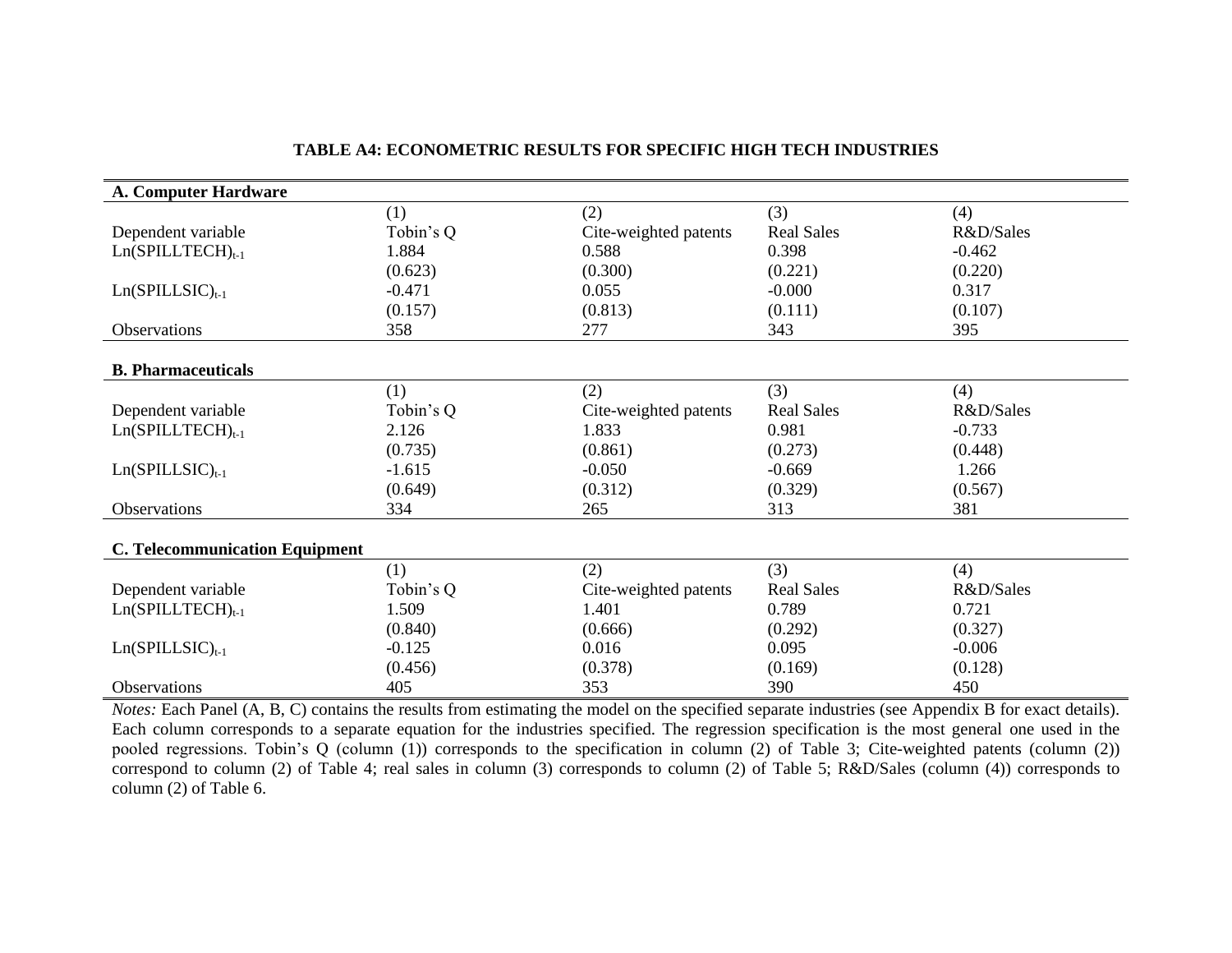**TABLE A4: ECONOMETRIC RESULTS FOR SPECIFIC HIGH TECH INDUSTRIES**

| **A. Computer Hardware** | | | | |
|---|---|---|---|---|
| | (1) | (2) | (3) | (4) |
| Dependent variable | Tobin's Q | Cite-weighted patents | Real Sales | R&D/Sales |
| $Ln(SPILLTECH)_{t-1}$ | 1.884 | 0.588 | 0.398 | -0.462 |
| | (0.623) | (0.300) | (0.221) | (0.220) |
| $Ln(SPILLSIC)_{t-1}$ | -0.471 | 0.055 | -0.000 | 0.317 |
| | (0.157) | (0.813) | (0.111) | (0.107) |
| Observations | 358 | 277 | 343 | 395 |

| **B. Pharmaceuticals** | | | | |
|---|---|---|---|---|
| | (1) | (2) | (3) | (4) |
| Dependent variable | Tobin's Q | Cite-weighted patents | Real Sales | R&D/Sales |
| $Ln(SPILLTECH)_{t-1}$ | 2.126 | 1.833 | 0.981 | -0.733 |
| | (0.735) | (0.861) | (0.273) | (0.448) |
| $Ln(SPILLSIC)_{t-1}$ | -1.615 | -0.050 | -0.669 | 1.266 |
| | (0.649) | (0.312) | (0.329) | (0.567) |
| Observations | 334 | 265 | 313 | 381 |

| **C. Telecommunication Equipment** | | | | |
|---|---|---|---|---|
| | (1) | (2) | (3) | (4) |
| Dependent variable | Tobin's Q | Cite-weighted patents | Real Sales | R&D/Sales |
| $Ln(SPILLTECH)_{t-1}$ | 1.509 | 1.401 | 0.789 | 0.721 |
| | (0.840) | (0.666) | (0.292) | (0.327) |
| $Ln(SPILLSIC)_{t-1}$ | -0.125 | 0.016 | 0.095 | -0.006 |
| | (0.456) | (0.378) | (0.169) | (0.128) |
| Observations | 405 | 353 | 390 | 450 |

*Notes:* Each Panel (A, B, C) contains the results from estimating the model on the specified separate industries (see Appendix B for exact details). Each column corresponds to a separate equation for the industries specified. The regression specification is the most general one used in the pooled regressions. Tobin's Q (column (1)) corresponds to the specification in column (2) of Table 3; Cite-weighted patents (column (2)) correspond to column (2) of Table 4; real sales in column (3) corresponds to column (2) of Table 5; R&D/Sales (column (4)) corresponds to column (2) of Table 6.